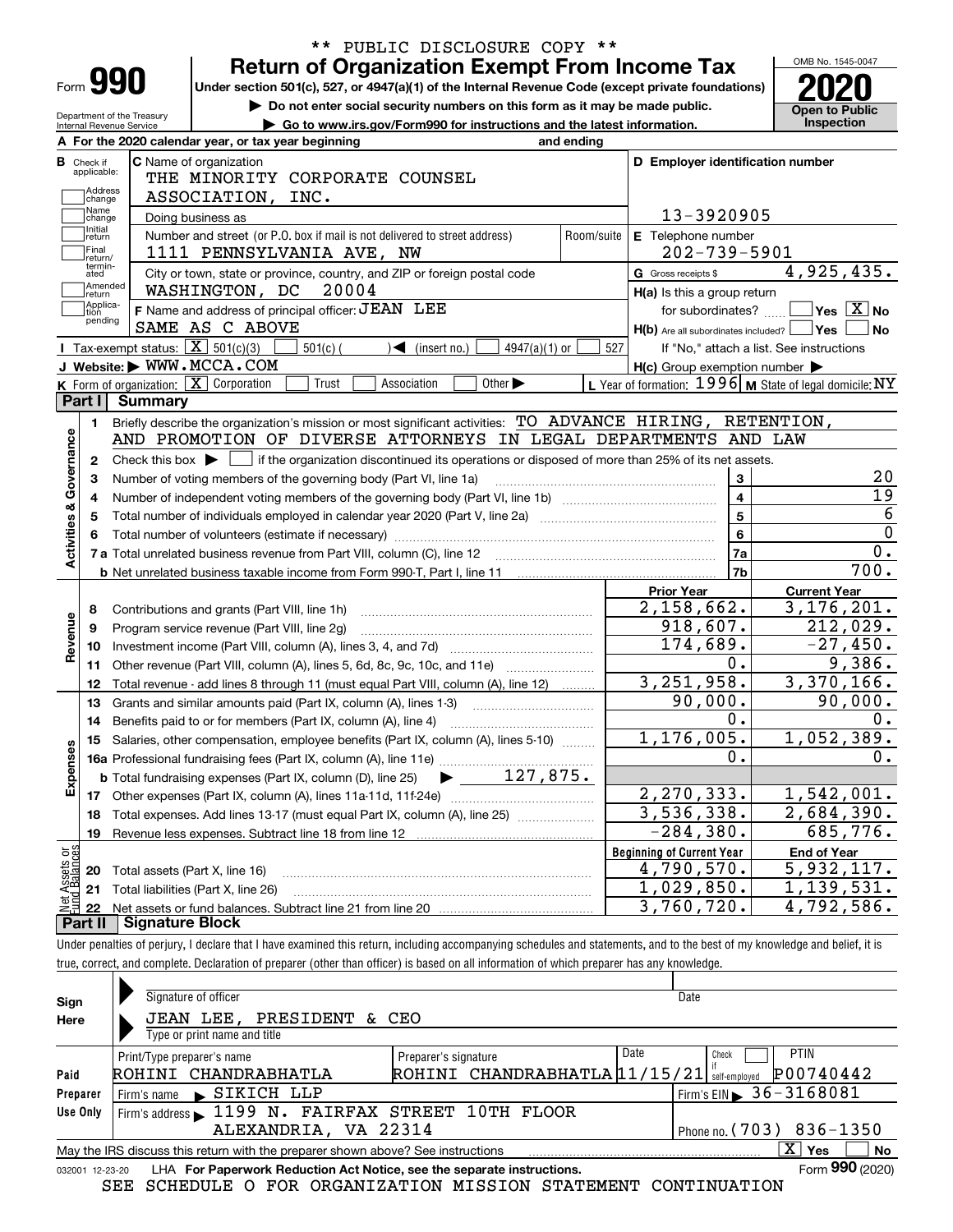\*\* PUBLIC DISCLOSURE COPY \*\*

# Form 990 — Return of Organization Exempt From Income Tax

Under section 501(c), 527, or 4947(a)(1) of the Internal Revenue Code (except private foundations)

▶ Do not enter social security numbers on this form as it may be made public.

▶ Go to www.irs.gov/Form990 for instructions and the latest information.

Department of the Treasury, Internal Revenue Service

OMB No. 1545-0047 — **2020** — Open to Public Inspection

**A** For the 2020 calendar year, or tax year beginning and ending

**B** Check if applicable: Address change, Name change, Initial return, Final return/terminated, Amended return, Application pending

**C** Name of organization: THE MINORITY CORPORATE COUNSEL ASSOCIATION, INC.

Doing business as

Number and street (or P.O. box if mail is not delivered to street address): 1111 PENNSYLVANIA AVE, NW — Room/suite

City or town, state or province, country, and ZIP or foreign postal code: WASHINGTON, DC 20004

**D** Employer identification number: 13-3920905

**E** Telephone number: 202-739-5901

**G** Gross receipts $ 4,925,435.

**F** Name and address of principal officer: JEAN LEE, SAME AS C ABOVE

**H(a)** Is this a group return for subordinates? ☐ Yes ☒ No

**H(b)** Are all subordinates included? ☐ Yes ☐ No — If "No," attach a list. See instructions

**H(c)** Group exemption number ▶

**I** Tax-exempt status: ☒ 501(c)(3) ☐ 501(c) ( ) ◀ (insert no.) ☐ 4947(a)(1) or ☐ 527

**J** Website: ▶ WWW.MCCA.COM

**K** Form of organization: ☒ Corporation ☐ Trust ☐ Association ☐ Other ▶

**L** Year of formation: 1996 **M** State of legal domicile: NY

## Part I Summary

**Activities & Governance**

1 Briefly describe the organization's mission or most significant activities: TO ADVANCE HIRING, RETENTION, AND PROMOTION OF DIVERSE ATTORNEYS IN LEGAL DEPARTMENTS AND LAW

2 Check this box ▶ ☐ if the organization discontinued its operations or disposed of more than 25% of its net assets.

| Line | Description | No. | Value |
|---|---|---|---|
| 3 | Number of voting members of the governing body (Part VI, line 1a) | 3 | 20 |
| 4 | Number of independent voting members of the governing body (Part VI, line 1b) | 4 | 19 |
| 5 | Total number of individuals employed in calendar year 2020 (Part V, line 2a) | 5 | 6 |
| 6 | Total number of volunteers (estimate if necessary) | 6 | 0 |
| 7a | Total unrelated business revenue from Part VIII, column (C), line 12 | 7a | 0. |
| b | Net unrelated business taxable income from Form 990-T, Part I, line 11 | 7b | 700. |

| Line | | Prior Year | Current Year |
|---|---|---|---|
| | **Revenue** | | |
| 8 | Contributions and grants (Part VIII, line 1h) | 2,158,662. | 3,176,201. |
| 9 | Program service revenue (Part VIII, line 2g) | 918,607. | 212,029. |
| 10 | Investment income (Part VIII, column (A), lines 3, 4, and 7d) | 174,689. | -27,450. |
| 11 | Other revenue (Part VIII, column (A), lines 5, 6d, 8c, 9c, 10c, and 11e) | 0. | 9,386. |
| 12 | Total revenue - add lines 8 through 11 (must equal Part VIII, column (A), line 12) | 3,251,958. | 3,370,166. |
| | **Expenses** | | |
| 13 | Grants and similar amounts paid (Part IX, column (A), lines 1-3) | 90,000. | 90,000. |
| 14 | Benefits paid to or for members (Part IX, column (A), line 4) | 0. | 0. |
| 15 | Salaries, other compensation, employee benefits (Part IX, column (A), lines 5-10) | 1,176,005. | 1,052,389. |
| 16a | Professional fundraising fees (Part IX, column (A), line 11e) | 0. | 0. |
| b | Total fundraising expenses (Part IX, column (D), line 25) ▶ 127,875. | | |
| 17 | Other expenses (Part IX, column (A), lines 11a-11d, 11f-24e) | 2,270,333. | 1,542,001. |
| 18 | Total expenses. Add lines 13-17 (must equal Part IX, column (A), line 25) | 3,536,338. | 2,684,390. |
| 19 | Revenue less expenses. Subtract line 18 from line 12 | -284,380. | 685,776. |
| | **Net Assets or Fund Balances** | **Beginning of Current Year** | **End of Year** |
| 20 | Total assets (Part X, line 16) | 4,790,570. | 5,932,117. |
| 21 | Total liabilities (Part X, line 26) | 1,029,850. | 1,139,531. |
| 22 | Net assets or fund balances. Subtract line 21 from line 20 | 3,760,720. | 4,792,586. |

## Part II Signature Block

Under penalties of perjury, I declare that I have examined this return, including accompanying schedules and statements, and to the best of my knowledge and belief, it is true, correct, and complete. Declaration of preparer (other than officer) is based on all information of which preparer has any knowledge.

**Sign Here** — Signature of officer / Date

JEAN LEE, PRESIDENT & CEO — Type or print name and title

**Paid Preparer Use Only**

| Print/Type preparer's name | Preparer's signature | Date | Check if self-employed | PTIN |
|---|---|---|---|---|
| ROHINI CHANDRABHATLA | ROHINI CHANDRABHATLA | 11/15/21 | ☐ | P00740442 |

Firm's name ▶ SIKICH LLP — Firm's EIN ▶ 36-3168081

Firm's address ▶ 1199 N. FAIRFAX STREET 10TH FLOOR, ALEXANDRIA, VA 22314 — Phone no. (703) 836-1350

May the IRS discuss this return with the preparer shown above? See instructions ☒ Yes ☐ No

032001 12-23-20 LHA For Paperwork Reduction Act Notice, see the separate instructions. Form **990** (2020)

SEE SCHEDULE O FOR ORGANIZATION MISSION STATEMENT CONTINUATION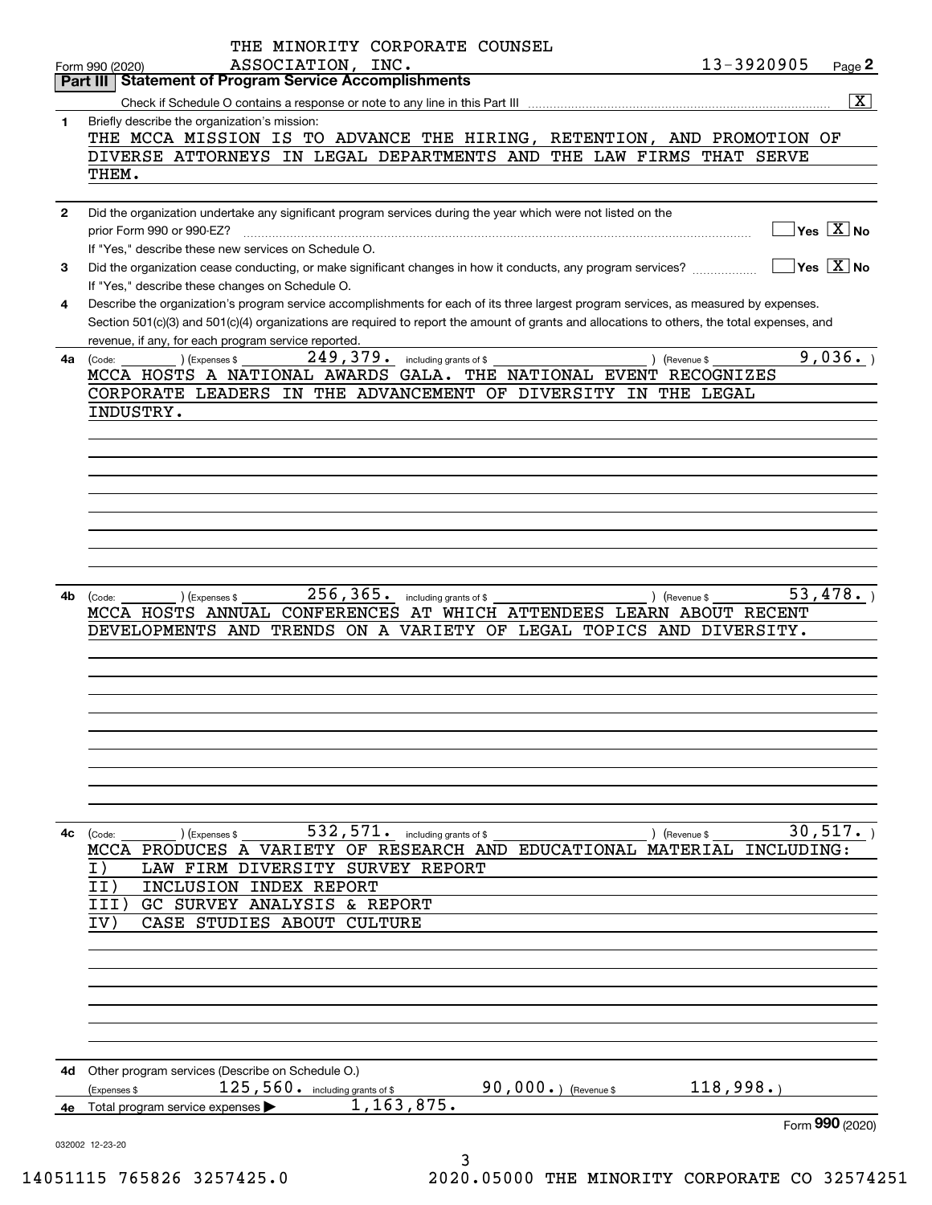THE MINORITY CORPORATE COUNSEL ASSOCIATION, INC. 13-3920905

Form 990 (2020) Page **2**

**Part III | Statement of Program Service Accomplishments**

Check if Schedule O contains a response or note to any line in this Part III ..... [X]

**1** Briefly describe the organization's mission:

THE MCCA MISSION IS TO ADVANCE THE HIRING, RETENTION, AND PROMOTION OF DIVERSE ATTORNEYS IN LEGAL DEPARTMENTS AND THE LAW FIRMS THAT SERVE THEM.

**2** Did the organization undertake any significant program services during the year which were not listed on the prior Form 990 or 990-EZ? ..... [ ] Yes [X] No

If "Yes," describe these new services on Schedule O.

**3** Did the organization cease conducting, or make significant changes in how it conducts, any program services? ..... [ ] Yes [X] No

If "Yes," describe these changes on Schedule O.

**4** Describe the organization's program service accomplishments for each of its three largest program services, as measured by expenses. Section 501(c)(3) and 501(c)(4) organizations are required to report the amount of grants and allocations to others, the total expenses, and revenue, if any, for each program service reported.

**4a** (Code: ) (Expenses $ 249,379. including grants of $ ) (Revenue $ 9,036. )

MCCA HOSTS A NATIONAL AWARDS GALA. THE NATIONAL EVENT RECOGNIZES CORPORATE LEADERS IN THE ADVANCEMENT OF DIVERSITY IN THE LEGAL INDUSTRY.

**4b** (Code: ) (Expenses $ 256,365. including grants of $ ) (Revenue $ 53,478. )

MCCA HOSTS ANNUAL CONFERENCES AT WHICH ATTENDEES LEARN ABOUT RECENT DEVELOPMENTS AND TRENDS ON A VARIETY OF LEGAL TOPICS AND DIVERSITY.

**4c** (Code: ) (Expenses $ 532,571. including grants of $ ) (Revenue $ 30,517. )

MCCA PRODUCES A VARIETY OF RESEARCH AND EDUCATIONAL MATERIAL INCLUDING:

I) LAW FIRM DIVERSITY SURVEY REPORT
II) INCLUSION INDEX REPORT
III) GC SURVEY ANALYSIS & REPORT
IV) CASE STUDIES ABOUT CULTURE

**4d** Other program services (Describe on Schedule O.)

(Expenses $ 125,560. including grants of $ 90,000.) (Revenue $ 118,998.)

**4e** Total program service expenses ▶ 1,163,875.

Form **990** (2020)

032002 12-23-20

14051115 765826 3257425.0 2020.05000 THE MINORITY CORPORATE CO 32574251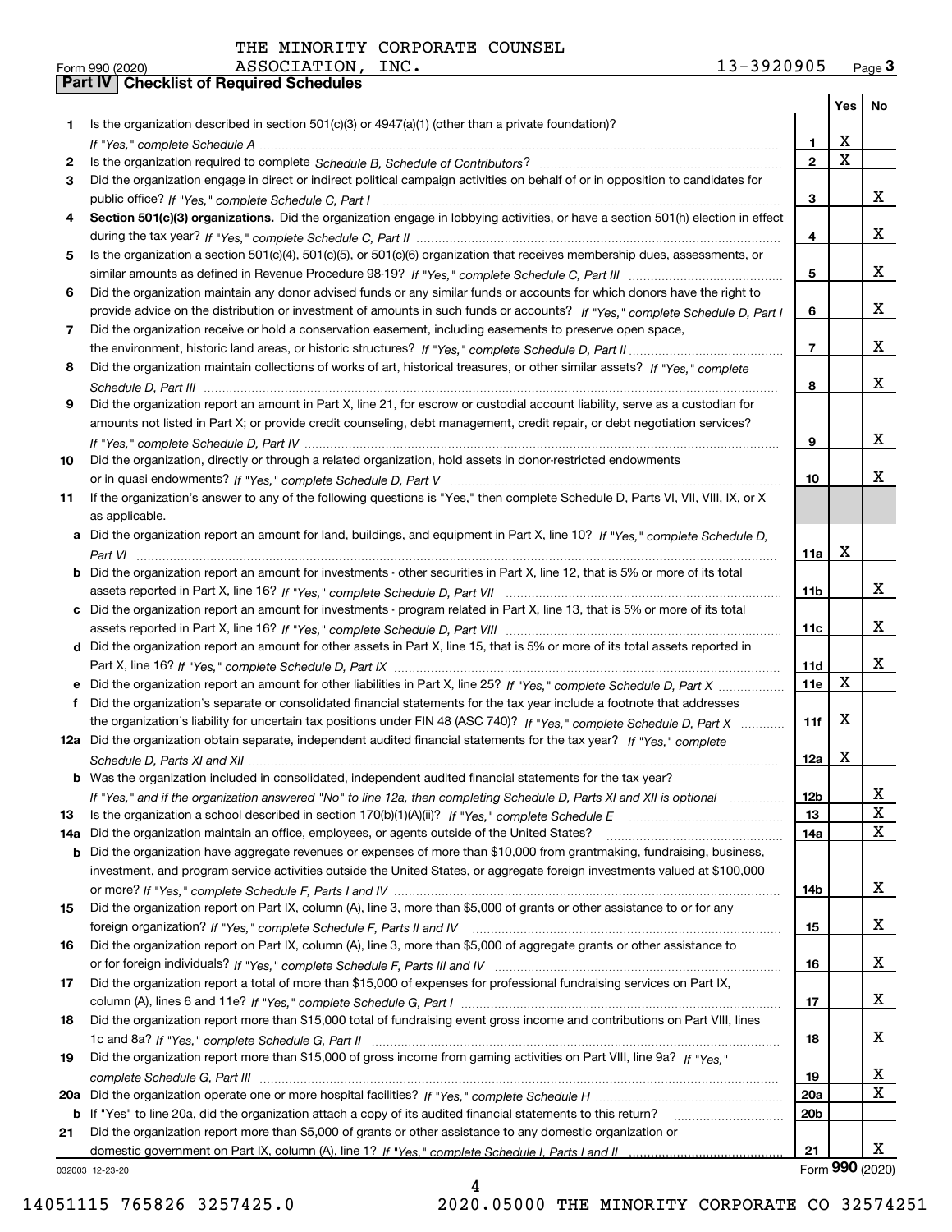THE MINORITY CORPORATE COUNSEL ASSOCIATION, INC. 13-3920905

Form 990 (2020) Page 3

## Part IV Checklist of Required Schedules

| | | | Yes | No |
|---|---|---|---|---|
| 1 | Is the organization described in section 501(c)(3) or 4947(a)(1) (other than a private foundation)? *If "Yes," complete Schedule A* | 1 | X | |
| 2 | Is the organization required to complete *Schedule B, Schedule of Contributors*? | 2 | X | |
| 3 | Did the organization engage in direct or indirect political campaign activities on behalf of or in opposition to candidates for public office? *If "Yes," complete Schedule C, Part I* | 3 | | X |
| 4 | **Section 501(c)(3) organizations.** Did the organization engage in lobbying activities, or have a section 501(h) election in effect during the tax year? *If "Yes," complete Schedule C, Part II* | 4 | | X |
| 5 | Is the organization a section 501(c)(4), 501(c)(5), or 501(c)(6) organization that receives membership dues, assessments, or similar amounts as defined in Revenue Procedure 98-19? *If "Yes," complete Schedule C, Part III* | 5 | | X |
| 6 | Did the organization maintain any donor advised funds or any similar funds or accounts for which donors have the right to provide advice on the distribution or investment of amounts in such funds or accounts? *If "Yes," complete Schedule D, Part I* | 6 | | X |
| 7 | Did the organization receive or hold a conservation easement, including easements to preserve open space, the environment, historic land areas, or historic structures? *If "Yes," complete Schedule D, Part II* | 7 | | X |
| 8 | Did the organization maintain collections of works of art, historical treasures, or other similar assets? *If "Yes," complete Schedule D, Part III* | 8 | | X |
| 9 | Did the organization report an amount in Part X, line 21, for escrow or custodial account liability, serve as a custodian for amounts not listed in Part X; or provide credit counseling, debt management, credit repair, or debt negotiation services? *If "Yes," complete Schedule D, Part IV* | 9 | | X |
| 10 | Did the organization, directly or through a related organization, hold assets in donor-restricted endowments or in quasi endowments? *If "Yes," complete Schedule D, Part V* | 10 | | X |
| 11 | If the organization's answer to any of the following questions is "Yes," then complete Schedule D, Parts VI, VII, VIII, IX, or X as applicable. | | | |
| a | Did the organization report an amount for land, buildings, and equipment in Part X, line 10? *If "Yes," complete Schedule D, Part VI* | 11a | X | |
| b | Did the organization report an amount for investments - other securities in Part X, line 12, that is 5% or more of its total assets reported in Part X, line 16? *If "Yes," complete Schedule D, Part VII* | 11b | | X |
| c | Did the organization report an amount for investments - program related in Part X, line 13, that is 5% or more of its total assets reported in Part X, line 16? *If "Yes," complete Schedule D, Part VIII* | 11c | | X |
| d | Did the organization report an amount for other assets in Part X, line 15, that is 5% or more of its total assets reported in Part X, line 16? *If "Yes," complete Schedule D, Part IX* | 11d | | X |
| e | Did the organization report an amount for other liabilities in Part X, line 25? *If "Yes," complete Schedule D, Part X* | 11e | X | |
| f | Did the organization's separate or consolidated financial statements for the tax year include a footnote that addresses the organization's liability for uncertain tax positions under FIN 48 (ASC 740)? *If "Yes," complete Schedule D, Part X* | 11f | X | |
| 12a | Did the organization obtain separate, independent audited financial statements for the tax year? *If "Yes," complete Schedule D, Parts XI and XII* | 12a | X | |
| b | Was the organization included in consolidated, independent audited financial statements for the tax year? *If "Yes," and if the organization answered "No" to line 12a, then completing Schedule D, Parts XI and XII is optional* | 12b | | X |
| 13 | Is the organization a school described in section 170(b)(1)(A)(ii)? *If "Yes," complete Schedule E* | 13 | | X |
| 14a | Did the organization maintain an office, employees, or agents outside of the United States? | 14a | | X |
| b | Did the organization have aggregate revenues or expenses of more than $10,000 from grantmaking, fundraising, business, investment, and program service activities outside the United States, or aggregate foreign investments valued at $100,000 or more? *If "Yes," complete Schedule F, Parts I and IV* | 14b | | X |
| 15 | Did the organization report on Part IX, column (A), line 3, more than $5,000 of grants or other assistance to or for any foreign organization? *If "Yes," complete Schedule F, Parts II and IV* | 15 | | X |
| 16 | Did the organization report on Part IX, column (A), line 3, more than $5,000 of aggregate grants or other assistance to or for foreign individuals? *If "Yes," complete Schedule F, Parts III and IV* | 16 | | X |
| 17 | Did the organization report a total of more than $15,000 of expenses for professional fundraising services on Part IX, column (A), lines 6 and 11e? *If "Yes," complete Schedule G, Part I* | 17 | | X |
| 18 | Did the organization report more than $15,000 total of fundraising event gross income and contributions on Part VIII, lines 1c and 8a? *If "Yes," complete Schedule G, Part II* | 18 | | X |
| 19 | Did the organization report more than $15,000 of gross income from gaming activities on Part VIII, line 9a? *If "Yes," complete Schedule G, Part III* | 19 | | X |
| 20a | Did the organization operate one or more hospital facilities? *If "Yes," complete Schedule H* | 20a | | X |
| b | If "Yes" to line 20a, did the organization attach a copy of its audited financial statements to this return? | 20b | | |
| 21 | Did the organization report more than $5,000 of grants or other assistance to any domestic organization or domestic government on Part IX, column (A), line 1? *If "Yes," complete Schedule I, Parts I and II* | 21 | | X |

032003 12-23-20

Form 990 (2020)

14051115 765826 3257425.0 2020.05000 THE MINORITY CORPORATE CO 32574251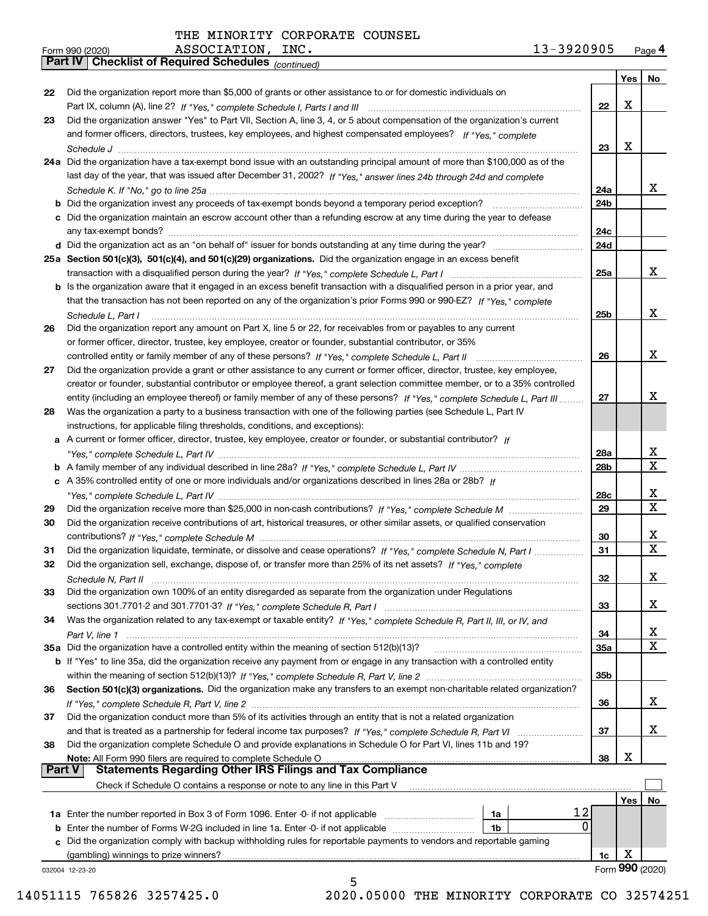THE MINORITY CORPORATE COUNSEL ASSOCIATION, INC. 13-3920905

Form 990 (2020) Page 4

## Part IV Checklist of Required Schedules *(continued)*

| | | | Yes | No |
|---|---|---|---|---|
| 22 | Did the organization report more than $5,000 of grants or other assistance to or for domestic individuals on Part IX, column (A), line 2? *If "Yes," complete Schedule I, Parts I and III* | 22 | X | |
| 23 | Did the organization answer "Yes" to Part VII, Section A, line 3, 4, or 5 about compensation of the organization's current and former officers, directors, trustees, key employees, and highest compensated employees? *If "Yes," complete Schedule J* | 23 | X | |
| 24a | Did the organization have a tax-exempt bond issue with an outstanding principal amount of more than $100,000 as of the last day of the year, that was issued after December 31, 2002? *If "Yes," answer lines 24b through 24d and complete Schedule K. If "No," go to line 25a* | 24a | | X |
| b | Did the organization invest any proceeds of tax-exempt bonds beyond a temporary period exception? | 24b | | |
| c | Did the organization maintain an escrow account other than a refunding escrow at any time during the year to defease any tax-exempt bonds? | 24c | | |
| d | Did the organization act as an "on behalf of" issuer for bonds outstanding at any time during the year? | 24d | | |
| 25a | **Section 501(c)(3), 501(c)(4), and 501(c)(29) organizations.** Did the organization engage in an excess benefit transaction with a disqualified person during the year? *If "Yes," complete Schedule L, Part I* | 25a | | X |
| b | Is the organization aware that it engaged in an excess benefit transaction with a disqualified person in a prior year, and that the transaction has not been reported on any of the organization's prior Forms 990 or 990-EZ? *If "Yes," complete Schedule L, Part I* | 25b | | X |
| 26 | Did the organization report any amount on Part X, line 5 or 22, for receivables from or payables to any current or former officer, director, trustee, key employee, creator or founder, substantial contributor, or 35% controlled entity or family member of any of these persons? *If "Yes," complete Schedule L, Part II* | 26 | | X |
| 27 | Did the organization provide a grant or other assistance to any current or former officer, director, trustee, key employee, creator or founder, substantial contributor or employee thereof, a grant selection committee member, or to a 35% controlled entity (including an employee thereof) or family member of any of these persons? *If "Yes," complete Schedule L, Part III* | 27 | | X |
| 28 | Was the organization a party to a business transaction with one of the following parties (see Schedule L, Part IV instructions, for applicable filing thresholds, conditions, and exceptions): | | | |
| a | A current or former officer, director, trustee, key employee, creator or founder, or substantial contributor? *If "Yes," complete Schedule L, Part IV* | 28a | | X |
| b | A family member of any individual described in line 28a? *If "Yes," complete Schedule L, Part IV* | 28b | | X |
| c | A 35% controlled entity of one or more individuals and/or organizations described in lines 28a or 28b? *If "Yes," complete Schedule L, Part IV* | 28c | | X |
| 29 | Did the organization receive more than $25,000 in non-cash contributions? *If "Yes," complete Schedule M* | 29 | | X |
| 30 | Did the organization receive contributions of art, historical treasures, or other similar assets, or qualified conservation contributions? *If "Yes," complete Schedule M* | 30 | | X |
| 31 | Did the organization liquidate, terminate, or dissolve and cease operations? *If "Yes," complete Schedule N, Part I* | 31 | | X |
| 32 | Did the organization sell, exchange, dispose of, or transfer more than 25% of its net assets? *If "Yes," complete Schedule N, Part II* | 32 | | X |
| 33 | Did the organization own 100% of an entity disregarded as separate from the organization under Regulations sections 301.7701-2 and 301.7701-3? *If "Yes," complete Schedule R, Part I* | 33 | | X |
| 34 | Was the organization related to any tax-exempt or taxable entity? *If "Yes," complete Schedule R, Part II, III, or IV, and Part V, line 1* | 34 | | X |
| 35a | Did the organization have a controlled entity within the meaning of section 512(b)(13)? | 35a | | X |
| b | If "Yes" to line 35a, did the organization receive any payment from or engage in any transaction with a controlled entity within the meaning of section 512(b)(13)? *If "Yes," complete Schedule R, Part V, line 2* | 35b | | |
| 36 | **Section 501(c)(3) organizations.** Did the organization make any transfers to an exempt non-charitable related organization? *If "Yes," complete Schedule R, Part V, line 2* | 36 | | X |
| 37 | Did the organization conduct more than 5% of its activities through an entity that is not a related organization and that is treated as a partnership for federal income tax purposes? *If "Yes," complete Schedule R, Part VI* | 37 | | X |
| 38 | Did the organization complete Schedule O and provide explanations in Schedule O for Part VI, lines 11b and 19? **Note:** All Form 990 filers are required to complete Schedule O | 38 | X | |

## Part V Statements Regarding Other IRS Filings and Tax Compliance

Check if Schedule O contains a response or note to any line in this Part V ☐

| | | | | | Yes | No |
|---|---|---|---|---|---|---|
| 1a | Enter the number reported in Box 3 of Form 1096. Enter -0- if not applicable | 1a | 12 | | | |
| b | Enter the number of Forms W-2G included in line 1a. Enter -0- if not applicable | 1b | 0 | | | |
| c | Did the organization comply with backup withholding rules for reportable payments to vendors and reportable gaming (gambling) winnings to prize winners? | | | 1c | X | |

032004 12-23-20 Form **990** (2020)

14051115 765826 3257425.0 2020.05000 THE MINORITY CORPORATE CO 32574251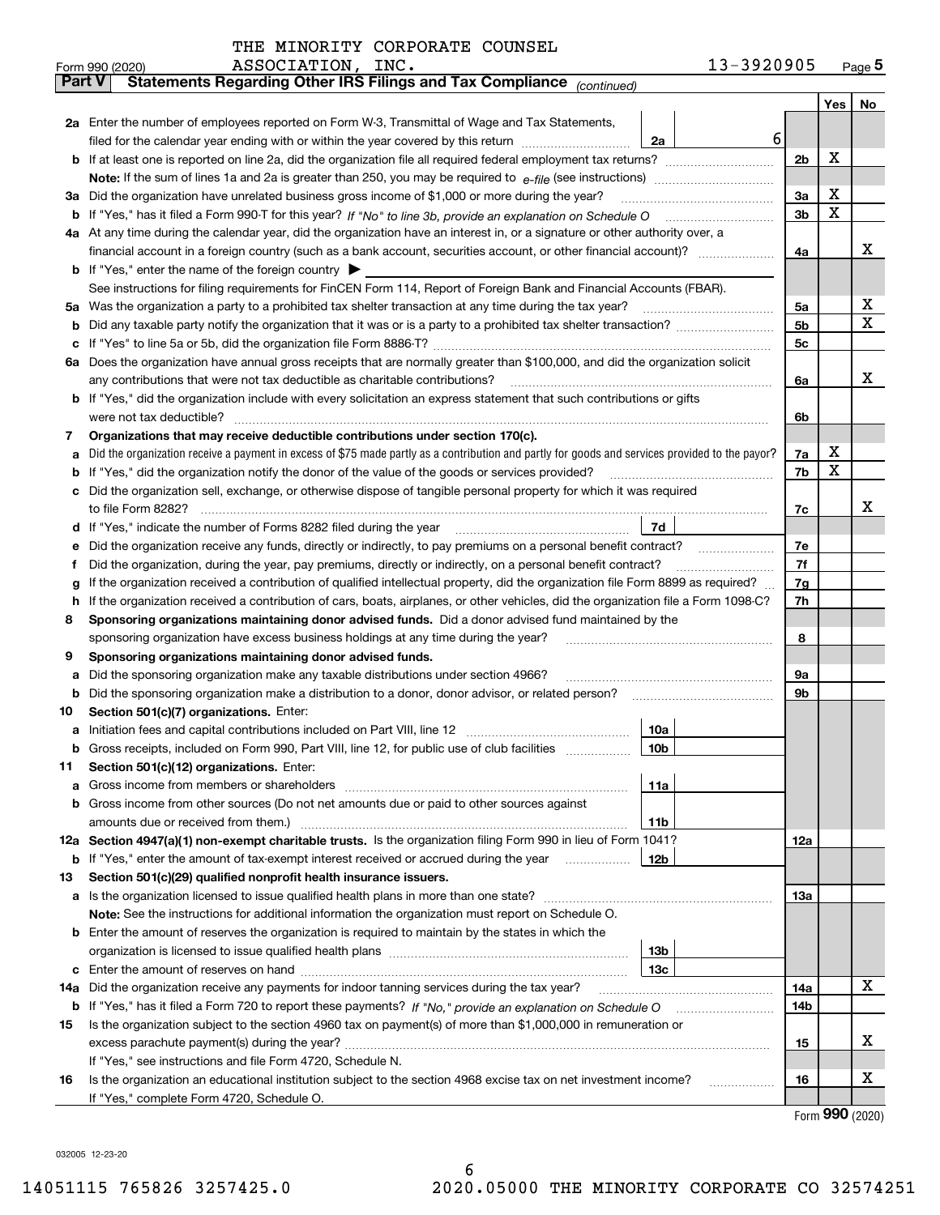THE MINORITY CORPORATE COUNSEL ASSOCIATION, INC.

Form 990 (2020) 13-3920905 Page **5**

**Part V** **Statements Regarding Other IRS Filings and Tax Compliance** *(continued)*

| | | | | | Yes | No |
|---|---|---|---|---|---|---|
| **2a** | Enter the number of employees reported on Form W-3, Transmittal of Wage and Tax Statements, filed for the calendar year ending with or within the year covered by this return | 2a | 6 | | | |
| **b** | If at least one is reported on line 2a, did the organization file all required federal employment tax returns? | | | 2b | X | |
| | **Note:** If the sum of lines 1a and 2a is greater than 250, you may be required to *e-file* (see instructions) | | | | | |
| **3a** | Did the organization have unrelated business gross income of $1,000 or more during the year? | | | 3a | X | |
| **b** | If "Yes," has it filed a Form 990-T for this year? *If "No" to line 3b, provide an explanation on Schedule O* | | | 3b | X | |
| **4a** | At any time during the calendar year, did the organization have an interest in, or a signature or other authority over, a financial account in a foreign country (such as a bank account, securities account, or other financial account)? | | | 4a | | X |
| **b** | If "Yes," enter the name of the foreign country ▶ | | | | | |
| | See instructions for filing requirements for FinCEN Form 114, Report of Foreign Bank and Financial Accounts (FBAR). | | | | | |
| **5a** | Was the organization a party to a prohibited tax shelter transaction at any time during the tax year? | | | 5a | | X |
| **b** | Did any taxable party notify the organization that it was or is a party to a prohibited tax shelter transaction? | | | 5b | | X |
| **c** | If "Yes" to line 5a or 5b, did the organization file Form 8886-T? | | | 5c | | |
| **6a** | Does the organization have annual gross receipts that are normally greater than $100,000, and did the organization solicit any contributions that were not tax deductible as charitable contributions? | | | 6a | | X |
| **b** | If "Yes," did the organization include with every solicitation an express statement that such contributions or gifts were not tax deductible? | | | 6b | | |
| **7** | **Organizations that may receive deductible contributions under section 170(c).** | | | | | |
| **a** | Did the organization receive a payment in excess of $75 made partly as a contribution and partly for goods and services provided to the payor? | | | 7a | X | |
| **b** | If "Yes," did the organization notify the donor of the value of the goods or services provided? | | | 7b | X | |
| **c** | Did the organization sell, exchange, or otherwise dispose of tangible personal property for which it was required to file Form 8282? | | | 7c | | X |
| **d** | If "Yes," indicate the number of Forms 8282 filed during the year | 7d | | | | |
| **e** | Did the organization receive any funds, directly or indirectly, to pay premiums on a personal benefit contract? | | | 7e | | |
| **f** | Did the organization, during the year, pay premiums, directly or indirectly, on a personal benefit contract? | | | 7f | | |
| **g** | If the organization received a contribution of qualified intellectual property, did the organization file Form 8899 as required? | | | 7g | | |
| **h** | If the organization received a contribution of cars, boats, airplanes, or other vehicles, did the organization file a Form 1098-C? | | | 7h | | |
| **8** | **Sponsoring organizations maintaining donor advised funds.** Did a donor advised fund maintained by the sponsoring organization have excess business holdings at any time during the year? | | | 8 | | |
| **9** | **Sponsoring organizations maintaining donor advised funds.** | | | | | |
| **a** | Did the sponsoring organization make any taxable distributions under section 4966? | | | 9a | | |
| **b** | Did the sponsoring organization make a distribution to a donor, donor advisor, or related person? | | | 9b | | |
| **10** | **Section 501(c)(7) organizations.** Enter: | | | | | |
| **a** | Initiation fees and capital contributions included on Part VIII, line 12 | 10a | | | | |
| **b** | Gross receipts, included on Form 990, Part VIII, line 12, for public use of club facilities | 10b | | | | |
| **11** | **Section 501(c)(12) organizations.** Enter: | | | | | |
| **a** | Gross income from members or shareholders | 11a | | | | |
| **b** | Gross income from other sources (Do not net amounts due or paid to other sources against amounts due or received from them.) | 11b | | | | |
| **12a** | **Section 4947(a)(1) non-exempt charitable trusts.** Is the organization filing Form 990 in lieu of Form 1041? | | | 12a | | |
| **b** | If "Yes," enter the amount of tax-exempt interest received or accrued during the year | 12b | | | | |
| **13** | **Section 501(c)(29) qualified nonprofit health insurance issuers.** | | | | | |
| **a** | Is the organization licensed to issue qualified health plans in more than one state? | | | 13a | | |
| | **Note:** See the instructions for additional information the organization must report on Schedule O. | | | | | |
| **b** | Enter the amount of reserves the organization is required to maintain by the states in which the organization is licensed to issue qualified health plans | 13b | | | | |
| **c** | Enter the amount of reserves on hand | 13c | | | | |
| **14a** | Did the organization receive any payments for indoor tanning services during the tax year? | | | 14a | | X |
| **b** | If "Yes," has it filed a Form 720 to report these payments? *If "No," provide an explanation on Schedule O* | | | 14b | | |
| **15** | Is the organization subject to the section 4960 tax on payment(s) of more than $1,000,000 in remuneration or excess parachute payment(s) during the year? | | | 15 | | X |
| | If "Yes," see instructions and file Form 4720, Schedule N. | | | | | |
| **16** | Is the organization an educational institution subject to the section 4968 excise tax on net investment income? | | | 16 | | X |
| | If "Yes," complete Form 4720, Schedule O. | | | | | |

Form **990** (2020)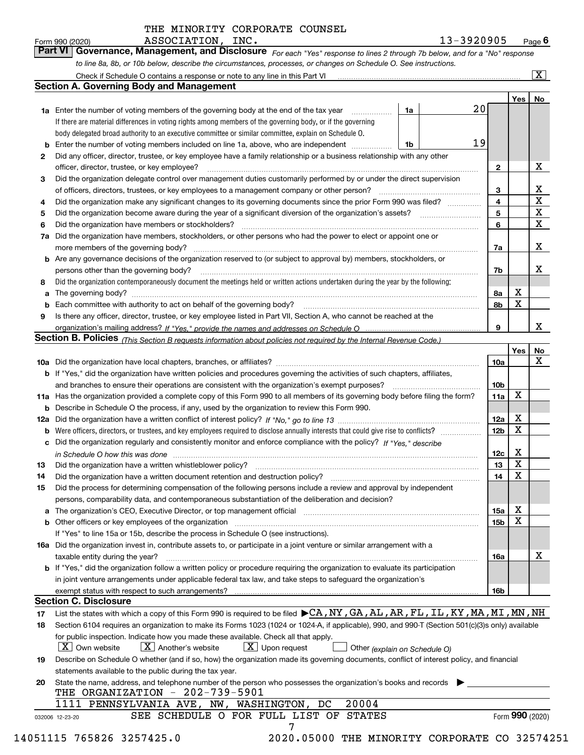THE MINORITY CORPORATE COUNSEL

Form 990 (2020) ASSOCIATION, INC. 13-3920905 Page 6

**Part VI Governance, Management, and Disclosure** *For each "Yes" response to lines 2 through 7b below, and for a "No" response to line 8a, 8b, or 10b below, describe the circumstances, processes, or changes on Schedule O. See instructions.*

Check if Schedule O contains a response or note to any line in this Part VI .......... [X]

## Section A. Governing Body and Management

| | | | | Yes | No |
|---|---|---|---|---|---|
| **1a** | Enter the number of voting members of the governing body at the end of the tax year ... If there are material differences in voting rights among members of the governing body, or if the governing body delegated broad authority to an executive committee or similar committee, explain on Schedule O. | 1a | 20 | | |
| **b** | Enter the number of voting members included on line 1a, above, who are independent | 1b | 19 | | |
| **2** | Did any officer, director, trustee, or key employee have a family relationship or a business relationship with any other officer, director, trustee, or key employee? | 2 | | | X |
| **3** | Did the organization delegate control over management duties customarily performed by or under the direct supervision of officers, directors, trustees, or key employees to a management company or other person? | 3 | | | X |
| **4** | Did the organization make any significant changes to its governing documents since the prior Form 990 was filed? | 4 | | | X |
| **5** | Did the organization become aware during the year of a significant diversion of the organization's assets? | 5 | | | X |
| **6** | Did the organization have members or stockholders? | 6 | | | X |
| **7a** | Did the organization have members, stockholders, or other persons who had the power to elect or appoint one or more members of the governing body? | 7a | | | X |
| **b** | Are any governance decisions of the organization reserved to (or subject to approval by) members, stockholders, or persons other than the governing body? | 7b | | | X |
| **8** | Did the organization contemporaneously document the meetings held or written actions undertaken during the year by the following: | | | | |
| **a** | The governing body? | 8a | | X | |
| **b** | Each committee with authority to act on behalf of the governing body? | 8b | | X | |
| **9** | Is there any officer, director, trustee, or key employee listed in Part VII, Section A, who cannot be reached at the organization's mailing address? *If "Yes," provide the names and addresses on Schedule O* | 9 | | | X |

## Section B. Policies *(This Section B requests information about policies not required by the Internal Revenue Code.)*

| | | | Yes | No |
|---|---|---|---|---|
| **10a** | Did the organization have local chapters, branches, or affiliates? | 10a | | X |
| **b** | If "Yes," did the organization have written policies and procedures governing the activities of such chapters, affiliates, and branches to ensure their operations are consistent with the organization's exempt purposes? | 10b | | |
| **11a** | Has the organization provided a complete copy of this Form 990 to all members of its governing body before filing the form? | 11a | X | |
| **b** | Describe in Schedule O the process, if any, used by the organization to review this Form 990. | | | |
| **12a** | Did the organization have a written conflict of interest policy? *If "No," go to line 13* | 12a | X | |
| **b** | Were officers, directors, or trustees, and key employees required to disclose annually interests that could give rise to conflicts? | 12b | X | |
| **c** | Did the organization regularly and consistently monitor and enforce compliance with the policy? *If "Yes," describe in Schedule O how this was done* | 12c | X | |
| **13** | Did the organization have a written whistleblower policy? | 13 | X | |
| **14** | Did the organization have a written document retention and destruction policy? | 14 | X | |
| **15** | Did the process for determining compensation of the following persons include a review and approval by independent persons, comparability data, and contemporaneous substantiation of the deliberation and decision? | | | |
| **a** | The organization's CEO, Executive Director, or top management official | 15a | X | |
| **b** | Other officers or key employees of the organization | 15b | X | |
| | If "Yes" to line 15a or 15b, describe the process in Schedule O (see instructions). | | | |
| **16a** | Did the organization invest in, contribute assets to, or participate in a joint venture or similar arrangement with a taxable entity during the year? | 16a | | X |
| **b** | If "Yes," did the organization follow a written policy or procedure requiring the organization to evaluate its participation in joint venture arrangements under applicable federal tax law, and take steps to safeguard the organization's exempt status with respect to such arrangements? | 16b | | |

## Section C. Disclosure

**17** List the states with which a copy of this Form 990 is required to be filed ▶ CA, NY, GA, AL, AR, FL, IL, KY, MA, MI, MN, NH

**18** Section 6104 requires an organization to make its Forms 1023 (1024 or 1024-A, if applicable), 990, and 990-T (Section 501(c)(3)s only) available for public inspection. Indicate how you made these available. Check all that apply.

[X] Own website [X] Another's website [X] Upon request [ ] Other *(explain on Schedule O)*

**19** Describe on Schedule O whether (and if so, how) the organization made its governing documents, conflict of interest policy, and financial statements available to the public during the tax year.

**20** State the name, address, and telephone number of the person who possesses the organization's books and records ▶

THE ORGANIZATION - 202-739-5901

1111 PENNSYLVANIA AVE, NW, WASHINGTON, DC 20004

SEE SCHEDULE O FOR FULL LIST OF STATES

Form **990** (2020)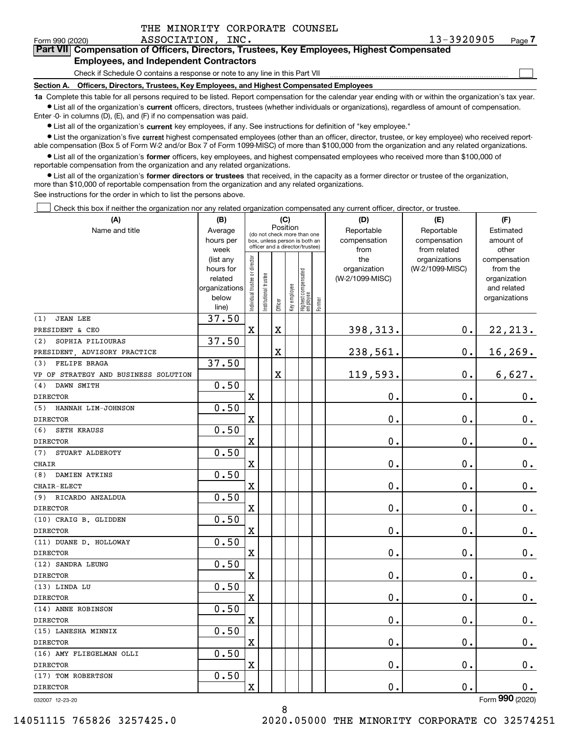THE MINORITY CORPORATE COUNSEL ASSOCIATION, INC. 13-3920905

Form 990 (2020) Page 7

**Part VII Compensation of Officers, Directors, Trustees, Key Employees, Highest Compensated Employees, and Independent Contractors**

Check if Schedule O contains a response or note to any line in this Part VII ☐

**Section A. Officers, Directors, Trustees, Key Employees, and Highest Compensated Employees**

**1a** Complete this table for all persons required to be listed. Report compensation for the calendar year ending with or within the organization's tax year.

- List all of the organization's **current** officers, directors, trustees (whether individuals or organizations), regardless of amount of compensation. Enter -0- in columns (D), (E), and (F) if no compensation was paid.
- List all of the organization's **current** key employees, if any. See instructions for definition of "key employee."
- List the organization's five **current** highest compensated employees (other than an officer, director, trustee, or key employee) who received reportable compensation (Box 5 of Form W-2 and/or Box 7 of Form 1099-MISC) of more than $100,000 from the organization and any related organizations.
- List all of the organization's **former** officers, key employees, and highest compensated employees who received more than $100,000 of reportable compensation from the organization and any related organizations.
- List all of the organization's **former directors or trustees** that received, in the capacity as a former director or trustee of the organization, more than $10,000 of reportable compensation from the organization and any related organizations.

See instructions for the order in which to list the persons above.

☐ Check this box if neither the organization nor any related organization compensated any current officer, director, or trustee.

| (A) Name and title | (B) Average hours per week (list any hours for related organizations below line) | (C) Position: Individual trustee or director | Institutional trustee | Officer | Key employee | Highest compensated employee | Former | (D) Reportable compensation from the organization (W-2/1099-MISC) | (E) Reportable compensation from related organizations (W-2/1099-MISC) | (F) Estimated amount of other compensation from the organization and related organizations |
|---|---|---|---|---|---|---|---|---|---|---|
| (1) JEAN LEE<br>PRESIDENT & CEO | 37.50 | X | | X | | | | 398,313. | 0. | 22,213. |
| (2) SOPHIA PILIOURAS<br>PRESIDENT, ADVISORY PRACTICE | 37.50 | | | X | | | | 238,561. | 0. | 16,269. |
| (3) FELIPE BRAGA<br>VP OF STRATEGY AND BUSINESS SOLUTION | 37.50 | | | X | | | | 119,593. | 0. | 6,627. |
| (4) DAWN SMITH<br>DIRECTOR | 0.50 | X | | | | | | 0. | 0. | 0. |
| (5) HANNAH LIM-JOHNSON<br>DIRECTOR | 0.50 | X | | | | | | 0. | 0. | 0. |
| (6) SETH KRAUSS<br>DIRECTOR | 0.50 | X | | | | | | 0. | 0. | 0. |
| (7) STUART ALDEROTY<br>CHAIR | 0.50 | X | | | | | | 0. | 0. | 0. |
| (8) DAMIEN ATKINS<br>CHAIR-ELECT | 0.50 | X | | | | | | 0. | 0. | 0. |
| (9) RICARDO ANZALDUA<br>DIRECTOR | 0.50 | X | | | | | | 0. | 0. | 0. |
| (10) CRAIG B. GLIDDEN<br>DIRECTOR | 0.50 | X | | | | | | 0. | 0. | 0. |
| (11) DUANE D. HOLLOWAY<br>DIRECTOR | 0.50 | X | | | | | | 0. | 0. | 0. |
| (12) SANDRA LEUNG<br>DIRECTOR | 0.50 | X | | | | | | 0. | 0. | 0. |
| (13) LINDA LU<br>DIRECTOR | 0.50 | X | | | | | | 0. | 0. | 0. |
| (14) ANNE ROBINSON<br>DIRECTOR | 0.50 | X | | | | | | 0. | 0. | 0. |
| (15) LANESHA MINNIX<br>DIRECTOR | 0.50 | X | | | | | | 0. | 0. | 0. |
| (16) AMY FLIEGELMAN OLLI<br>DIRECTOR | 0.50 | X | | | | | | 0. | 0. | 0. |
| (17) TOM ROBERTSON<br>DIRECTOR | 0.50 | X | | | | | | 0. | 0. | 0. |

032007 12-23-20 Form 990 (2020)

14051115 765826 3257425.0 2020.05000 THE MINORITY CORPORATE CO 32574251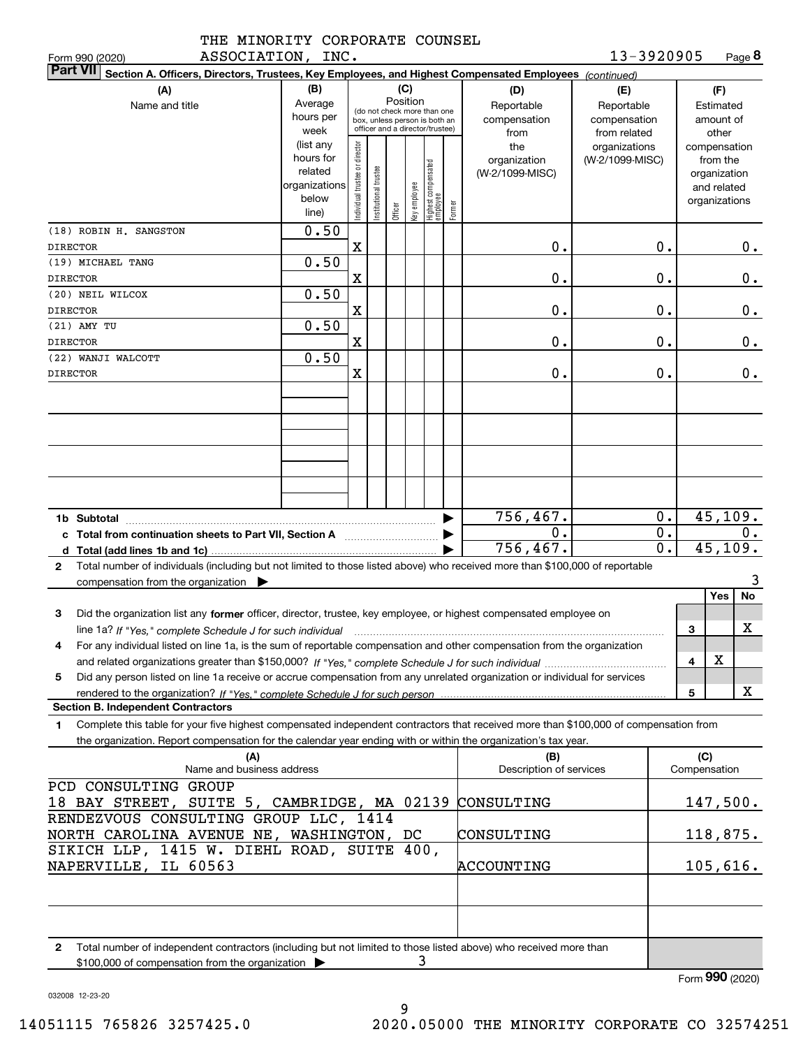THE MINORITY CORPORATE COUNSEL ASSOCIATION, INC. 13-3920905

Form 990 (2020) Page 8

**Part VII Section A. Officers, Directors, Trustees, Key Employees, and Highest Compensated Employees** *(continued)*

| (A) Name and title | (B) Average hours per week (list any hours for related organizations below line) | (C) Position: Individual trustee or director | Institutional trustee | Officer | Key employee | Highest compensated employee | Former | (D) Reportable compensation from the organization (W-2/1099-MISC) | (E) Reportable compensation from related organizations (W-2/1099-MISC) | (F) Estimated amount of other compensation from the organization and related organizations |
|---|---|---|---|---|---|---|---|---|---|---|
| (18) ROBIN H. SANGSTON<br>DIRECTOR | 0.50 | X | | | | | | 0. | 0. | 0. |
| (19) MICHAEL TANG<br>DIRECTOR | 0.50 | X | | | | | | 0. | 0. | 0. |
| (20) NEIL WILCOX<br>DIRECTOR | 0.50 | X | | | | | | 0. | 0. | 0. |
| (21) AMY TU<br>DIRECTOR | 0.50 | X | | | | | | 0. | 0. | 0. |
| (22) WANJI WALCOTT<br>DIRECTOR | 0.50 | X | | | | | | 0. | 0. | 0. |
| **1b Subtotal** | | | | | | | | 756,467. | 0. | 45,109. |
| **c Total from continuation sheets to Part VII, Section A** | | | | | | | | 0. | 0. | 0. |
| **d Total (add lines 1b and 1c)** | | | | | | | | 756,467. | 0. | 45,109. |

**2** Total number of individuals (including but not limited to those listed above) who received more than $100,000 of reportable compensation from the organization ▶ 3

| | | Yes | No |
|---|---|---|---|
| **3** Did the organization list any **former** officer, director, trustee, key employee, or highest compensated employee on line 1a? *If "Yes," complete Schedule J for such individual* | 3 | | X |
| **4** For any individual listed on line 1a, is the sum of reportable compensation and other compensation from the organization and related organizations greater than $150,000? *If "Yes," complete Schedule J for such individual* | 4 | X | |
| **5** Did any person listed on line 1a receive or accrue compensation from any unrelated organization or individual for services rendered to the organization? *If "Yes," complete Schedule J for such person* | 5 | | X |

**Section B. Independent Contractors**

**1** Complete this table for your five highest compensated independent contractors that received more than $100,000 of compensation from the organization. Report compensation for the calendar year ending with or within the organization's tax year.

| (A) Name and business address | (B) Description of services | (C) Compensation |
|---|---|---|
| PCD CONSULTING GROUP<br>18 BAY STREET, SUITE 5, CAMBRIDGE, MA 02139 | CONSULTING | 147,500. |
| RENDEZVOUS CONSULTING GROUP LLC, 1414 NORTH CAROLINA AVENUE NE, WASHINGTON, DC | CONSULTING | 118,875. |
| SIKICH LLP, 1415 W. DIEHL ROAD, SUITE 400, NAPERVILLE, IL 60563 | ACCOUNTING | 105,616. |

**2** Total number of independent contractors (including but not limited to those listed above) who received more than $100,000 of compensation from the organization ▶ 3

Form **990** (2020)

032008 12-23-20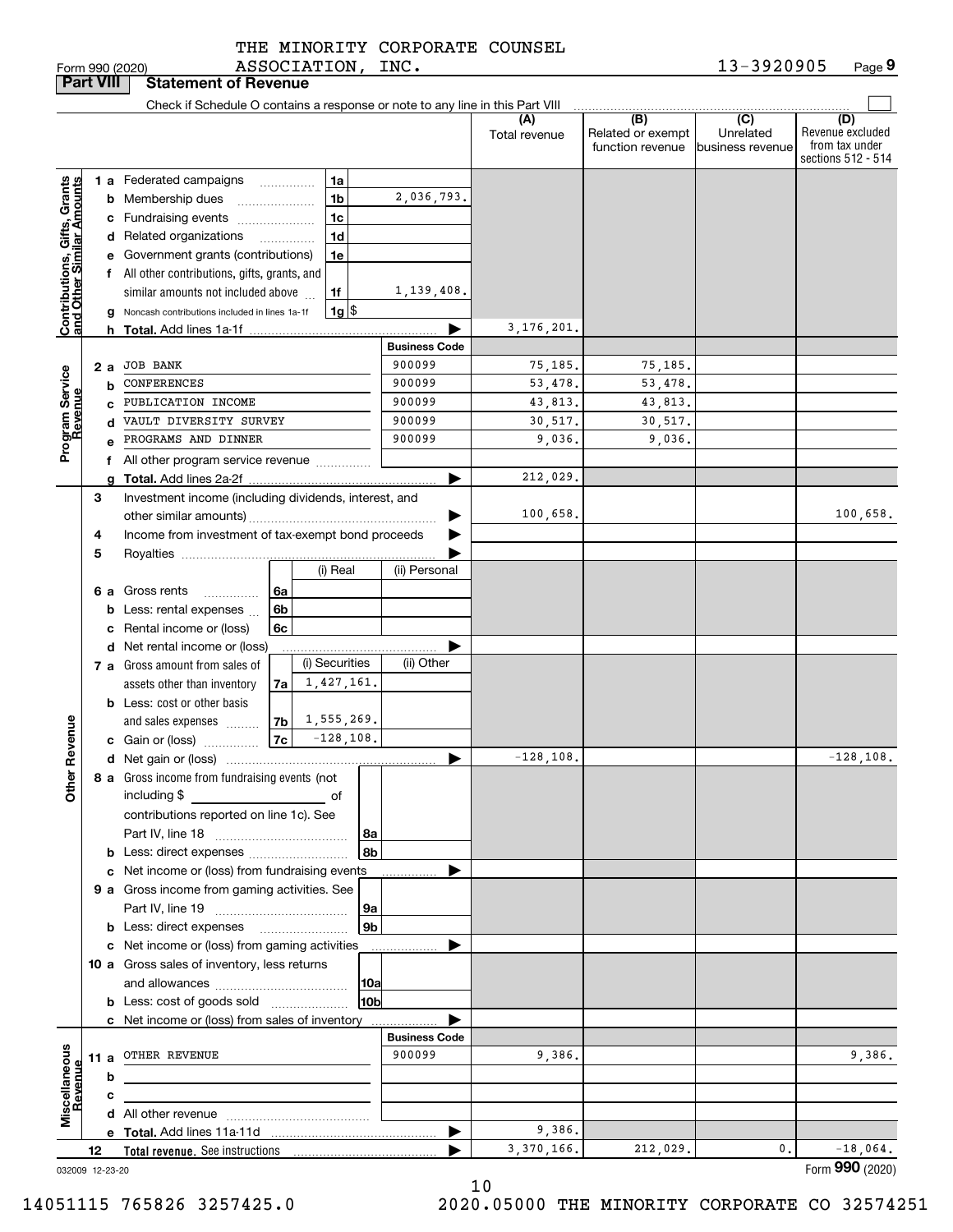THE MINORITY CORPORATE COUNSEL ASSOCIATION, INC. 13-3920905

Form 990 (2020)

## Part VIII Statement of Revenue

Check if Schedule O contains a response or note to any line in this Part VIII

| | | | | (A) Total revenue | (B) Related or exempt function revenue | (C) Unrelated business revenue | (D) Revenue excluded from tax under sections 512 - 514 |
|---|---|---|---|---|---|---|---|
| **Contributions, Gifts, Grants and Other Similar Amounts** | 1 a Federated campaigns | 1a | | | | | |
| | b Membership dues | 1b | 2,036,793. | | | | |
| | c Fundraising events | 1c | | | | | |
| | d Related organizations | 1d | | | | | |
| | e Government grants (contributions) | 1e | | | | | |
| | f All other contributions, gifts, grants, and similar amounts not included above | 1f | 1,139,408. | | | | |
| | g Noncash contributions included in lines 1a-1f | 1g $ | | | | | |
| | h **Total.** Add lines 1a-1f | | | 3,176,201. | | | |
| **Program Service Revenue** | | | **Business Code** | | | | |
| | 2 a JOB BANK | | 900099 | 75,185. | 75,185. | | |
| | b CONFERENCES | | 900099 | 53,478. | 53,478. | | |
| | c PUBLICATION INCOME | | 900099 | 43,813. | 43,813. | | |
| | d VAULT DIVERSITY SURVEY | | 900099 | 30,517. | 30,517. | | |
| | e PROGRAMS AND DINNER | | 900099 | 9,036. | 9,036. | | |
| | f All other program service revenue | | | | | | |
| | g **Total.** Add lines 2a-2f | | | 212,029. | | | |
| **Other Revenue** | 3 Investment income (including dividends, interest, and other similar amounts) | | | 100,658. | | | 100,658. |
| | 4 Income from investment of tax-exempt bond proceeds | | | | | | |
| | 5 Royalties | | | | | | |
| | | (i) Real | (ii) Personal | | | | |
| | 6 a Gross rents (6a) | | | | | | |
| | b Less: rental expenses (6b) | | | | | | |
| | c Rental income or (loss) (6c) | | | | | | |
| | d Net rental income or (loss) | | | | | | |
| | | (i) Securities | (ii) Other | | | | |
| | 7 a Gross amount from sales of assets other than inventory (7a) | 1,427,161. | | | | | |
| | b Less: cost or other basis and sales expenses (7b) | 1,555,269. | | | | | |
| | c Gain or (loss) (7c) | -128,108. | | | | | |
| | d Net gain or (loss) | | | -128,108. | | | -128,108. |
| | 8 a Gross income from fundraising events (not including $ ______ of contributions reported on line 1c). See Part IV, line 18 | 8a | | | | | |
| | b Less: direct expenses | 8b | | | | | |
| | c Net income or (loss) from fundraising events | | | | | | |
| | 9 a Gross income from gaming activities. See Part IV, line 19 | 9a | | | | | |
| | b Less: direct expenses | 9b | | | | | |
| | c Net income or (loss) from gaming activities | | | | | | |
| | 10 a Gross sales of inventory, less returns and allowances | 10a | | | | | |
| | b Less: cost of goods sold | 10b | | | | | |
| | c Net income or (loss) from sales of inventory | | | | | | |
| **Miscellaneous Revenue** | | | **Business Code** | | | | |
| | 11 a OTHER REVENUE | | 900099 | 9,386. | | | 9,386. |
| | b | | | | | | |
| | c | | | | | | |
| | d All other revenue | | | | | | |
| | e **Total.** Add lines 11a-11d | | | 9,386. | | | |
| | 12 **Total revenue.** See instructions | | | 3,370,166. | 212,029. | 0. | -18,064. |

032009 12-23-20

Form **990** (2020)

14051115 765826 3257425.0 2020.05000 THE MINORITY CORPORATE CO 32574251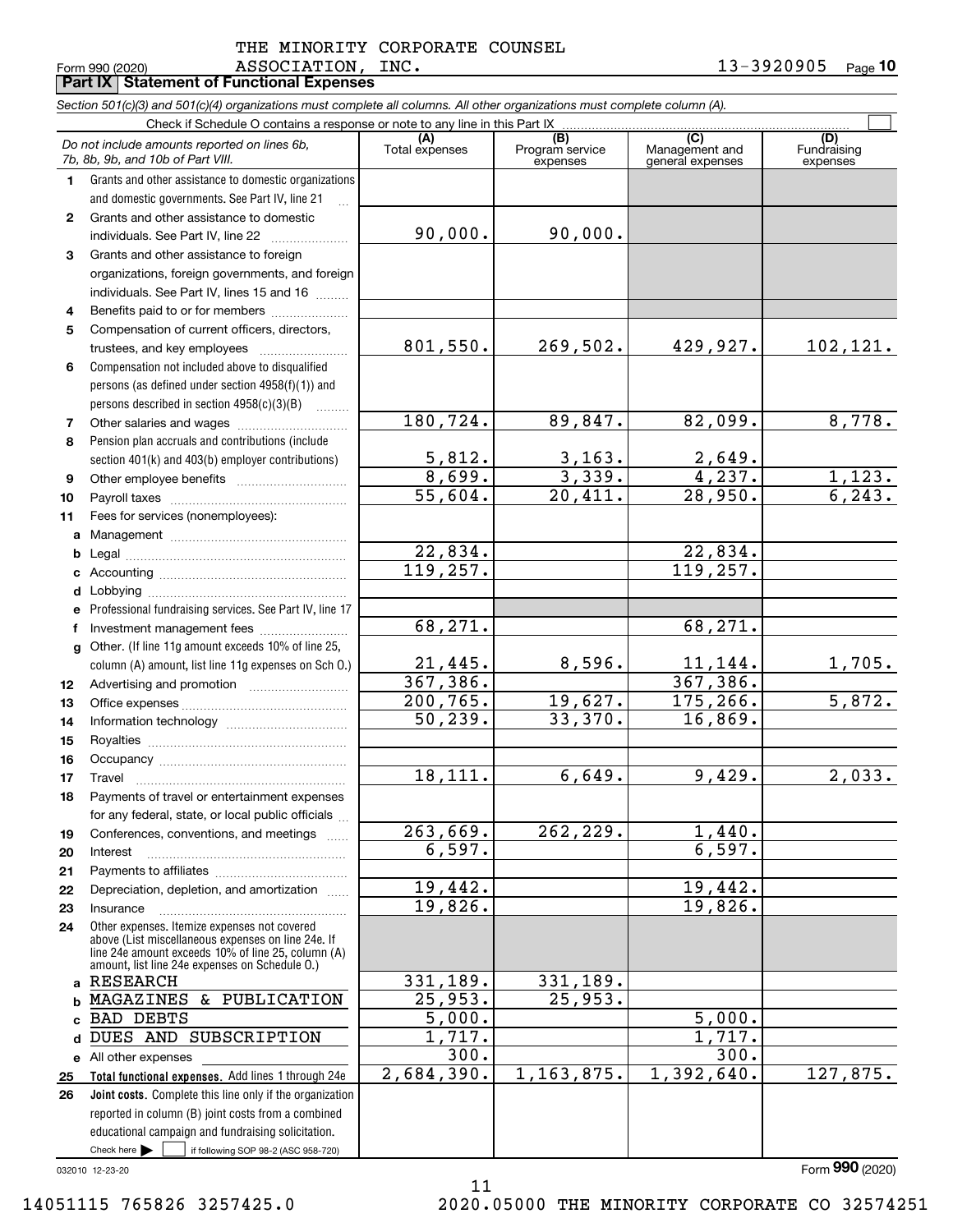THE MINORITY CORPORATE COUNSEL ASSOCIATION, INC.

Form 990 (2020) 13-3920905

**Part IX Statement of Functional Expenses**

*Section 501(c)(3) and 501(c)(4) organizations must complete all columns. All other organizations must complete column (A).*

Check if Schedule O contains a response or note to any line in this Part IX ☐

| *Do not include amounts reported on lines 6b, 7b, 8b, 9b, and 10b of Part VIII.* | (A) Total expenses | (B) Program service expenses | (C) Management and general expenses | (D) Fundraising expenses |
|---|---|---|---|---|
| 1 Grants and other assistance to domestic organizations and domestic governments. See Part IV, line 21 | | | | |
| 2 Grants and other assistance to domestic individuals. See Part IV, line 22 | 90,000. | 90,000. | | |
| 3 Grants and other assistance to foreign organizations, foreign governments, and foreign individuals. See Part IV, lines 15 and 16 | | | | |
| 4 Benefits paid to or for members | | | | |
| 5 Compensation of current officers, directors, trustees, and key employees | 801,550. | 269,502. | 429,927. | 102,121. |
| 6 Compensation not included above to disqualified persons (as defined under section 4958(f)(1)) and persons described in section 4958(c)(3)(B) | | | | |
| 7 Other salaries and wages | 180,724. | 89,847. | 82,099. | 8,778. |
| 8 Pension plan accruals and contributions (include section 401(k) and 403(b) employer contributions) | 5,812. | 3,163. | 2,649. | |
| 9 Other employee benefits | 8,699. | 3,339. | 4,237. | 1,123. |
| 10 Payroll taxes | 55,604. | 20,411. | 28,950. | 6,243. |
| 11 Fees for services (nonemployees): | | | | |
| a Management | | | | |
| b Legal | 22,834. | | 22,834. | |
| c Accounting | 119,257. | | 119,257. | |
| d Lobbying | | | | |
| e Professional fundraising services. See Part IV, line 17 | | | | |
| f Investment management fees | 68,271. | | 68,271. | |
| g Other. (If line 11g amount exceeds 10% of line 25, column (A) amount, list line 11g expenses on Sch O.) | 21,445. | 8,596. | 11,144. | 1,705. |
| 12 Advertising and promotion | 367,386. | | 367,386. | |
| 13 Office expenses | 200,765. | 19,627. | 175,266. | 5,872. |
| 14 Information technology | 50,239. | 33,370. | 16,869. | |
| 15 Royalties | | | | |
| 16 Occupancy | | | | |
| 17 Travel | 18,111. | 6,649. | 9,429. | 2,033. |
| 18 Payments of travel or entertainment expenses for any federal, state, or local public officials | | | | |
| 19 Conferences, conventions, and meetings | 263,669. | 262,229. | 1,440. | |
| 20 Interest | 6,597. | | 6,597. | |
| 21 Payments to affiliates | | | | |
| 22 Depreciation, depletion, and amortization | 19,442. | | 19,442. | |
| 23 Insurance | 19,826. | | 19,826. | |
| 24 Other expenses. Itemize expenses not covered above (List miscellaneous expenses on line 24e. If line 24e amount exceeds 10% of line 25, column (A) amount, list line 24e expenses on Schedule O.) | | | | |
| a RESEARCH | 331,189. | 331,189. | | |
| b MAGAZINES & PUBLICATION | 25,953. | 25,953. | | |
| c BAD DEBTS | 5,000. | | 5,000. | |
| d DUES AND SUBSCRIPTION | 1,717. | | 1,717. | |
| e All other expenses | 300. | | 300. | |
| 25 **Total functional expenses.** Add lines 1 through 24e | 2,684,390. | 1,163,875. | 1,392,640. | 127,875. |
| 26 **Joint costs.** Complete this line only if the organization reported in column (B) joint costs from a combined educational campaign and fundraising solicitation. Check here ☐ if following SOP 98-2 (ASC 958-720) | | | | |

032010 12-23-20

Form **990** (2020)

14051115 765826 3257425.0 2020.05000 THE MINORITY CORPORATE CO 32574251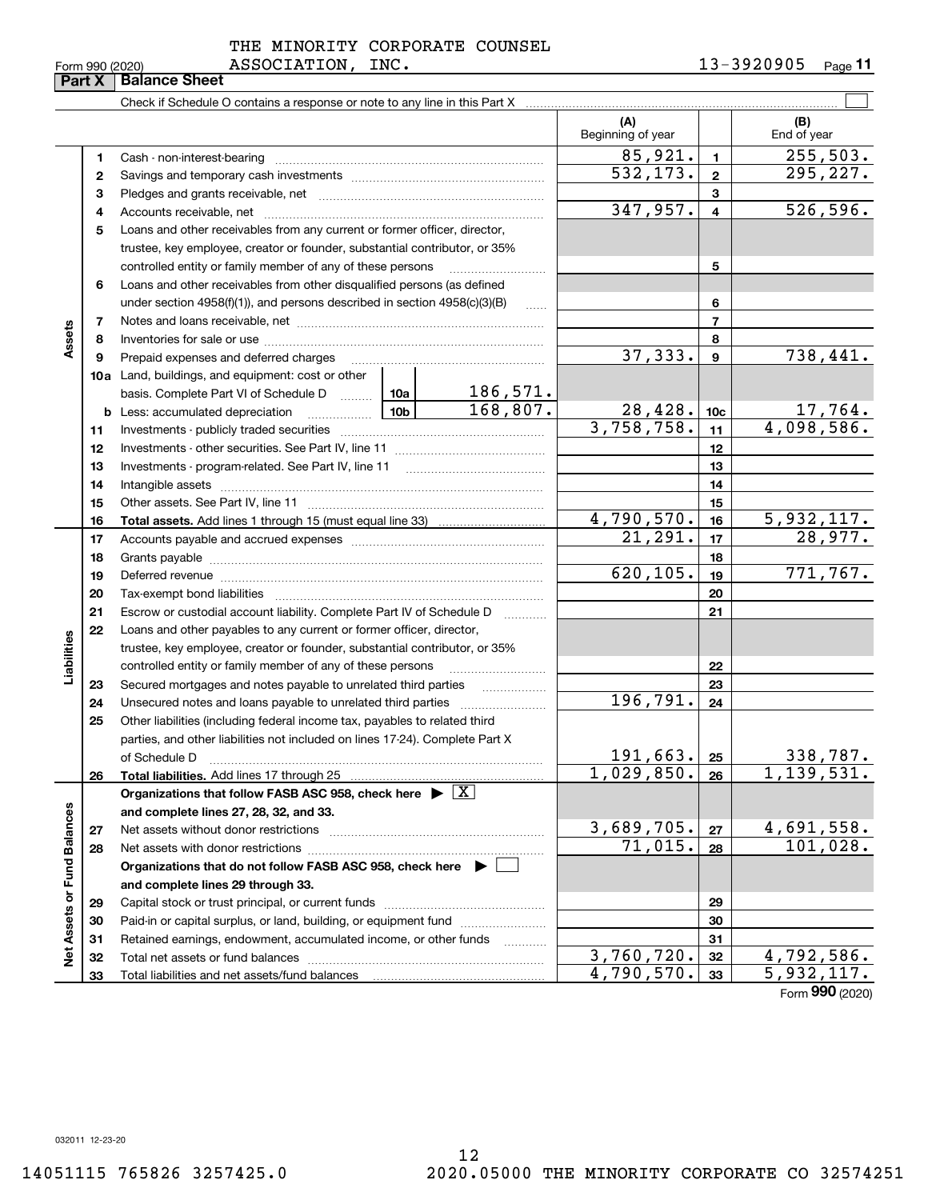THE MINORITY CORPORATE COUNSEL ASSOCIATION, INC.

Form 990 (2020) 13-3920905

## Part X Balance Sheet

Check if Schedule O contains a response or note to any line in this Part X

| | | | | | (A) Beginning of year | | (B) End of year |
|---|---|---|---|---|---|---|---|
| Assets | 1 | Cash - non-interest-bearing | | | 85,921. | 1 | 255,503. |
| | 2 | Savings and temporary cash investments | | | 532,173. | 2 | 295,227. |
| | 3 | Pledges and grants receivable, net | | | | 3 | |
| | 4 | Accounts receivable, net | | | 347,957. | 4 | 526,596. |
| | 5 | Loans and other receivables from any current or former officer, director, trustee, key employee, creator or founder, substantial contributor, or 35% controlled entity or family member of any of these persons | | | | 5 | |
| | 6 | Loans and other receivables from other disqualified persons (as defined under section 4958(f)(1)), and persons described in section 4958(c)(3)(B) | | | | 6 | |
| | 7 | Notes and loans receivable, net | | | | 7 | |
| | 8 | Inventories for sale or use | | | | 8 | |
| | 9 | Prepaid expenses and deferred charges | | | 37,333. | 9 | 738,441. |
| | 10a | Land, buildings, and equipment: cost or other basis. Complete Part VI of Schedule D | 10a | 186,571. | | | |
| | b | Less: accumulated depreciation | 10b | 168,807. | 28,428. | 10c | 17,764. |
| | 11 | Investments - publicly traded securities | | | 3,758,758. | 11 | 4,098,586. |
| | 12 | Investments - other securities. See Part IV, line 11 | | | | 12 | |
| | 13 | Investments - program-related. See Part IV, line 11 | | | | 13 | |
| | 14 | Intangible assets | | | | 14 | |
| | 15 | Other assets. See Part IV, line 11 | | | | 15 | |
| | 16 | **Total assets.** Add lines 1 through 15 (must equal line 33) | | | 4,790,570. | 16 | 5,932,117. |
| Liabilities | 17 | Accounts payable and accrued expenses | | | 21,291. | 17 | 28,977. |
| | 18 | Grants payable | | | | 18 | |
| | 19 | Deferred revenue | | | 620,105. | 19 | 771,767. |
| | 20 | Tax-exempt bond liabilities | | | | 20 | |
| | 21 | Escrow or custodial account liability. Complete Part IV of Schedule D | | | | 21 | |
| | 22 | Loans and other payables to any current or former officer, director, trustee, key employee, creator or founder, substantial contributor, or 35% controlled entity or family member of any of these persons | | | | 22 | |
| | 23 | Secured mortgages and notes payable to unrelated third parties | | | | 23 | |
| | 24 | Unsecured notes and loans payable to unrelated third parties | | | 196,791. | 24 | |
| | 25 | Other liabilities (including federal income tax, payables to related third parties, and other liabilities not included on lines 17-24). Complete Part X of Schedule D | | | 191,663. | 25 | 338,787. |
| | 26 | **Total liabilities.** Add lines 17 through 25 | | | 1,029,850. | 26 | 1,139,531. |
| Net Assets or Fund Balances | | **Organizations that follow FASB ASC 958, check here** ▶ [X] **and complete lines 27, 28, 32, and 33.** | | | | | |
| | 27 | Net assets without donor restrictions | | | 3,689,705. | 27 | 4,691,558. |
| | 28 | Net assets with donor restrictions | | | 71,015. | 28 | 101,028. |
| | | **Organizations that do not follow FASB ASC 958, check here** ▶ [ ] **and complete lines 29 through 33.** | | | | | |
| | 29 | Capital stock or trust principal, or current funds | | | | 29 | |
| | 30 | Paid-in or capital surplus, or land, building, or equipment fund | | | | 30 | |
| | 31 | Retained earnings, endowment, accumulated income, or other funds | | | | 31 | |
| | 32 | Total net assets or fund balances | | | 3,760,720. | 32 | 4,792,586. |
| | 33 | Total liabilities and net assets/fund balances | | | 4,790,570. | 33 | 5,932,117. |

Form **990** (2020)

032011 12-23-20

14051115 765826 3257425.0 2020.05000 THE MINORITY CORPORATE CO 32574251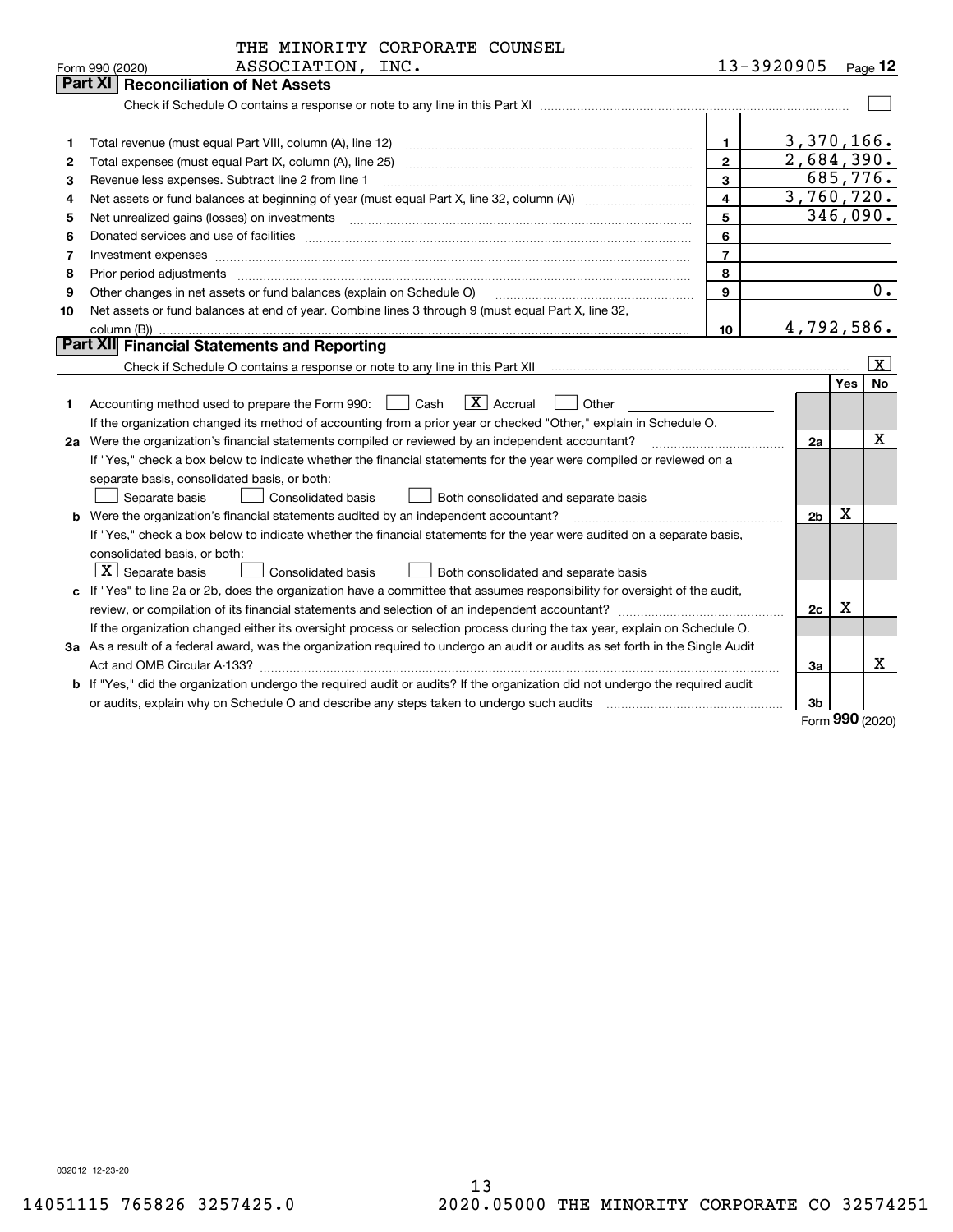THE MINORITY CORPORATE COUNSEL ASSOCIATION, INC. 13-3920905

Form 990 (2020)

## Part XI Reconciliation of Net Assets

Check if Schedule O contains a response or note to any line in this Part XI ☐

| | | | |
|---|---|---|---|
| 1 | Total revenue (must equal Part VIII, column (A), line 12) | 1 | 3,370,166. |
| 2 | Total expenses (must equal Part IX, column (A), line 25) | 2 | 2,684,390. |
| 3 | Revenue less expenses. Subtract line 2 from line 1 | 3 | 685,776. |
| 4 | Net assets or fund balances at beginning of year (must equal Part X, line 32, column (A)) | 4 | 3,760,720. |
| 5 | Net unrealized gains (losses) on investments | 5 | 346,090. |
| 6 | Donated services and use of facilities | 6 | |
| 7 | Investment expenses | 7 | |
| 8 | Prior period adjustments | 8 | |
| 9 | Other changes in net assets or fund balances (explain on Schedule O) | 9 | 0. |
| 10 | Net assets or fund balances at end of year. Combine lines 3 through 9 (must equal Part X, line 32, column (B)) | 10 | 4,792,586. |

## Part XII Financial Statements and Reporting

Check if Schedule O contains a response or note to any line in this Part XII ☒

| | | | Yes | No |
|---|---|---|---|---|
| 1 | Accounting method used to prepare the Form 990: ☐ Cash ☒ Accrual ☐ Other<br>If the organization changed its method of accounting from a prior year or checked "Other," explain in Schedule O. | | | |
| 2a | Were the organization's financial statements compiled or reviewed by an independent accountant?<br>If "Yes," check a box below to indicate whether the financial statements for the year were compiled or reviewed on a separate basis, consolidated basis, or both:<br>☐ Separate basis ☐ Consolidated basis ☐ Both consolidated and separate basis | 2a | | X |
| b | Were the organization's financial statements audited by an independent accountant?<br>If "Yes," check a box below to indicate whether the financial statements for the year were audited on a separate basis, consolidated basis, or both:<br>☒ Separate basis ☐ Consolidated basis ☐ Both consolidated and separate basis | 2b | X | |
| c | If "Yes" to line 2a or 2b, does the organization have a committee that assumes responsibility for oversight of the audit, review, or compilation of its financial statements and selection of an independent accountant?<br>If the organization changed either its oversight process or selection process during the tax year, explain on Schedule O. | 2c | X | |
| 3a | As a result of a federal award, was the organization required to undergo an audit or audits as set forth in the Single Audit Act and OMB Circular A-133? | 3a | | X |
| b | If "Yes," did the organization undergo the required audit or audits? If the organization did not undergo the required audit or audits, explain why on Schedule O and describe any steps taken to undergo such audits | 3b | | |

Form 990 (2020)

032012 12-23-20

14051115 765826 3257425.0 2020.05000 THE MINORITY CORPORATE CO 32574251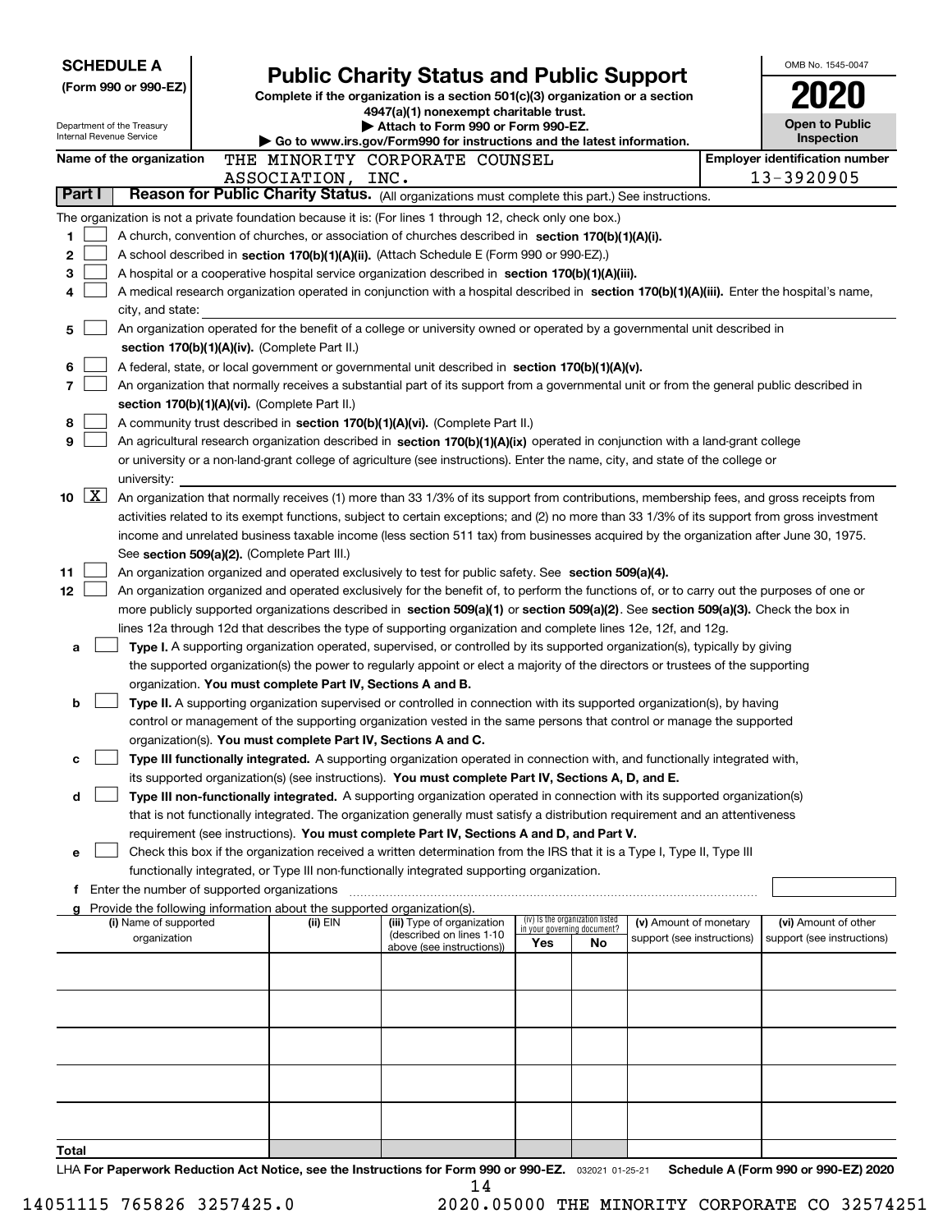**SCHEDULE A**
**(Form 990 or 990-EZ)**

Department of the Treasury
Internal Revenue Service

# Public Charity Status and Public Support

**Complete if the organization is a section 501(c)(3) organization or a section 4947(a)(1) nonexempt charitable trust.**
**▶ Attach to Form 990 or Form 990-EZ.**
**▶ Go to www.irs.gov/Form990 for instructions and the latest information.**

OMB No. 1545-0047
**2020**
**Open to Public Inspection**

**Name of the organization** THE MINORITY CORPORATE COUNSEL ASSOCIATION, INC.
**Employer identification number** 13-3920905

## Part I Reason for Public Charity Status. (All organizations must complete this part.) See instructions.

The organization is not a private foundation because it is: (For lines 1 through 12, check only one box.)

1. ☐ A church, convention of churches, or association of churches described in **section 170(b)(1)(A)(i).**
2. ☐ A school described in **section 170(b)(1)(A)(ii).** (Attach Schedule E (Form 990 or 990-EZ).)
3. ☐ A hospital or a cooperative hospital service organization described in **section 170(b)(1)(A)(iii).**
4. ☐ A medical research organization operated in conjunction with a hospital described in **section 170(b)(1)(A)(iii).** Enter the hospital's name, city, and state:
5. ☐ An organization operated for the benefit of a college or university owned or operated by a governmental unit described in **section 170(b)(1)(A)(iv).** (Complete Part II.)
6. ☐ A federal, state, or local government or governmental unit described in **section 170(b)(1)(A)(v).**
7. ☐ An organization that normally receives a substantial part of its support from a governmental unit or from the general public described in **section 170(b)(1)(A)(vi).** (Complete Part II.)
8. ☐ A community trust described in **section 170(b)(1)(A)(vi).** (Complete Part II.)
9. ☐ An agricultural research organization described in **section 170(b)(1)(A)(ix)** operated in conjunction with a land-grant college or university or a non-land-grant college of agriculture (see instructions). Enter the name, city, and state of the college or university:
10. ☒ An organization that normally receives (1) more than 33 1/3% of its support from contributions, membership fees, and gross receipts from activities related to its exempt functions, subject to certain exceptions; and (2) no more than 33 1/3% of its support from gross investment income and unrelated business taxable income (less section 511 tax) from businesses acquired by the organization after June 30, 1975. See **section 509(a)(2).** (Complete Part III.)
11. ☐ An organization organized and operated exclusively to test for public safety. See **section 509(a)(4).**
12. ☐ An organization organized and operated exclusively for the benefit of, to perform the functions of, or to carry out the purposes of one or more publicly supported organizations described in **section 509(a)(1)** or **section 509(a)(2).** See **section 509(a)(3).** Check the box in lines 12a through 12d that describes the type of supporting organization and complete lines 12e, 12f, and 12g.
   - **a** ☐ **Type I.** A supporting organization operated, supervised, or controlled by its supported organization(s), typically by giving the supported organization(s) the power to regularly appoint or elect a majority of the directors or trustees of the supporting organization. **You must complete Part IV, Sections A and B.**
   - **b** ☐ **Type II.** A supporting organization supervised or controlled in connection with its supported organization(s), by having control or management of the supporting organization vested in the same persons that control or manage the supported organization(s). **You must complete Part IV, Sections A and C.**
   - **c** ☐ **Type III functionally integrated.** A supporting organization operated in connection with, and functionally integrated with, its supported organization(s) (see instructions). **You must complete Part IV, Sections A, D, and E.**
   - **d** ☐ **Type III non-functionally integrated.** A supporting organization operated in connection with its supported organization(s) that is not functionally integrated. The organization generally must satisfy a distribution requirement and an attentiveness requirement (see instructions). **You must complete Part IV, Sections A and D, and Part V.**
   - **e** ☐ Check this box if the organization received a written determination from the IRS that it is a Type I, Type II, Type III functionally integrated, or Type III non-functionally integrated supporting organization.
   - **f** Enter the number of supported organizations
   - **g** Provide the following information about the supported organization(s).

| (i) Name of supported organization | (ii) EIN | (iii) Type of organization (described on lines 1-10 above (see instructions)) | (iv) Is the organization listed in your governing document? Yes | No | (v) Amount of monetary support (see instructions) | (vi) Amount of other support (see instructions) |
|---|---|---|---|---|---|---|
| | | | | | | |
| | | | | | | |
| | | | | | | |
| | | | | | | |
| | | | | | | |
| **Total** | | | | | | |

LHA **For Paperwork Reduction Act Notice, see the Instructions for Form 990 or 990-EZ.** 032021 01-25-21 **Schedule A (Form 990 or 990-EZ) 2020**

14051115 765826 3257425.0 2020.05000 THE MINORITY CORPORATE CO 32574251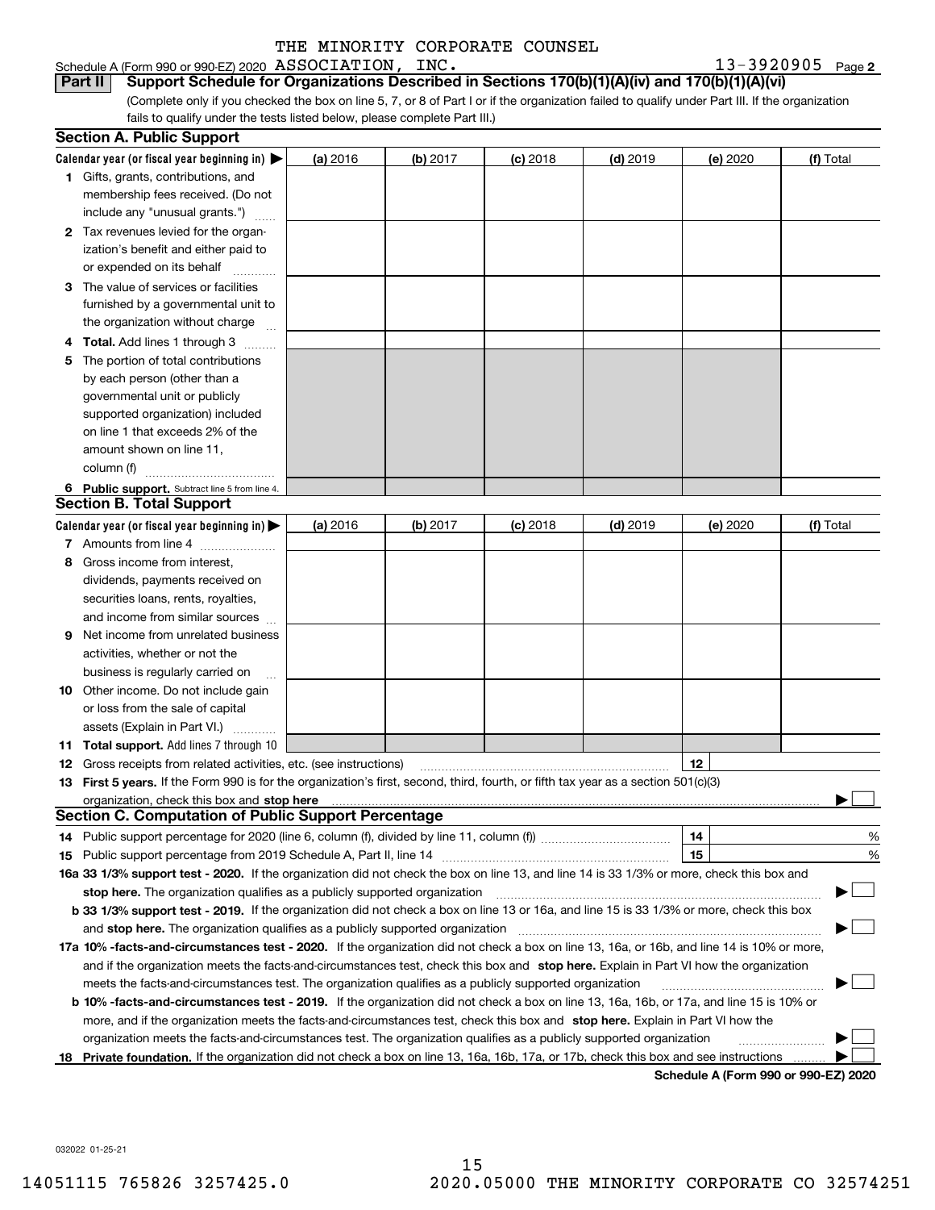THE MINORITY CORPORATE COUNSEL

Schedule A (Form 990 or 990-EZ) 2020 ASSOCIATION, INC. 13-3920905 Page 2

**Part II** **Support Schedule for Organizations Described in Sections 170(b)(1)(A)(iv) and 170(b)(1)(A)(vi)**

(Complete only if you checked the box on line 5, 7, or 8 of Part I or if the organization failed to qualify under Part III. If the organization fails to qualify under the tests listed below, please complete Part III.)

**Section A. Public Support**

| Calendar year (or fiscal year beginning in) ▶ | (a) 2016 | (b) 2017 | (c) 2018 | (d) 2019 | (e) 2020 | (f) Total |
|---|---|---|---|---|---|---|
| **1** Gifts, grants, contributions, and membership fees received. (Do not include any "unusual grants.") | | | | | | |
| **2** Tax revenues levied for the organization's benefit and either paid to or expended on its behalf | | | | | | |
| **3** The value of services or facilities furnished by a governmental unit to the organization without charge | | | | | | |
| **4 Total.** Add lines 1 through 3 | | | | | | |
| **5** The portion of total contributions by each person (other than a governmental unit or publicly supported organization) included on line 1 that exceeds 2% of the amount shown on line 11, column (f) | | | | | | |
| **6 Public support.** Subtract line 5 from line 4. | | | | | | |

**Section B. Total Support**

| Calendar year (or fiscal year beginning in) ▶ | (a) 2016 | (b) 2017 | (c) 2018 | (d) 2019 | (e) 2020 | (f) Total |
|---|---|---|---|---|---|---|
| **7** Amounts from line 4 | | | | | | |
| **8** Gross income from interest, dividends, payments received on securities loans, rents, royalties, and income from similar sources | | | | | | |
| **9** Net income from unrelated business activities, whether or not the business is regularly carried on | | | | | | |
| **10** Other income. Do not include gain or loss from the sale of capital assets (Explain in Part VI.) | | | | | | |
| **11 Total support.** Add lines 7 through 10 | | | | | | |

**12** Gross receipts from related activities, etc. (see instructions) | **12** |

**13 First 5 years.** If the Form 990 is for the organization's first, second, third, fourth, or fifth tax year as a section 501(c)(3) organization, check this box and **stop here** ▶ ☐

**Section C. Computation of Public Support Percentage**

**14** Public support percentage for 2020 (line 6, column (f), divided by line 11, column (f)) | **14** | %

**15** Public support percentage from 2019 Schedule A, Part II, line 14 | **15** | %

**16a 33 1/3% support test - 2020.** If the organization did not check the box on line 13, and line 14 is 33 1/3% or more, check this box and **stop here.** The organization qualifies as a publicly supported organization ▶ ☐

**b 33 1/3% support test - 2019.** If the organization did not check a box on line 13 or 16a, and line 15 is 33 1/3% or more, check this box and **stop here.** The organization qualifies as a publicly supported organization ▶ ☐

**17a 10% -facts-and-circumstances test - 2020.** If the organization did not check a box on line 13, 16a, or 16b, and line 14 is 10% or more, and if the organization meets the facts-and-circumstances test, check this box and **stop here.** Explain in Part VI how the organization meets the facts-and-circumstances test. The organization qualifies as a publicly supported organization ▶ ☐

**b 10% -facts-and-circumstances test - 2019.** If the organization did not check a box on line 13, 16a, 16b, or 17a, and line 15 is 10% or more, and if the organization meets the facts-and-circumstances test, check this box and **stop here.** Explain in Part VI how the organization meets the facts-and-circumstances test. The organization qualifies as a publicly supported organization ▶ ☐

**18 Private foundation.** If the organization did not check a box on line 13, 16a, 16b, 17a, or 17b, check this box and see instructions ▶ ☐

**Schedule A (Form 990 or 990-EZ) 2020**

032022 01-25-21

14051115 765826 3257425.0 2020.05000 THE MINORITY CORPORATE CO 32574251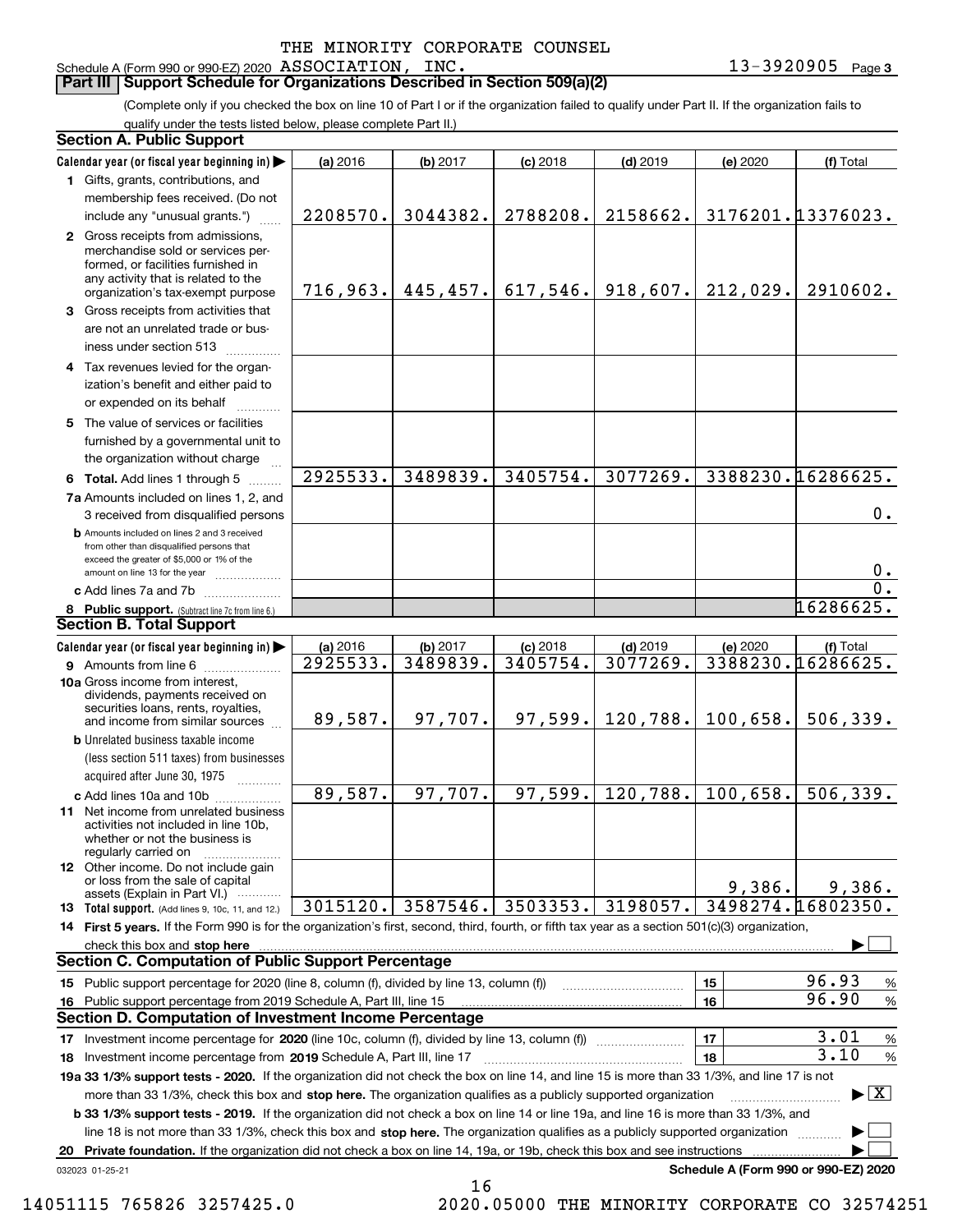THE MINORITY CORPORATE COUNSEL

Schedule A (Form 990 or 990-EZ) 2020 ASSOCIATION, INC. 13-3920905 Page 3

## Part III Support Schedule for Organizations Described in Section 509(a)(2)

(Complete only if you checked the box on line 10 of Part I or if the organization failed to qualify under Part II. If the organization fails to qualify under the tests listed below, please complete Part II.)

### Section A. Public Support

| Calendar year (or fiscal year beginning in) ▶ | (a) 2016 | (b) 2017 | (c) 2018 | (d) 2019 | (e) 2020 | (f) Total |
|---|---|---|---|---|---|---|
| 1 Gifts, grants, contributions, and membership fees received. (Do not include any "unusual grants.") | 2208570. | 3044382. | 2788208. | 2158662. | 3176201. | 13376023. |
| 2 Gross receipts from admissions, merchandise sold or services performed, or facilities furnished in any activity that is related to the organization's tax-exempt purpose | 716,963. | 445,457. | 617,546. | 918,607. | 212,029. | 2910602. |
| 3 Gross receipts from activities that are not an unrelated trade or business under section 513 | | | | | | |
| 4 Tax revenues levied for the organization's benefit and either paid to or expended on its behalf | | | | | | |
| 5 The value of services or facilities furnished by a governmental unit to the organization without charge | | | | | | |
| 6 **Total.** Add lines 1 through 5 | 2925533. | 3489839. | 3405754. | 3077269. | 3388230. | 16286625. |
| 7a Amounts included on lines 1, 2, and 3 received from disqualified persons | | | | | | 0. |
| b Amounts included on lines 2 and 3 received from other than disqualified persons that exceed the greater of $5,000 or 1% of the amount on line 13 for the year | | | | | | 0. |
| c Add lines 7a and 7b | | | | | | 0. |
| 8 **Public support.** (Subtract line 7c from line 6.) | | | | | | 16286625. |

### Section B. Total Support

| Calendar year (or fiscal year beginning in) ▶ | (a) 2016 | (b) 2017 | (c) 2018 | (d) 2019 | (e) 2020 | (f) Total |
|---|---|---|---|---|---|---|
| 9 Amounts from line 6 | 2925533. | 3489839. | 3405754. | 3077269. | 3388230. | 16286625. |
| 10a Gross income from interest, dividends, payments received on securities loans, rents, royalties, and income from similar sources | 89,587. | 97,707. | 97,599. | 120,788. | 100,658. | 506,339. |
| b Unrelated business taxable income (less section 511 taxes) from businesses acquired after June 30, 1975 | | | | | | |
| c Add lines 10a and 10b | 89,587. | 97,707. | 97,599. | 120,788. | 100,658. | 506,339. |
| 11 Net income from unrelated business activities not included in line 10b, whether or not the business is regularly carried on | | | | | | |
| 12 Other income. Do not include gain or loss from the sale of capital assets (Explain in Part VI.) | | | | | 9,386. | 9,386. |
| 13 **Total support.** (Add lines 9, 10c, 11, and 12.) | 3015120. | 3587546. | 3503353. | 3198057. | 3498274. | 16802350. |

14 **First 5 years.** If the Form 990 is for the organization's first, second, third, fourth, or fifth tax year as a section 501(c)(3) organization, check this box and **stop here** ▶ ☐

### Section C. Computation of Public Support Percentage

| | | | |
|---|---|---|---|
| 15 Public support percentage for 2020 (line 8, column (f), divided by line 13, column (f)) | 15 | 96.93 | % |
| 16 Public support percentage from 2019 Schedule A, Part III, line 15 | 16 | 96.90 | % |

### Section D. Computation of Investment Income Percentage

| | | | |
|---|---|---|---|
| 17 Investment income percentage for **2020** (line 10c, column (f), divided by line 13, column (f)) | 17 | 3.01 | % |
| 18 Investment income percentage from **2019** Schedule A, Part III, line 17 | 18 | 3.10 | % |

**19a 33 1/3% support tests - 2020.** If the organization did not check the box on line 14, and line 15 is more than 33 1/3%, and line 17 is not more than 33 1/3%, check this box and **stop here.** The organization qualifies as a publicly supported organization ▶ ☒

**b 33 1/3% support tests - 2019.** If the organization did not check a box on line 14 or line 19a, and line 16 is more than 33 1/3%, and line 18 is not more than 33 1/3%, check this box and **stop here.** The organization qualifies as a publicly supported organization ▶ ☐

**20 Private foundation.** If the organization did not check a box on line 14, 19a, or 19b, check this box and see instructions ▶ ☐

032023 01-25-21 **Schedule A (Form 990 or 990-EZ) 2020**

14051115 765826 3257425.0 2020.05000 THE MINORITY CORPORATE CO 32574251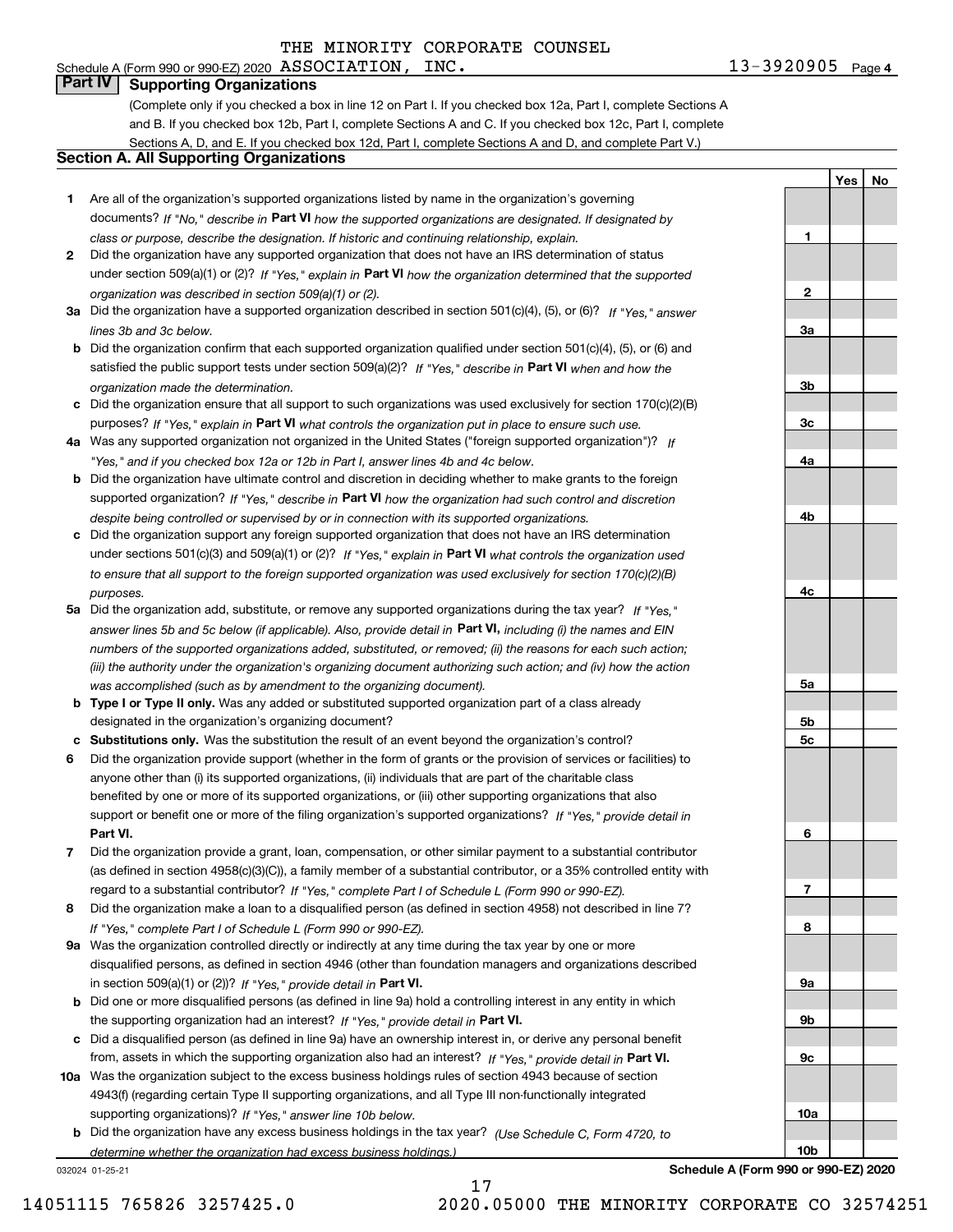THE MINORITY CORPORATE COUNSEL

Schedule A (Form 990 or 990-EZ) 2020 ASSOCIATION, INC. 13-3920905 Page 4

## Part IV Supporting Organizations

(Complete only if you checked a box in line 12 on Part I. If you checked box 12a, Part I, complete Sections A and B. If you checked box 12b, Part I, complete Sections A and C. If you checked box 12c, Part I, complete Sections A, D, and E. If you checked box 12d, Part I, complete Sections A and D, and complete Part V.)

### Section A. All Supporting Organizations

| | | | Yes | No |
|---|---|---|---|---|
| **1** | Are all of the organization's supported organizations listed by name in the organization's governing documents? *If "No," describe in* **Part VI** *how the supported organizations are designated. If designated by class or purpose, describe the designation. If historic and continuing relationship, explain.* | **1** | | |
| **2** | Did the organization have any supported organization that does not have an IRS determination of status under section 509(a)(1) or (2)? *If "Yes," explain in* **Part VI** *how the organization determined that the supported organization was described in section 509(a)(1) or (2).* | **2** | | |
| **3a** | Did the organization have a supported organization described in section 501(c)(4), (5), or (6)? *If "Yes," answer lines 3b and 3c below.* | **3a** | | |
| **b** | Did the organization confirm that each supported organization qualified under section 501(c)(4), (5), or (6) and satisfied the public support tests under section 509(a)(2)? *If "Yes," describe in* **Part VI** *when and how the organization made the determination.* | **3b** | | |
| **c** | Did the organization ensure that all support to such organizations was used exclusively for section 170(c)(2)(B) purposes? *If "Yes," explain in* **Part VI** *what controls the organization put in place to ensure such use.* | **3c** | | |
| **4a** | Was any supported organization not organized in the United States ("foreign supported organization")? *If "Yes," and if you checked box 12a or 12b in Part I, answer lines 4b and 4c below.* | **4a** | | |
| **b** | Did the organization have ultimate control and discretion in deciding whether to make grants to the foreign supported organization? *If "Yes," describe in* **Part VI** *how the organization had such control and discretion despite being controlled or supervised by or in connection with its supported organizations.* | **4b** | | |
| **c** | Did the organization support any foreign supported organization that does not have an IRS determination under sections 501(c)(3) and 509(a)(1) or (2)? *If "Yes," explain in* **Part VI** *what controls the organization used to ensure that all support to the foreign supported organization was used exclusively for section 170(c)(2)(B) purposes.* | **4c** | | |
| **5a** | Did the organization add, substitute, or remove any supported organizations during the tax year? *If "Yes," answer lines 5b and 5c below (if applicable). Also, provide detail in* **Part VI,** *including (i) the names and EIN numbers of the supported organizations added, substituted, or removed; (ii) the reasons for each such action; (iii) the authority under the organization's organizing document authorizing such action; and (iv) how the action was accomplished (such as by amendment to the organizing document).* | **5a** | | |
| **b** | **Type I or Type II only.** Was any added or substituted supported organization part of a class already designated in the organization's organizing document? | **5b** | | |
| **c** | **Substitutions only.** Was the substitution the result of an event beyond the organization's control? | **5c** | | |
| **6** | Did the organization provide support (whether in the form of grants or the provision of services or facilities) to anyone other than (i) its supported organizations, (ii) individuals that are part of the charitable class benefited by one or more of its supported organizations, or (iii) other supporting organizations that also support or benefit one or more of the filing organization's supported organizations? *If "Yes," provide detail in* **Part VI.** | **6** | | |
| **7** | Did the organization provide a grant, loan, compensation, or other similar payment to a substantial contributor (as defined in section 4958(c)(3)(C)), a family member of a substantial contributor, or a 35% controlled entity with regard to a substantial contributor? *If "Yes," complete Part I of Schedule L (Form 990 or 990-EZ).* | **7** | | |
| **8** | Did the organization make a loan to a disqualified person (as defined in section 4958) not described in line 7? *If "Yes," complete Part I of Schedule L (Form 990 or 990-EZ).* | **8** | | |
| **9a** | Was the organization controlled directly or indirectly at any time during the tax year by one or more disqualified persons, as defined in section 4946 (other than foundation managers and organizations described in section 509(a)(1) or (2))? *If "Yes," provide detail in* **Part VI.** | **9a** | | |
| **b** | Did one or more disqualified persons (as defined in line 9a) hold a controlling interest in any entity in which the supporting organization had an interest? *If "Yes," provide detail in* **Part VI.** | **9b** | | |
| **c** | Did a disqualified person (as defined in line 9a) have an ownership interest in, or derive any personal benefit from, assets in which the supporting organization also had an interest? *If "Yes," provide detail in* **Part VI.** | **9c** | | |
| **10a** | Was the organization subject to the excess business holdings rules of section 4943 because of section 4943(f) (regarding certain Type II supporting organizations, and all Type III non-functionally integrated supporting organizations)? *If "Yes," answer line 10b below.* | **10a** | | |
| **b** | Did the organization have any excess business holdings in the tax year? *(Use Schedule C, Form 4720, to determine whether the organization had excess business holdings.)* | **10b** | | |

032024 01-25-21 **Schedule A (Form 990 or 990-EZ) 2020**

14051115 765826 3257425.0 2020.05000 THE MINORITY CORPORATE CO 32574251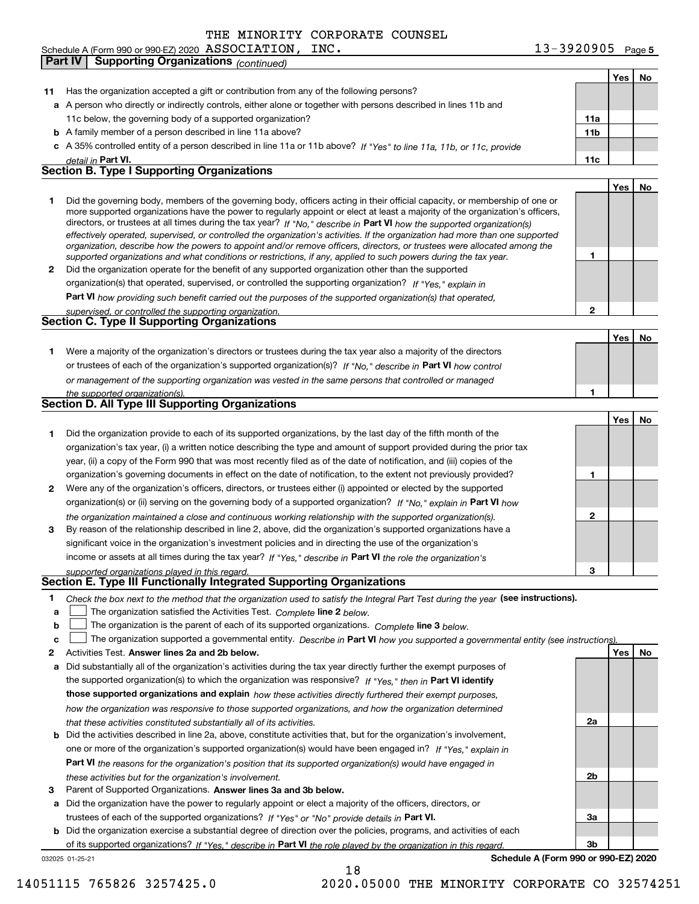THE MINORITY CORPORATE COUNSEL

Schedule A (Form 990 or 990-EZ) 2020 ASSOCIATION, INC. 13-3920905 Page 5

**Part IV | Supporting Organizations** *(continued)*

| | | | Yes | No |
|---|---|---|---|---|
| **11** | Has the organization accepted a gift or contribution from any of the following persons? | | | |
| **a** | A person who directly or indirectly controls, either alone or together with persons described in lines 11b and 11c below, the governing body of a supported organization? | **11a** | | |
| **b** | A family member of a person described in line 11a above? | **11b** | | |
| **c** | A 35% controlled entity of a person described in line 11a or 11b above? *If "Yes" to line 11a, 11b, or 11c, provide detail in* **Part VI.** | **11c** | | |

## Section B. Type I Supporting Organizations

| | | | Yes | No |
|---|---|---|---|---|
| **1** | Did the governing body, members of the governing body, officers acting in their official capacity, or membership of one or more supported organizations have the power to regularly appoint or elect at least a majority of the organization's officers, directors, or trustees at all times during the tax year? *If "No," describe in* **Part VI** *how the supported organization(s) effectively operated, supervised, or controlled the organization's activities. If the organization had more than one supported organization, describe how the powers to appoint and/or remove officers, directors, or trustees were allocated among the supported organizations and what conditions or restrictions, if any, applied to such powers during the tax year.* | **1** | | |
| **2** | Did the organization operate for the benefit of any supported organization other than the supported organization(s) that operated, supervised, or controlled the supporting organization? *If "Yes," explain in* **Part VI** *how providing such benefit carried out the purposes of the supported organization(s) that operated, supervised, or controlled the supporting organization.* | **2** | | |

## Section C. Type II Supporting Organizations

| | | | Yes | No |
|---|---|---|---|---|
| **1** | Were a majority of the organization's directors or trustees during the tax year also a majority of the directors or trustees of each of the organization's supported organization(s)? *If "No," describe in* **Part VI** *how control or management of the supporting organization was vested in the same persons that controlled or managed the supported organization(s).* | **1** | | |

## Section D. All Type III Supporting Organizations

| | | | Yes | No |
|---|---|---|---|---|
| **1** | Did the organization provide to each of its supported organizations, by the last day of the fifth month of the organization's tax year, (i) a written notice describing the type and amount of support provided during the prior tax year, (ii) a copy of the Form 990 that was most recently filed as of the date of notification, and (iii) copies of the organization's governing documents in effect on the date of notification, to the extent not previously provided? | **1** | | |
| **2** | Were any of the organization's officers, directors, or trustees either (i) appointed or elected by the supported organization(s) or (ii) serving on the governing body of a supported organization? *If "No," explain in* **Part VI** *how the organization maintained a close and continuous working relationship with the supported organization(s).* | **2** | | |
| **3** | By reason of the relationship described in line 2, above, did the organization's supported organizations have a significant voice in the organization's investment policies and in directing the use of the organization's income or assets at all times during the tax year? *If "Yes," describe in* **Part VI** *the role the organization's supported organizations played in this regard.* | **3** | | |

## Section E. Type III Functionally Integrated Supporting Organizations

**1** *Check the box next to the method that the organization used to satisfy the Integral Part Test during the year* **(see instructions).**

- **a** ☐ The organization satisfied the Activities Test. *Complete* **line 2** *below.*
- **b** ☐ The organization is the parent of each of its supported organizations. *Complete* **line 3** *below.*
- **c** ☐ The organization supported a governmental entity. *Describe in* **Part VI** *how you supported a governmental entity (see instructions).*

| | | | Yes | No |
|---|---|---|---|---|
| **2** | Activities Test. **Answer lines 2a and 2b below.** | | | |
| **a** | Did substantially all of the organization's activities during the tax year directly further the exempt purposes of the supported organization(s) to which the organization was responsive? *If "Yes," then in* **Part VI identify those supported organizations and explain** *how these activities directly furthered their exempt purposes, how the organization was responsive to those supported organizations, and how the organization determined that these activities constituted substantially all of its activities.* | **2a** | | |
| **b** | Did the activities described in line 2a, above, constitute activities that, but for the organization's involvement, one or more of the organization's supported organization(s) would have been engaged in? *If "Yes," explain in* **Part VI** *the reasons for the organization's position that its supported organization(s) would have engaged in these activities but for the organization's involvement.* | **2b** | | |
| **3** | Parent of Supported Organizations. **Answer lines 3a and 3b below.** | | | |
| **a** | Did the organization have the power to regularly appoint or elect a majority of the officers, directors, or trustees of each of the supported organizations? *If "Yes" or "No" provide details in* **Part VI.** | **3a** | | |
| **b** | Did the organization exercise a substantial degree of direction over the policies, programs, and activities of each of its supported organizations? *If "Yes," describe in* **Part VI** *the role played by the organization in this regard.* | **3b** | | |

032025 01-25-21 **Schedule A (Form 990 or 990-EZ) 2020**

14051115 765826 3257425.0 2020.05000 THE MINORITY CORPORATE CO 32574251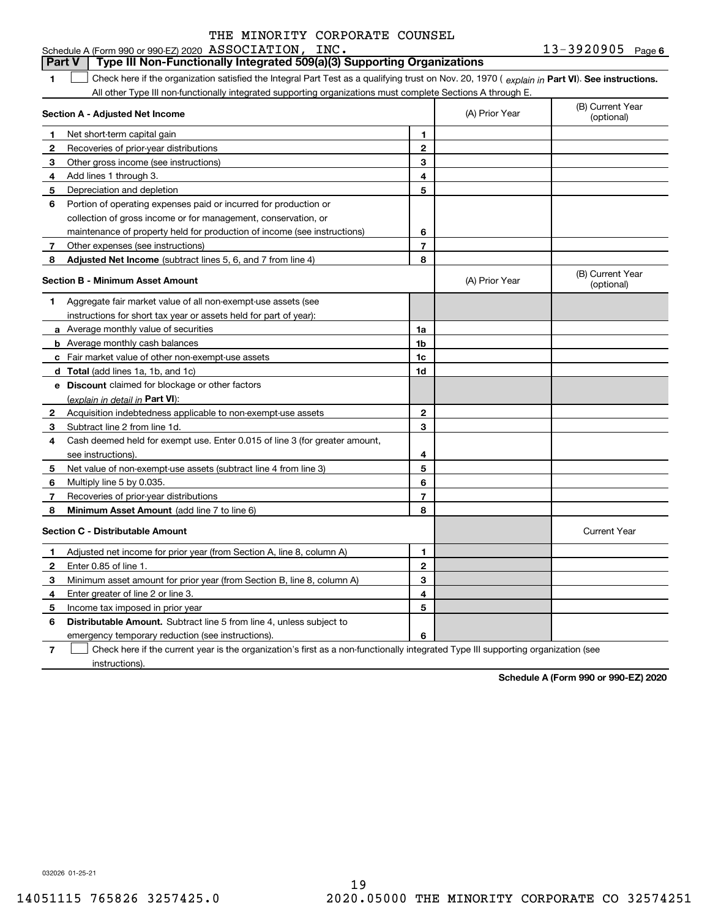THE MINORITY CORPORATE COUNSEL

Schedule A (Form 990 or 990-EZ) 2020 ASSOCIATION, INC. 13-3920905 Page 6

## Part V Type III Non-Functionally Integrated 509(a)(3) Supporting Organizations

**1** ☐ Check here if the organization satisfied the Integral Part Test as a qualifying trust on Nov. 20, 1970 ( *explain in* **Part VI**). **See instructions.** All other Type III non-functionally integrated supporting organizations must complete Sections A through E.

| **Section A - Adjusted Net Income** | | | (A) Prior Year | (B) Current Year (optional) |
|---|---|---|---|---|
| **1** | Net short-term capital gain | **1** | | |
| **2** | Recoveries of prior-year distributions | **2** | | |
| **3** | Other gross income (see instructions) | **3** | | |
| **4** | Add lines 1 through 3. | **4** | | |
| **5** | Depreciation and depletion | **5** | | |
| **6** | Portion of operating expenses paid or incurred for production or collection of gross income or for management, conservation, or maintenance of property held for production of income (see instructions) | **6** | | |
| **7** | Other expenses (see instructions) | **7** | | |
| **8** | **Adjusted Net Income** (subtract lines 5, 6, and 7 from line 4) | **8** | | |

| **Section B - Minimum Asset Amount** | | | (A) Prior Year | (B) Current Year (optional) |
|---|---|---|---|---|
| **1** | Aggregate fair market value of all non-exempt-use assets (see instructions for short tax year or assets held for part of year): | | | |
| **a** | Average monthly value of securities | **1a** | | |
| **b** | Average monthly cash balances | **1b** | | |
| **c** | Fair market value of other non-exempt-use assets | **1c** | | |
| **d** | **Total** (add lines 1a, 1b, and 1c) | **1d** | | |
| **e** | **Discount** claimed for blockage or other factors (*explain in detail in* **Part VI**): | | | |
| **2** | Acquisition indebtedness applicable to non-exempt-use assets | **2** | | |
| **3** | Subtract line 2 from line 1d. | **3** | | |
| **4** | Cash deemed held for exempt use. Enter 0.015 of line 3 (for greater amount, see instructions). | **4** | | |
| **5** | Net value of non-exempt-use assets (subtract line 4 from line 3) | **5** | | |
| **6** | Multiply line 5 by 0.035. | **6** | | |
| **7** | Recoveries of prior-year distributions | **7** | | |
| **8** | **Minimum Asset Amount** (add line 7 to line 6) | **8** | | |

| **Section C - Distributable Amount** | | | | Current Year |
|---|---|---|---|---|
| **1** | Adjusted net income for prior year (from Section A, line 8, column A) | **1** | | |
| **2** | Enter 0.85 of line 1. | **2** | | |
| **3** | Minimum asset amount for prior year (from Section B, line 8, column A) | **3** | | |
| **4** | Enter greater of line 2 or line 3. | **4** | | |
| **5** | Income tax imposed in prior year | **5** | | |
| **6** | **Distributable Amount.** Subtract line 5 from line 4, unless subject to emergency temporary reduction (see instructions). | **6** | | |

**7** ☐ Check here if the current year is the organization's first as a non-functionally integrated Type III supporting organization (see instructions).

**Schedule A (Form 990 or 990-EZ) 2020**

032026 01-25-21

14051115 765826 3257425.0 2020.05000 THE MINORITY CORPORATE CO 32574251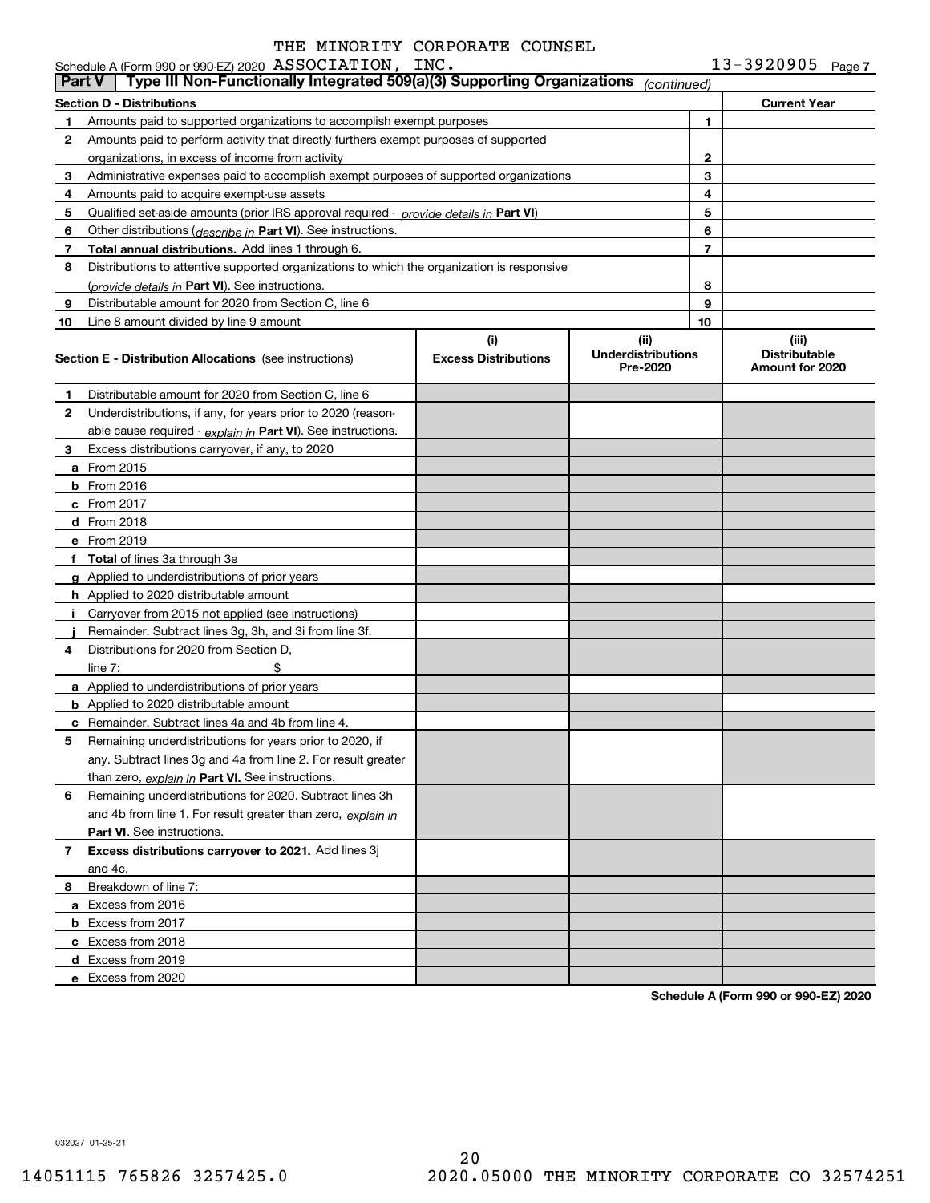THE MINORITY CORPORATE COUNSEL ASSOCIATION, INC. 13-3920905

Schedule A (Form 990 or 990-EZ) 2020

## Part V Type III Non-Functionally Integrated 509(a)(3) Supporting Organizations *(continued)*

| Section D - Distributions | | | Current Year |
|---|---|---|---|
| 1 | Amounts paid to supported organizations to accomplish exempt purposes | 1 | |
| 2 | Amounts paid to perform activity that directly furthers exempt purposes of supported organizations, in excess of income from activity | 2 | |
| 3 | Administrative expenses paid to accomplish exempt purposes of supported organizations | 3 | |
| 4 | Amounts paid to acquire exempt-use assets | 4 | |
| 5 | Qualified set-aside amounts (prior IRS approval required - *provide details in* **Part VI**) | 5 | |
| 6 | Other distributions (*describe in* **Part VI**). See instructions. | 6 | |
| 7 | **Total annual distributions.** Add lines 1 through 6. | 7 | |
| 8 | Distributions to attentive supported organizations to which the organization is responsive (*provide details in* **Part VI**). See instructions. | 8 | |
| 9 | Distributable amount for 2020 from Section C, line 6 | 9 | |
| 10 | Line 8 amount divided by line 9 amount | 10 | |

| **Section E - Distribution Allocations** (see instructions) | (i) Excess Distributions | (ii) Underdistributions Pre-2020 | (iii) Distributable Amount for 2020 |
|---|---|---|---|
| **1** Distributable amount for 2020 from Section C, line 6 | | | |
| **2** Underdistributions, if any, for years prior to 2020 (reasonable cause required - *explain in* **Part VI**). See instructions. | | | |
| **3** Excess distributions carryover, if any, to 2020 | | | |
| **a** From 2015 | | | |
| **b** From 2016 | | | |
| **c** From 2017 | | | |
| **d** From 2018 | | | |
| **e** From 2019 | | | |
| **f Total** of lines 3a through 3e | | | |
| **g** Applied to underdistributions of prior years | | | |
| **h** Applied to 2020 distributable amount | | | |
| **i** Carryover from 2015 not applied (see instructions) | | | |
| **j** Remainder. Subtract lines 3g, 3h, and 3i from line 3f. | | | |
| **4** Distributions for 2020 from Section D, line 7: $ | | | |
| **a** Applied to underdistributions of prior years | | | |
| **b** Applied to 2020 distributable amount | | | |
| **c** Remainder. Subtract lines 4a and 4b from line 4. | | | |
| **5** Remaining underdistributions for years prior to 2020, if any. Subtract lines 3g and 4a from line 2. For result greater than zero, *explain in* **Part VI.** See instructions. | | | |
| **6** Remaining underdistributions for 2020. Subtract lines 3h and 4b from line 1. For result greater than zero, *explain in* **Part VI**. See instructions. | | | |
| **7 Excess distributions carryover to 2021.** Add lines 3j and 4c. | | | |
| **8** Breakdown of line 7: | | | |
| **a** Excess from 2016 | | | |
| **b** Excess from 2017 | | | |
| **c** Excess from 2018 | | | |
| **d** Excess from 2019 | | | |
| **e** Excess from 2020 | | | |

**Schedule A (Form 990 or 990-EZ) 2020**

032027 01-25-21

14051115 765826 3257425.0 2020.05000 THE MINORITY CORPORATE CO 32574251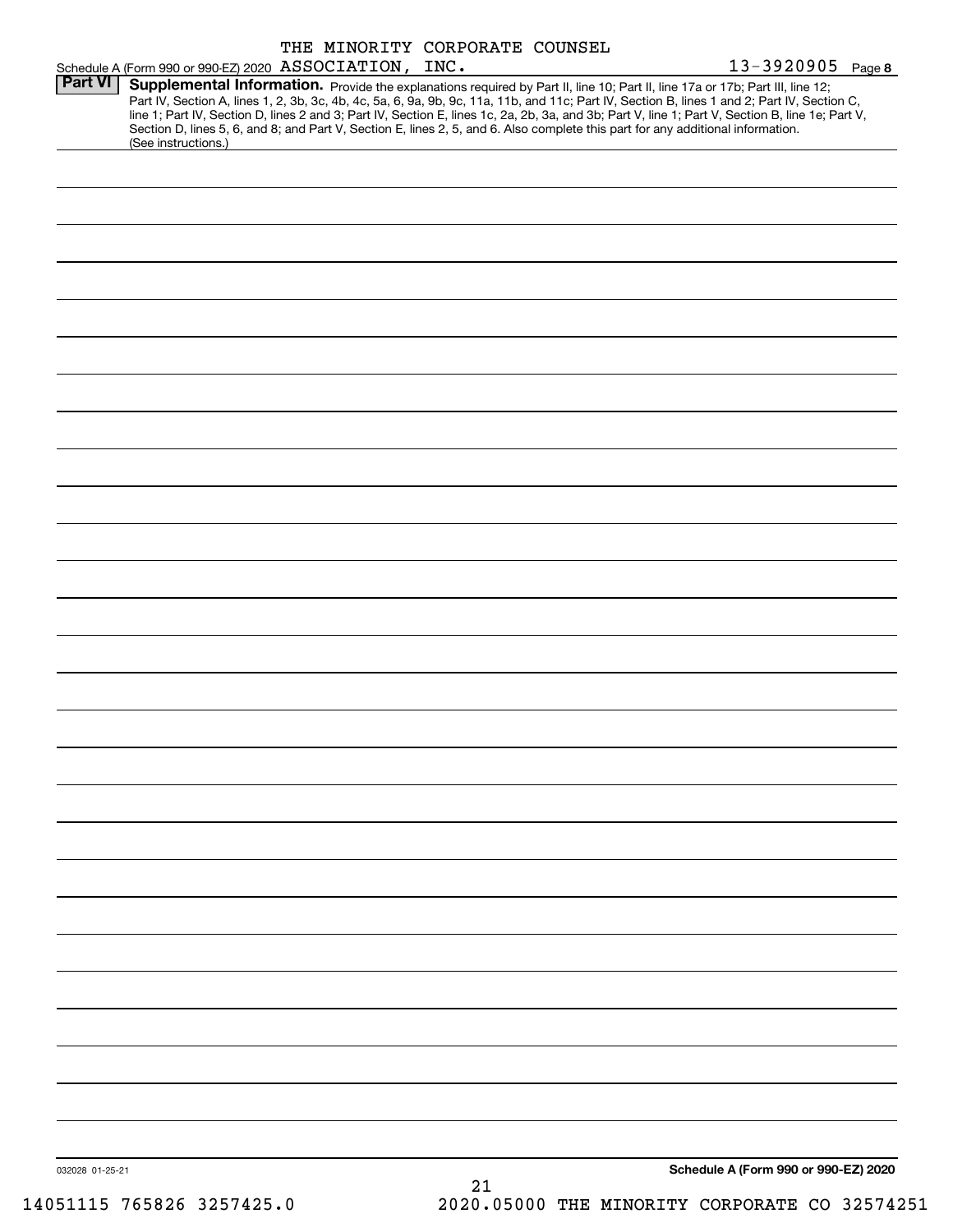THE MINORITY CORPORATE COUNSEL ASSOCIATION, INC.

13-3920905

## Part VI Supplemental Information.

Provide the explanations required by Part II, line 10; Part II, line 17a or 17b; Part III, line 12; Part IV, Section A, lines 1, 2, 3b, 3c, 4b, 4c, 5a, 6, 9a, 9b, 9c, 11a, 11b, and 11c; Part IV, Section B, lines 1 and 2; Part IV, Section C, line 1; Part IV, Section D, lines 2 and 3; Part IV, Section E, lines 1c, 2a, 2b, 3a, and 3b; Part V, line 1; Part V, Section B, line 1e; Part V, Section D, lines 5, 6, and 8; and Part V, Section E, lines 2, 5, and 6. Also complete this part for any additional information. (See instructions.)

032028 01-25-21

**Schedule A (Form 990 or 990-EZ) 2020**

14051115 765826 3257425.0 2020.05000 THE MINORITY CORPORATE CO 32574251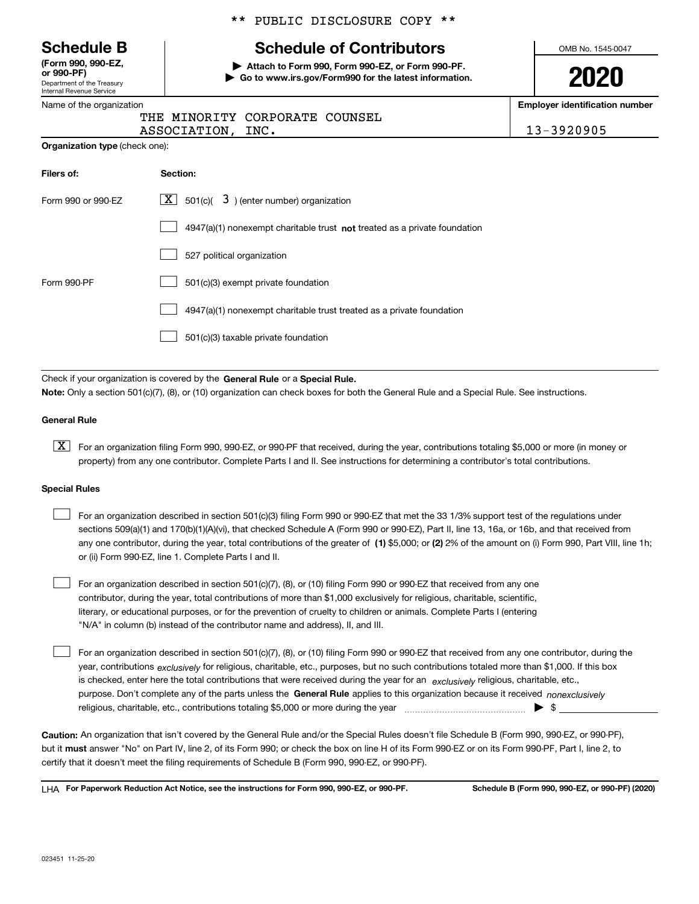** PUBLIC DISCLOSURE COPY **

# Schedule B
**(Form 990, 990-EZ, or 990-PF)**
Department of the Treasury
Internal Revenue Service

## Schedule of Contributors

▶ **Attach to Form 990, Form 990-EZ, or Form 990-PF.**
▶ **Go to www.irs.gov/Form990 for the latest information.**

OMB No. 1545-0047

**2020**

Name of the organization: THE MINORITY CORPORATE COUNSEL ASSOCIATION, INC.

**Employer identification number:** 13-3920905

**Organization type** (check one):

| **Filers of:** | **Section:** |
|---|---|
| Form 990 or 990-EZ | [X] 501(c)( 3 ) (enter number) organization |
| | [ ] 4947(a)(1) nonexempt charitable trust **not** treated as a private foundation |
| | [ ] 527 political organization |
| Form 990-PF | [ ] 501(c)(3) exempt private foundation |
| | [ ] 4947(a)(1) nonexempt charitable trust treated as a private foundation |
| | [ ] 501(c)(3) taxable private foundation |

Check if your organization is covered by the **General Rule** or a **Special Rule.**

**Note:** Only a section 501(c)(7), (8), or (10) organization can check boxes for both the General Rule and a Special Rule. See instructions.

### General Rule

[X] For an organization filing Form 990, 990-EZ, or 990-PF that received, during the year, contributions totaling $5,000 or more (in money or property) from any one contributor. Complete Parts I and II. See instructions for determining a contributor's total contributions.

### Special Rules

[ ] For an organization described in section 501(c)(3) filing Form 990 or 990-EZ that met the 33 1/3% support test of the regulations under sections 509(a)(1) and 170(b)(1)(A)(vi), that checked Schedule A (Form 990 or 990-EZ), Part II, line 13, 16a, or 16b, and that received from any one contributor, during the year, total contributions of the greater of **(1)** $5,000; or **(2)** 2% of the amount on (i) Form 990, Part VIII, line 1h; or (ii) Form 990-EZ, line 1. Complete Parts I and II.

[ ] For an organization described in section 501(c)(7), (8), or (10) filing Form 990 or 990-EZ that received from any one contributor, during the year, total contributions of more than $1,000 exclusively for religious, charitable, scientific, literary, or educational purposes, or for the prevention of cruelty to children or animals. Complete Parts I (entering "N/A" in column (b) instead of the contributor name and address), II, and III.

[ ] For an organization described in section 501(c)(7), (8), or (10) filing Form 990 or 990-EZ that received from any one contributor, during the year, contributions *exclusively* for religious, charitable, etc., purposes, but no such contributions totaled more than $1,000. If this box is checked, enter here the total contributions that were received during the year for an *exclusively* religious, charitable, etc., purpose. Don't complete any of the parts unless the **General Rule** applies to this organization because it received *nonexclusively* religious, charitable, etc., contributions totaling $5,000 or more during the year ▶ $

**Caution:** An organization that isn't covered by the General Rule and/or the Special Rules doesn't file Schedule B (Form 990, 990-EZ, or 990-PF), but it **must** answer "No" on Part IV, line 2, of its Form 990; or check the box on line H of its Form 990-EZ or on its Form 990-PF, Part I, line 2, to certify that it doesn't meet the filing requirements of Schedule B (Form 990, 990-EZ, or 990-PF).

LHA **For Paperwork Reduction Act Notice, see the instructions for Form 990, 990-EZ, or 990-PF.** **Schedule B (Form 990, 990-EZ, or 990-PF) (2020)**

023451 11-25-20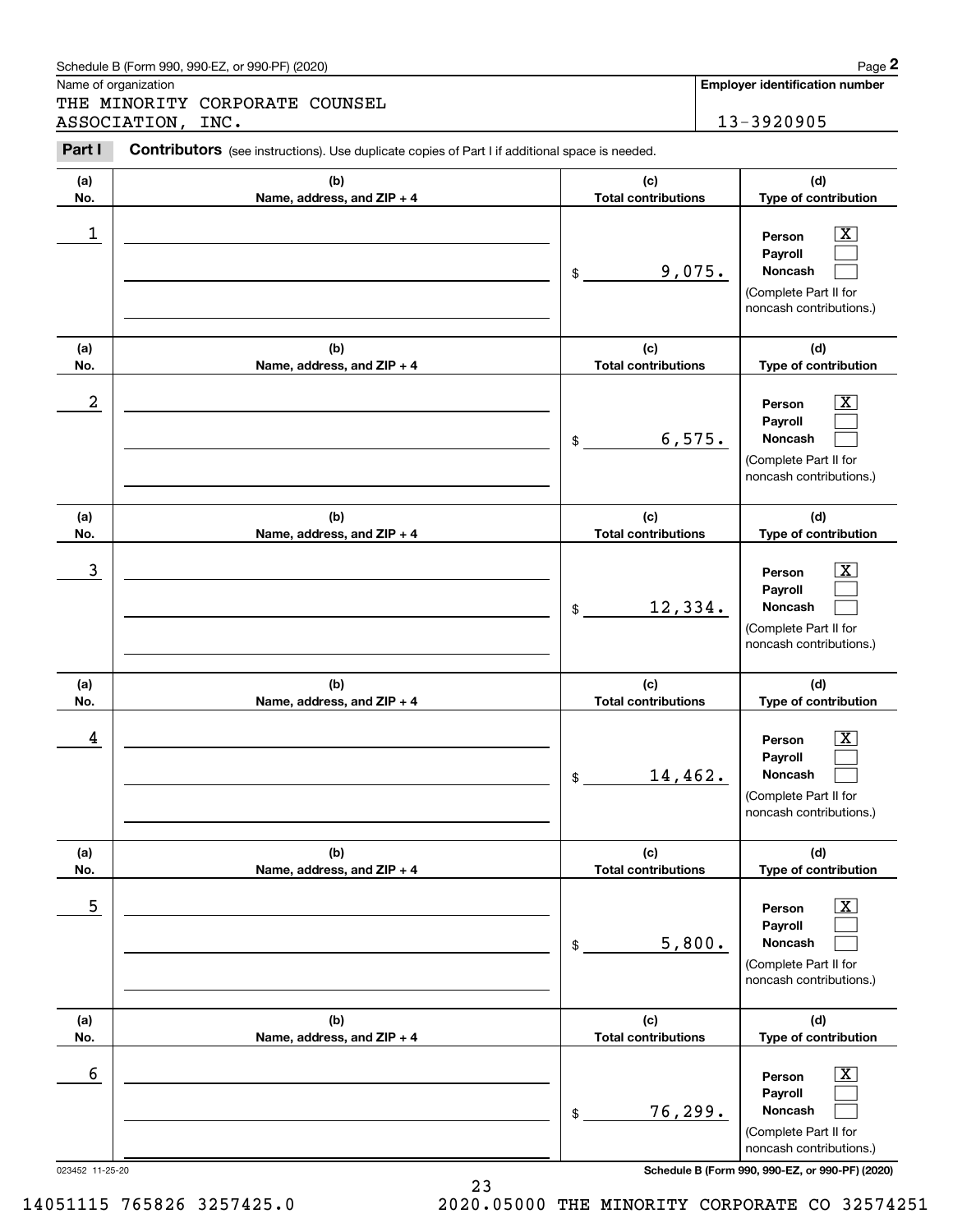Schedule B (Form 990, 990-EZ, or 990-PF) (2020)

Name of organization: THE MINORITY CORPORATE COUNSEL ASSOCIATION, INC.

**Employer identification number:** 13-3920905

**Part I** **Contributors** (see instructions). Use duplicate copies of Part I if additional space is needed.

| (a) No. | (b) Name, address, and ZIP + 4 | (c) Total contributions | (d) Type of contribution |
|---|---|---|---|
| 1 | | $ 9,075. | Person [X] Payroll [ ] Noncash [ ] (Complete Part II for noncash contributions.) |
| 2 | | $ 6,575. | Person [X] Payroll [ ] Noncash [ ] (Complete Part II for noncash contributions.) |
| 3 | | $ 12,334. | Person [X] Payroll [ ] Noncash [ ] (Complete Part II for noncash contributions.) |
| 4 | | $ 14,462. | Person [X] Payroll [ ] Noncash [ ] (Complete Part II for noncash contributions.) |
| 5 | | $ 5,800. | Person [X] Payroll [ ] Noncash [ ] (Complete Part II for noncash contributions.) |
| 6 | | $ 76,299. | Person [X] Payroll [ ] Noncash [ ] (Complete Part II for noncash contributions.) |

023452 11-25-20

Schedule B (Form 990, 990-EZ, or 990-PF) (2020)

14051115 765826 3257425.0 2020.05000 THE MINORITY CORPORATE CO 32574251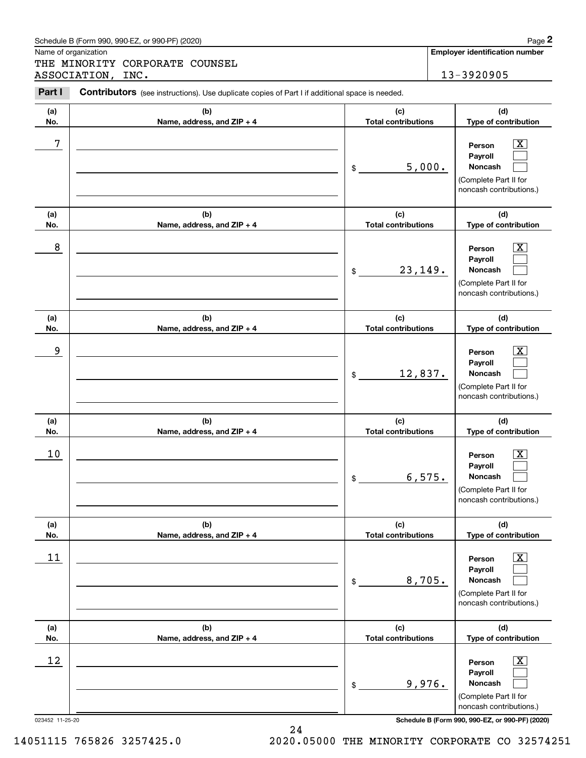Schedule B (Form 990, 990-EZ, or 990-PF) (2020)

Name of organization

THE MINORITY CORPORATE COUNSEL ASSOCIATION, INC.

**Employer identification number**

13-3920905

**Part I** **Contributors** (see instructions). Use duplicate copies of Part I if additional space is needed.

| (a) No. | (b) Name, address, and ZIP + 4 | (c) Total contributions | (d) Type of contribution |
|---|---|---|---|
| 7 | | $ 5,000. | Person [X] Payroll [ ] Noncash [ ] (Complete Part II for noncash contributions.) |
| 8 | | $ 23,149. | Person [X] Payroll [ ] Noncash [ ] (Complete Part II for noncash contributions.) |
| 9 | | $ 12,837. | Person [X] Payroll [ ] Noncash [ ] (Complete Part II for noncash contributions.) |
| 10 | | $ 6,575. | Person [X] Payroll [ ] Noncash [ ] (Complete Part II for noncash contributions.) |
| 11 | | $ 8,705. | Person [X] Payroll [ ] Noncash [ ] (Complete Part II for noncash contributions.) |
| 12 | | $ 9,976. | Person [X] Payroll [ ] Noncash [ ] (Complete Part II for noncash contributions.) |

023452 11-25-20

**Schedule B (Form 990, 990-EZ, or 990-PF) (2020)**

14051115 765826 3257425.0 2020.05000 THE MINORITY CORPORATE CO 32574251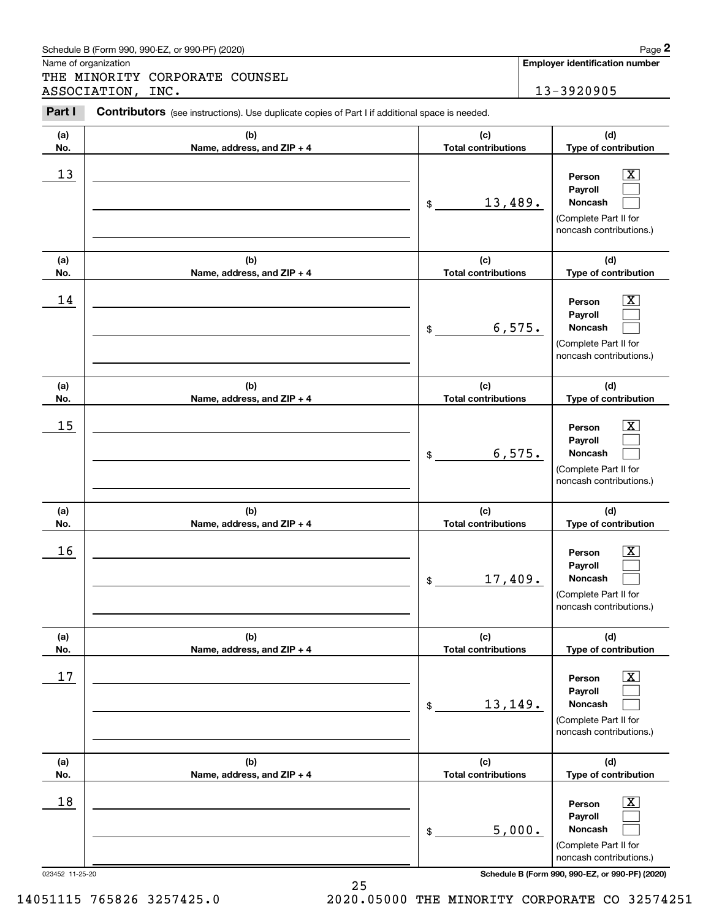Schedule B (Form 990, 990-EZ, or 990-PF) (2020)

Name of organization: THE MINORITY CORPORATE COUNSEL ASSOCIATION, INC.

**Employer identification number:** 13-3920905

**Part I** **Contributors** (see instructions). Use duplicate copies of Part I if additional space is needed.

| (a) No. | (b) Name, address, and ZIP + 4 | (c) Total contributions | (d) Type of contribution |
|---|---|---|---|
| 13 | | $ 13,489. | Person [X] Payroll [ ] Noncash [ ] (Complete Part II for noncash contributions.) |
| 14 | | $ 6,575. | Person [X] Payroll [ ] Noncash [ ] (Complete Part II for noncash contributions.) |
| 15 | | $ 6,575. | Person [X] Payroll [ ] Noncash [ ] (Complete Part II for noncash contributions.) |
| 16 | | $ 17,409. | Person [X] Payroll [ ] Noncash [ ] (Complete Part II for noncash contributions.) |
| 17 | | $ 13,149. | Person [X] Payroll [ ] Noncash [ ] (Complete Part II for noncash contributions.) |
| 18 | | $ 5,000. | Person [X] Payroll [ ] Noncash [ ] (Complete Part II for noncash contributions.) |

023452 11-25-20

**Schedule B (Form 990, 990-EZ, or 990-PF) (2020)**

14051115 765826 3257425.0 2020.05000 THE MINORITY CORPORATE CO 32574251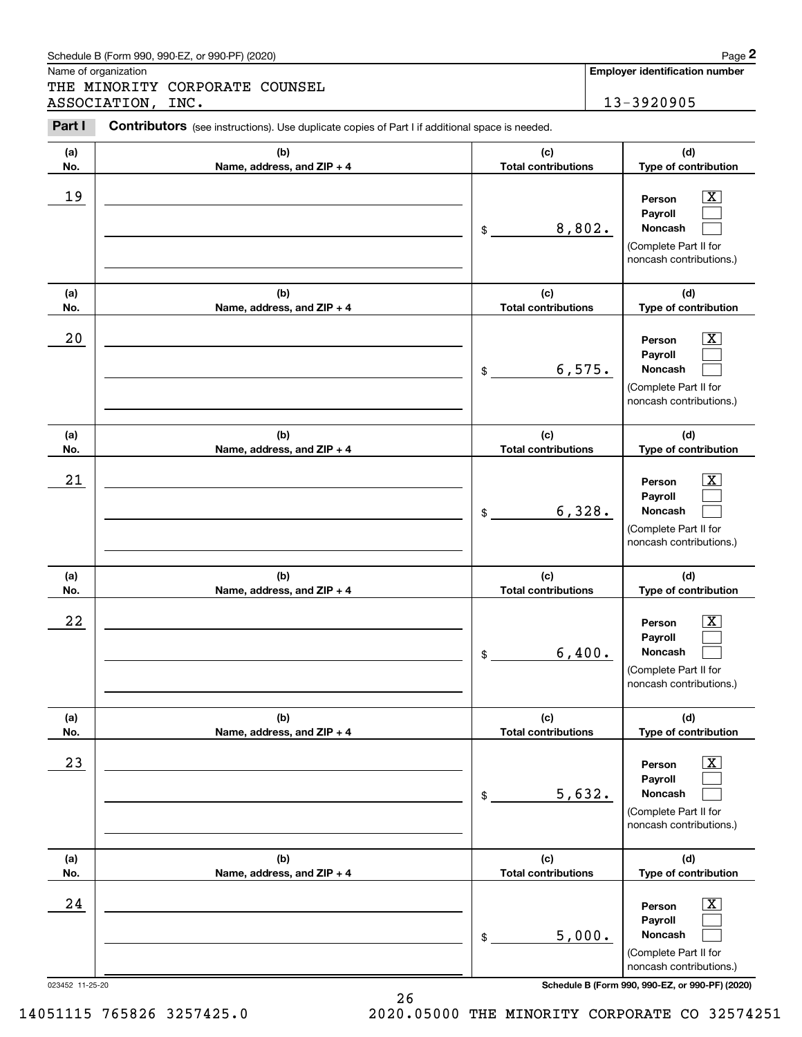Schedule B (Form 990, 990-EZ, or 990-PF) (2020)

Name of organization: THE MINORITY CORPORATE COUNSEL ASSOCIATION, INC.

**Employer identification number:** 13-3920905

**Part I** **Contributors** (see instructions). Use duplicate copies of Part I if additional space is needed.

| (a) No. | (b) Name, address, and ZIP + 4 | (c) Total contributions | (d) Type of contribution |
|---|---|---|---|
| 19 | | $ 8,802. | Person [X] Payroll [ ] Noncash [ ] (Complete Part II for noncash contributions.) |
| 20 | | $ 6,575. | Person [X] Payroll [ ] Noncash [ ] (Complete Part II for noncash contributions.) |
| 21 | | $ 6,328. | Person [X] Payroll [ ] Noncash [ ] (Complete Part II for noncash contributions.) |
| 22 | | $ 6,400. | Person [X] Payroll [ ] Noncash [ ] (Complete Part II for noncash contributions.) |
| 23 | | $ 5,632. | Person [X] Payroll [ ] Noncash [ ] (Complete Part II for noncash contributions.) |
| 24 | | $ 5,000. | Person [X] Payroll [ ] Noncash [ ] (Complete Part II for noncash contributions.) |

023452 11-25-20

Schedule B (Form 990, 990-EZ, or 990-PF) (2020)

14051115 765826 3257425.0 2020.05000 THE MINORITY CORPORATE CO 32574251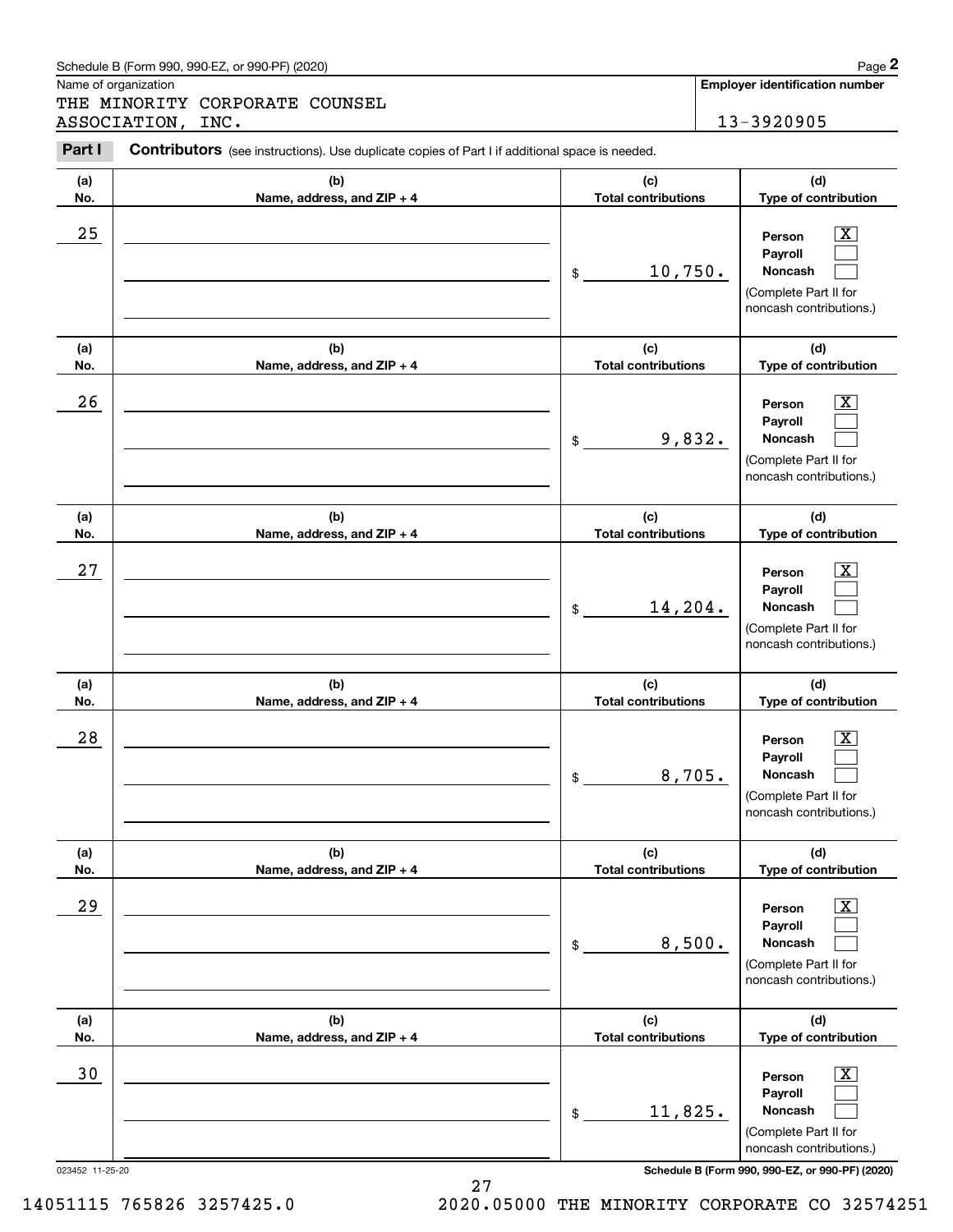Schedule B (Form 990, 990-EZ, or 990-PF) (2020)

Name of organization: THE MINORITY CORPORATE COUNSEL ASSOCIATION, INC.

**Employer identification number:** 13-3920905

**Part I** **Contributors** (see instructions). Use duplicate copies of Part I if additional space is needed.

| (a) No. | (b) Name, address, and ZIP + 4 | (c) Total contributions | (d) Type of contribution |
|---|---|---|---|
| 25 | | $ 10,750. | Person [X] Payroll [ ] Noncash [ ] (Complete Part II for noncash contributions.) |
| 26 | | $ 9,832. | Person [X] Payroll [ ] Noncash [ ] (Complete Part II for noncash contributions.) |
| 27 | | $ 14,204. | Person [X] Payroll [ ] Noncash [ ] (Complete Part II for noncash contributions.) |
| 28 | | $ 8,705. | Person [X] Payroll [ ] Noncash [ ] (Complete Part II for noncash contributions.) |
| 29 | | $ 8,500. | Person [X] Payroll [ ] Noncash [ ] (Complete Part II for noncash contributions.) |
| 30 | | $ 11,825. | Person [X] Payroll [ ] Noncash [ ] (Complete Part II for noncash contributions.) |

023452 11-25-20

**Schedule B (Form 990, 990-EZ, or 990-PF) (2020)**

14051115 765826 3257425.0 2020.05000 THE MINORITY CORPORATE CO 32574251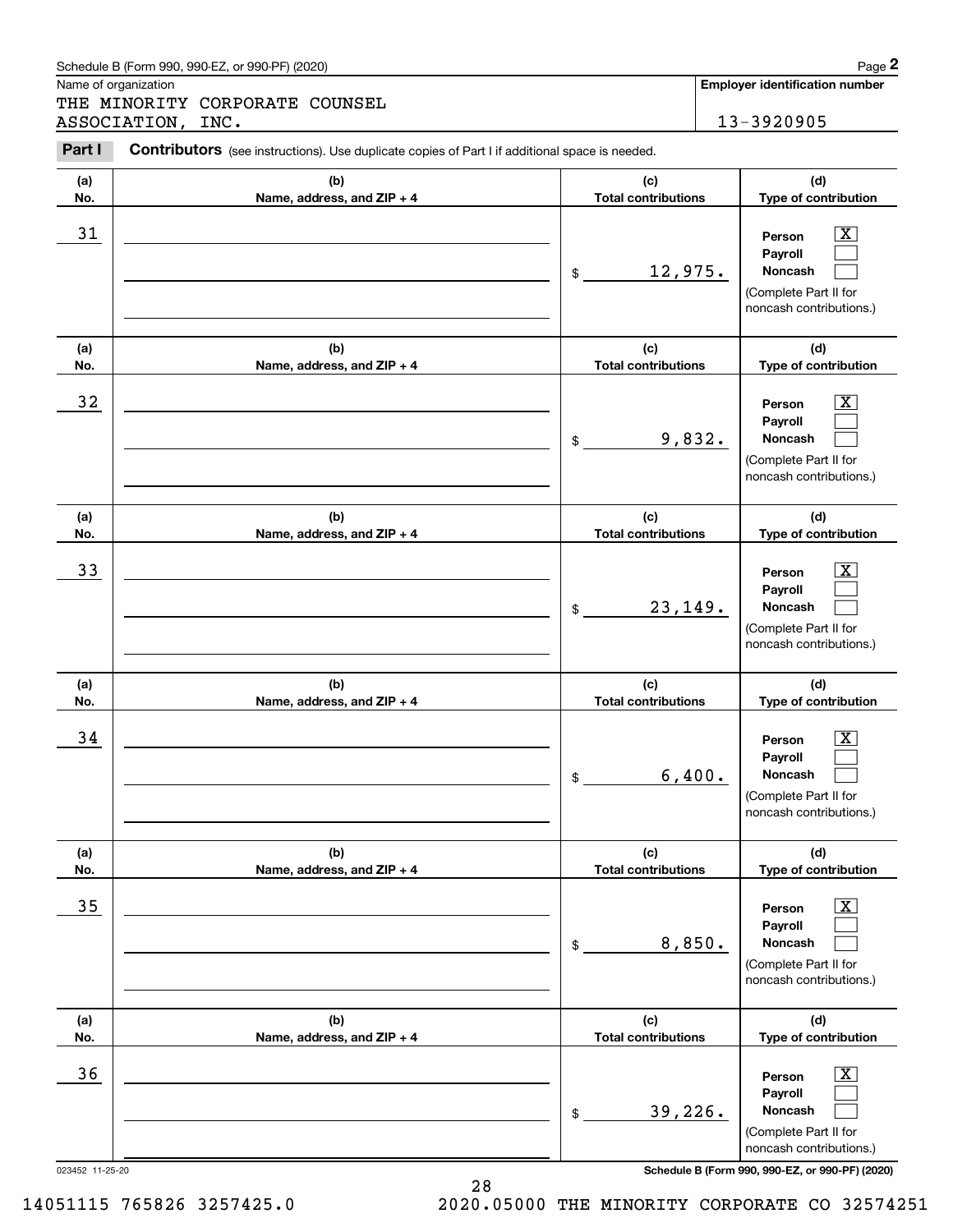Schedule B (Form 990, 990-EZ, or 990-PF) (2020)

Name of organization: THE MINORITY CORPORATE COUNSEL ASSOCIATION, INC.

**Employer identification number:** 13-3920905

**Part I — Contributors** (see instructions). Use duplicate copies of Part I if additional space is needed.

| (a) No. | (b) Name, address, and ZIP + 4 | (c) Total contributions | (d) Type of contribution |
|---|---|---|---|
| 31 | | $ 12,975. | Person [X] Payroll [ ] Noncash [ ] (Complete Part II for noncash contributions.) |
| 32 | | $ 9,832. | Person [X] Payroll [ ] Noncash [ ] (Complete Part II for noncash contributions.) |
| 33 | | $ 23,149. | Person [X] Payroll [ ] Noncash [ ] (Complete Part II for noncash contributions.) |
| 34 | | $ 6,400. | Person [X] Payroll [ ] Noncash [ ] (Complete Part II for noncash contributions.) |
| 35 | | $ 8,850. | Person [X] Payroll [ ] Noncash [ ] (Complete Part II for noncash contributions.) |
| 36 | | $ 39,226. | Person [X] Payroll [ ] Noncash [ ] (Complete Part II for noncash contributions.) |

023452 11-25-20

Schedule B (Form 990, 990-EZ, or 990-PF) (2020)

14051115 765826 3257425.0 2020.05000 THE MINORITY CORPORATE CO 32574251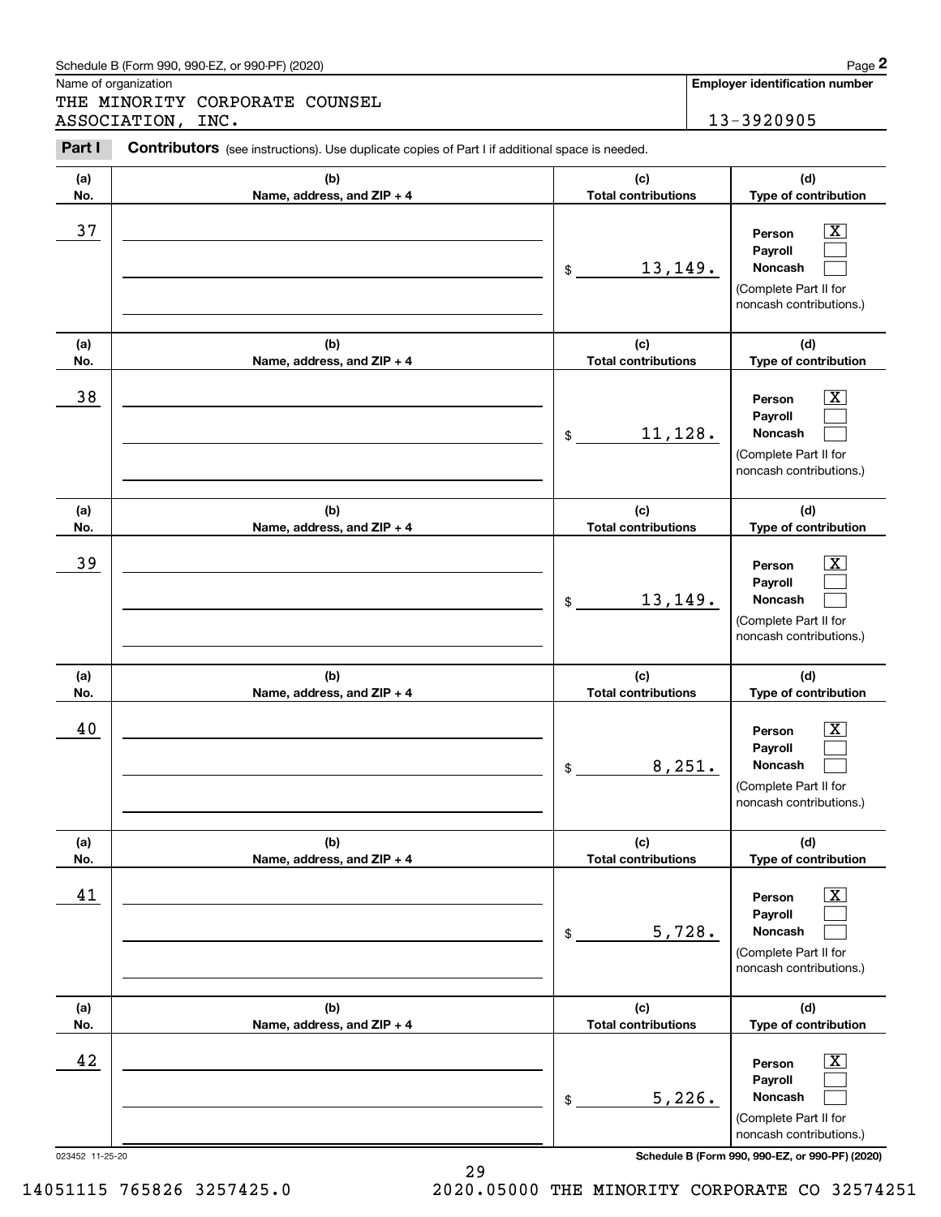Schedule B (Form 990, 990-EZ, or 990-PF) (2020)

Name of organization: THE MINORITY CORPORATE COUNSEL ASSOCIATION, INC.

**Employer identification number:** 13-3920905

**Part I** **Contributors** (see instructions). Use duplicate copies of Part I if additional space is needed.

| (a) No. | (b) Name, address, and ZIP + 4 | (c) Total contributions | (d) Type of contribution |
|---|---|---|---|
| 37 | | $ 13,149. | Person [X] Payroll [ ] Noncash [ ] (Complete Part II for noncash contributions.) |
| 38 | | $ 11,128. | Person [X] Payroll [ ] Noncash [ ] (Complete Part II for noncash contributions.) |
| 39 | | $ 13,149. | Person [X] Payroll [ ] Noncash [ ] (Complete Part II for noncash contributions.) |
| 40 | | $ 8,251. | Person [X] Payroll [ ] Noncash [ ] (Complete Part II for noncash contributions.) |
| 41 | | $ 5,728. | Person [X] Payroll [ ] Noncash [ ] (Complete Part II for noncash contributions.) |
| 42 | | $ 5,226. | Person [X] Payroll [ ] Noncash [ ] (Complete Part II for noncash contributions.) |

023452 11-25-20

**Schedule B (Form 990, 990-EZ, or 990-PF) (2020)**

14051115 765826 3257425.0 2020.05000 THE MINORITY CORPORATE CO 32574251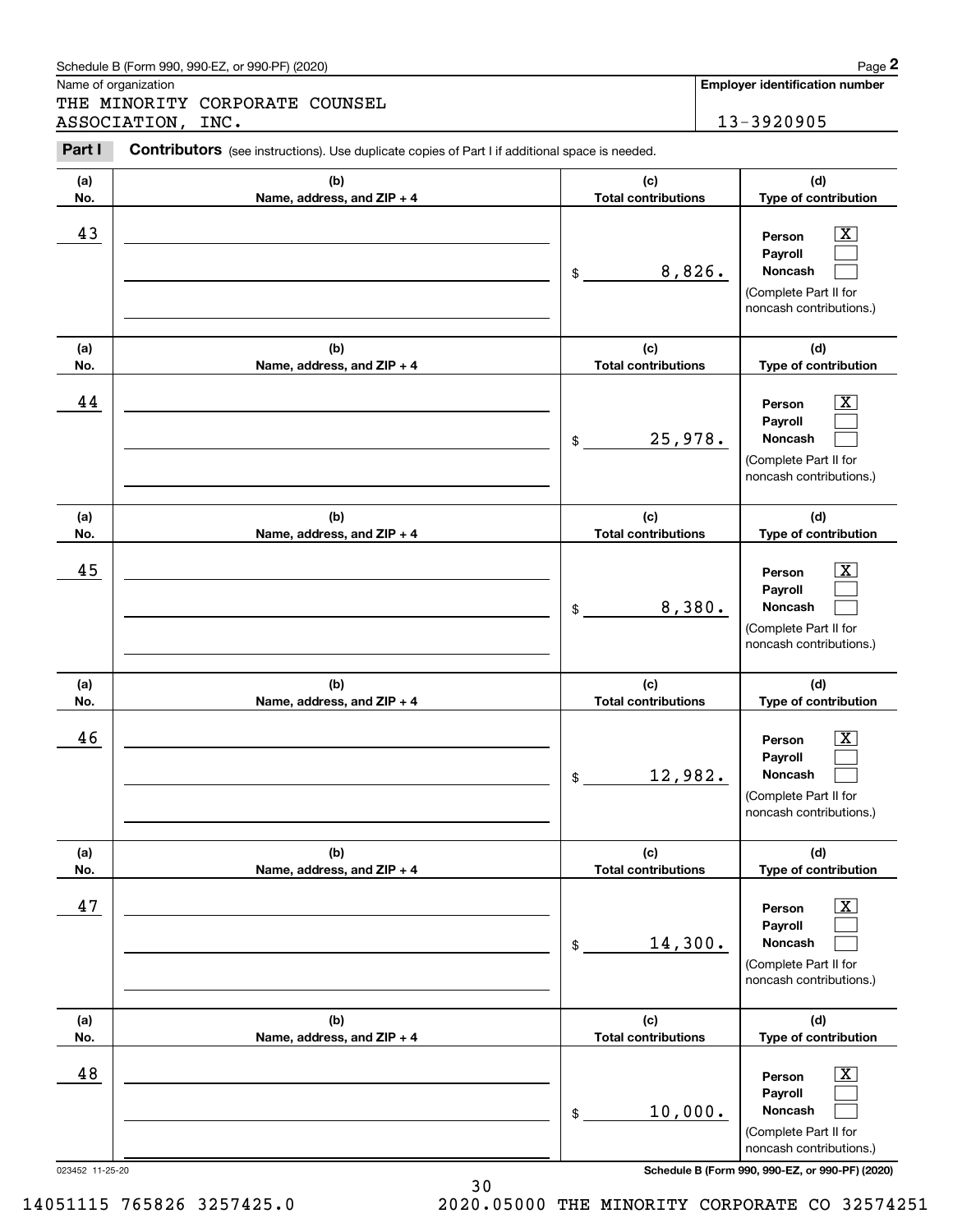Schedule B (Form 990, 990-EZ, or 990-PF) (2020)

Name of organization

THE MINORITY CORPORATE COUNSEL ASSOCIATION, INC.

**Employer identification number**

13-3920905

**Part I** **Contributors** (see instructions). Use duplicate copies of Part I if additional space is needed.

| (a) No. | (b) Name, address, and ZIP + 4 | (c) Total contributions | (d) Type of contribution |
|---|---|---|---|
| 43 | | $ 8,826. | Person [X] Payroll [ ] Noncash [ ] (Complete Part II for noncash contributions.) |
| 44 | | $ 25,978. | Person [X] Payroll [ ] Noncash [ ] (Complete Part II for noncash contributions.) |
| 45 | | $ 8,380. | Person [X] Payroll [ ] Noncash [ ] (Complete Part II for noncash contributions.) |
| 46 | | $ 12,982. | Person [X] Payroll [ ] Noncash [ ] (Complete Part II for noncash contributions.) |
| 47 | | $ 14,300. | Person [X] Payroll [ ] Noncash [ ] (Complete Part II for noncash contributions.) |
| 48 | | $ 10,000. | Person [X] Payroll [ ] Noncash [ ] (Complete Part II for noncash contributions.) |

023452 11-25-20

**Schedule B (Form 990, 990-EZ, or 990-PF) (2020)**

14051115 765826 3257425.0 2020.05000 THE MINORITY CORPORATE CO 32574251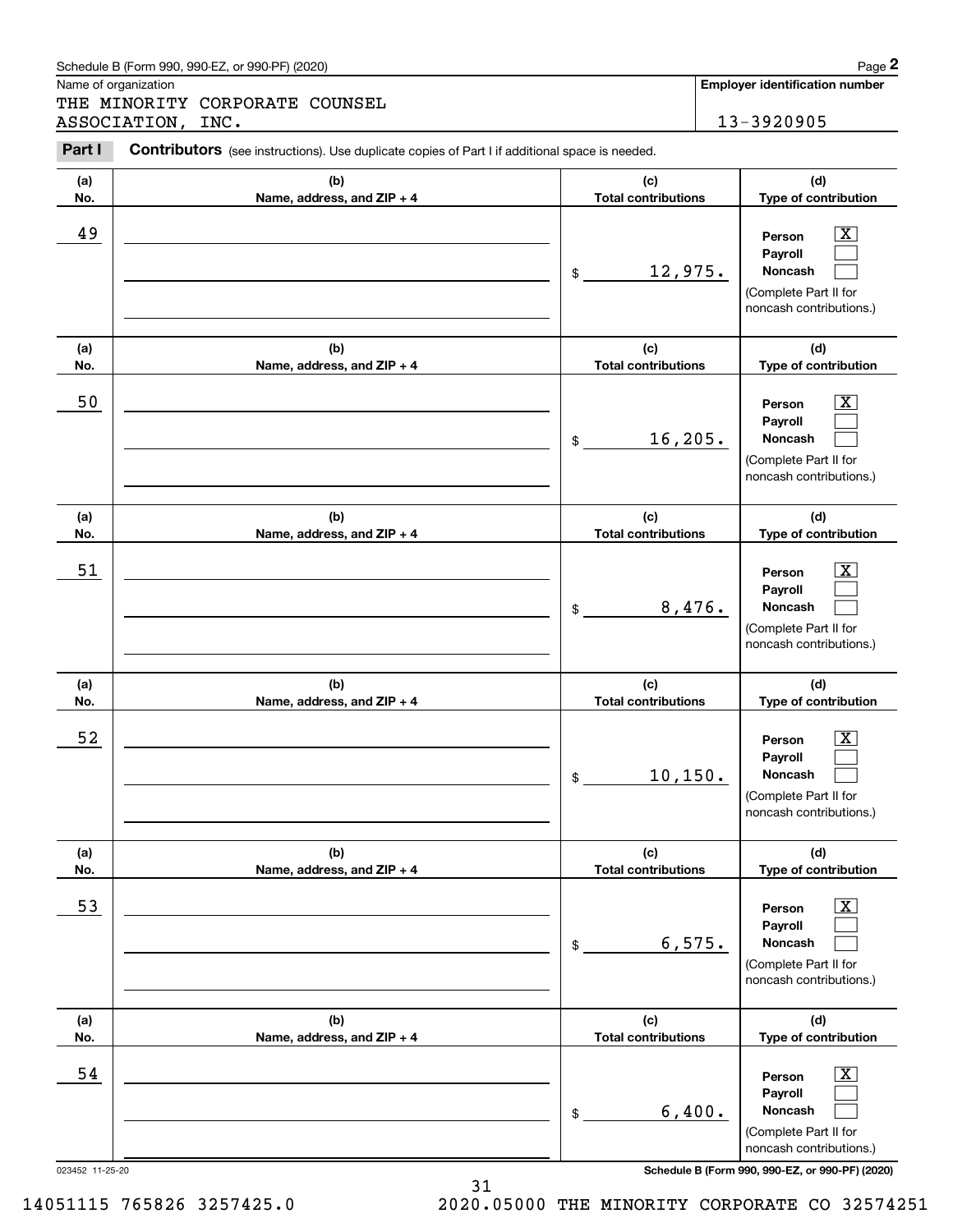Schedule B (Form 990, 990-EZ, or 990-PF) (2020)

Name of organization

THE MINORITY CORPORATE COUNSEL ASSOCIATION, INC.

**Employer identification number**

13-3920905

**Part I** **Contributors** (see instructions). Use duplicate copies of Part I if additional space is needed.

| (a) No. | (b) Name, address, and ZIP + 4 | (c) Total contributions | (d) Type of contribution |
|---|---|---|---|
| 49 | | $ 12,975. | Person [X] Payroll [ ] Noncash [ ] (Complete Part II for noncash contributions.) |
| 50 | | $ 16,205. | Person [X] Payroll [ ] Noncash [ ] (Complete Part II for noncash contributions.) |
| 51 | | $ 8,476. | Person [X] Payroll [ ] Noncash [ ] (Complete Part II for noncash contributions.) |
| 52 | | $ 10,150. | Person [X] Payroll [ ] Noncash [ ] (Complete Part II for noncash contributions.) |
| 53 | | $ 6,575. | Person [X] Payroll [ ] Noncash [ ] (Complete Part II for noncash contributions.) |
| 54 | | $ 6,400. | Person [X] Payroll [ ] Noncash [ ] (Complete Part II for noncash contributions.) |

023452 11-25-20

**Schedule B (Form 990, 990-EZ, or 990-PF) (2020)**

14051115 765826 3257425.0 2020.05000 THE MINORITY CORPORATE CO 32574251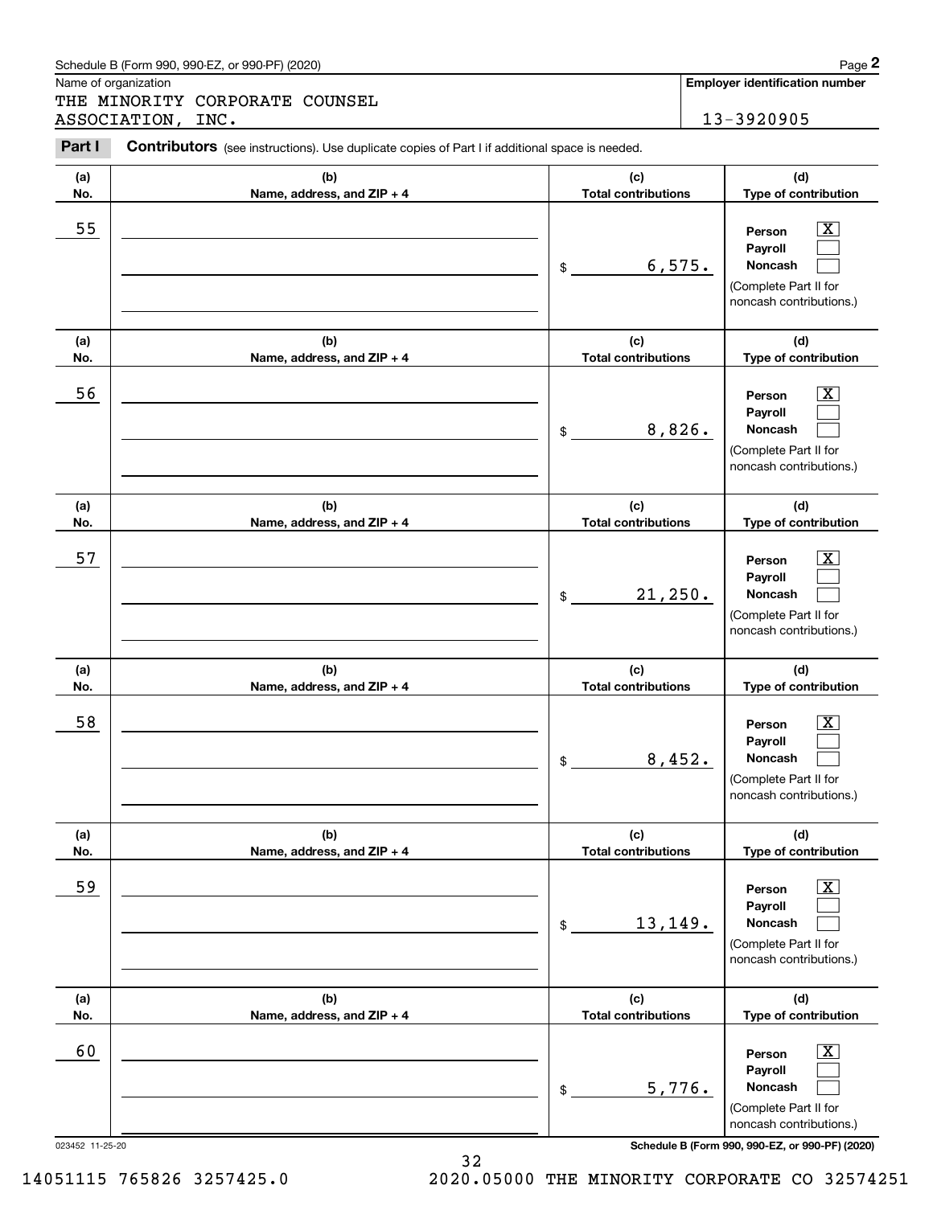Schedule B (Form 990, 990-EZ, or 990-PF) (2020)

Name of organization: THE MINORITY CORPORATE COUNSEL ASSOCIATION, INC.

**Employer identification number**: 13-3920905

**Part I** **Contributors** (see instructions). Use duplicate copies of Part I if additional space is needed.

| (a) No. | (b) Name, address, and ZIP + 4 | (c) Total contributions | (d) Type of contribution |
|---|---|---|---|
| 55 | | $ 6,575. | Person [X] Payroll [ ] Noncash [ ] (Complete Part II for noncash contributions.) |
| 56 | | $ 8,826. | Person [X] Payroll [ ] Noncash [ ] (Complete Part II for noncash contributions.) |
| 57 | | $ 21,250. | Person [X] Payroll [ ] Noncash [ ] (Complete Part II for noncash contributions.) |
| 58 | | $ 8,452. | Person [X] Payroll [ ] Noncash [ ] (Complete Part II for noncash contributions.) |
| 59 | | $ 13,149. | Person [X] Payroll [ ] Noncash [ ] (Complete Part II for noncash contributions.) |
| 60 | | $ 5,776. | Person [X] Payroll [ ] Noncash [ ] (Complete Part II for noncash contributions.) |

023452 11-25-20 **Schedule B (Form 990, 990-EZ, or 990-PF) (2020)**

14051115 765826 3257425.0 2020.05000 THE MINORITY CORPORATE CO 32574251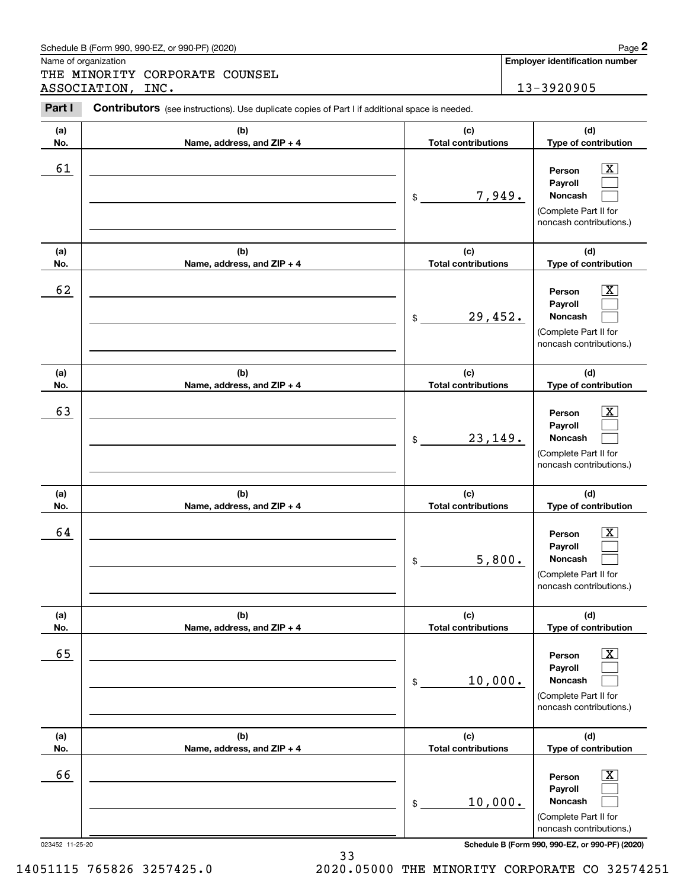Schedule B (Form 990, 990-EZ, or 990-PF) (2020)

Name of organization: THE MINORITY CORPORATE COUNSEL ASSOCIATION, INC.

**Employer identification number:** 13-3920905

**Part I** **Contributors** (see instructions). Use duplicate copies of Part I if additional space is needed.

| (a) No. | (b) Name, address, and ZIP + 4 | (c) Total contributions | (d) Type of contribution |
|---|---|---|---|
| 61 | | $ 7,949. | Person [X] Payroll [ ] Noncash [ ] (Complete Part II for noncash contributions.) |
| 62 | | $ 29,452. | Person [X] Payroll [ ] Noncash [ ] (Complete Part II for noncash contributions.) |
| 63 | | $ 23,149. | Person [X] Payroll [ ] Noncash [ ] (Complete Part II for noncash contributions.) |
| 64 | | $ 5,800. | Person [X] Payroll [ ] Noncash [ ] (Complete Part II for noncash contributions.) |
| 65 | | $ 10,000. | Person [X] Payroll [ ] Noncash [ ] (Complete Part II for noncash contributions.) |
| 66 | | $ 10,000. | Person [X] Payroll [ ] Noncash [ ] (Complete Part II for noncash contributions.) |

023452 11-25-20

Schedule B (Form 990, 990-EZ, or 990-PF) (2020)

14051115 765826 3257425.0 2020.05000 THE MINORITY CORPORATE CO 32574251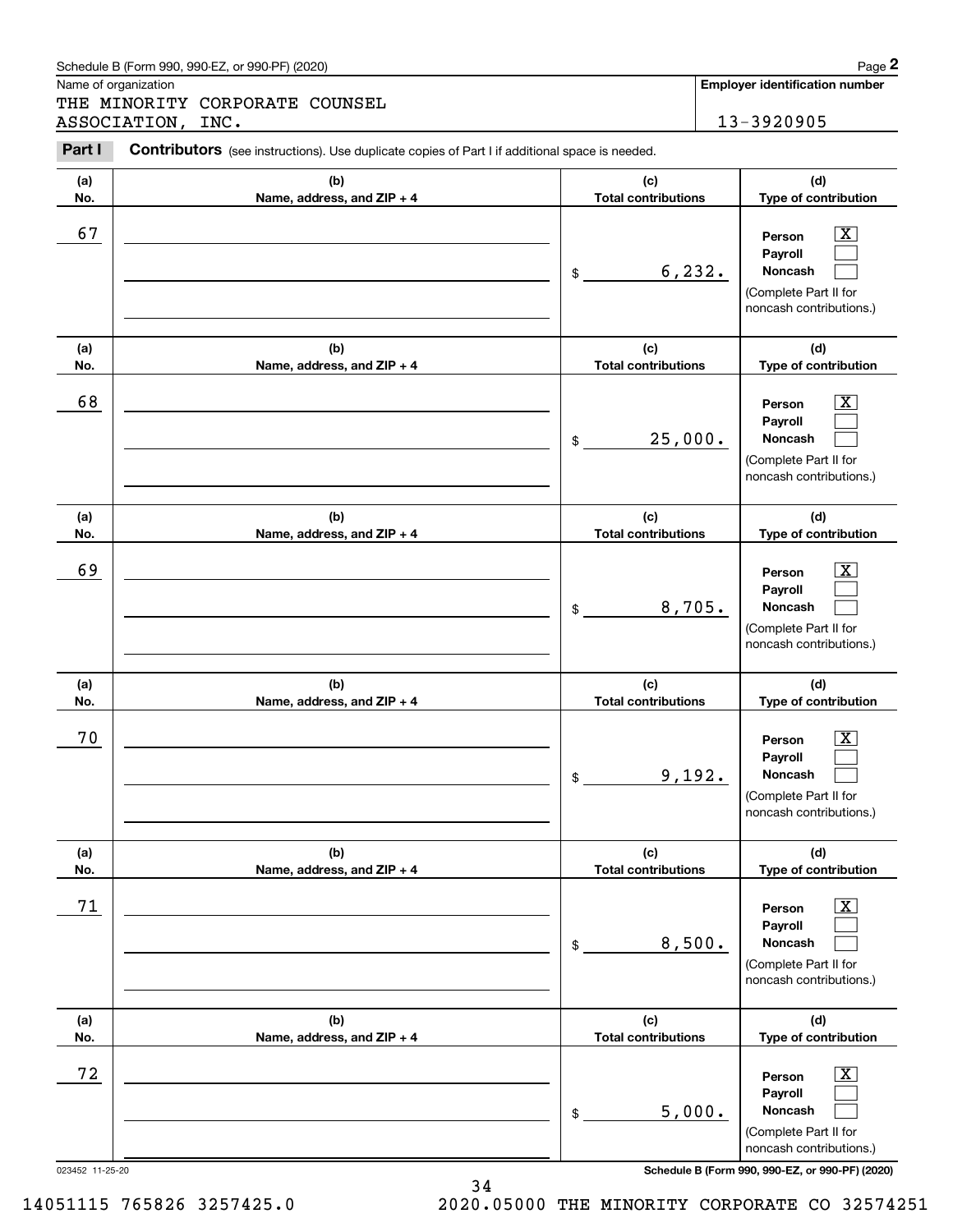Schedule B (Form 990, 990-EZ, or 990-PF) (2020)

Name of organization: THE MINORITY CORPORATE COUNSEL ASSOCIATION, INC.

**Employer identification number:** 13-3920905

**Part I** **Contributors** (see instructions). Use duplicate copies of Part I if additional space is needed.

| (a) No. | (b) Name, address, and ZIP + 4 | (c) Total contributions | (d) Type of contribution |
|---|---|---|---|
| 67 | | $ 6,232. | Person [X] Payroll [ ] Noncash [ ] (Complete Part II for noncash contributions.) |
| 68 | | $ 25,000. | Person [X] Payroll [ ] Noncash [ ] (Complete Part II for noncash contributions.) |
| 69 | | $ 8,705. | Person [X] Payroll [ ] Noncash [ ] (Complete Part II for noncash contributions.) |
| 70 | | $ 9,192. | Person [X] Payroll [ ] Noncash [ ] (Complete Part II for noncash contributions.) |
| 71 | | $ 8,500. | Person [X] Payroll [ ] Noncash [ ] (Complete Part II for noncash contributions.) |
| 72 | | $ 5,000. | Person [X] Payroll [ ] Noncash [ ] (Complete Part II for noncash contributions.) |

023452 11-25-20

**Schedule B (Form 990, 990-EZ, or 990-PF) (2020)**

14051115 765826 3257425.0 2020.05000 THE MINORITY CORPORATE CO 32574251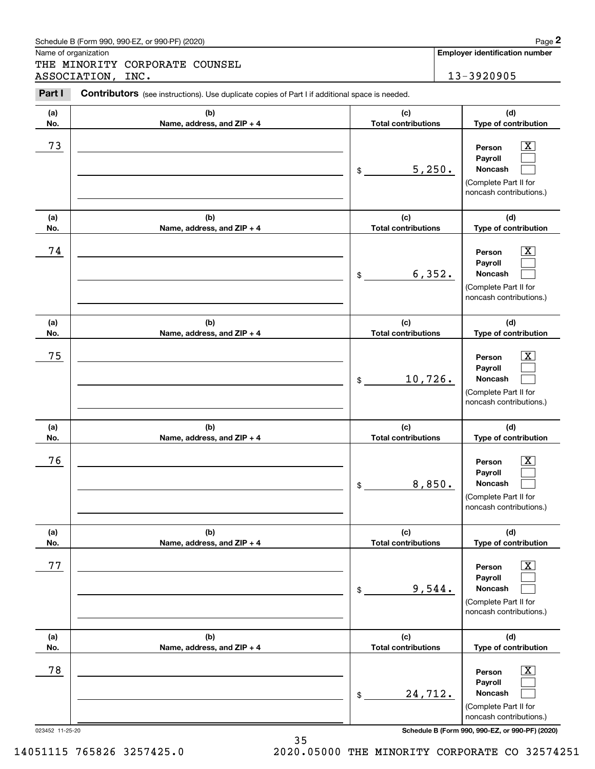Schedule B (Form 990, 990-EZ, or 990-PF) (2020)

Name of organization: THE MINORITY CORPORATE COUNSEL ASSOCIATION, INC.

**Employer identification number**: 13-3920905

**Part I Contributors** (see instructions). Use duplicate copies of Part I if additional space is needed.

| (a) No. | (b) Name, address, and ZIP + 4 | (c) Total contributions | (d) Type of contribution |
|---|---|---|---|
| 73 | | $ 5,250. | Person [X] Payroll [ ] Noncash [ ] (Complete Part II for noncash contributions.) |
| 74 | | $ 6,352. | Person [X] Payroll [ ] Noncash [ ] (Complete Part II for noncash contributions.) |
| 75 | | $ 10,726. | Person [X] Payroll [ ] Noncash [ ] (Complete Part II for noncash contributions.) |
| 76 | | $ 8,850. | Person [X] Payroll [ ] Noncash [ ] (Complete Part II for noncash contributions.) |
| 77 | | $ 9,544. | Person [X] Payroll [ ] Noncash [ ] (Complete Part II for noncash contributions.) |
| 78 | | $ 24,712. | Person [X] Payroll [ ] Noncash [ ] (Complete Part II for noncash contributions.) |

023452 11-25-20

**Schedule B (Form 990, 990-EZ, or 990-PF) (2020)**

14051115 765826 3257425.0 2020.05000 THE MINORITY CORPORATE CO 32574251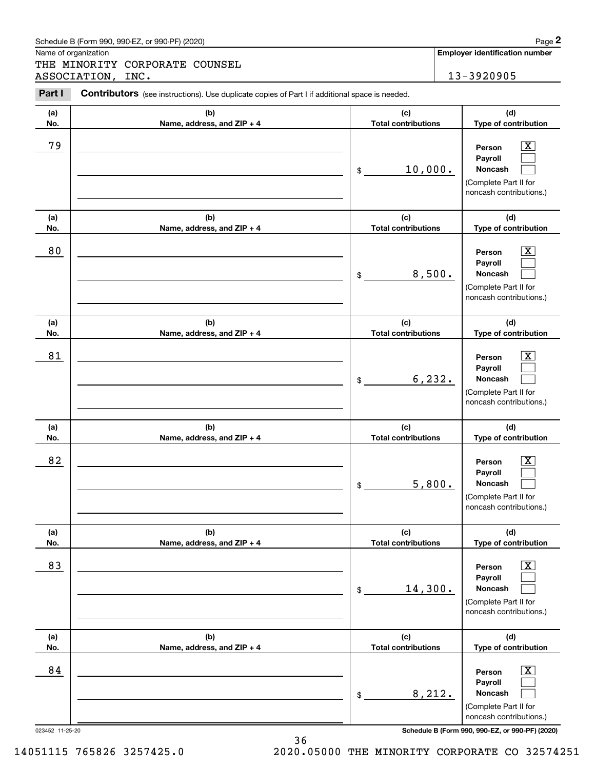Schedule B (Form 990, 990-EZ, or 990-PF) (2020)

Name of organization: THE MINORITY CORPORATE COUNSEL ASSOCIATION, INC.

**Employer identification number**: 13-3920905

**Part I** **Contributors** (see instructions). Use duplicate copies of Part I if additional space is needed.

| (a) No. | (b) Name, address, and ZIP + 4 | (c) Total contributions | (d) Type of contribution |
|---|---|---|---|
| 79 | | $ 10,000. | Person [X] Payroll [ ] Noncash [ ] (Complete Part II for noncash contributions.) |
| 80 | | $ 8,500. | Person [X] Payroll [ ] Noncash [ ] (Complete Part II for noncash contributions.) |
| 81 | | $ 6,232. | Person [X] Payroll [ ] Noncash [ ] (Complete Part II for noncash contributions.) |
| 82 | | $ 5,800. | Person [X] Payroll [ ] Noncash [ ] (Complete Part II for noncash contributions.) |
| 83 | | $ 14,300. | Person [X] Payroll [ ] Noncash [ ] (Complete Part II for noncash contributions.) |
| 84 | | $ 8,212. | Person [X] Payroll [ ] Noncash [ ] (Complete Part II for noncash contributions.) |

023452 11-25-20 **Schedule B (Form 990, 990-EZ, or 990-PF) (2020)**

14051115 765826 3257425.0 2020.05000 THE MINORITY CORPORATE CO 32574251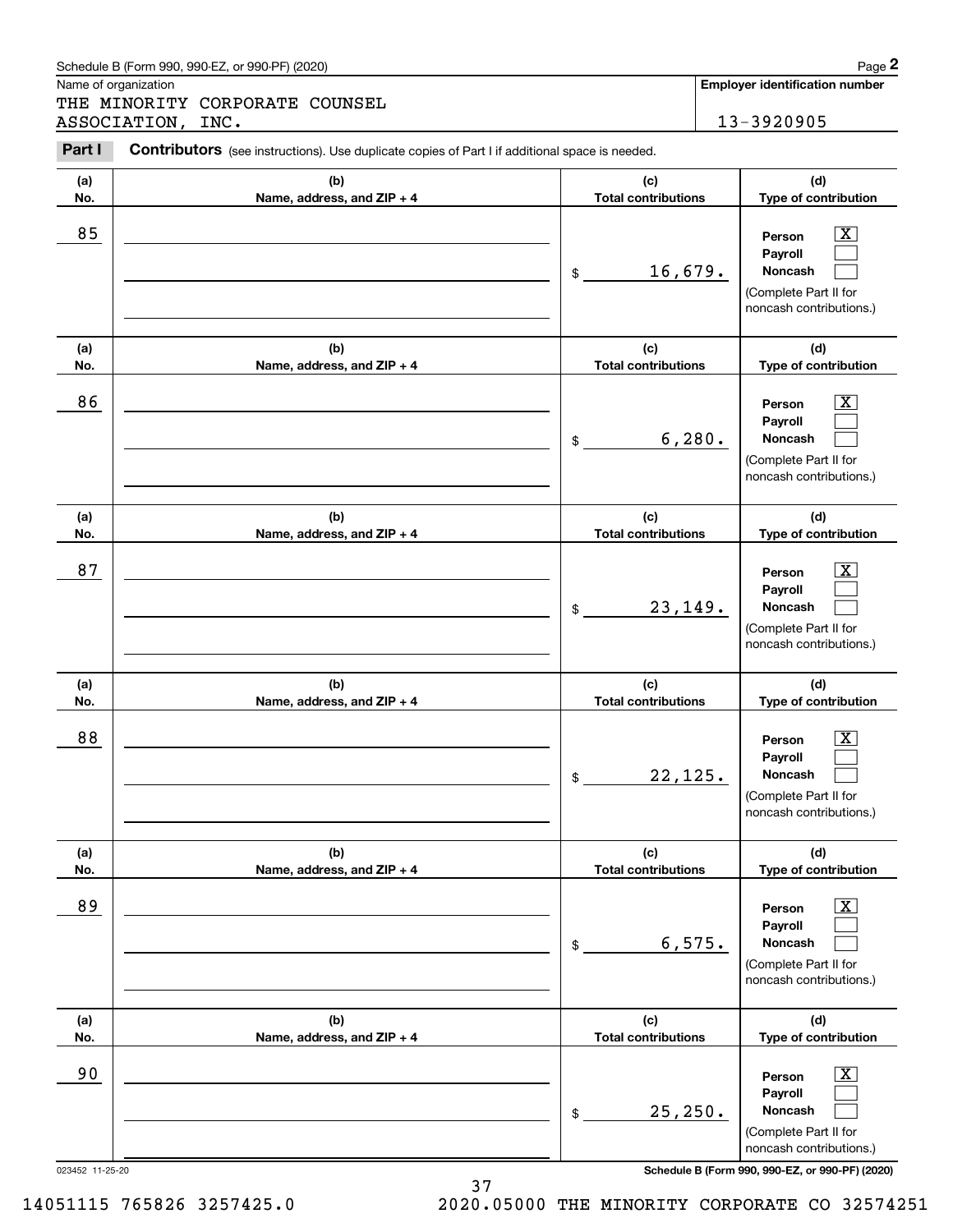Schedule B (Form 990, 990-EZ, or 990-PF) (2020)

Name of organization: THE MINORITY CORPORATE COUNSEL ASSOCIATION, INC.

**Employer identification number:** 13-3920905

**Part I** **Contributors** (see instructions). Use duplicate copies of Part I if additional space is needed.

| (a) No. | (b) Name, address, and ZIP + 4 | (c) Total contributions | (d) Type of contribution |
|---|---|---|---|
| 85 | | $ 16,679. | Person [X] Payroll [ ] Noncash [ ] (Complete Part II for noncash contributions.) |
| 86 | | $ 6,280. | Person [X] Payroll [ ] Noncash [ ] (Complete Part II for noncash contributions.) |
| 87 | | $ 23,149. | Person [X] Payroll [ ] Noncash [ ] (Complete Part II for noncash contributions.) |
| 88 | | $ 22,125. | Person [X] Payroll [ ] Noncash [ ] (Complete Part II for noncash contributions.) |
| 89 | | $ 6,575. | Person [X] Payroll [ ] Noncash [ ] (Complete Part II for noncash contributions.) |
| 90 | | $ 25,250. | Person [X] Payroll [ ] Noncash [ ] (Complete Part II for noncash contributions.) |

023452 11-25-20

14051115 765826 3257425.0 2020.05000 THE MINORITY CORPORATE CO 32574251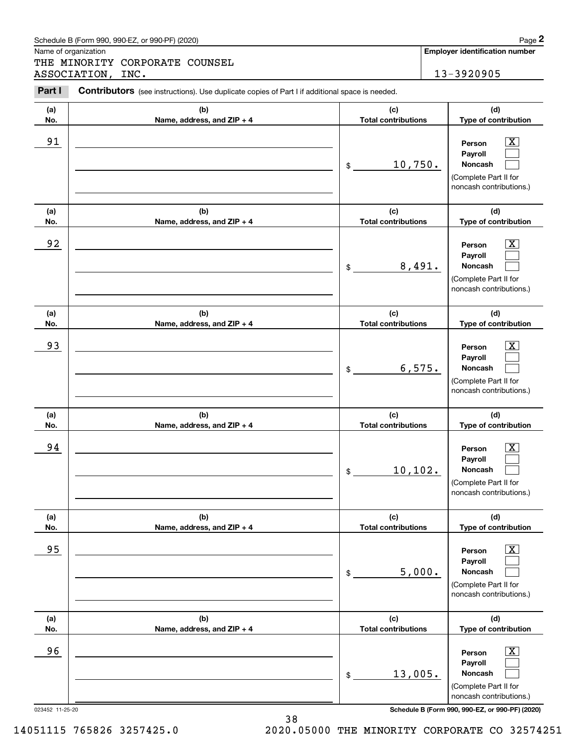Schedule B (Form 990, 990-EZ, or 990-PF) (2020)

Name of organization

THE MINORITY CORPORATE COUNSEL ASSOCIATION, INC.

**Employer identification number**

13-3920905

**Part I** **Contributors** (see instructions). Use duplicate copies of Part I if additional space is needed.

| (a) No. | (b) Name, address, and ZIP + 4 | (c) Total contributions | (d) Type of contribution |
|---|---|---|---|
| 91 | | $ 10,750. | Person [X] Payroll [ ] Noncash [ ] (Complete Part II for noncash contributions.) |
| 92 | | $ 8,491. | Person [X] Payroll [ ] Noncash [ ] (Complete Part II for noncash contributions.) |
| 93 | | $ 6,575. | Person [X] Payroll [ ] Noncash [ ] (Complete Part II for noncash contributions.) |
| 94 | | $ 10,102. | Person [X] Payroll [ ] Noncash [ ] (Complete Part II for noncash contributions.) |
| 95 | | $ 5,000. | Person [X] Payroll [ ] Noncash [ ] (Complete Part II for noncash contributions.) |
| 96 | | $ 13,005. | Person [X] Payroll [ ] Noncash [ ] (Complete Part II for noncash contributions.) |

023452 11-25-20

**Schedule B (Form 990, 990-EZ, or 990-PF) (2020)**

14051115 765826 3257425.0 2020.05000 THE MINORITY CORPORATE CO 32574251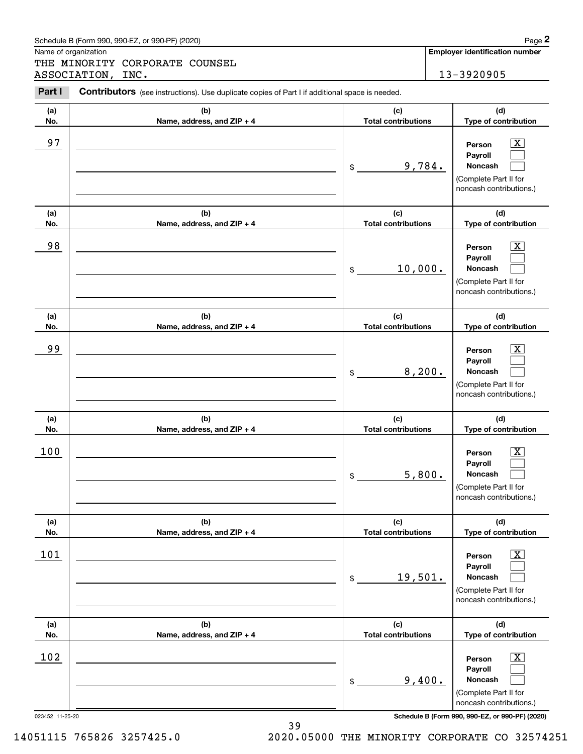Schedule B (Form 990, 990-EZ, or 990-PF) (2020)

Name of organization

THE MINORITY CORPORATE COUNSEL ASSOCIATION, INC.

**Employer identification number**

13-3920905

**Part I** **Contributors** (see instructions). Use duplicate copies of Part I if additional space is needed.

| (a) No. | (b) Name, address, and ZIP + 4 | (c) Total contributions | (d) Type of contribution |
|---|---|---|---|
| 97 | | $ 9,784. | Person [X] Payroll [ ] Noncash [ ] (Complete Part II for noncash contributions.) |
| 98 | | $ 10,000. | Person [X] Payroll [ ] Noncash [ ] (Complete Part II for noncash contributions.) |
| 99 | | $ 8,200. | Person [X] Payroll [ ] Noncash [ ] (Complete Part II for noncash contributions.) |
| 100 | | $ 5,800. | Person [X] Payroll [ ] Noncash [ ] (Complete Part II for noncash contributions.) |
| 101 | | $ 19,501. | Person [X] Payroll [ ] Noncash [ ] (Complete Part II for noncash contributions.) |
| 102 | | $ 9,400. | Person [X] Payroll [ ] Noncash [ ] (Complete Part II for noncash contributions.) |

023452 11-25-20

**Schedule B (Form 990, 990-EZ, or 990-PF) (2020)**

14051115 765826 3257425.0 2020.05000 THE MINORITY CORPORATE CO 32574251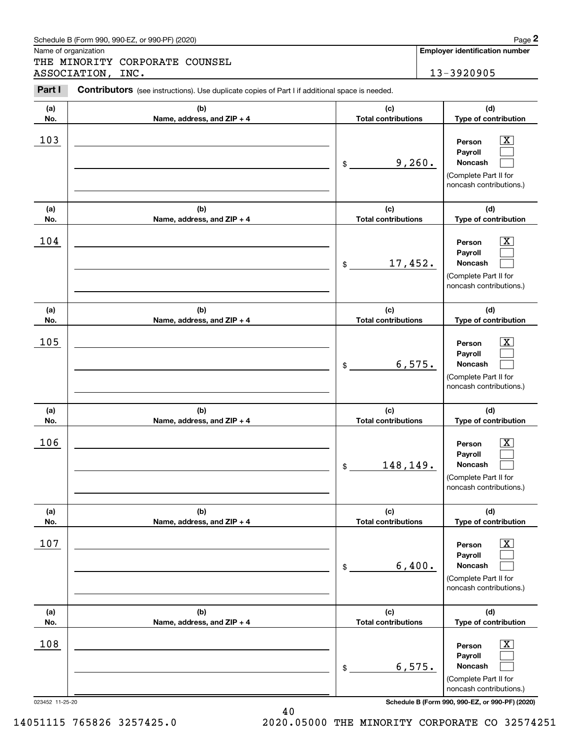Schedule B (Form 990, 990-EZ, or 990-PF) (2020)

Name of organization

THE MINORITY CORPORATE COUNSEL ASSOCIATION, INC.

**Employer identification number**

13-3920905

**Part I** **Contributors** (see instructions). Use duplicate copies of Part I if additional space is needed.

| (a) No. | (b) Name, address, and ZIP + 4 | (c) Total contributions | (d) Type of contribution |
|---|---|---|---|
| 103 | | $ 9,260. | Person [X] Payroll [ ] Noncash [ ] (Complete Part II for noncash contributions.) |
| 104 | | $ 17,452. | Person [X] Payroll [ ] Noncash [ ] (Complete Part II for noncash contributions.) |
| 105 | | $ 6,575. | Person [X] Payroll [ ] Noncash [ ] (Complete Part II for noncash contributions.) |
| 106 | | $ 148,149. | Person [X] Payroll [ ] Noncash [ ] (Complete Part II for noncash contributions.) |
| 107 | | $ 6,400. | Person [X] Payroll [ ] Noncash [ ] (Complete Part II for noncash contributions.) |
| 108 | | $ 6,575. | Person [X] Payroll [ ] Noncash [ ] (Complete Part II for noncash contributions.) |

023452 11-25-20

**Schedule B (Form 990, 990-EZ, or 990-PF) (2020)**

14051115 765826 3257425.0 2020.05000 THE MINORITY CORPORATE CO 32574251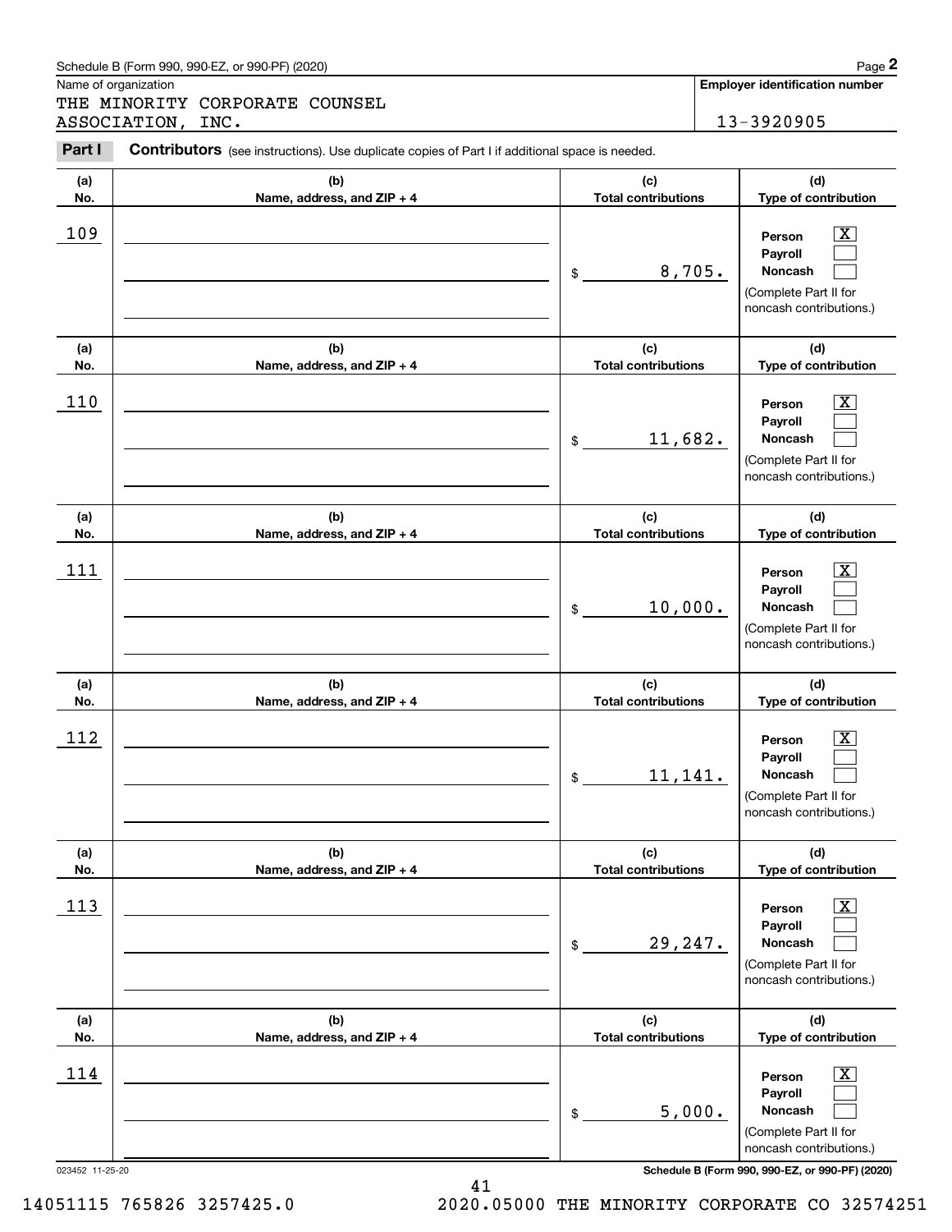Schedule B (Form 990, 990-EZ, or 990-PF) (2020)

Name of organization: THE MINORITY CORPORATE COUNSEL ASSOCIATION, INC.

**Employer identification number:** 13-3920905

**Part I** **Contributors** (see instructions). Use duplicate copies of Part I if additional space is needed.

| (a) No. | (b) Name, address, and ZIP + 4 | (c) Total contributions | (d) Type of contribution |
|---|---|---|---|
| 109 | | $ 8,705. | Person [X] Payroll [ ] Noncash [ ] (Complete Part II for noncash contributions.) |
| 110 | | $ 11,682. | Person [X] Payroll [ ] Noncash [ ] (Complete Part II for noncash contributions.) |
| 111 | | $ 10,000. | Person [X] Payroll [ ] Noncash [ ] (Complete Part II for noncash contributions.) |
| 112 | | $ 11,141. | Person [X] Payroll [ ] Noncash [ ] (Complete Part II for noncash contributions.) |
| 113 | | $ 29,247. | Person [X] Payroll [ ] Noncash [ ] (Complete Part II for noncash contributions.) |
| 114 | | $ 5,000. | Person [X] Payroll [ ] Noncash [ ] (Complete Part II for noncash contributions.) |

023452 11-25-20

Schedule B (Form 990, 990-EZ, or 990-PF) (2020)

14051115 765826 3257425.0 2020.05000 THE MINORITY CORPORATE CO 32574251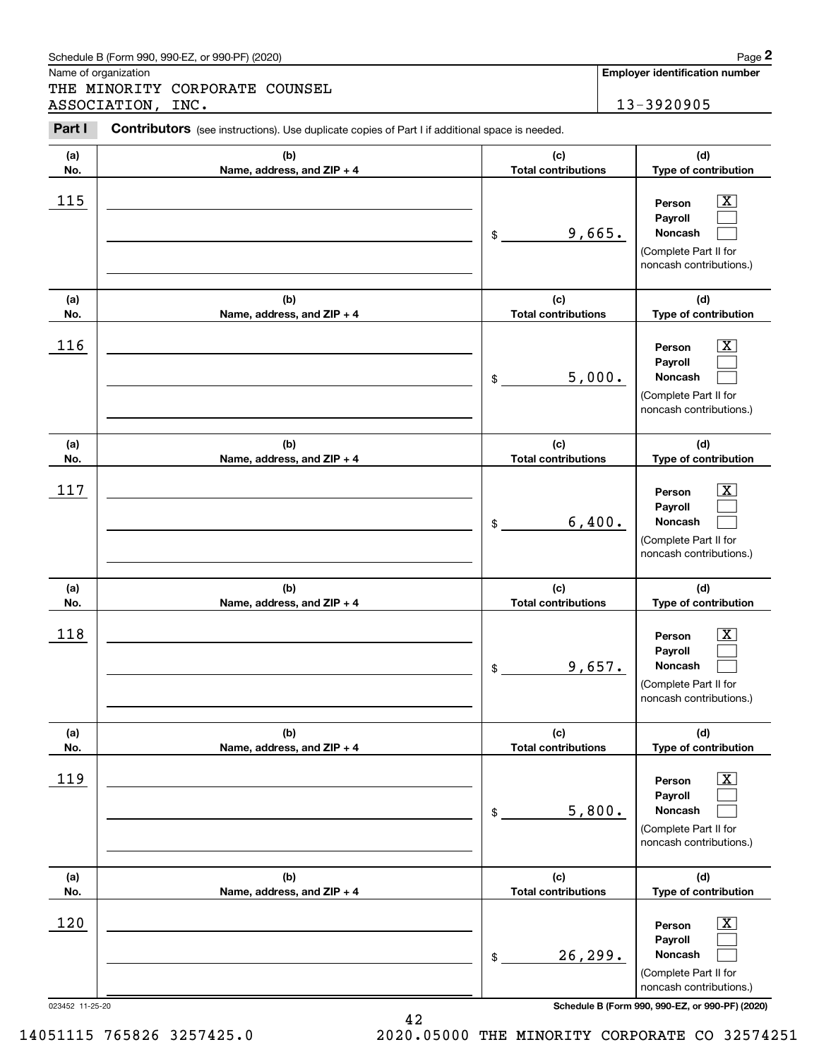Schedule B (Form 990, 990-EZ, or 990-PF) (2020)

Name of organization

THE MINORITY CORPORATE COUNSEL ASSOCIATION, INC.

**Employer identification number**

13-3920905

**Part I** **Contributors** (see instructions). Use duplicate copies of Part I if additional space is needed.

| (a) No. | (b) Name, address, and ZIP + 4 | (c) Total contributions | (d) Type of contribution |
|---|---|---|---|
| 115 | | $ 9,665. | Person [X] Payroll [ ] Noncash [ ] (Complete Part II for noncash contributions.) |
| 116 | | $ 5,000. | Person [X] Payroll [ ] Noncash [ ] (Complete Part II for noncash contributions.) |
| 117 | | $ 6,400. | Person [X] Payroll [ ] Noncash [ ] (Complete Part II for noncash contributions.) |
| 118 | | $ 9,657. | Person [X] Payroll [ ] Noncash [ ] (Complete Part II for noncash contributions.) |
| 119 | | $ 5,800. | Person [X] Payroll [ ] Noncash [ ] (Complete Part II for noncash contributions.) |
| 120 | | $ 26,299. | Person [X] Payroll [ ] Noncash [ ] (Complete Part II for noncash contributions.) |

023452 11-25-20

**Schedule B (Form 990, 990-EZ, or 990-PF) (2020)**

14051115 765826 3257425.0 2020.05000 THE MINORITY CORPORATE CO 32574251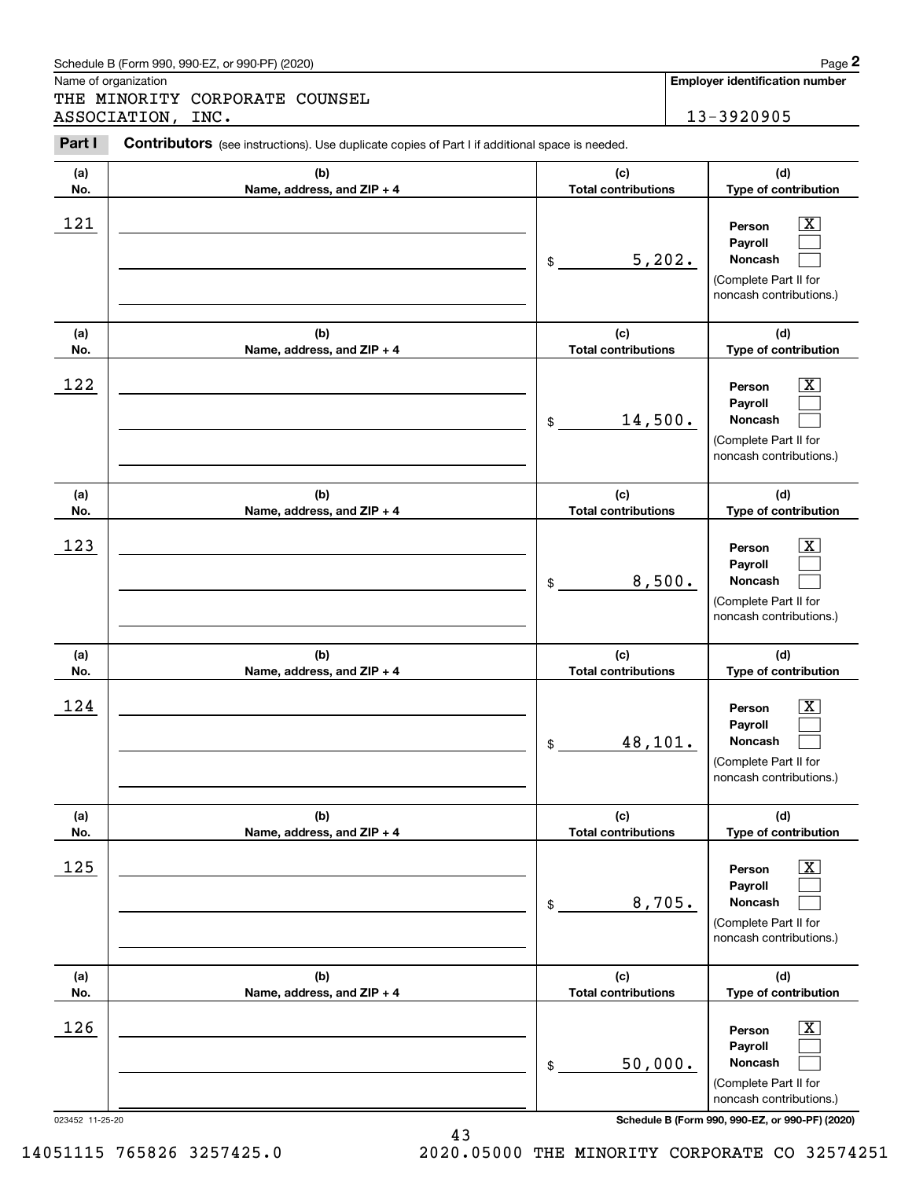Schedule B (Form 990, 990-EZ, or 990-PF) (2020)

Name of organization: THE MINORITY CORPORATE COUNSEL ASSOCIATION, INC.

**Employer identification number:** 13-3920905

**Part I** **Contributors** (see instructions). Use duplicate copies of Part I if additional space is needed.

| (a) No. | (b) Name, address, and ZIP + 4 | (c) Total contributions | (d) Type of contribution |
|---|---|---|---|
| 121 | | $ 5,202. | Person [X] Payroll [ ] Noncash [ ] (Complete Part II for noncash contributions.) |
| 122 | | $ 14,500. | Person [X] Payroll [ ] Noncash [ ] (Complete Part II for noncash contributions.) |
| 123 | | $ 8,500. | Person [X] Payroll [ ] Noncash [ ] (Complete Part II for noncash contributions.) |
| 124 | | $ 48,101. | Person [X] Payroll [ ] Noncash [ ] (Complete Part II for noncash contributions.) |
| 125 | | $ 8,705. | Person [X] Payroll [ ] Noncash [ ] (Complete Part II for noncash contributions.) |
| 126 | | $ 50,000. | Person [X] Payroll [ ] Noncash [ ] (Complete Part II for noncash contributions.) |

023452 11-25-20

Schedule B (Form 990, 990-EZ, or 990-PF) (2020)

14051115 765826 3257425.0 2020.05000 THE MINORITY CORPORATE CO 32574251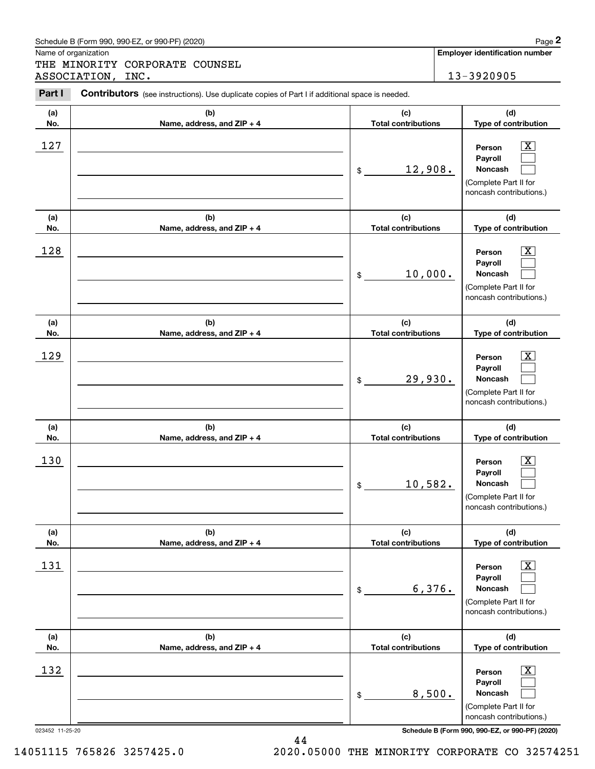Schedule B (Form 990, 990-EZ, or 990-PF) (2020)

Name of organization: THE MINORITY CORPORATE COUNSEL ASSOCIATION, INC.

**Employer identification number:** 13-3920905

**Part I** **Contributors** (see instructions). Use duplicate copies of Part I if additional space is needed.

| (a) No. | (b) Name, address, and ZIP + 4 | (c) Total contributions | (d) Type of contribution |
|---|---|---|---|
| 127 | | $ 12,908. | Person [X] Payroll [ ] Noncash [ ] (Complete Part II for noncash contributions.) |
| 128 | | $ 10,000. | Person [X] Payroll [ ] Noncash [ ] (Complete Part II for noncash contributions.) |
| 129 | | $ 29,930. | Person [X] Payroll [ ] Noncash [ ] (Complete Part II for noncash contributions.) |
| 130 | | $ 10,582. | Person [X] Payroll [ ] Noncash [ ] (Complete Part II for noncash contributions.) |
| 131 | | $ 6,376. | Person [X] Payroll [ ] Noncash [ ] (Complete Part II for noncash contributions.) |
| 132 | | $ 8,500. | Person [X] Payroll [ ] Noncash [ ] (Complete Part II for noncash contributions.) |

023452 11-25-20

Schedule B (Form 990, 990-EZ, or 990-PF) (2020)

14051115 765826 3257425.0 2020.05000 THE MINORITY CORPORATE CO 32574251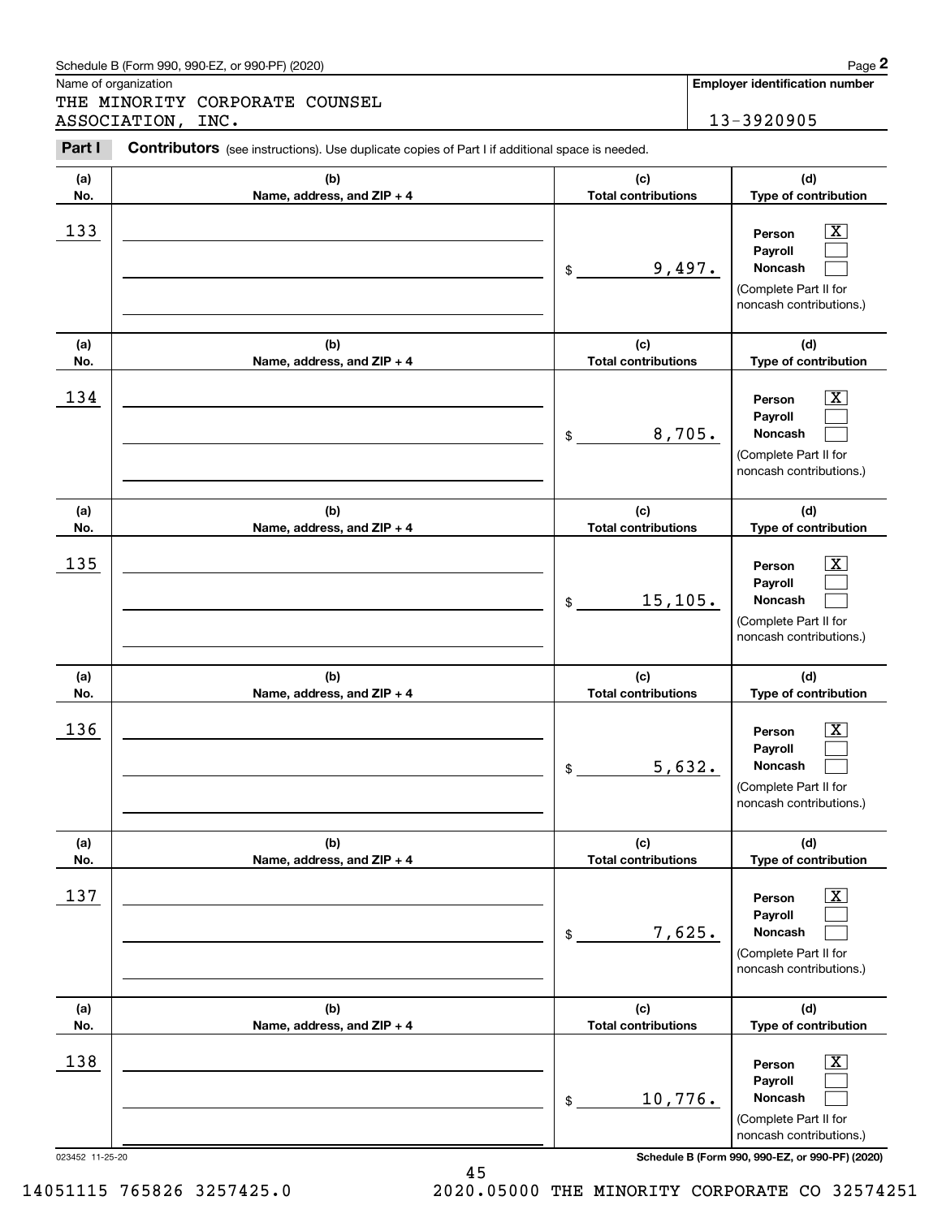Schedule B (Form 990, 990-EZ, or 990-PF) (2020)

Name of organization: THE MINORITY CORPORATE COUNSEL ASSOCIATION, INC.

**Employer identification number:** 13-3920905

**Part I** **Contributors** (see instructions). Use duplicate copies of Part I if additional space is needed.

| (a) No. | (b) Name, address, and ZIP + 4 | (c) Total contributions | (d) Type of contribution |
|---|---|---|---|
| 133 | | $ 9,497. | Person [X] Payroll [ ] Noncash [ ] (Complete Part II for noncash contributions.) |
| 134 | | $ 8,705. | Person [X] Payroll [ ] Noncash [ ] (Complete Part II for noncash contributions.) |
| 135 | | $ 15,105. | Person [X] Payroll [ ] Noncash [ ] (Complete Part II for noncash contributions.) |
| 136 | | $ 5,632. | Person [X] Payroll [ ] Noncash [ ] (Complete Part II for noncash contributions.) |
| 137 | | $ 7,625. | Person [X] Payroll [ ] Noncash [ ] (Complete Part II for noncash contributions.) |
| 138 | | $ 10,776. | Person [X] Payroll [ ] Noncash [ ] (Complete Part II for noncash contributions.) |

023452 11-25-20

**Schedule B (Form 990, 990-EZ, or 990-PF) (2020)**

14051115 765826 3257425.0 2020.05000 THE MINORITY CORPORATE CO 32574251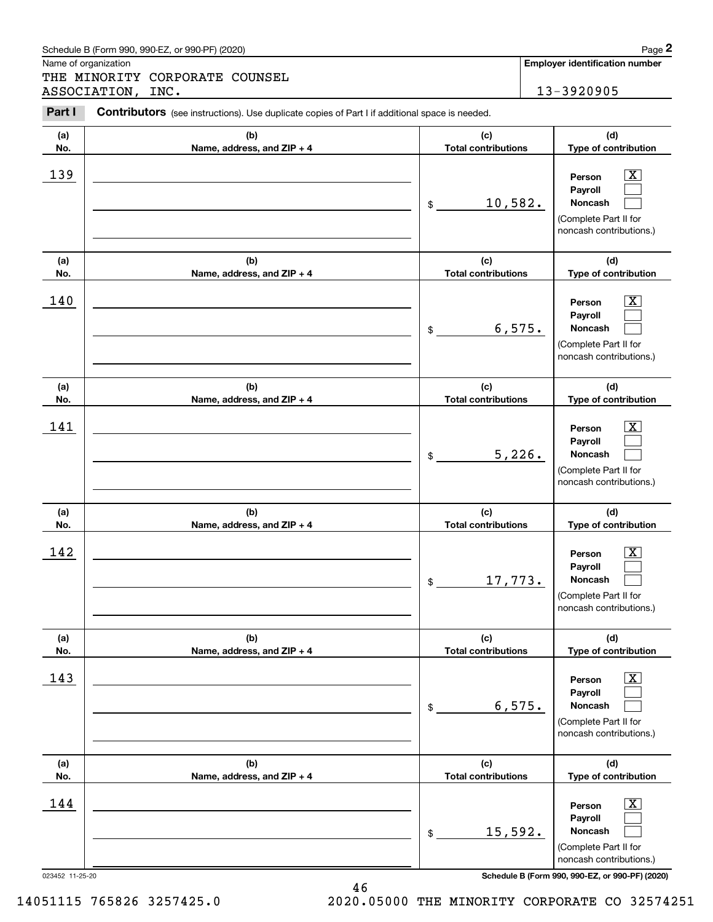Schedule B (Form 990, 990-EZ, or 990-PF) (2020)

Name of organization: THE MINORITY CORPORATE COUNSEL ASSOCIATION, INC.

**Employer identification number:** 13-3920905

**Part I** **Contributors** (see instructions). Use duplicate copies of Part I if additional space is needed.

| (a) No. | (b) Name, address, and ZIP + 4 | (c) Total contributions | (d) Type of contribution |
|---|---|---|---|
| 139 | | $ 10,582. | Person [X] Payroll [ ] Noncash [ ] (Complete Part II for noncash contributions.) |
| 140 | | $ 6,575. | Person [X] Payroll [ ] Noncash [ ] (Complete Part II for noncash contributions.) |
| 141 | | $ 5,226. | Person [X] Payroll [ ] Noncash [ ] (Complete Part II for noncash contributions.) |
| 142 | | $ 17,773. | Person [X] Payroll [ ] Noncash [ ] (Complete Part II for noncash contributions.) |
| 143 | | $ 6,575. | Person [X] Payroll [ ] Noncash [ ] (Complete Part II for noncash contributions.) |
| 144 | | $ 15,592. | Person [X] Payroll [ ] Noncash [ ] (Complete Part II for noncash contributions.) |

023452 11-25-20

**Schedule B (Form 990, 990-EZ, or 990-PF) (2020)**

14051115 765826 3257425.0 2020.05000 THE MINORITY CORPORATE CO 32574251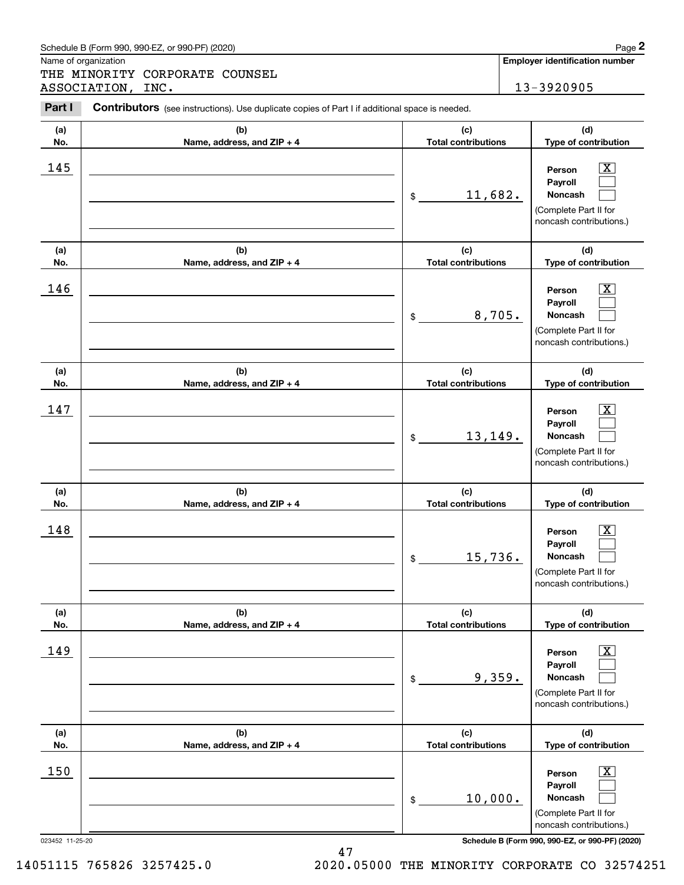Schedule B (Form 990, 990-EZ, or 990-PF) (2020)

Name of organization

THE MINORITY CORPORATE COUNSEL ASSOCIATION, INC.

**Employer identification number**

13-3920905

**Part I** **Contributors** (see instructions). Use duplicate copies of Part I if additional space is needed.

| (a) No. | (b) Name, address, and ZIP + 4 | (c) Total contributions | (d) Type of contribution |
|---|---|---|---|
| 145 | | $ 11,682. | Person [X] Payroll [ ] Noncash [ ] (Complete Part II for noncash contributions.) |
| 146 | | $ 8,705. | Person [X] Payroll [ ] Noncash [ ] (Complete Part II for noncash contributions.) |
| 147 | | $ 13,149. | Person [X] Payroll [ ] Noncash [ ] (Complete Part II for noncash contributions.) |
| 148 | | $ 15,736. | Person [X] Payroll [ ] Noncash [ ] (Complete Part II for noncash contributions.) |
| 149 | | $ 9,359. | Person [X] Payroll [ ] Noncash [ ] (Complete Part II for noncash contributions.) |
| 150 | | $ 10,000. | Person [X] Payroll [ ] Noncash [ ] (Complete Part II for noncash contributions.) |

023452 11-25-20 **Schedule B (Form 990, 990-EZ, or 990-PF) (2020)**

14051115 765826 3257425.0 2020.05000 THE MINORITY CORPORATE CO 32574251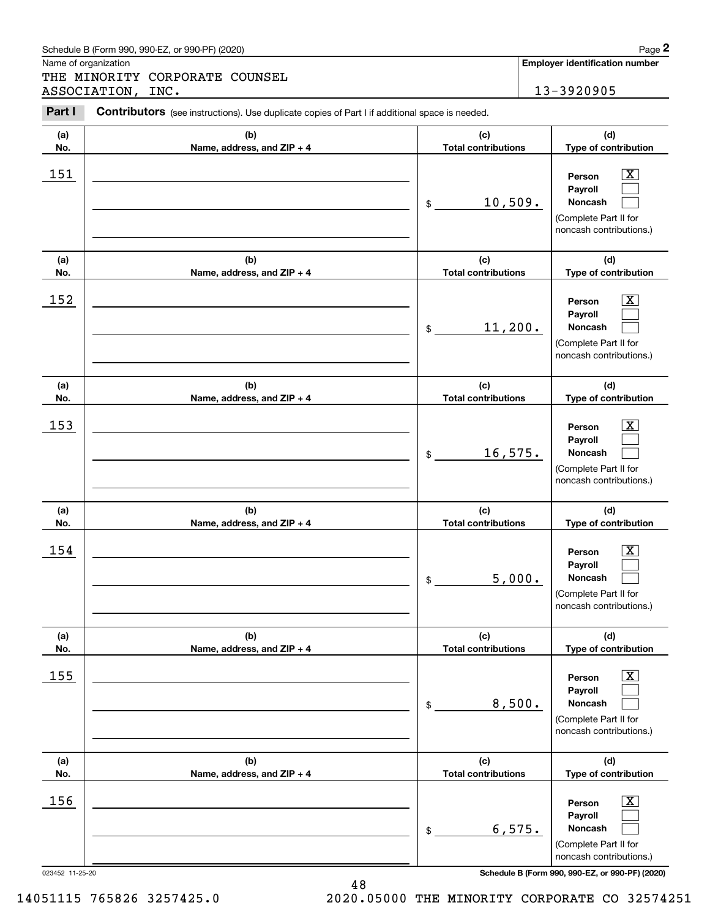Schedule B (Form 990, 990-EZ, or 990-PF) (2020)

Name of organization: THE MINORITY CORPORATE COUNSEL ASSOCIATION, INC.

**Employer identification number**: 13-3920905

**Part I** **Contributors** (see instructions). Use duplicate copies of Part I if additional space is needed.

| (a) No. | (b) Name, address, and ZIP + 4 | (c) Total contributions | (d) Type of contribution |
|---|---|---|---|
| 151 | | $ 10,509. | Person [X] Payroll [ ] Noncash [ ] (Complete Part II for noncash contributions.) |
| 152 | | $ 11,200. | Person [X] Payroll [ ] Noncash [ ] (Complete Part II for noncash contributions.) |
| 153 | | $ 16,575. | Person [X] Payroll [ ] Noncash [ ] (Complete Part II for noncash contributions.) |
| 154 | | $ 5,000. | Person [X] Payroll [ ] Noncash [ ] (Complete Part II for noncash contributions.) |
| 155 | | $ 8,500. | Person [X] Payroll [ ] Noncash [ ] (Complete Part II for noncash contributions.) |
| 156 | | $ 6,575. | Person [X] Payroll [ ] Noncash [ ] (Complete Part II for noncash contributions.) |

023452 11-25-20 **Schedule B (Form 990, 990-EZ, or 990-PF) (2020)**

14051115 765826 3257425.0 2020.05000 THE MINORITY CORPORATE CO 32574251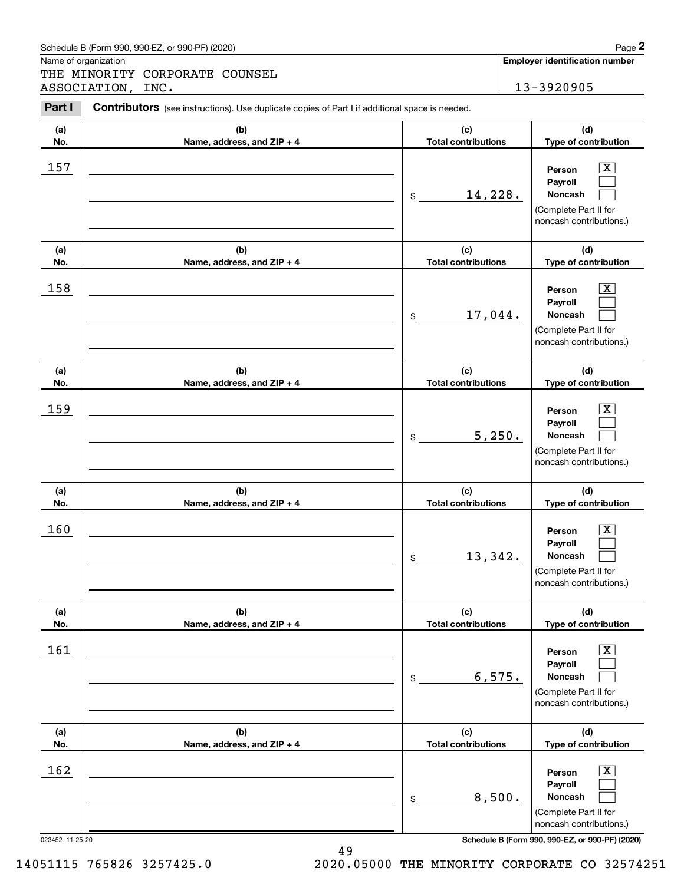Schedule B (Form 990, 990-EZ, or 990-PF) (2020)

Name of organization

THE MINORITY CORPORATE COUNSEL ASSOCIATION, INC.

**Employer identification number**

13-3920905

**Part I** **Contributors** (see instructions). Use duplicate copies of Part I if additional space is needed.

| (a) No. | (b) Name, address, and ZIP + 4 | (c) Total contributions | (d) Type of contribution |
|---|---|---|---|
| 157 | | $ 14,228. | Person [X] Payroll [ ] Noncash [ ] (Complete Part II for noncash contributions.) |
| 158 | | $ 17,044. | Person [X] Payroll [ ] Noncash [ ] (Complete Part II for noncash contributions.) |
| 159 | | $ 5,250. | Person [X] Payroll [ ] Noncash [ ] (Complete Part II for noncash contributions.) |
| 160 | | $ 13,342. | Person [X] Payroll [ ] Noncash [ ] (Complete Part II for noncash contributions.) |
| 161 | | $ 6,575. | Person [X] Payroll [ ] Noncash [ ] (Complete Part II for noncash contributions.) |
| 162 | | $ 8,500. | Person [X] Payroll [ ] Noncash [ ] (Complete Part II for noncash contributions.) |

023452 11-25-20

**Schedule B (Form 990, 990-EZ, or 990-PF) (2020)**

14051115 765826 3257425.0 2020.05000 THE MINORITY CORPORATE CO 32574251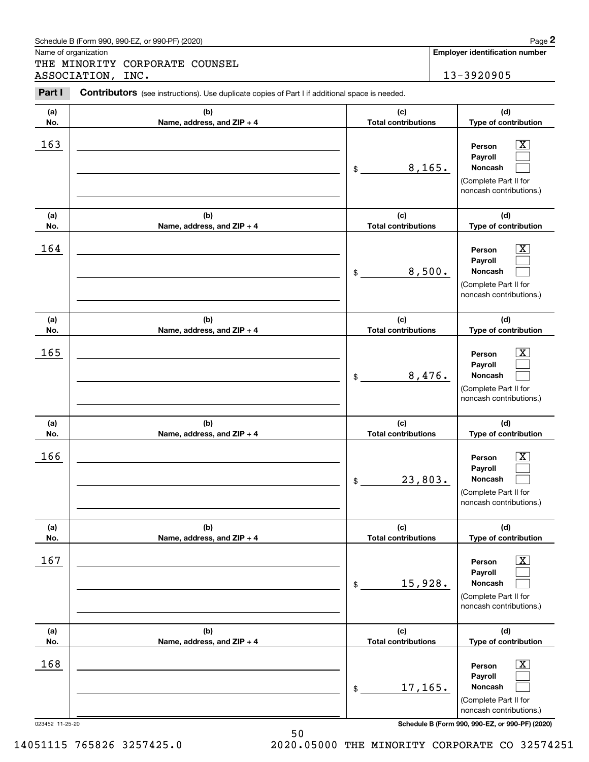Schedule B (Form 990, 990-EZ, or 990-PF) (2020)

Name of organization

THE MINORITY CORPORATE COUNSEL ASSOCIATION, INC.

**Employer identification number**

13-3920905

**Part I** **Contributors** (see instructions). Use duplicate copies of Part I if additional space is needed.

| (a) No. | (b) Name, address, and ZIP + 4 | (c) Total contributions | (d) Type of contribution |
|---|---|---|---|
| 163 | | $ 8,165. | Person [X] Payroll [ ] Noncash [ ] (Complete Part II for noncash contributions.) |
| 164 | | $ 8,500. | Person [X] Payroll [ ] Noncash [ ] (Complete Part II for noncash contributions.) |
| 165 | | $ 8,476. | Person [X] Payroll [ ] Noncash [ ] (Complete Part II for noncash contributions.) |
| 166 | | $ 23,803. | Person [X] Payroll [ ] Noncash [ ] (Complete Part II for noncash contributions.) |
| 167 | | $ 15,928. | Person [X] Payroll [ ] Noncash [ ] (Complete Part II for noncash contributions.) |
| 168 | | $ 17,165. | Person [X] Payroll [ ] Noncash [ ] (Complete Part II for noncash contributions.) |

023452 11-25-20

**Schedule B (Form 990, 990-EZ, or 990-PF) (2020)**

14051115 765826 3257425.0 2020.05000 THE MINORITY CORPORATE CO 32574251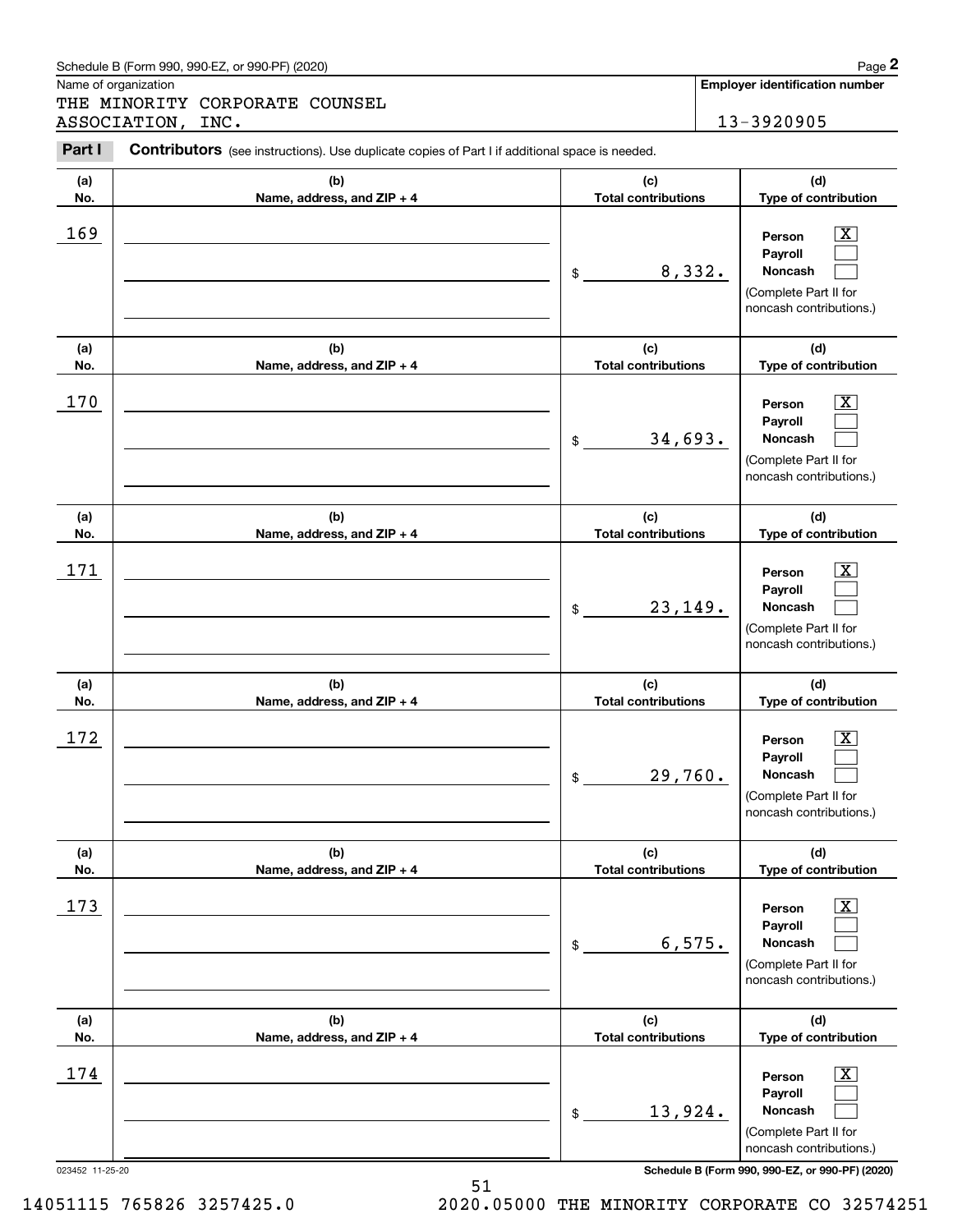Schedule B (Form 990, 990-EZ, or 990-PF) (2020)

Name of organization: THE MINORITY CORPORATE COUNSEL ASSOCIATION, INC.

**Employer identification number:** 13-3920905

**Part I** **Contributors** (see instructions). Use duplicate copies of Part I if additional space is needed.

| (a) No. | (b) Name, address, and ZIP + 4 | (c) Total contributions | (d) Type of contribution |
|---|---|---|---|
| 169 | | $ 8,332. | Person [X] Payroll [ ] Noncash [ ] (Complete Part II for noncash contributions.) |
| 170 | | $ 34,693. | Person [X] Payroll [ ] Noncash [ ] (Complete Part II for noncash contributions.) |
| 171 | | $ 23,149. | Person [X] Payroll [ ] Noncash [ ] (Complete Part II for noncash contributions.) |
| 172 | | $ 29,760. | Person [X] Payroll [ ] Noncash [ ] (Complete Part II for noncash contributions.) |
| 173 | | $ 6,575. | Person [X] Payroll [ ] Noncash [ ] (Complete Part II for noncash contributions.) |
| 174 | | $ 13,924. | Person [X] Payroll [ ] Noncash [ ] (Complete Part II for noncash contributions.) |

023452 11-25-20 **Schedule B (Form 990, 990-EZ, or 990-PF) (2020)**

14051115 765826 3257425.0 2020.05000 THE MINORITY CORPORATE CO 32574251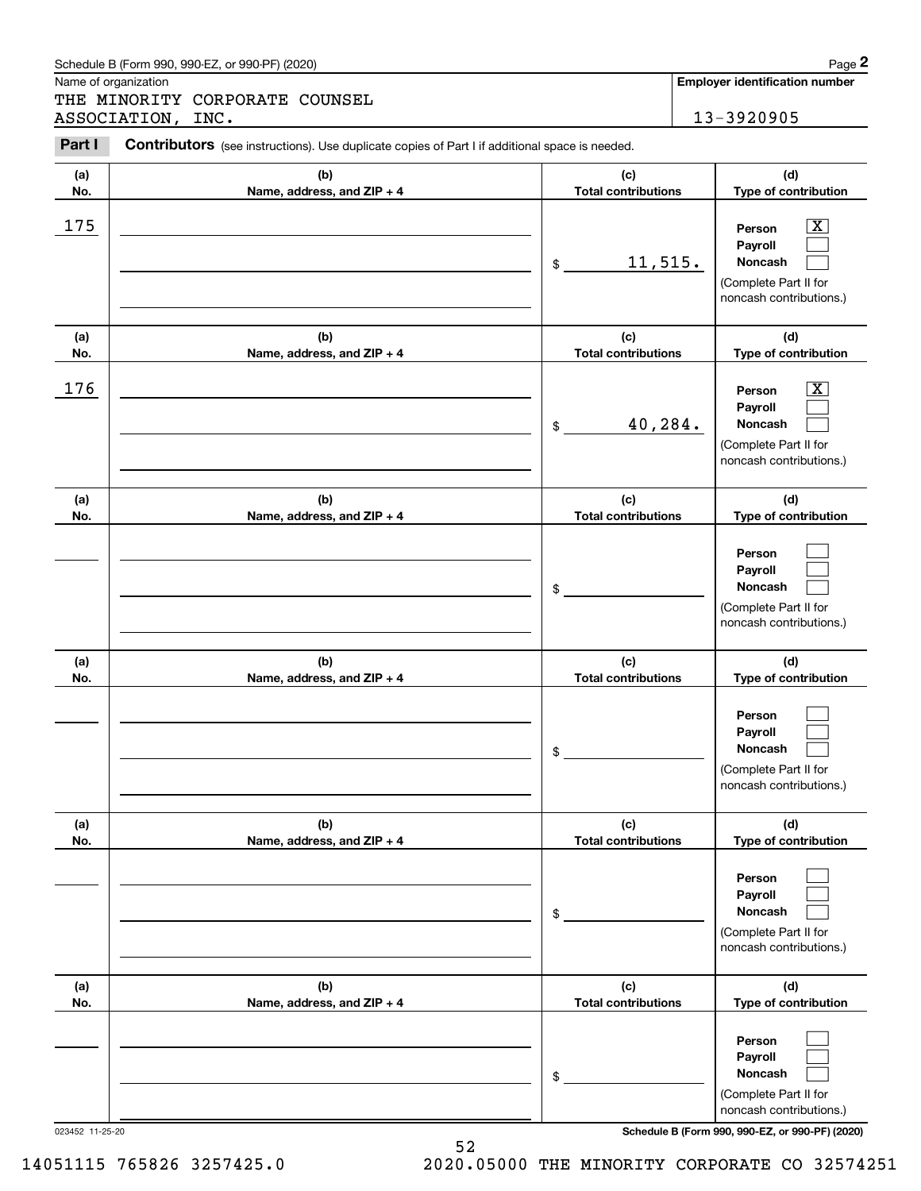Schedule B (Form 990, 990-EZ, or 990-PF) (2020)

Name of organization: THE MINORITY CORPORATE COUNSEL ASSOCIATION, INC.

**Employer identification number:** 13-3920905

## Part I Contributors (see instructions). Use duplicate copies of Part I if additional space is needed.

| (a) No. | (b) Name, address, and ZIP + 4 | (c) Total contributions | (d) Type of contribution |
|---|---|---|---|
| 175 | | $ 11,515. | Person [X] Payroll [ ] Noncash [ ] (Complete Part II for noncash contributions.) |
| 176 | | $ 40,284. | Person [X] Payroll [ ] Noncash [ ] (Complete Part II for noncash contributions.) |
| | | $ | Person [ ] Payroll [ ] Noncash [ ] (Complete Part II for noncash contributions.) |
| | | $ | Person [ ] Payroll [ ] Noncash [ ] (Complete Part II for noncash contributions.) |
| | | $ | Person [ ] Payroll [ ] Noncash [ ] (Complete Part II for noncash contributions.) |
| | | $ | Person [ ] Payroll [ ] Noncash [ ] (Complete Part II for noncash contributions.) |

023452 11-25-20

Schedule B (Form 990, 990-EZ, or 990-PF) (2020)

14051115 765826 3257425.0 2020.05000 THE MINORITY CORPORATE CO 32574251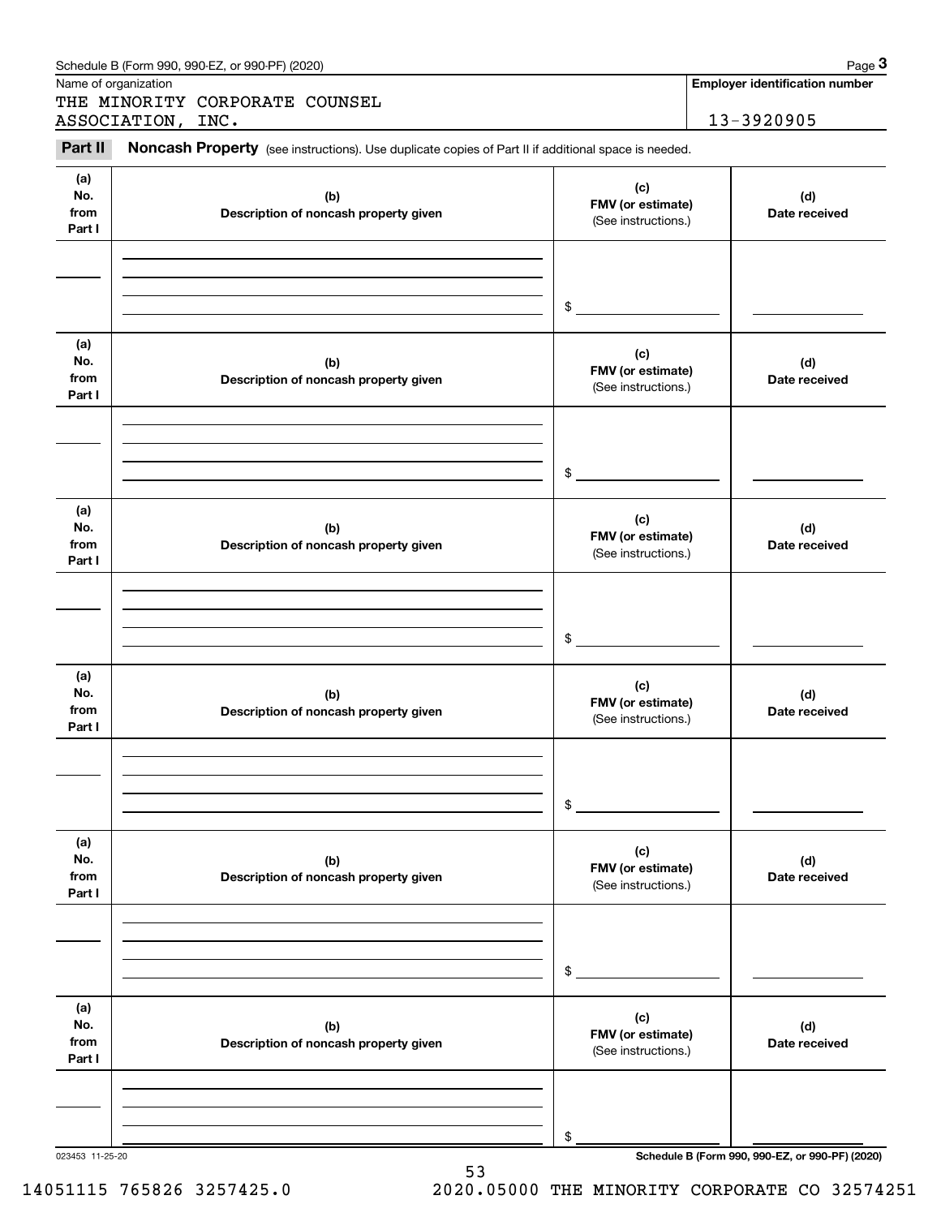Schedule B (Form 990, 990-EZ, or 990-PF) (2020)

Name of organization

THE MINORITY CORPORATE COUNSEL ASSOCIATION, INC.

**Employer identification number**

13-3920905

**Part II** **Noncash Property** (see instructions). Use duplicate copies of Part II if additional space is needed.

| (a) No. from Part I | (b) Description of noncash property given | (c) FMV (or estimate) (See instructions.) | (d) Date received |
|---|---|---|---|
| | | $ | |
| | | $ | |
| | | $ | |
| | | $ | |
| | | $ | |
| | | $ | |

023453 11-25-20

**Schedule B (Form 990, 990-EZ, or 990-PF) (2020)**

14051115 765826 3257425.0 2020.05000 THE MINORITY CORPORATE CO 32574251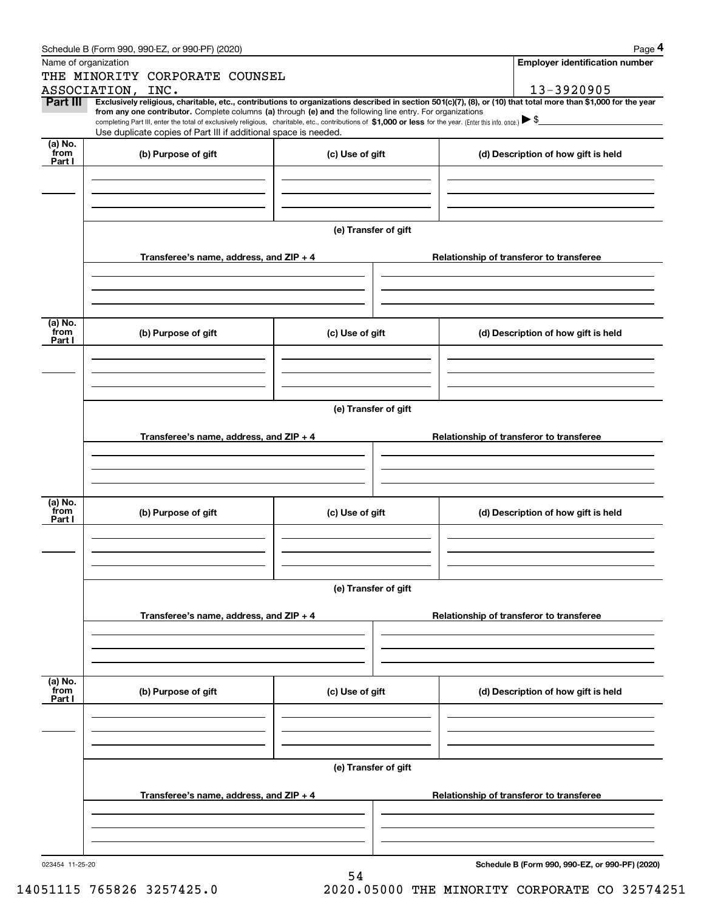Schedule B (Form 990, 990-EZ, or 990-PF) (2020)

| Name of organization | Employer identification number |
|---|---|
| THE MINORITY CORPORATE COUNSEL ASSOCIATION, INC. | 13-3920905 |

**Part III** **Exclusively religious, charitable, etc., contributions to organizations described in section 501(c)(7), (8), or (10) that total more than $1,000 for the year from any one contributor.** Complete columns **(a)** through **(e)** and the following line entry. For organizations completing Part III, enter the total of exclusively religious, charitable, etc., contributions of **$1,000 or less** for the year. (Enter this info. once.) ▶ $

Use duplicate copies of Part III if additional space is needed.

| (a) No. from Part I | (b) Purpose of gift | (c) Use of gift | (d) Description of how gift is held |
|---|---|---|---|
| | | | |

(e) Transfer of gift

| Transferee's name, address, and ZIP + 4 | Relationship of transferor to transferee |
|---|---|
| | |

| (a) No. from Part I | (b) Purpose of gift | (c) Use of gift | (d) Description of how gift is held |
|---|---|---|---|
| | | | |

(e) Transfer of gift

| Transferee's name, address, and ZIP + 4 | Relationship of transferor to transferee |
|---|---|
| | |

| (a) No. from Part I | (b) Purpose of gift | (c) Use of gift | (d) Description of how gift is held |
|---|---|---|---|
| | | | |

(e) Transfer of gift

| Transferee's name, address, and ZIP + 4 | Relationship of transferor to transferee |
|---|---|
| | |

| (a) No. from Part I | (b) Purpose of gift | (c) Use of gift | (d) Description of how gift is held |
|---|---|---|---|
| | | | |

(e) Transfer of gift

| Transferee's name, address, and ZIP + 4 | Relationship of transferor to transferee |
|---|---|
| | |

023454 11-25-20

**Schedule B (Form 990, 990-EZ, or 990-PF) (2020)**

14051115 765826 3257425.0 2020.05000 THE MINORITY CORPORATE CO 32574251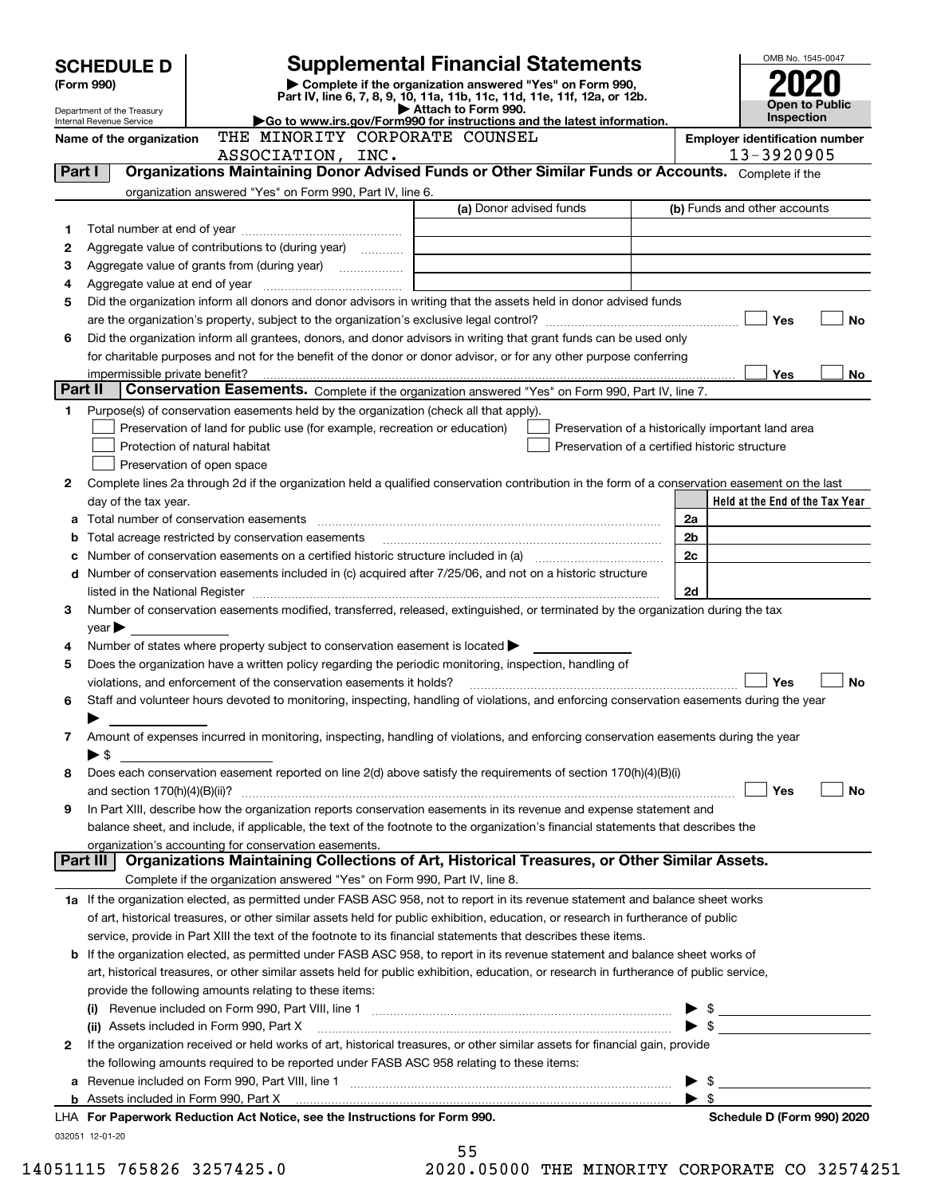# SCHEDULE D (Form 990)

Department of the Treasury
Internal Revenue Service

## Supplemental Financial Statements

▶ Complete if the organization answered "Yes" on Form 990, Part IV, line 6, 7, 8, 9, 10, 11a, 11b, 11c, 11d, 11e, 11f, 12a, or 12b.
▶ Attach to Form 990.
▶Go to www.irs.gov/Form990 for instructions and the latest information.

OMB No. 1545-0047

**2020**

**Open to Public Inspection**

Name of the organization: THE MINORITY CORPORATE COUNSEL ASSOCIATION, INC.

Employer identification number: 13-3920905

### Part I Organizations Maintaining Donor Advised Funds or Other Similar Funds or Accounts. Complete if the organization answered "Yes" on Form 990, Part IV, line 6.

| | | (a) Donor advised funds | (b) Funds and other accounts |
|---|---|---|---|
| 1 | Total number at end of year | | |
| 2 | Aggregate value of contributions to (during year) | | |
| 3 | Aggregate value of grants from (during year) | | |
| 4 | Aggregate value at end of year | | |

5 Did the organization inform all donors and donor advisors in writing that the assets held in donor advised funds are the organization's property, subject to the organization's exclusive legal control? ☐ Yes ☐ No

6 Did the organization inform all grantees, donors, and donor advisors in writing that grant funds can be used only for charitable purposes and not for the benefit of the donor or donor advisor, or for any other purpose conferring impermissible private benefit? ☐ Yes ☐ No

### Part II Conservation Easements. Complete if the organization answered "Yes" on Form 990, Part IV, line 7.

1 Purpose(s) of conservation easements held by the organization (check all that apply).

- ☐ Preservation of land for public use (for example, recreation or education)
- ☐ Protection of natural habitat
- ☐ Preservation of open space
- ☐ Preservation of a historically important land area
- ☐ Preservation of a certified historic structure

2 Complete lines 2a through 2d if the organization held a qualified conservation contribution in the form of a conservation easement on the last day of the tax year.

| | | | Held at the End of the Tax Year |
|---|---|---|---|
| a | Total number of conservation easements | 2a | |
| b | Total acreage restricted by conservation easements | 2b | |
| c | Number of conservation easements on a certified historic structure included in (a) | 2c | |
| d | Number of conservation easements included in (c) acquired after 7/25/06, and not on a historic structure listed in the National Register | 2d | |

3 Number of conservation easements modified, transferred, released, extinguished, or terminated by the organization during the tax year ▶

4 Number of states where property subject to conservation easement is located ▶

5 Does the organization have a written policy regarding the periodic monitoring, inspection, handling of violations, and enforcement of the conservation easements it holds? ☐ Yes ☐ No

6 Staff and volunteer hours devoted to monitoring, inspecting, handling of violations, and enforcing conservation easements during the year ▶

7 Amount of expenses incurred in monitoring, inspecting, handling of violations, and enforcing conservation easements during the year ▶ $

8 Does each conservation easement reported on line 2(d) above satisfy the requirements of section 170(h)(4)(B)(i) and section 170(h)(4)(B)(ii)? ☐ Yes ☐ No

9 In Part XIII, describe how the organization reports conservation easements in its revenue and expense statement and balance sheet, and include, if applicable, the text of the footnote to the organization's financial statements that describes the organization's accounting for conservation easements.

### Part III Organizations Maintaining Collections of Art, Historical Treasures, or Other Similar Assets. Complete if the organization answered "Yes" on Form 990, Part IV, line 8.

1a If the organization elected, as permitted under FASB ASC 958, not to report in its revenue statement and balance sheet works of art, historical treasures, or other similar assets held for public exhibition, education, or research in furtherance of public service, provide in Part XIII the text of the footnote to its financial statements that describes these items.

b If the organization elected, as permitted under FASB ASC 958, to report in its revenue statement and balance sheet works of art, historical treasures, or other similar assets held for public exhibition, education, or research in furtherance of public service, provide the following amounts relating to these items:

(i) Revenue included on Form 990, Part VIII, line 1 ▶ $

(ii) Assets included in Form 990, Part X ▶ $

2 If the organization received or held works of art, historical treasures, or other similar assets for financial gain, provide the following amounts required to be reported under FASB ASC 958 relating to these items:

a Revenue included on Form 990, Part VIII, line 1 ▶ $

b Assets included in Form 990, Part X ▶ $

LHA For Paperwork Reduction Act Notice, see the Instructions for Form 990. Schedule D (Form 990) 2020

032051 12-01-20

14051115 765826 3257425.0 2020.05000 THE MINORITY CORPORATE CO 32574251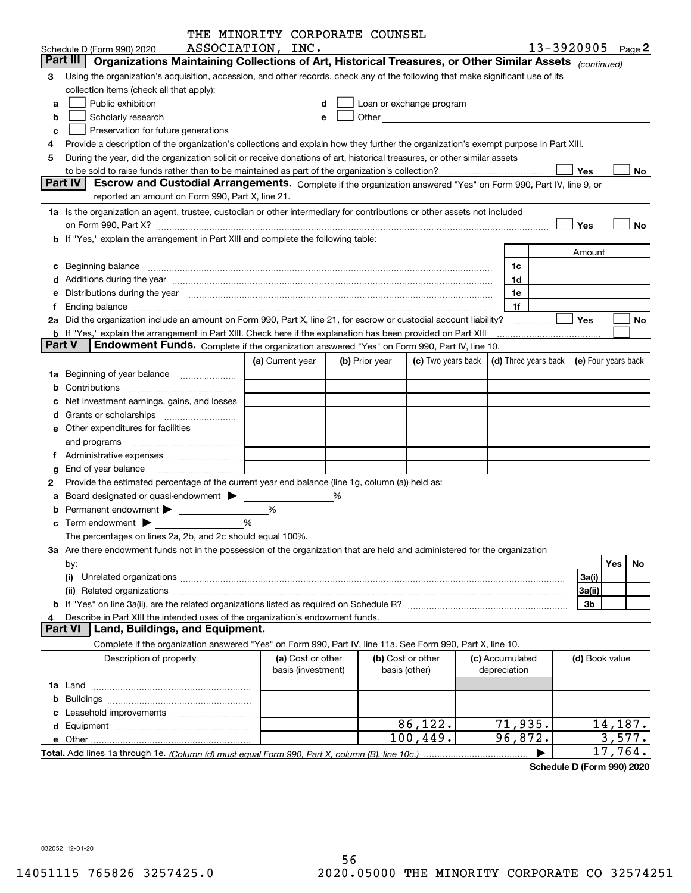THE MINORITY CORPORATE COUNSEL ASSOCIATION, INC.

Schedule D (Form 990) 2020 — 13-3920905 Page 2

## Part III Organizations Maintaining Collections of Art, Historical Treasures, or Other Similar Assets *(continued)*

**3** Using the organization's acquisition, accession, and other records, check any of the following that make significant use of its collection items (check all that apply):

- **a** ☐ Public exhibition
- **b** ☐ Scholarly research
- **c** ☐ Preservation for future generations
- **d** ☐ Loan or exchange program
- **e** ☐ Other

**4** Provide a description of the organization's collections and explain how they further the organization's exempt purpose in Part XIII.

**5** During the year, did the organization solicit or receive donations of art, historical treasures, or other similar assets to be sold to raise funds rather than to be maintained as part of the organization's collection? ☐ Yes ☐ No

## Part IV Escrow and Custodial Arrangements.

Complete if the organization answered "Yes" on Form 990, Part IV, line 9, or reported an amount on Form 990, Part X, line 21.

**1a** Is the organization an agent, trustee, custodian or other intermediary for contributions or other assets not included on Form 990, Part X? ☐ Yes ☐ No

**b** If "Yes," explain the arrangement in Part XIII and complete the following table:

| | | Amount |
|---|---|---|
| **c** Beginning balance | 1c | |
| **d** Additions during the year | 1d | |
| **e** Distributions during the year | 1e | |
| **f** Ending balance | 1f | |

**2a** Did the organization include an amount on Form 990, Part X, line 21, for escrow or custodial account liability? ☐ Yes ☐ No

**b** If "Yes," explain the arrangement in Part XIII. Check here if the explanation has been provided on Part XIII ☐

## Part V Endowment Funds.

Complete if the organization answered "Yes" on Form 990, Part IV, line 10.

| | (a) Current year | (b) Prior year | (c) Two years back | (d) Three years back | (e) Four years back |
|---|---|---|---|---|---|
| **1a** Beginning of year balance | | | | | |
| **b** Contributions | | | | | |
| **c** Net investment earnings, gains, and losses | | | | | |
| **d** Grants or scholarships | | | | | |
| **e** Other expenditures for facilities and programs | | | | | |
| **f** Administrative expenses | | | | | |
| **g** End of year balance | | | | | |

**2** Provide the estimated percentage of the current year end balance (line 1g, column (a)) held as:

- **a** Board designated or quasi-endowment ▶ ______ %
- **b** Permanent endowment ▶ ______ %
- **c** Term endowment ▶ ______ %

The percentages on lines 2a, 2b, and 2c should equal 100%.

**3a** Are there endowment funds not in the possession of the organization that are held and administered for the organization by:

| | | Yes | No |
|---|---|---|---|
| **(i)** Unrelated organizations | 3a(i) | | |
| **(ii)** Related organizations | 3a(ii) | | |
| **b** If "Yes" on line 3a(ii), are the related organizations listed as required on Schedule R? | 3b | | |

**4** Describe in Part XIII the intended uses of the organization's endowment funds.

## Part VI Land, Buildings, and Equipment.

Complete if the organization answered "Yes" on Form 990, Part IV, line 11a. See Form 990, Part X, line 10.

| Description of property | (a) Cost or other basis (investment) | (b) Cost or other basis (other) | (c) Accumulated depreciation | (d) Book value |
|---|---|---|---|---|
| **1a** Land | | | | |
| **b** Buildings | | | | |
| **c** Leasehold improvements | | | | |
| **d** Equipment | | 86,122. | 71,935. | 14,187. |
| **e** Other | | 100,449. | 96,872. | 3,577. |
| **Total.** Add lines 1a through 1e. *(Column (d) must equal Form 990, Part X, column (B), line 10c.)* | | | ▶ | 17,764. |

**Schedule D (Form 990) 2020**

032052 12-01-20

14051115 765826 3257425.0 2020.05000 THE MINORITY CORPORATE CO 32574251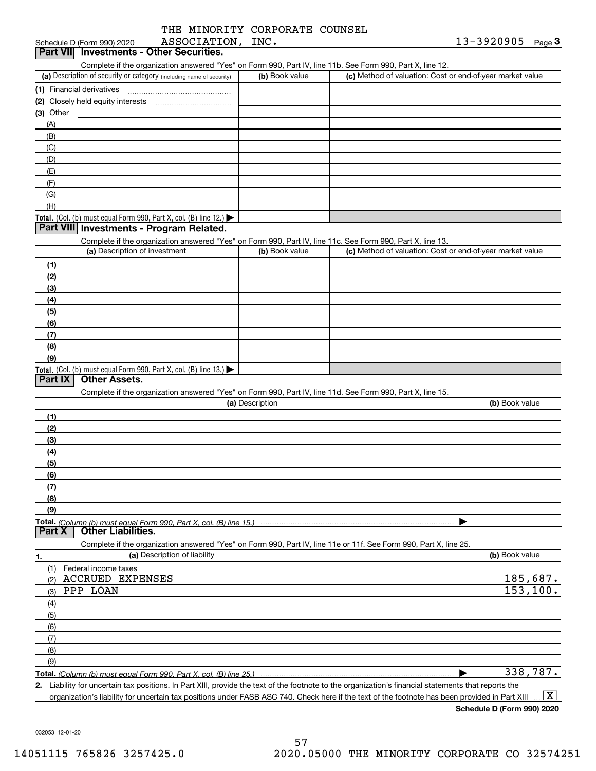THE MINORITY CORPORATE COUNSEL ASSOCIATION, INC. — 13-3920905

Schedule D (Form 990) 2020

## Part VII Investments - Other Securities.

Complete if the organization answered "Yes" on Form 990, Part IV, line 11b. See Form 990, Part X, line 12.

| (a) Description of security or category (including name of security) | (b) Book value | (c) Method of valuation: Cost or end-of-year market value |
|---|---|---|
| (1) Financial derivatives | | |
| (2) Closely held equity interests | | |
| (3) Other | | |
| (A) | | |
| (B) | | |
| (C) | | |
| (D) | | |
| (E) | | |
| (F) | | |
| (G) | | |
| (H) | | |
| **Total.** (Col. (b) must equal Form 990, Part X, col. (B) line 12.) | | |

## Part VIII Investments - Program Related.

Complete if the organization answered "Yes" on Form 990, Part IV, line 11c. See Form 990, Part X, line 13.

| (a) Description of investment | (b) Book value | (c) Method of valuation: Cost or end-of-year market value |
|---|---|---|
| (1) | | |
| (2) | | |
| (3) | | |
| (4) | | |
| (5) | | |
| (6) | | |
| (7) | | |
| (8) | | |
| (9) | | |
| **Total.** (Col. (b) must equal Form 990, Part X, col. (B) line 13.) | | |

## Part IX Other Assets.

Complete if the organization answered "Yes" on Form 990, Part IV, line 11d. See Form 990, Part X, line 15.

| (a) Description | (b) Book value |
|---|---|
| (1) | |
| (2) | |
| (3) | |
| (4) | |
| (5) | |
| (6) | |
| (7) | |
| (8) | |
| (9) | |
| **Total.** *(Column (b) must equal Form 990, Part X, col. (B) line 15.)* | |

## Part X Other Liabilities.

Complete if the organization answered "Yes" on Form 990, Part IV, line 11e or 11f. See Form 990, Part X, line 25.

| 1. (a) Description of liability | (b) Book value |
|---|---|
| (1) Federal income taxes | |
| (2) ACCRUED EXPENSES | 185,687. |
| (3) PPP LOAN | 153,100. |
| (4) | |
| (5) | |
| (6) | |
| (7) | |
| (8) | |
| (9) | |
| **Total.** *(Column (b) must equal Form 990, Part X, col. (B) line 25.)* | 338,787. |

2. Liability for uncertain tax positions. In Part XIII, provide the text of the footnote to the organization's financial statements that reports the organization's liability for uncertain tax positions under FASB ASC 740. Check here if the text of the footnote has been provided in Part XIII ... [X]

**Schedule D (Form 990) 2020**

032053 12-01-20

14051115 765826 3257425.0 2020.05000 THE MINORITY CORPORATE CO 32574251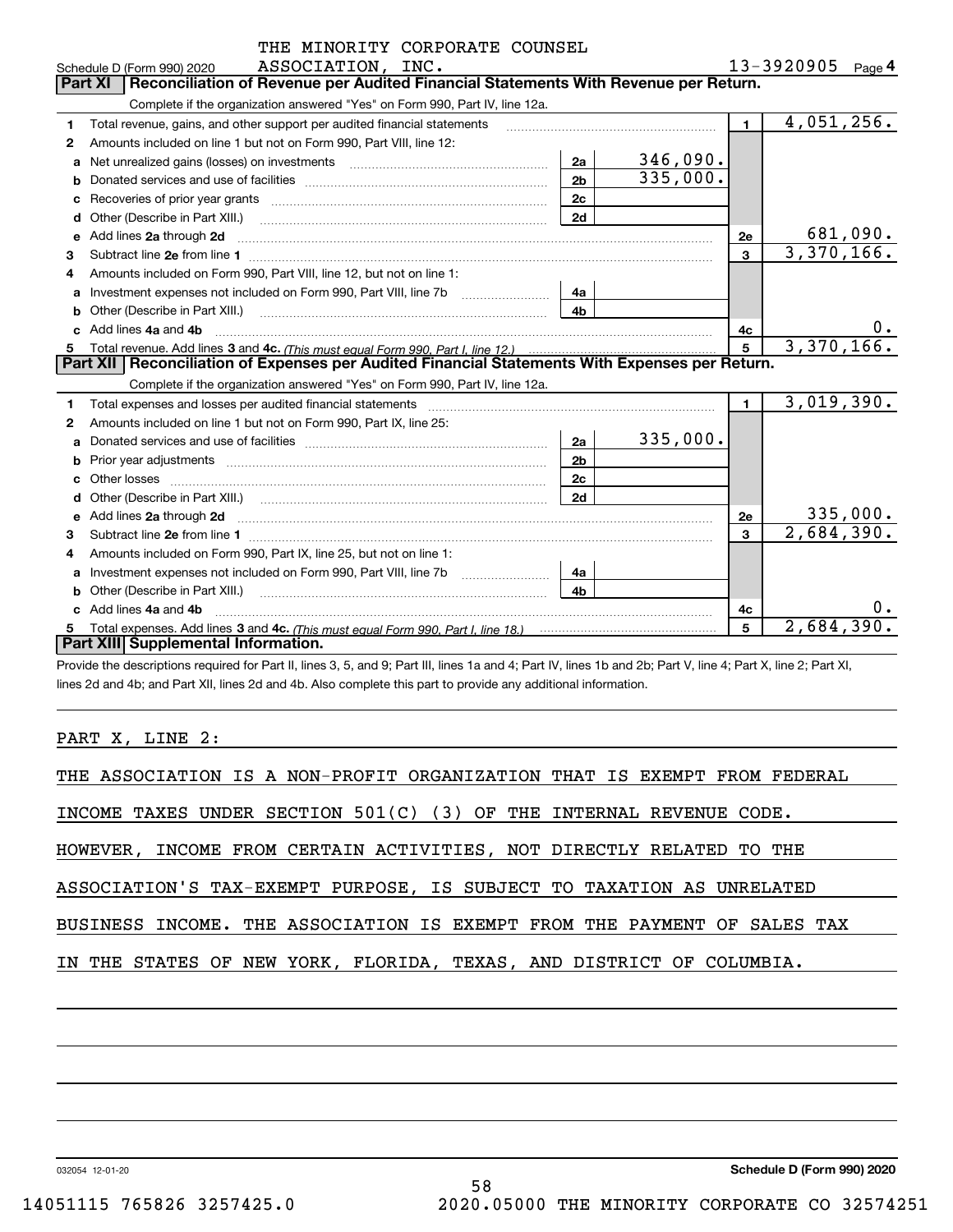THE MINORITY CORPORATE COUNSEL ASSOCIATION, INC. 13-3920905

Schedule D (Form 990) 2020 Page 4

## Part XI Reconciliation of Revenue per Audited Financial Statements With Revenue per Return.

Complete if the organization answered "Yes" on Form 990, Part IV, line 12a.

| | | | | | |
|---|---|---|---|---|---|
| 1 | Total revenue, gains, and other support per audited financial statements | | | 1 | 4,051,256. |
| 2 | Amounts included on line 1 but not on Form 990, Part VIII, line 12: | | | | |
| a | Net unrealized gains (losses) on investments | 2a | 346,090. | | |
| b | Donated services and use of facilities | 2b | 335,000. | | |
| c | Recoveries of prior year grants | 2c | | | |
| d | Other (Describe in Part XIII.) | 2d | | | |
| e | Add lines 2a through 2d | | | 2e | 681,090. |
| 3 | Subtract line 2e from line 1 | | | 3 | 3,370,166. |
| 4 | Amounts included on Form 990, Part VIII, line 12, but not on line 1: | | | | |
| a | Investment expenses not included on Form 990, Part VIII, line 7b | 4a | | | |
| b | Other (Describe in Part XIII.) | 4b | | | |
| c | Add lines 4a and 4b | | | 4c | 0. |
| 5 | Total revenue. Add lines 3 and 4c. *(This must equal Form 990, Part I, line 12.)* | | | 5 | 3,370,166. |

## Part XII Reconciliation of Expenses per Audited Financial Statements With Expenses per Return.

Complete if the organization answered "Yes" on Form 990, Part IV, line 12a.

| | | | | | |
|---|---|---|---|---|---|
| 1 | Total expenses and losses per audited financial statements | | | 1 | 3,019,390. |
| 2 | Amounts included on line 1 but not on Form 990, Part IX, line 25: | | | | |
| a | Donated services and use of facilities | 2a | 335,000. | | |
| b | Prior year adjustments | 2b | | | |
| c | Other losses | 2c | | | |
| d | Other (Describe in Part XIII.) | 2d | | | |
| e | Add lines 2a through 2d | | | 2e | 335,000. |
| 3 | Subtract line 2e from line 1 | | | 3 | 2,684,390. |
| 4 | Amounts included on Form 990, Part IX, line 25, but not on line 1: | | | | |
| a | Investment expenses not included on Form 990, Part VIII, line 7b | 4a | | | |
| b | Other (Describe in Part XIII.) | 4b | | | |
| c | Add lines 4a and 4b | | | 4c | 0. |
| 5 | Total expenses. Add lines 3 and 4c. *(This must equal Form 990, Part I, line 18.)* | | | 5 | 2,684,390. |

## Part XIII Supplemental Information.

Provide the descriptions required for Part II, lines 3, 5, and 9; Part III, lines 1a and 4; Part IV, lines 1b and 2b; Part V, line 4; Part X, line 2; Part XI, lines 2d and 4b; and Part XII, lines 2d and 4b. Also complete this part to provide any additional information.

PART X, LINE 2:

THE ASSOCIATION IS A NON-PROFIT ORGANIZATION THAT IS EXEMPT FROM FEDERAL INCOME TAXES UNDER SECTION 501(C) (3) OF THE INTERNAL REVENUE CODE. HOWEVER, INCOME FROM CERTAIN ACTIVITIES, NOT DIRECTLY RELATED TO THE ASSOCIATION'S TAX-EXEMPT PURPOSE, IS SUBJECT TO TAXATION AS UNRELATED BUSINESS INCOME. THE ASSOCIATION IS EXEMPT FROM THE PAYMENT OF SALES TAX IN THE STATES OF NEW YORK, FLORIDA, TEXAS, AND DISTRICT OF COLUMBIA.

032054 12-01-20 Schedule D (Form 990) 2020

14051115 765826 3257425.0 2020.05000 THE MINORITY CORPORATE CO 32574251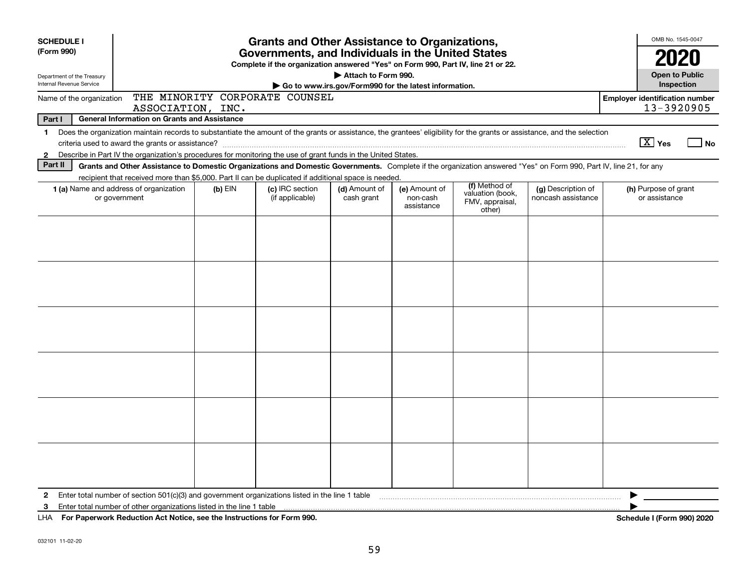**SCHEDULE I (Form 990)**

Department of the Treasury
Internal Revenue Service

# Grants and Other Assistance to Organizations, Governments, and Individuals in the United States

**Complete if the organization answered "Yes" on Form 990, Part IV, line 21 or 22.**

**▶ Attach to Form 990.**

**▶ Go to www.irs.gov/Form990 for the latest information.**

OMB No. 1545-0047

**2020**

**Open to Public Inspection**

Name of the organization: THE MINORITY CORPORATE COUNSEL ASSOCIATION, INC.

**Employer identification number** 13-3920905

**Part I — General Information on Grants and Assistance**

1 Does the organization maintain records to substantiate the amount of the grants or assistance, the grantees' eligibility for the grants or assistance, and the selection criteria used to award the grants or assistance? [X] Yes [ ] No

2 Describe in Part IV the organization's procedures for monitoring the use of grant funds in the United States.

**Part II — Grants and Other Assistance to Domestic Organizations and Domestic Governments.** Complete if the organization answered "Yes" on Form 990, Part IV, line 21, for any recipient that received more than $5,000. Part II can be duplicated if additional space is needed.

| 1 (a) Name and address of organization or government | (b) EIN | (c) IRC section (if applicable) | (d) Amount of cash grant | (e) Amount of non-cash assistance | (f) Method of valuation (book, FMV, appraisal, other) | (g) Description of noncash assistance | (h) Purpose of grant or assistance |
|---|---|---|---|---|---|---|---|
| | | | | | | | |
| | | | | | | | |
| | | | | | | | |
| | | | | | | | |
| | | | | | | | |
| | | | | | | | |

2 Enter total number of section 501(c)(3) and government organizations listed in the line 1 table ▶

3 Enter total number of other organizations listed in the line 1 table ▶

LHA **For Paperwork Reduction Act Notice, see the Instructions for Form 990.** **Schedule I (Form 990) 2020**

032101 11-02-20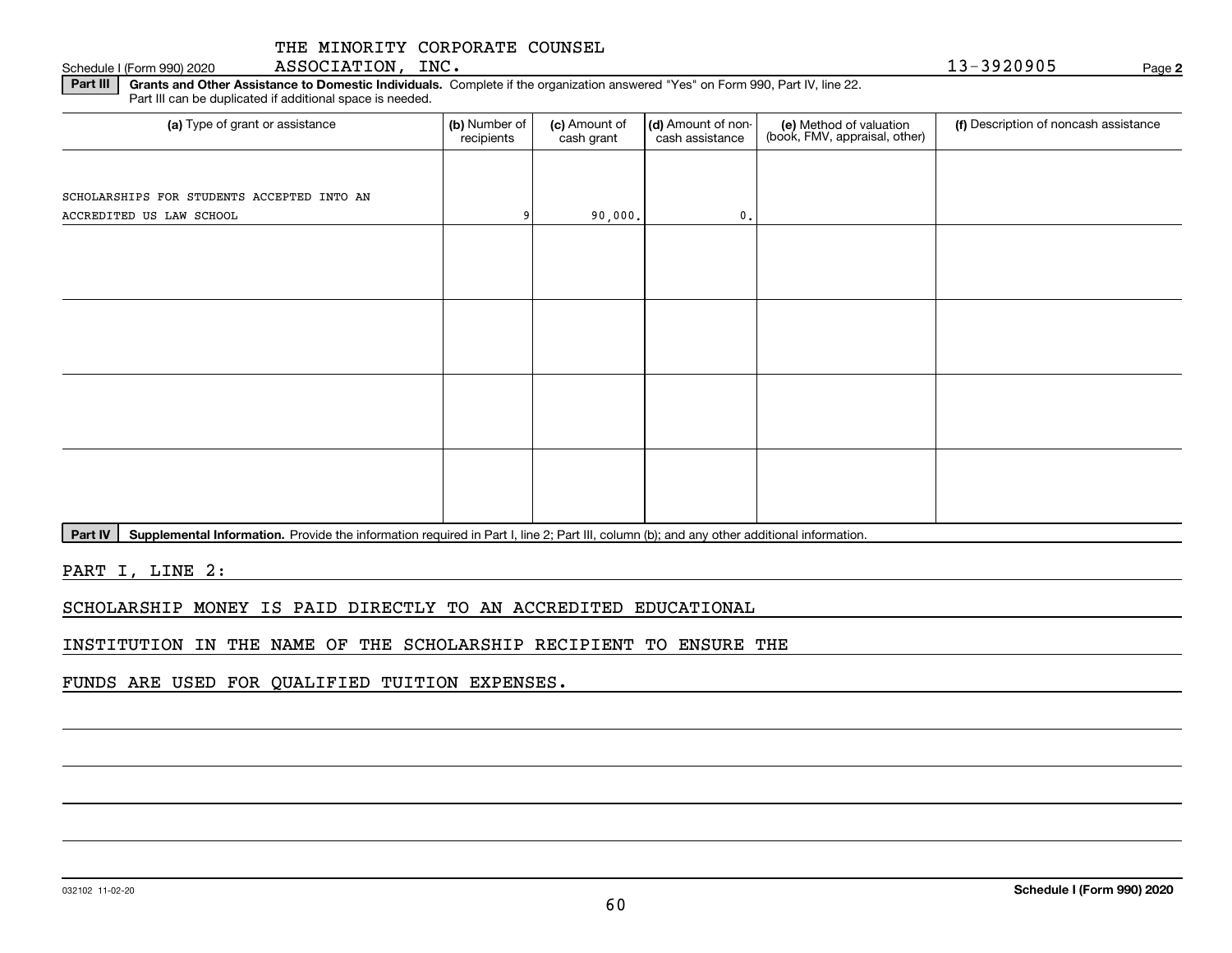THE MINORITY CORPORATE COUNSEL ASSOCIATION, INC.

Schedule I (Form 990) 2020 — 13-3920905 — Page 2

**Part III** **Grants and Other Assistance to Domestic Individuals.** Complete if the organization answered "Yes" on Form 990, Part IV, line 22. Part III can be duplicated if additional space is needed.

| (a) Type of grant or assistance | (b) Number of recipients | (c) Amount of cash grant | (d) Amount of non-cash assistance | (e) Method of valuation (book, FMV, appraisal, other) | (f) Description of noncash assistance |
|---|---|---|---|---|---|
| SCHOLARSHIPS FOR STUDENTS ACCEPTED INTO AN ACCREDITED US LAW SCHOOL | 9 | 90,000. | 0. | | |
| | | | | | |
| | | | | | |
| | | | | | |
| | | | | | |

**Part IV** **Supplemental Information.** Provide the information required in Part I, line 2; Part III, column (b); and any other additional information.

PART I, LINE 2:

SCHOLARSHIP MONEY IS PAID DIRECTLY TO AN ACCREDITED EDUCATIONAL INSTITUTION IN THE NAME OF THE SCHOLARSHIP RECIPIENT TO ENSURE THE FUNDS ARE USED FOR QUALIFIED TUITION EXPENSES.

032102 11-02-20 — **Schedule I (Form 990) 2020**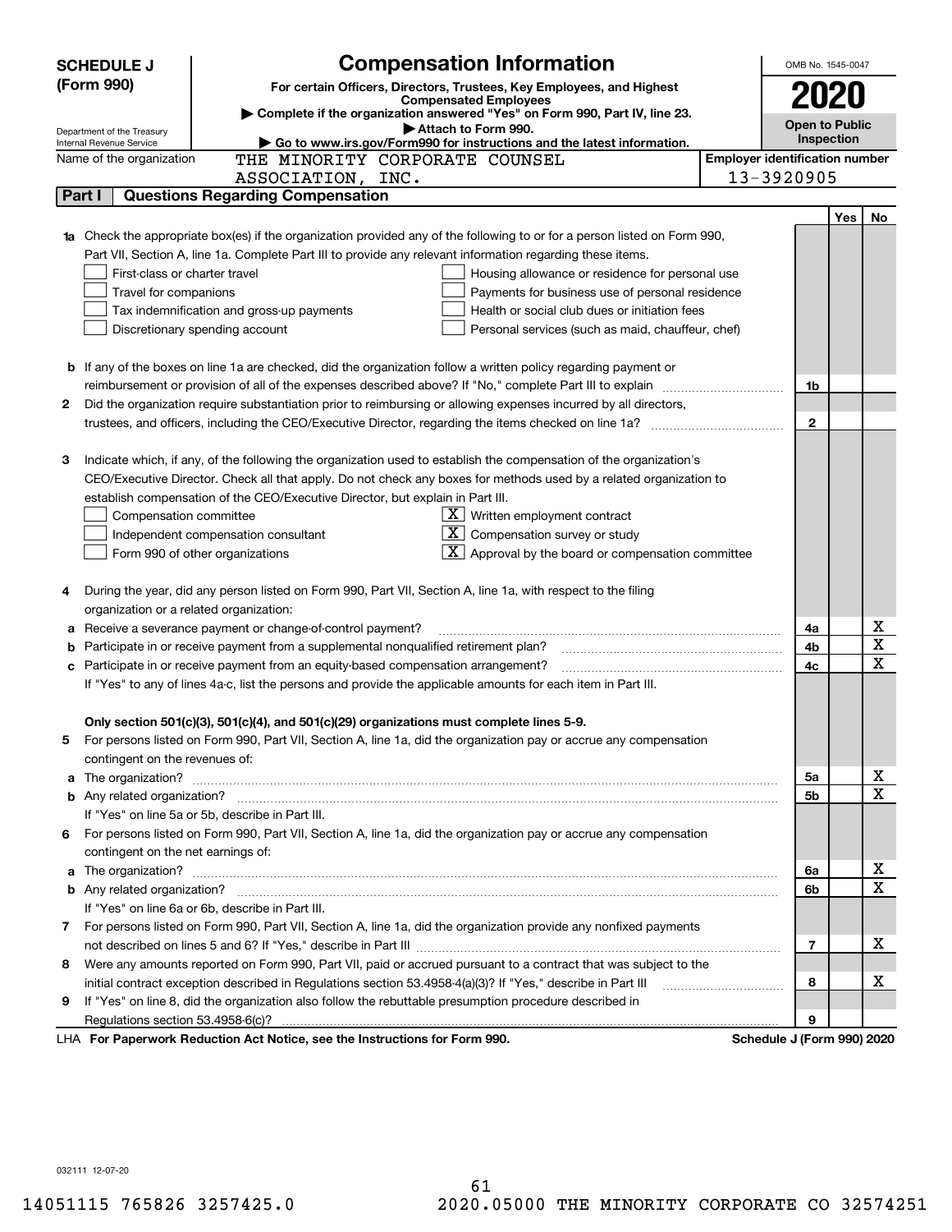**SCHEDULE J (Form 990)**

Department of the Treasury
Internal Revenue Service

# Compensation Information

**For certain Officers, Directors, Trustees, Key Employees, and Highest Compensated Employees**

▶ **Complete if the organization answered "Yes" on Form 990, Part IV, line 23.**

▶ **Attach to Form 990.**

▶ **Go to www.irs.gov/Form990 for instructions and the latest information.**

OMB No. 1545-0047

**2020**

**Open to Public Inspection**

Name of the organization: THE MINORITY CORPORATE COUNSEL ASSOCIATION, INC.

**Employer identification number**: 13-3920905

## Part I — Questions Regarding Compensation

| | | | Yes | No |
|---|---|---|---|---|
| **1a** | Check the appropriate box(es) if the organization provided any of the following to or for a person listed on Form 990, Part VII, Section A, line 1a. Complete Part III to provide any relevant information regarding these items.<br>☐ First-class or charter travel ☐ Housing allowance or residence for personal use<br>☐ Travel for companions ☐ Payments for business use of personal residence<br>☐ Tax indemnification and gross-up payments ☐ Health or social club dues or initiation fees<br>☐ Discretionary spending account ☐ Personal services (such as maid, chauffeur, chef) | | | |
| **b** | If any of the boxes on line 1a are checked, did the organization follow a written policy regarding payment or reimbursement or provision of all of the expenses described above? If "No," complete Part III to explain | 1b | | |
| **2** | Did the organization require substantiation prior to reimbursing or allowing expenses incurred by all directors, trustees, and officers, including the CEO/Executive Director, regarding the items checked on line 1a? | 2 | | |
| **3** | Indicate which, if any, of the following the organization used to establish the compensation of the organization's CEO/Executive Director. Check all that apply. Do not check any boxes for methods used by a related organization to establish compensation of the CEO/Executive Director, but explain in Part III.<br>☐ Compensation committee ☒ Written employment contract<br>☐ Independent compensation consultant ☒ Compensation survey or study<br>☐ Form 990 of other organizations ☒ Approval by the board or compensation committee | | | |
| **4** | During the year, did any person listed on Form 990, Part VII, Section A, line 1a, with respect to the filing organization or a related organization: | | | |
| **a** | Receive a severance payment or change-of-control payment? | 4a | | X |
| **b** | Participate in or receive payment from a supplemental nonqualified retirement plan? | 4b | | X |
| **c** | Participate in or receive payment from an equity-based compensation arrangement? | 4c | | X |
| | If "Yes" to any of lines 4a-c, list the persons and provide the applicable amounts for each item in Part III. | | | |
| | **Only section 501(c)(3), 501(c)(4), and 501(c)(29) organizations must complete lines 5-9.** | | | |
| **5** | For persons listed on Form 990, Part VII, Section A, line 1a, did the organization pay or accrue any compensation contingent on the revenues of: | | | |
| **a** | The organization? | 5a | | X |
| **b** | Any related organization? | 5b | | X |
| | If "Yes" on line 5a or 5b, describe in Part III. | | | |
| **6** | For persons listed on Form 990, Part VII, Section A, line 1a, did the organization pay or accrue any compensation contingent on the net earnings of: | | | |
| **a** | The organization? | 6a | | X |
| **b** | Any related organization? | 6b | | X |
| | If "Yes" on line 6a or 6b, describe in Part III. | | | |
| **7** | For persons listed on Form 990, Part VII, Section A, line 1a, did the organization provide any nonfixed payments not described on lines 5 and 6? If "Yes," describe in Part III | 7 | | X |
| **8** | Were any amounts reported on Form 990, Part VII, paid or accrued pursuant to a contract that was subject to the initial contract exception described in Regulations section 53.4958-4(a)(3)? If "Yes," describe in Part III | 8 | | X |
| **9** | If "Yes" on line 8, did the organization also follow the rebuttable presumption procedure described in Regulations section 53.4958-6(c)? | 9 | | |

LHA **For Paperwork Reduction Act Notice, see the Instructions for Form 990.** **Schedule J (Form 990) 2020**

032111 12-07-20

14051115 765826 3257425.0 2020.05000 THE MINORITY CORPORATE CO 32574251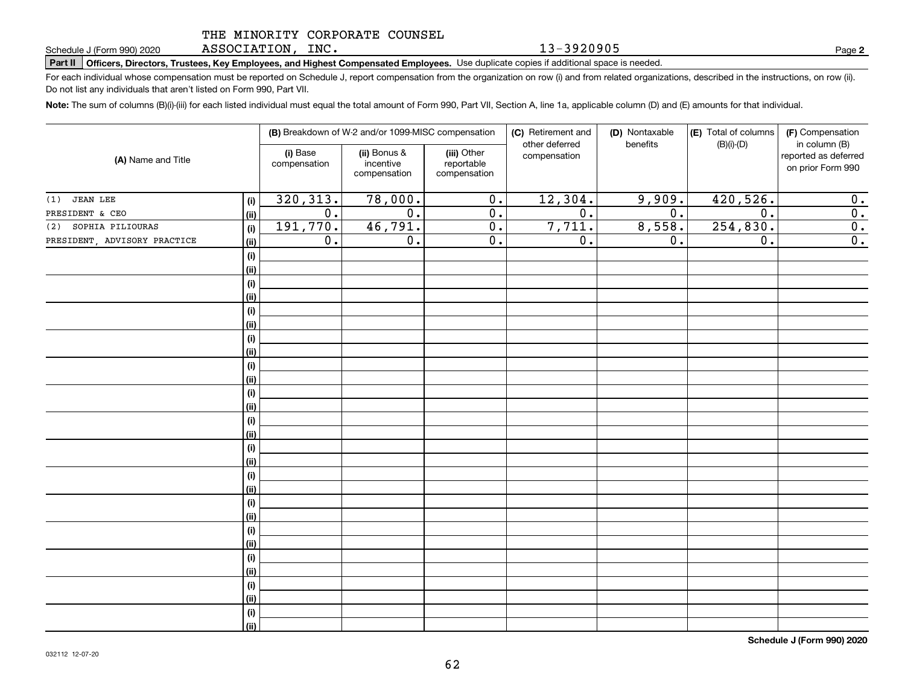THE MINORITY CORPORATE COUNSEL ASSOCIATION, INC. 13-3920905

Schedule J (Form 990) 2020 Page **2**

**Part II** **Officers, Directors, Trustees, Key Employees, and Highest Compensated Employees.** Use duplicate copies if additional space is needed.

For each individual whose compensation must be reported on Schedule J, report compensation from the organization on row (i) and from related organizations, described in the instructions, on row (ii). Do not list any individuals that aren't listed on Form 990, Part VII.

**Note:** The sum of columns (B)(i)-(iii) for each listed individual must equal the total amount of Form 990, Part VII, Section A, line 1a, applicable column (D) and (E) amounts for that individual.

| (A) Name and Title | | (B) Breakdown of W-2 and/or 1099-MISC compensation | | | (C) Retirement and other deferred compensation | (D) Nontaxable benefits | (E) Total of columns (B)(i)-(D) | (F) Compensation in column (B) reported as deferred on prior Form 990 |
|---|---|---|---|---|---|---|---|---|
| | | (i) Base compensation | (ii) Bonus & incentive compensation | (iii) Other reportable compensation | | | | |
| (1) JEAN LEE | (i) | 320,313. | 78,000. | 0. | 12,304. | 9,909. | 420,526. | 0. |
| PRESIDENT & CEO | (ii) | 0. | 0. | 0. | 0. | 0. | 0. | 0. |
| (2) SOPHIA PILIOURAS | (i) | 191,770. | 46,791. | 0. | 7,711. | 8,558. | 254,830. | 0. |
| PRESIDENT, ADVISORY PRACTICE | (ii) | 0. | 0. | 0. | 0. | 0. | 0. | 0. |

**Schedule J (Form 990) 2020**

032112 12-07-20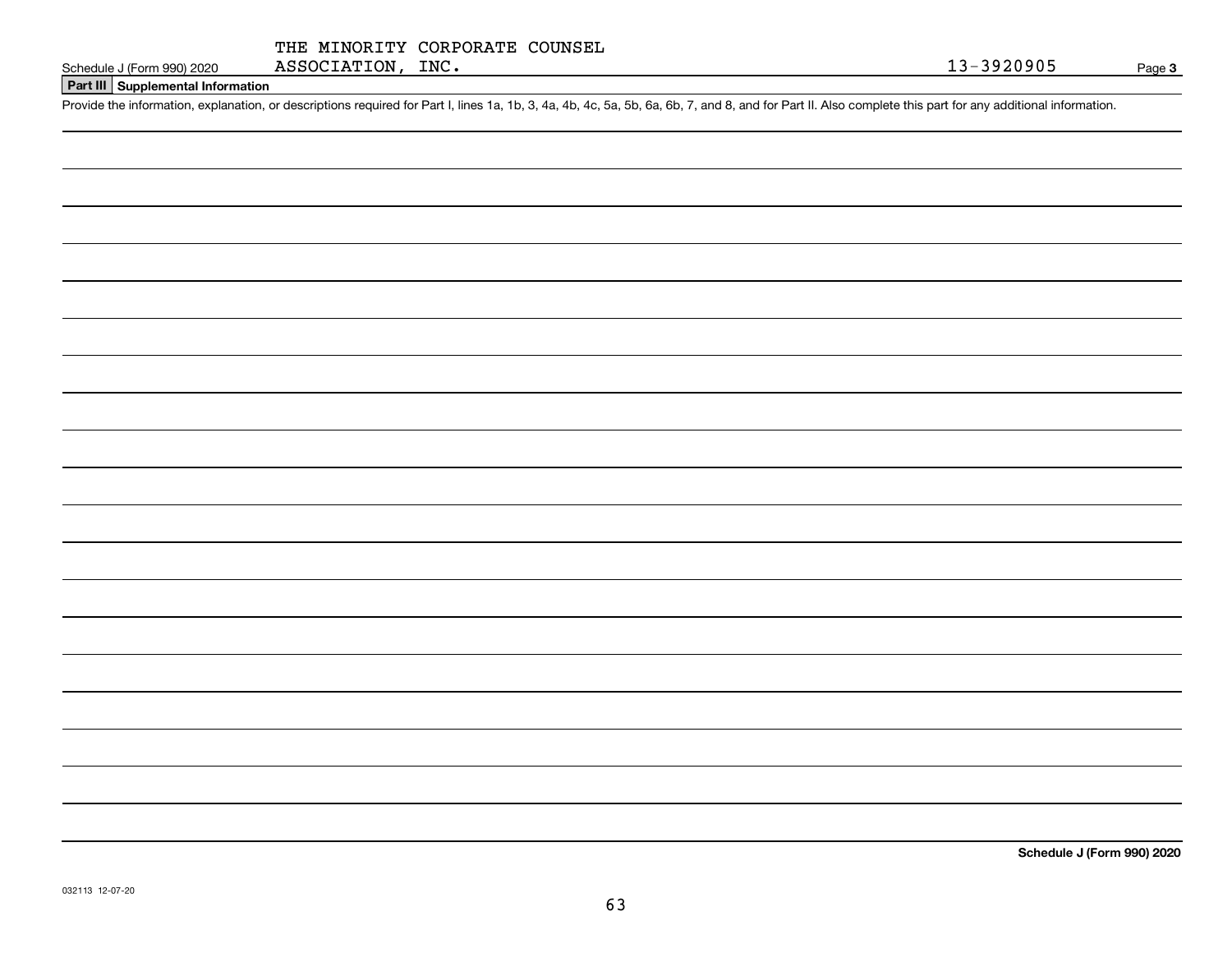THE MINORITY CORPORATE COUNSEL ASSOCIATION, INC. 13-3920905

Schedule J (Form 990) 2020 Page **3**

**Part III Supplemental Information**

Provide the information, explanation, or descriptions required for Part I, lines 1a, 1b, 3, 4a, 4b, 4c, 5a, 5b, 6a, 6b, 7, and 8, and for Part II. Also complete this part for any additional information.

**Schedule J (Form 990) 2020**

032113 12-07-20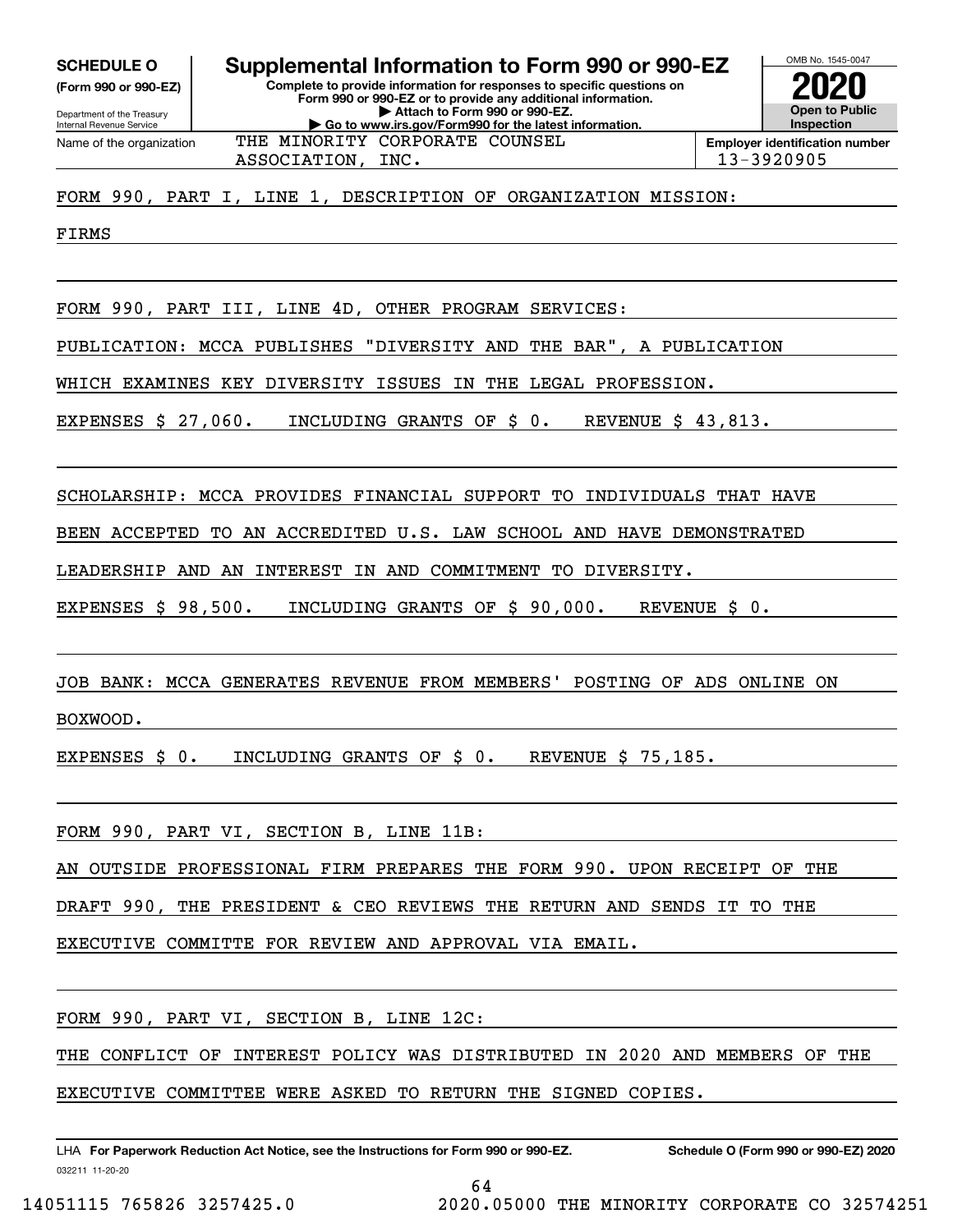**SCHEDULE O**
**(Form 990 or 990-EZ)**

Department of the Treasury
Internal Revenue Service

# Supplemental Information to Form 990 or 990-EZ

**Complete to provide information for responses to specific questions on Form 990 or 990-EZ or to provide any additional information.**
**▶ Attach to Form 990 or 990-EZ.**
**▶ Go to www.irs.gov/Form990 for the latest information.**

OMB No. 1545-0047
**2020**
**Open to Public Inspection**

Name of the organization: THE MINORITY CORPORATE COUNSEL ASSOCIATION, INC.

**Employer identification number:** 13-3920905

FORM 990, PART I, LINE 1, DESCRIPTION OF ORGANIZATION MISSION:

FIRMS

FORM 990, PART III, LINE 4D, OTHER PROGRAM SERVICES:

PUBLICATION: MCCA PUBLISHES "DIVERSITY AND THE BAR", A PUBLICATION WHICH EXAMINES KEY DIVERSITY ISSUES IN THE LEGAL PROFESSION.

EXPENSES $ 27,060. INCLUDING GRANTS OF $ 0. REVENUE $ 43,813.

SCHOLARSHIP: MCCA PROVIDES FINANCIAL SUPPORT TO INDIVIDUALS THAT HAVE BEEN ACCEPTED TO AN ACCREDITED U.S. LAW SCHOOL AND HAVE DEMONSTRATED LEADERSHIP AND AN INTEREST IN AND COMMITMENT TO DIVERSITY.

EXPENSES $ 98,500. INCLUDING GRANTS OF $ 90,000. REVENUE $ 0.

JOB BANK: MCCA GENERATES REVENUE FROM MEMBERS' POSTING OF ADS ONLINE ON BOXWOOD.

EXPENSES $ 0. INCLUDING GRANTS OF $ 0. REVENUE $ 75,185.

FORM 990, PART VI, SECTION B, LINE 11B:

AN OUTSIDE PROFESSIONAL FIRM PREPARES THE FORM 990. UPON RECEIPT OF THE DRAFT 990, THE PRESIDENT & CEO REVIEWS THE RETURN AND SENDS IT TO THE EXECUTIVE COMMITTE FOR REVIEW AND APPROVAL VIA EMAIL.

FORM 990, PART VI, SECTION B, LINE 12C:

THE CONFLICT OF INTEREST POLICY WAS DISTRIBUTED IN 2020 AND MEMBERS OF THE EXECUTIVE COMMITTEE WERE ASKED TO RETURN THE SIGNED COPIES.

LHA **For Paperwork Reduction Act Notice, see the Instructions for Form 990 or 990-EZ.** **Schedule O (Form 990 or 990-EZ) 2020**
032211 11-20-20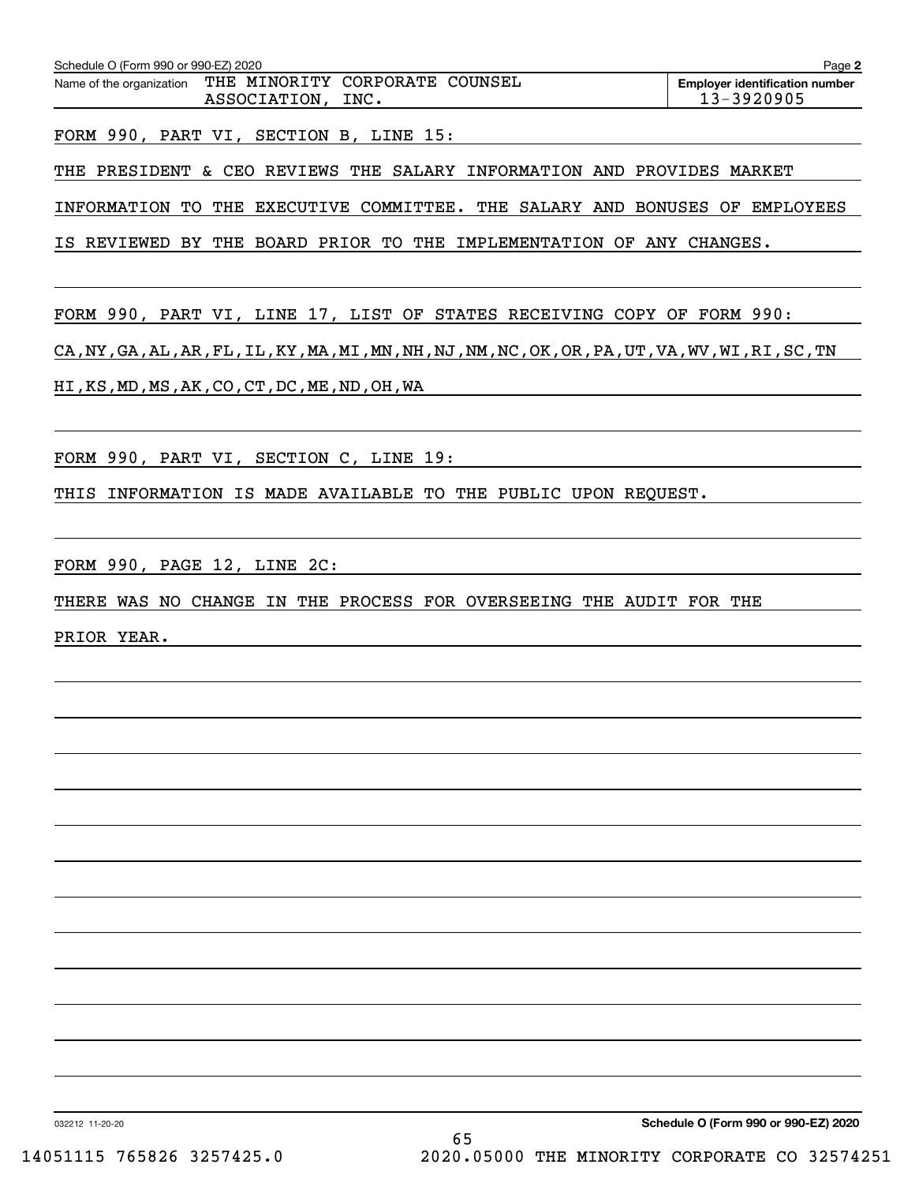Schedule O (Form 990 or 990-EZ) 2020

Name of the organization THE MINORITY CORPORATE COUNSEL ASSOCIATION, INC.

Employer identification number 13-3920905

FORM 990, PART VI, SECTION B, LINE 15:

THE PRESIDENT & CEO REVIEWS THE SALARY INFORMATION AND PROVIDES MARKET INFORMATION TO THE EXECUTIVE COMMITTEE. THE SALARY AND BONUSES OF EMPLOYEES IS REVIEWED BY THE BOARD PRIOR TO THE IMPLEMENTATION OF ANY CHANGES.

FORM 990, PART VI, LINE 17, LIST OF STATES RECEIVING COPY OF FORM 990:

CA,NY,GA,AL,AR,FL,IL,KY,MA,MI,MN,NH,NJ,NM,NC,OK,OR,PA,UT,VA,WV,WI,RI,SC,TN HI,KS,MD,MS,AK,CO,CT,DC,ME,ND,OH,WA

FORM 990, PART VI, SECTION C, LINE 19:

THIS INFORMATION IS MADE AVAILABLE TO THE PUBLIC UPON REQUEST.

FORM 990, PAGE 12, LINE 2C:

THERE WAS NO CHANGE IN THE PROCESS FOR OVERSEEING THE AUDIT FOR THE PRIOR YEAR.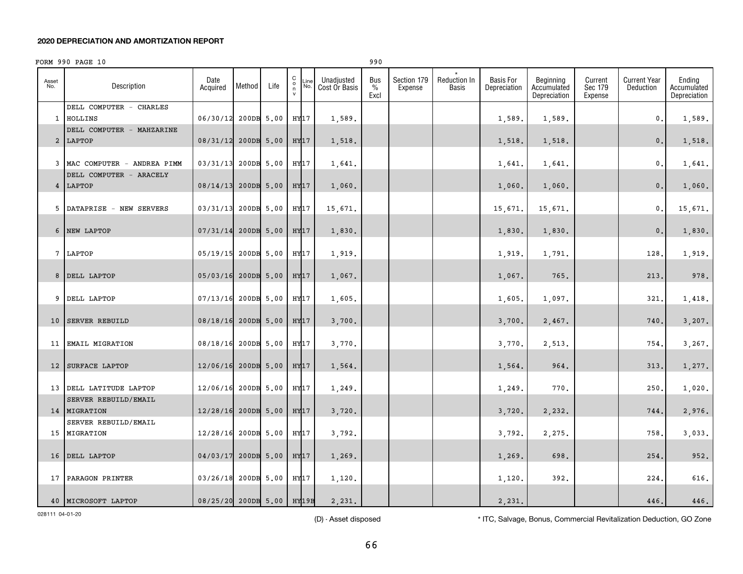## 2020 DEPRECIATION AND AMORTIZATION REPORT

FORM 990 PAGE 10 990

| Asset No. | Description | Date Acquired | Method | Life | C o n v | Line No. | Unadjusted Cost Or Basis | Bus % Excl | Section 179 Expense | * Reduction In Basis | Basis For Depreciation | Beginning Accumulated Depreciation | Current Sec 179 Expense | Current Year Deduction | Ending Accumulated Depreciation |
|---|---|---|---|---|---|---|---|---|---|---|---|---|---|---|---|
| 1 | DELL COMPUTER - CHARLES HOLLINS | 06/30/12 | 200DB | 5.00 | HY | 17 | 1,589. | | | | 1,589. | 1,589. | | 0. | 1,589. |
| 2 | DELL COMPUTER - MAHZARINE LAPTOP | 08/31/12 | 200DB | 5.00 | HY | 17 | 1,518. | | | | 1,518. | 1,518. | | 0. | 1,518. |
| 3 | MAC COMPUTER - ANDREA PIMM | 03/31/13 | 200DB | 5.00 | HY | 17 | 1,641. | | | | 1,641. | 1,641. | | 0. | 1,641. |
| 4 | DELL COMPUTER - ARACELY LAPTOP | 08/14/13 | 200DB | 5.00 | HY | 17 | 1,060. | | | | 1,060. | 1,060. | | 0. | 1,060. |
| 5 | DATAPRISE - NEW SERVERS | 03/31/13 | 200DB | 5.00 | HY | 17 | 15,671. | | | | 15,671. | 15,671. | | 0. | 15,671. |
| 6 | NEW LAPTOP | 07/31/14 | 200DB | 5.00 | HY | 17 | 1,830. | | | | 1,830. | 1,830. | | 0. | 1,830. |
| 7 | LAPTOP | 05/19/15 | 200DB | 5.00 | HY | 17 | 1,919. | | | | 1,919. | 1,791. | | 128. | 1,919. |
| 8 | DELL LAPTOP | 05/03/16 | 200DB | 5.00 | HY | 17 | 1,067. | | | | 1,067. | 765. | | 213. | 978. |
| 9 | DELL LAPTOP | 07/13/16 | 200DB | 5.00 | HY | 17 | 1,605. | | | | 1,605. | 1,097. | | 321. | 1,418. |
| 10 | SERVER REBUILD | 08/18/16 | 200DB | 5.00 | HY | 17 | 3,700. | | | | 3,700. | 2,467. | | 740. | 3,207. |
| 11 | EMAIL MIGRATION | 08/18/16 | 200DB | 5.00 | HY | 17 | 3,770. | | | | 3,770. | 2,513. | | 754. | 3,267. |
| 12 | SURFACE LAPTOP | 12/06/16 | 200DB | 5.00 | HY | 17 | 1,564. | | | | 1,564. | 964. | | 313. | 1,277. |
| 13 | DELL LATITUDE LAPTOP | 12/06/16 | 200DB | 5.00 | HY | 17 | 1,249. | | | | 1,249. | 770. | | 250. | 1,020. |
| 14 | SERVER REBUILD/EMAIL MIGRATION | 12/28/16 | 200DB | 5.00 | HY | 17 | 3,720. | | | | 3,720. | 2,232. | | 744. | 2,976. |
| 15 | SERVER REBUILD/EMAIL MIGRATION | 12/28/16 | 200DB | 5.00 | HY | 17 | 3,792. | | | | 3,792. | 2,275. | | 758. | 3,033. |
| 16 | DELL LAPTOP | 04/03/17 | 200DB | 5.00 | HY | 17 | 1,269. | | | | 1,269. | 698. | | 254. | 952. |
| 17 | PARAGON PRINTER | 03/26/18 | 200DB | 5.00 | HY | 17 | 1,120. | | | | 1,120. | 392. | | 224. | 616. |
| 40 | MICROSOFT LAPTOP | 08/25/20 | 200DB | 5.00 | HY | 19B | 2,231. | | | | 2,231. | | | 446. | 446. |

028111 04-01-20

(D) - Asset disposed

* ITC, Salvage, Bonus, Commercial Revitalization Deduction, GO Zone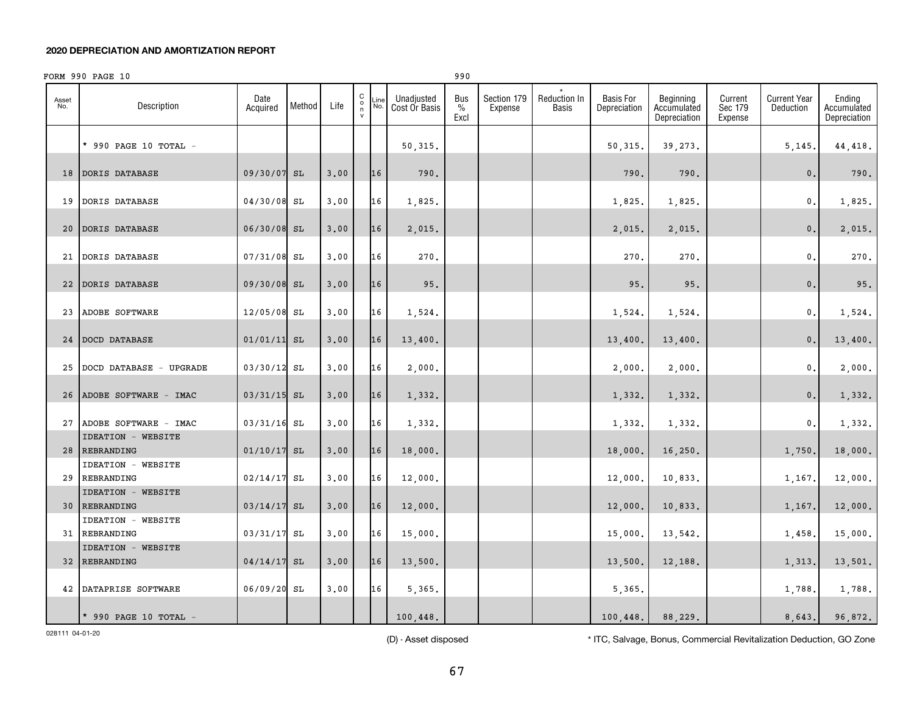## 2020 DEPRECIATION AND AMORTIZATION REPORT

FORM 990 PAGE 10 990

| Asset No. | Description | Date Acquired | Method | Life | C o n v | Line No. | Unadjusted Cost Or Basis | Bus % Excl | Section 179 Expense | * Reduction In Basis | Basis For Depreciation | Beginning Accumulated Depreciation | Current Sec 179 Expense | Current Year Deduction | Ending Accumulated Depreciation |
|---|---|---|---|---|---|---|---|---|---|---|---|---|---|---|---|
| | * 990 PAGE 10 TOTAL - | | | | | | 50,315. | | | | 50,315. | 39,273. | | 5,145. | 44,418. |
| 18 | DORIS DATABASE | 09/30/07 | SL | 3.00 | | 16 | 790. | | | | 790. | 790. | | 0. | 790. |
| 19 | DORIS DATABASE | 04/30/08 | SL | 3.00 | | 16 | 1,825. | | | | 1,825. | 1,825. | | 0. | 1,825. |
| 20 | DORIS DATABASE | 06/30/08 | SL | 3.00 | | 16 | 2,015. | | | | 2,015. | 2,015. | | 0. | 2,015. |
| 21 | DORIS DATABASE | 07/31/08 | SL | 3.00 | | 16 | 270. | | | | 270. | 270. | | 0. | 270. |
| 22 | DORIS DATABASE | 09/30/08 | SL | 3.00 | | 16 | 95. | | | | 95. | 95. | | 0. | 95. |
| 23 | ADOBE SOFTWARE | 12/05/08 | SL | 3.00 | | 16 | 1,524. | | | | 1,524. | 1,524. | | 0. | 1,524. |
| 24 | DOCD DATABASE | 01/01/11 | SL | 3.00 | | 16 | 13,400. | | | | 13,400. | 13,400. | | 0. | 13,400. |
| 25 | DOCD DATABASE - UPGRADE | 03/30/12 | SL | 3.00 | | 16 | 2,000. | | | | 2,000. | 2,000. | | 0. | 2,000. |
| 26 | ADOBE SOFTWARE - IMAC | 03/31/15 | SL | 3.00 | | 16 | 1,332. | | | | 1,332. | 1,332. | | 0. | 1,332. |
| 27 | ADOBE SOFTWARE - IMAC | 03/31/16 | SL | 3.00 | | 16 | 1,332. | | | | 1,332. | 1,332. | | 0. | 1,332. |
| 28 | IDEATION - WEBSITE REBRANDING | 01/10/17 | SL | 3.00 | | 16 | 18,000. | | | | 18,000. | 16,250. | | 1,750. | 18,000. |
| 29 | IDEATION - WEBSITE REBRANDING | 02/14/17 | SL | 3.00 | | 16 | 12,000. | | | | 12,000. | 10,833. | | 1,167. | 12,000. |
| 30 | IDEATION - WEBSITE REBRANDING | 03/14/17 | SL | 3.00 | | 16 | 12,000. | | | | 12,000. | 10,833. | | 1,167. | 12,000. |
| 31 | IDEATION - WEBSITE REBRANDING | 03/31/17 | SL | 3.00 | | 16 | 15,000. | | | | 15,000. | 13,542. | | 1,458. | 15,000. |
| 32 | IDEATION - WEBSITE REBRANDING | 04/14/17 | SL | 3.00 | | 16 | 13,500. | | | | 13,500. | 12,188. | | 1,313. | 13,501. |
| 42 | DATAPRISE SOFTWARE | 06/09/20 | SL | 3.00 | | 16 | 5,365. | | | | 5,365. | | | 1,788. | 1,788. |
| | * 990 PAGE 10 TOTAL - | | | | | | 100,448. | | | | 100,448. | 88,229. | | 8,643. | 96,872. |

028111 04-01-20

(D) - Asset disposed

* ITC, Salvage, Bonus, Commercial Revitalization Deduction, GO Zone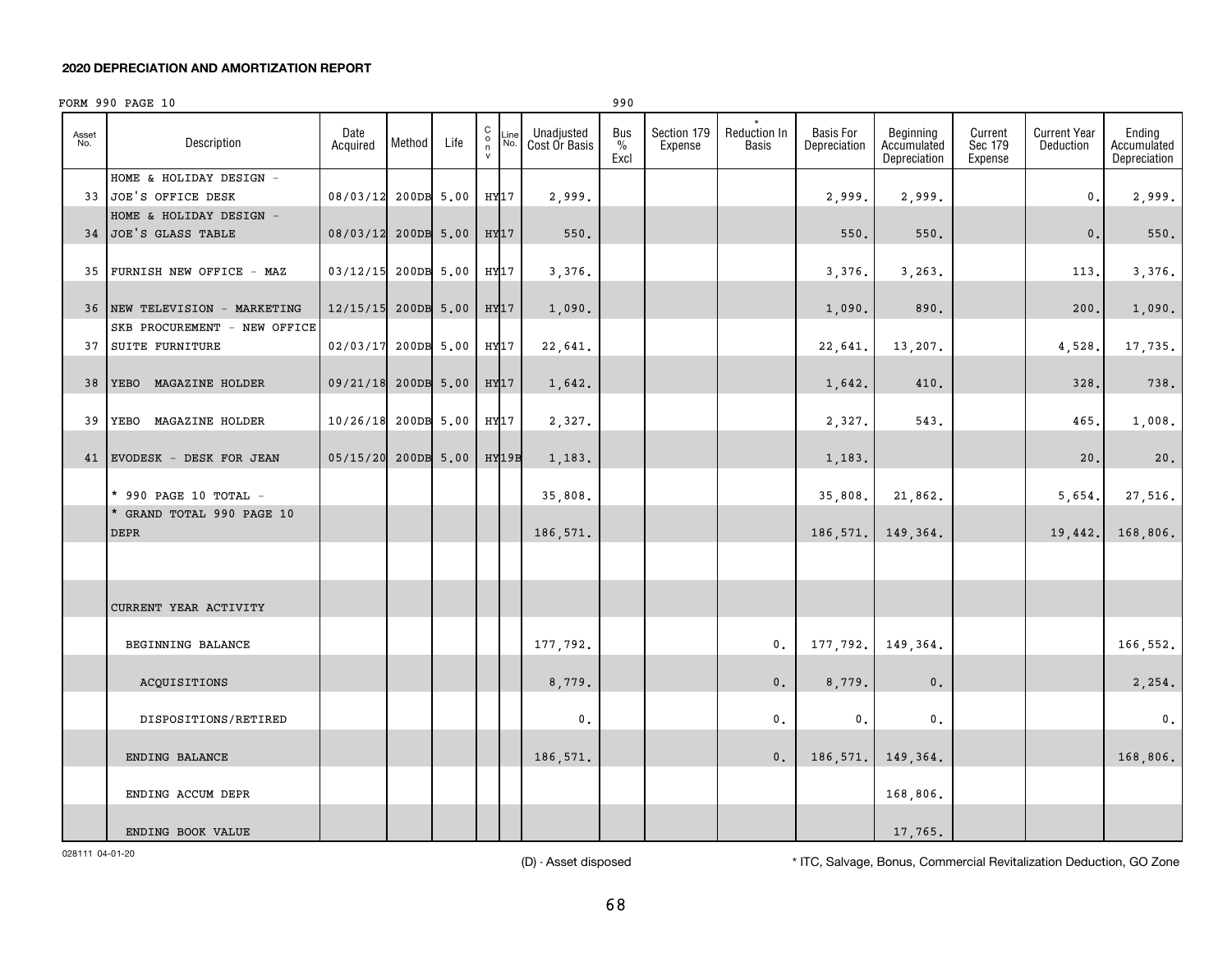**2020 DEPRECIATION AND AMORTIZATION REPORT**

FORM 990 PAGE 10 990

| Asset No. | Description | Date Acquired | Method | Life | C o n v | Line No. | Unadjusted Cost Or Basis | Bus % Excl | Section 179 Expense | * Reduction In Basis | Basis For Depreciation | Beginning Accumulated Depreciation | Current Sec 179 Expense | Current Year Deduction | Ending Accumulated Depreciation |
|---|---|---|---|---|---|---|---|---|---|---|---|---|---|---|---|
| 33 | HOME & HOLIDAY DESIGN - JOE'S OFFICE DESK | 08/03/12 | 200DB | 5.00 | HY | 17 | 2,999. | | | | 2,999. | 2,999. | | 0. | 2,999. |
| 34 | HOME & HOLIDAY DESIGN - JOE'S GLASS TABLE | 08/03/12 | 200DB | 5.00 | HY | 17 | 550. | | | | 550. | 550. | | 0. | 550. |
| 35 | FURNISH NEW OFFICE - MAZ | 03/12/15 | 200DB | 5.00 | HY | 17 | 3,376. | | | | 3,376. | 3,263. | | 113. | 3,376. |
| 36 | NEW TELEVISION - MARKETING | 12/15/15 | 200DB | 5.00 | HY | 17 | 1,090. | | | | 1,090. | 890. | | 200. | 1,090. |
| 37 | SKB PROCUREMENT - NEW OFFICE SUITE FURNITURE | 02/03/17 | 200DB | 5.00 | HY | 17 | 22,641. | | | | 22,641. | 13,207. | | 4,528. | 17,735. |
| 38 | YEBO MAGAZINE HOLDER | 09/21/18 | 200DB | 5.00 | HY | 17 | 1,642. | | | | 1,642. | 410. | | 328. | 738. |
| 39 | YEBO MAGAZINE HOLDER | 10/26/18 | 200DB | 5.00 | HY | 17 | 2,327. | | | | 2,327. | 543. | | 465. | 1,008. |
| 41 | EVODESK - DESK FOR JEAN | 05/15/20 | 200DB | 5.00 | HY | 19B | 1,183. | | | | 1,183. | | | 20. | 20. |
| | * 990 PAGE 10 TOTAL - | | | | | | 35,808. | | | | 35,808. | 21,862. | | 5,654. | 27,516. |
| | * GRAND TOTAL 990 PAGE 10 DEPR | | | | | | 186,571. | | | | 186,571. | 149,364. | | 19,442. | 168,806. |
| | | | | | | | | | | | | | | | |
| | CURRENT YEAR ACTIVITY | | | | | | | | | | | | | | |
| | BEGINNING BALANCE | | | | | | 177,792. | | | 0. | 177,792. | 149,364. | | | 166,552. |
| | ACQUISITIONS | | | | | | 8,779. | | | 0. | 8,779. | 0. | | | 2,254. |
| | DISPOSITIONS/RETIRED | | | | | | 0. | | | 0. | 0. | 0. | | | 0. |
| | ENDING BALANCE | | | | | | 186,571. | | | 0. | 186,571. | 149,364. | | | 168,806. |
| | ENDING ACCUM DEPR | | | | | | | | | | | 168,806. | | | |
| | ENDING BOOK VALUE | | | | | | | | | | | 17,765. | | | |

028111 04-01-20

(D) - Asset disposed

* ITC, Salvage, Bonus, Commercial Revitalization Deduction, GO Zone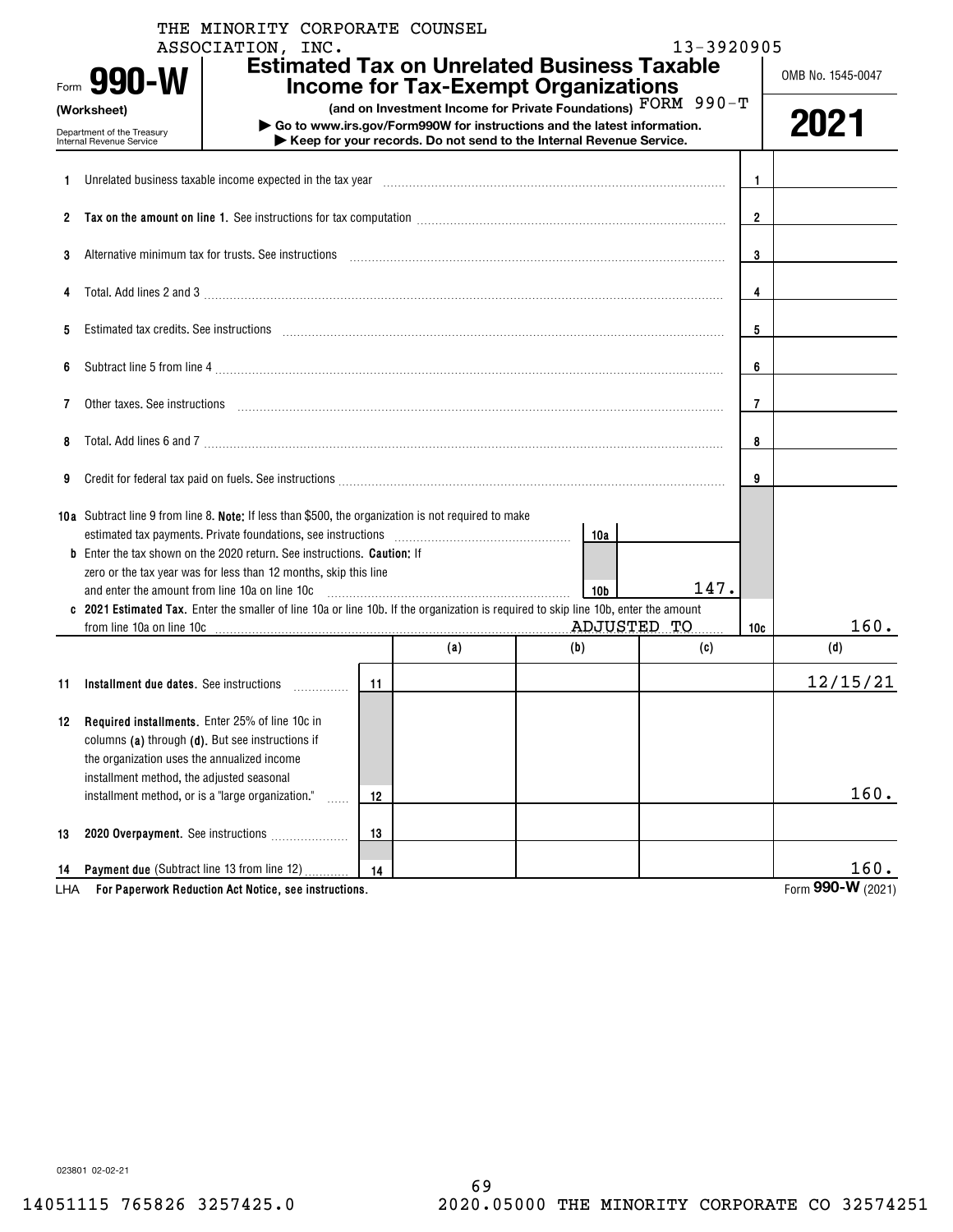THE MINORITY CORPORATE COUNSEL ASSOCIATION, INC. 13-3920905

# Form 990-W (Worksheet)

Department of the Treasury
Internal Revenue Service

## Estimated Tax on Unrelated Business Taxable Income for Tax-Exempt Organizations

**(and on Investment Income for Private Foundations)** FORM 990-T

▶ **Go to www.irs.gov/Form990W for instructions and the latest information.**
▶ **Keep for your records. Do not send to the Internal Revenue Service.**

OMB No. 1545-0047

**2021**

| | | | |
|---|---|---|---|
| 1 | Unrelated business taxable income expected in the tax year | 1 | |
| 2 | **Tax on the amount on line 1.** See instructions for tax computation | 2 | |
| 3 | Alternative minimum tax for trusts. See instructions | 3 | |
| 4 | Total. Add lines 2 and 3 | 4 | |
| 5 | Estimated tax credits. See instructions | 5 | |
| 6 | Subtract line 5 from line 4 | 6 | |
| 7 | Other taxes. See instructions | 7 | |
| 8 | Total. Add lines 6 and 7 | 8 | |
| 9 | Credit for federal tax paid on fuels. See instructions | 9 | |
| 10a | Subtract line 9 from line 8. **Note:** If less than $500, the organization is not required to make estimated tax payments. Private foundations, see instructions — 10a | | |
| b | Enter the tax shown on the 2020 return. See instructions. **Caution:** If zero or the tax year was for less than 12 months, skip this line and enter the amount from line 10a on line 10c — 10b: 147. | | |
| c | **2021 Estimated Tax.** Enter the smaller of line 10a or line 10b. If the organization is required to skip line 10b, enter the amount from line 10a on line 10c ADJUSTED TO | 10c | 160. |

| | | | (a) | (b) | (c) | (d) |
|---|---|---|---|---|---|---|
| 11 | **Installment due dates.** See instructions | 11 | | | | 12/15/21 |
| 12 | **Required installments.** Enter 25% of line 10c in columns **(a)** through **(d)**. But see instructions if the organization uses the annualized income installment method, the adjusted seasonal installment method, or is a "large organization." | 12 | | | | 160. |
| 13 | **2020 Overpayment.** See instructions | 13 | | | | |
| 14 | **Payment due** (Subtract line 13 from line 12) | 14 | | | | 160. |

LHA **For Paperwork Reduction Act Notice, see instructions.** Form **990-W** (2021)

023801 02-02-21

14051115 765826 3257425.0 2020.05000 THE MINORITY CORPORATE CO 32574251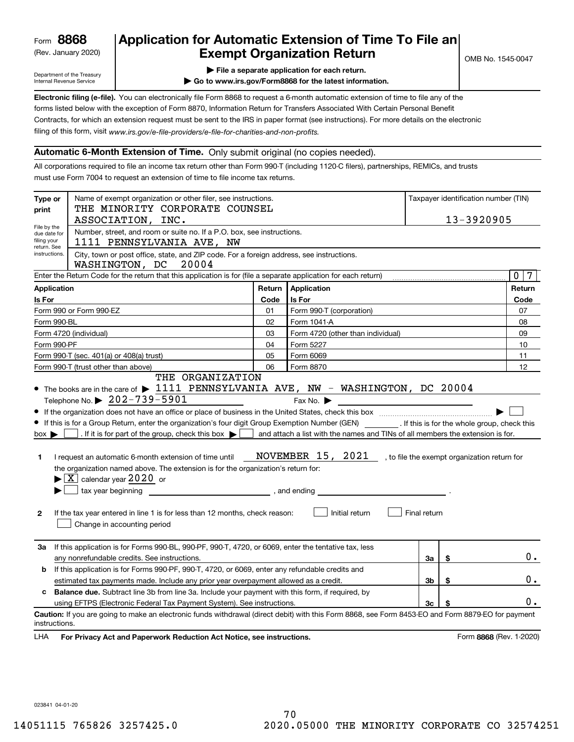Form **8868** (Rev. January 2020)

Department of the Treasury
Internal Revenue Service

# Application for Automatic Extension of Time To File an Exempt Organization Return

OMB No. 1545-0047

▶ File a separate application for each return.

▶ Go to www.irs.gov/Form8868 for the latest information.

**Electronic filing (e-file).** You can electronically file Form 8868 to request a 6-month automatic extension of time to file any of the forms listed below with the exception of Form 8870, Information Return for Transfers Associated With Certain Personal Benefit Contracts, for which an extension request must be sent to the IRS in paper format (see instructions). For more details on the electronic filing of this form, visit *www.irs.gov/e-file-providers/e-file-for-charities-and-non-profits.*

## Automatic 6-Month Extension of Time. Only submit original (no copies needed).

All corporations required to file an income tax return other than Form 990-T (including 1120-C filers), partnerships, REMICs, and trusts must use Form 7004 to request an extension of time to file income tax returns.

**Type or print**

File by the due date for filing your return. See instructions.

Name of exempt organization or other filer, see instructions.
THE MINORITY CORPORATE COUNSEL ASSOCIATION, INC.

Taxpayer identification number (TIN): 13-3920905

Number, street, and room or suite no. If a P.O. box, see instructions.
1111 PENNSYLVANIA AVE, NW

City, town or post office, state, and ZIP code. For a foreign address, see instructions.
WASHINGTON, DC 20004

Enter the Return Code for the return that this application is for (file a separate application for each return): 0 7

| Application Is For | Return Code | Application Is For | Return Code |
|---|---|---|---|
| Form 990 or Form 990-EZ | 01 | Form 990-T (corporation) | 07 |
| Form 990-BL | 02 | Form 1041-A | 08 |
| Form 4720 (individual) | 03 | Form 4720 (other than individual) | 09 |
| Form 990-PF | 04 | Form 5227 | 10 |
| Form 990-T (sec. 401(a) or 408(a) trust) | 05 | Form 6069 | 11 |
| Form 990-T (trust other than above) | 06 | Form 8870 | 12 |

- The books are in the care of ▶ THE ORGANIZATION 1111 PENNSYLVANIA AVE, NW - WASHINGTON, DC 20004

  Telephone No. ▶ 202-739-5901  Fax No. ▶

- If the organization does not have an office or place of business in the United States, check this box ▶ ☐
- If this is for a Group Return, enter the organization's four digit Group Exemption Number (GEN) \_\_\_\_\_\_. If this is for the whole group, check this box ▶ ☐. If it is for part of the group, check this box ▶ ☐ and attach a list with the names and TINs of all members the extension is for.

**1** I request an automatic 6-month extension of time until NOVEMBER 15, 2021, to file the exempt organization return for the organization named above. The extension is for the organization's return for:

▶ ☒ calendar year 2020 or

▶ ☐ tax year beginning \_\_\_\_\_\_\_\_, and ending \_\_\_\_\_\_\_\_.

**2** If the tax year entered in line 1 is for less than 12 months, check reason: ☐ Initial return ☐ Final return ☐ Change in accounting period

| | | | |
|---|---|---|---|
| **3a** | If this application is for Forms 990-BL, 990-PF, 990-T, 4720, or 6069, enter the tentative tax, less any nonrefundable credits. See instructions. | 3a | $ 0. |
| **b** | If this application is for Forms 990-PF, 990-T, 4720, or 6069, enter any refundable credits and estimated tax payments made. Include any prior year overpayment allowed as a credit. | 3b | $ 0. |
| **c** | **Balance due.** Subtract line 3b from line 3a. Include your payment with this form, if required, by using EFTPS (Electronic Federal Tax Payment System). See instructions. | 3c | $ 0. |

**Caution:** If you are going to make an electronic funds withdrawal (direct debit) with this Form 8868, see Form 8453-EO and Form 8879-EO for payment instructions.

LHA **For Privacy Act and Paperwork Reduction Act Notice, see instructions.** Form **8868** (Rev. 1-2020)

023841 04-01-20

14051115 765826 3257425.0 2020.05000 THE MINORITY CORPORATE CO 32574251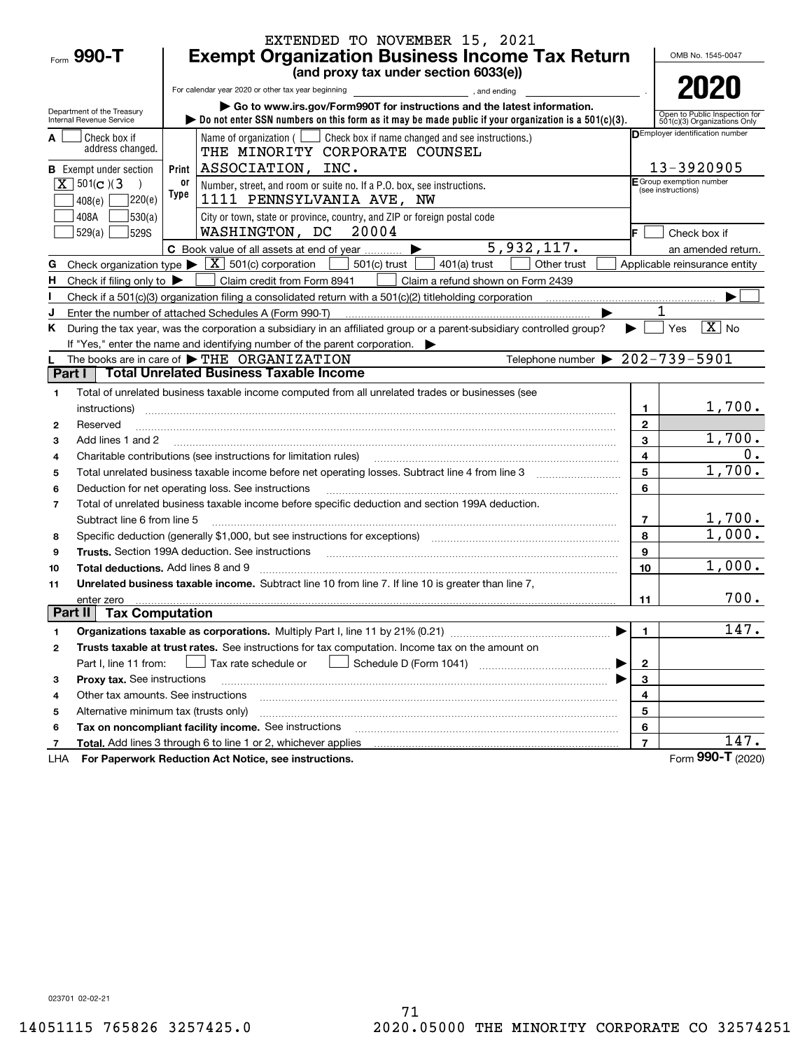EXTENDED TO NOVEMBER 15, 2021

# Form 990-T Exempt Organization Business Income Tax Return

**(and proxy tax under section 6033(e))**

OMB No. 1545-0047

**2020**

For calendar year 2020 or other tax year beginning ____________, and ending ____________.

Department of the Treasury
Internal Revenue Service

▶ Go to www.irs.gov/Form990T for instructions and the latest information.

▶ Do not enter SSN numbers on this form as it may be made public if your organization is a 501(c)(3).

Open to Public Inspection for 501(c)(3) Organizations Only

A ☐ Check box if address changed.

B Exempt under section [X] 501(c)(3) ☐ 408(e) ☐ 220(e) ☐ 408A ☐ 530(a) ☐ 529(a) ☐ 529S

Print or Type

Name of organization ( ☐ Check box if name changed and see instructions.)
THE MINORITY CORPORATE COUNSEL ASSOCIATION, INC.

Number, street, and room or suite no. If a P.O. box, see instructions.
1111 PENNSYLVANIA AVE, NW

City or town, state or province, country, and ZIP or foreign postal code
WASHINGTON, DC 20004

D Employer identification number: 13-3920905

E Group exemption number (see instructions)

F ☐ Check box if an amended return.

C Book value of all assets at end of year ▶ 5,932,117.

G Check organization type ▶ [X] 501(c) corporation ☐ 501(c) trust ☐ 401(a) trust ☐ Other trust ☐ Applicable reinsurance entity

H Check if filing only to ▶ ☐ Claim credit from Form 8941 ☐ Claim a refund shown on Form 2439

I Check if a 501(c)(3) organization filing a consolidated return with a 501(c)(2) titleholding corporation ▶ ☐

J Enter the number of attached Schedules A (Form 990-T) ▶ 1

K During the tax year, was the corporation a subsidiary in an affiliated group or a parent-subsidiary controlled group? ▶ ☐ Yes [X] No

If "Yes," enter the name and identifying number of the parent corporation. ▶

L The books are in care of ▶ THE ORGANIZATION Telephone number ▶ 202-739-5901

## Part I Total Unrelated Business Taxable Income

| | | | |
|---|---|---|---|
| 1 | Total of unrelated business taxable income computed from all unrelated trades or businesses (see instructions) | 1 | 1,700. |
| 2 | Reserved | 2 | |
| 3 | Add lines 1 and 2 | 3 | 1,700. |
| 4 | Charitable contributions (see instructions for limitation rules) | 4 | 0. |
| 5 | Total unrelated business taxable income before net operating losses. Subtract line 4 from line 3 | 5 | 1,700. |
| 6 | Deduction for net operating loss. See instructions | 6 | |
| 7 | Total of unrelated business taxable income before specific deduction and section 199A deduction. Subtract line 6 from line 5 | 7 | 1,700. |
| 8 | Specific deduction (generally $1,000, but see instructions for exceptions) | 8 | 1,000. |
| 9 | **Trusts.** Section 199A deduction. See instructions | 9 | |
| 10 | **Total deductions.** Add lines 8 and 9 | 10 | 1,000. |
| 11 | **Unrelated business taxable income.** Subtract line 10 from line 7. If line 10 is greater than line 7, enter zero | 11 | 700. |

## Part II Tax Computation

| | | | |
|---|---|---|---|
| 1 | **Organizations taxable as corporations.** Multiply Part I, line 11 by 21% (0.21) ▶ | 1 | 147. |
| 2 | **Trusts taxable at trust rates.** See instructions for tax computation. Income tax on the amount on Part I, line 11 from: ☐ Tax rate schedule or ☐ Schedule D (Form 1041) ▶ | 2 | |
| 3 | **Proxy tax.** See instructions ▶ | 3 | |
| 4 | Other tax amounts. See instructions | 4 | |
| 5 | Alternative minimum tax (trusts only) | 5 | |
| 6 | **Tax on noncompliant facility income.** See instructions | 6 | |
| 7 | **Total.** Add lines 3 through 6 to line 1 or 2, whichever applies | 7 | 147. |

LHA **For Paperwork Reduction Act Notice, see instructions.** Form **990-T** (2020)

023701 02-02-21

14051115 765826 3257425.0 2020.05000 THE MINORITY CORPORATE CO 32574251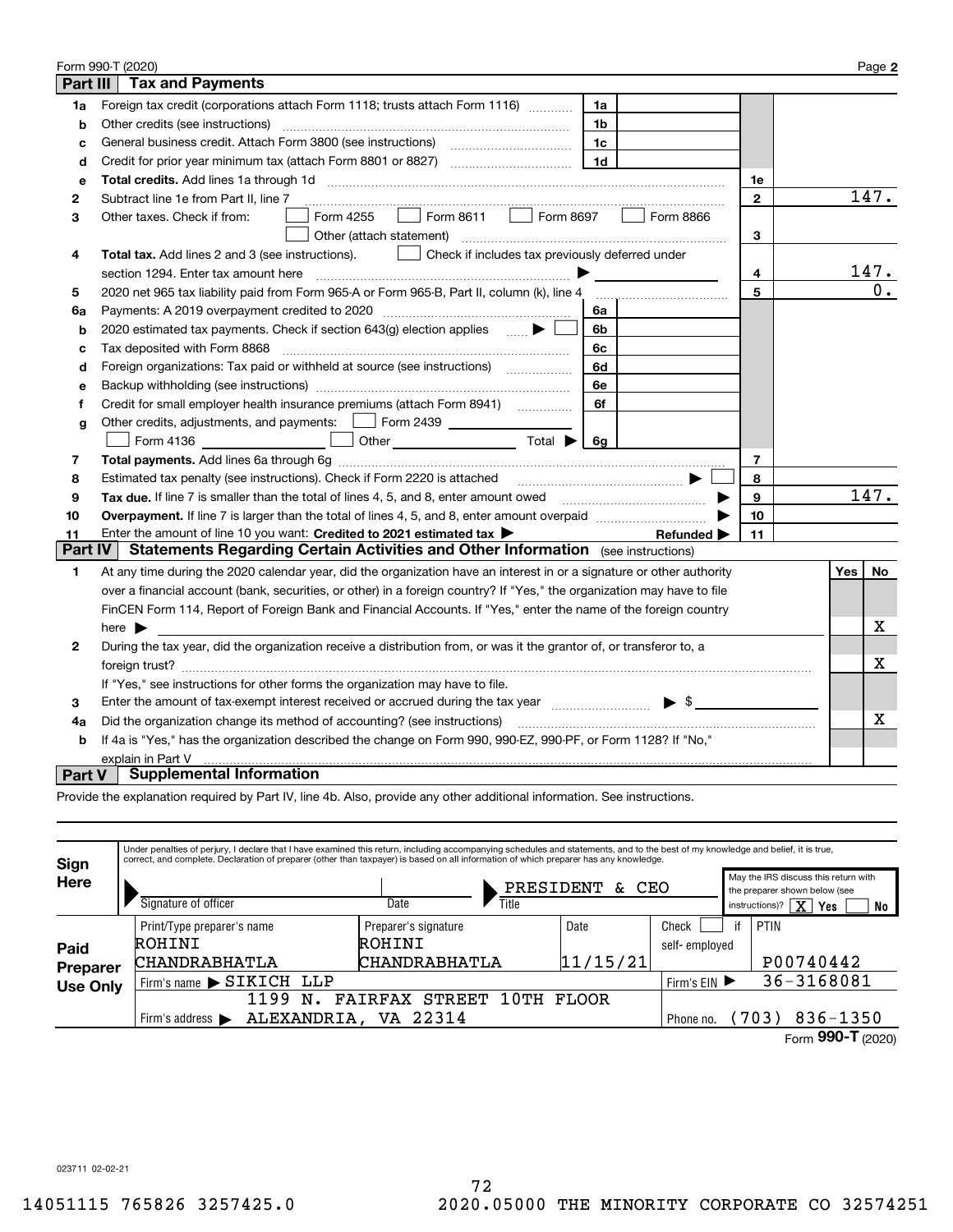Form 990-T (2020) Page **2**

## Part III Tax and Payments

| Line | Description | Ref | Amount | Line | Amount |
|---|---|---|---|---|---|
| 1a | Foreign tax credit (corporations attach Form 1118; trusts attach Form 1116) | 1a | | | |
| b | Other credits (see instructions) | 1b | | | |
| c | General business credit. Attach Form 3800 (see instructions) | 1c | | | |
| d | Credit for prior year minimum tax (attach Form 8801 or 8827) | 1d | | | |
| e | **Total credits.** Add lines 1a through 1d | | | 1e | |
| 2 | Subtract line 1e from Part II, line 7 | | | 2 | 147. |
| 3 | Other taxes. Check if from: ☐ Form 4255 ☐ Form 8611 ☐ Form 8697 ☐ Form 8866 ☐ Other (attach statement) | | | 3 | |
| 4 | **Total tax.** Add lines 2 and 3 (see instructions). ☐ Check if includes tax previously deferred under section 1294. Enter tax amount here | | | 4 | 147. |
| 5 | 2020 net 965 tax liability paid from Form 965-A or Form 965-B, Part II, column (k), line 4 | | | 5 | 0. |
| 6a | Payments: A 2019 overpayment credited to 2020 | 6a | | | |
| b | 2020 estimated tax payments. Check if section 643(g) election applies ☐ | 6b | | | |
| c | Tax deposited with Form 8868 | 6c | | | |
| d | Foreign organizations: Tax paid or withheld at source (see instructions) | 6d | | | |
| e | Backup withholding (see instructions) | 6e | | | |
| f | Credit for small employer health insurance premiums (attach Form 8941) | 6f | | | |
| g | Other credits, adjustments, and payments: ☐ Form 2439 ☐ Form 4136 ☐ Other Total | 6g | | | |
| 7 | **Total payments.** Add lines 6a through 6g | | | 7 | |
| 8 | Estimated tax penalty (see instructions). Check if Form 2220 is attached ☐ | | | 8 | |
| 9 | **Tax due.** If line 7 is smaller than the total of lines 4, 5, and 8, enter amount owed | | | 9 | 147. |
| 10 | **Overpayment.** If line 7 is larger than the total of lines 4, 5, and 8, enter amount overpaid | | | 10 | |
| 11 | Enter the amount of line 10 you want: **Credited to 2021 estimated tax** | | **Refunded** | 11 | |

## Part IV Statements Regarding Certain Activities and Other Information (see instructions)

| | | Yes | No |
|---|---|---|---|
| 1 | At any time during the 2020 calendar year, did the organization have an interest in or a signature or other authority over a financial account (bank, securities, or other) in a foreign country? If "Yes," the organization may have to file FinCEN Form 114, Report of Foreign Bank and Financial Accounts. If "Yes," enter the name of the foreign country here | | X |
| 2 | During the tax year, did the organization receive a distribution from, or was it the grantor of, or transferor to, a foreign trust? If "Yes," see instructions for other forms the organization may have to file. | | X |
| 3 | Enter the amount of tax-exempt interest received or accrued during the tax year $ | | |
| 4a | Did the organization change its method of accounting? (see instructions) | | X |
| b | If 4a is "Yes," has the organization described the change on Form 990, 990-EZ, 990-PF, or Form 1128? If "No," explain in Part V | | |

## Part V Supplemental Information

Provide the explanation required by Part IV, line 4b. Also, provide any other additional information. See instructions.

**Sign Here**

Under penalties of perjury, I declare that I have examined this return, including accompanying schedules and statements, and to the best of my knowledge and belief, it is true, correct, and complete. Declaration of preparer (other than taxpayer) is based on all information of which preparer has any knowledge.

Signature of officer | Date | Title: PRESIDENT & CEO

May the IRS discuss this return with the preparer shown below (see instructions)? ☒ Yes ☐ No

**Paid Preparer Use Only**

| Print/Type preparer's name | Preparer's signature | Date | Check ☐ if self-employed | PTIN |
|---|---|---|---|---|
| ROHINI CHANDRABHATLA | ROHINI CHANDRABHATLA | 11/15/21 | | P00740442 |

Firm's name ▶ SIKICH LLP — Firm's EIN ▶ 36-3168081

Firm's address ▶ 1199 N. FAIRFAX STREET 10TH FLOOR, ALEXANDRIA, VA 22314 — Phone no. (703) 836-1350

Form **990-T** (2020)

023711 02-02-21

14051115 765826 3257425.0 2020.05000 THE MINORITY CORPORATE CO 32574251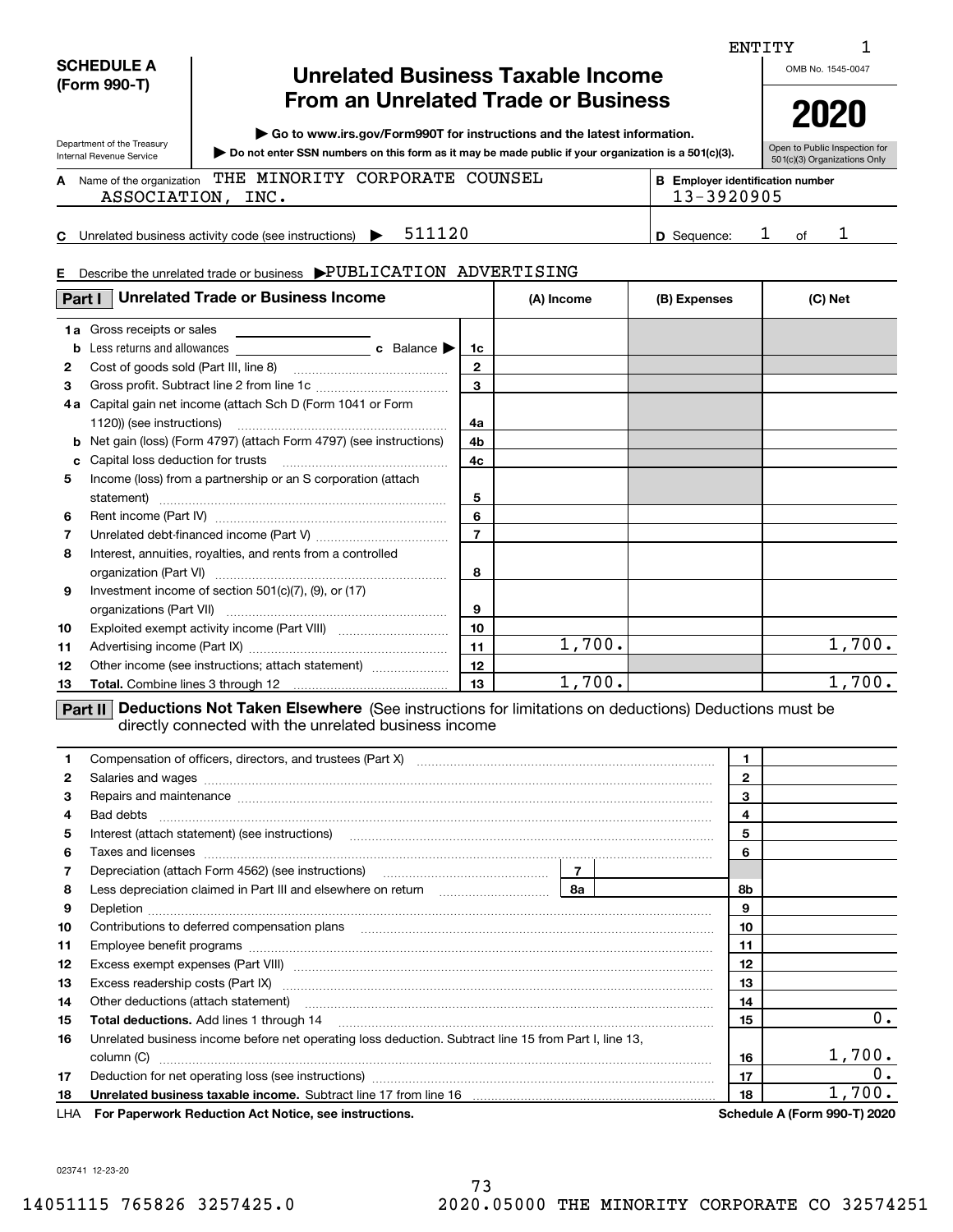ENTITY 1

**SCHEDULE A (Form 990-T)**

Department of the Treasury
Internal Revenue Service

# Unrelated Business Taxable Income From an Unrelated Trade or Business

▶ Go to www.irs.gov/Form990T for instructions and the latest information.

▶ Do not enter SSN numbers on this form as it may be made public if your organization is a 501(c)(3).

OMB No. 1545-0047

**2020**

Open to Public Inspection for 501(c)(3) Organizations Only

**A** Name of the organization THE MINORITY CORPORATE COUNSEL ASSOCIATION, INC.

**B** Employer identification number 13-3920905

**C** Unrelated business activity code (see instructions) ▶ 511120

**D** Sequence: 1 of 1

**E** Describe the unrelated trade or business ▶PUBLICATION ADVERTISING

## Part I Unrelated Trade or Business Income

| | | Line | (A) Income | (B) Expenses | (C) Net |
|---|---|---|---|---|---|
| 1a | Gross receipts or sales | | | | |
| b | Less returns and allowances c Balance ▶ | 1c | | | |
| 2 | Cost of goods sold (Part III, line 8) | 2 | | | |
| 3 | Gross profit. Subtract line 2 from line 1c | 3 | | | |
| 4a | Capital gain net income (attach Sch D (Form 1041 or Form 1120)) (see instructions) | 4a | | | |
| b | Net gain (loss) (Form 4797) (attach Form 4797) (see instructions) | 4b | | | |
| c | Capital loss deduction for trusts | 4c | | | |
| 5 | Income (loss) from a partnership or an S corporation (attach statement) | 5 | | | |
| 6 | Rent income (Part IV) | 6 | | | |
| 7 | Unrelated debt-financed income (Part V) | 7 | | | |
| 8 | Interest, annuities, royalties, and rents from a controlled organization (Part VI) | 8 | | | |
| 9 | Investment income of section 501(c)(7), (9), or (17) organizations (Part VII) | 9 | | | |
| 10 | Exploited exempt activity income (Part VIII) | 10 | | | |
| 11 | Advertising income (Part IX) | 11 | 1,700. | | 1,700. |
| 12 | Other income (see instructions; attach statement) | 12 | | | |
| 13 | **Total.** Combine lines 3 through 12 | 13 | 1,700. | | 1,700. |

## Part II Deductions Not Taken Elsewhere

(See instructions for limitations on deductions) Deductions must be directly connected with the unrelated business income

| | | Line | Amount |
|---|---|---|---|
| 1 | Compensation of officers, directors, and trustees (Part X) | 1 | |
| 2 | Salaries and wages | 2 | |
| 3 | Repairs and maintenance | 3 | |
| 4 | Bad debts | 4 | |
| 5 | Interest (attach statement) (see instructions) | 5 | |
| 6 | Taxes and licenses | 6 | |
| 7 | Depreciation (attach Form 4562) (see instructions) — 7 | | |
| 8 | Less depreciation claimed in Part III and elsewhere on return — 8a | 8b | |
| 9 | Depletion | 9 | |
| 10 | Contributions to deferred compensation plans | 10 | |
| 11 | Employee benefit programs | 11 | |
| 12 | Excess exempt expenses (Part VIII) | 12 | |
| 13 | Excess readership costs (Part IX) | 13 | |
| 14 | Other deductions (attach statement) | 14 | |
| 15 | **Total deductions.** Add lines 1 through 14 | 15 | 0. |
| 16 | Unrelated business income before net operating loss deduction. Subtract line 15 from Part I, line 13, column (C) | 16 | 1,700. |
| 17 | Deduction for net operating loss (see instructions) | 17 | 0. |
| 18 | **Unrelated business taxable income.** Subtract line 17 from line 16 | 18 | 1,700. |

LHA **For Paperwork Reduction Act Notice, see instructions.** **Schedule A (Form 990-T) 2020**

023741 12-23-20

14051115 765826 3257425.0 2020.05000 THE MINORITY CORPORATE CO 32574251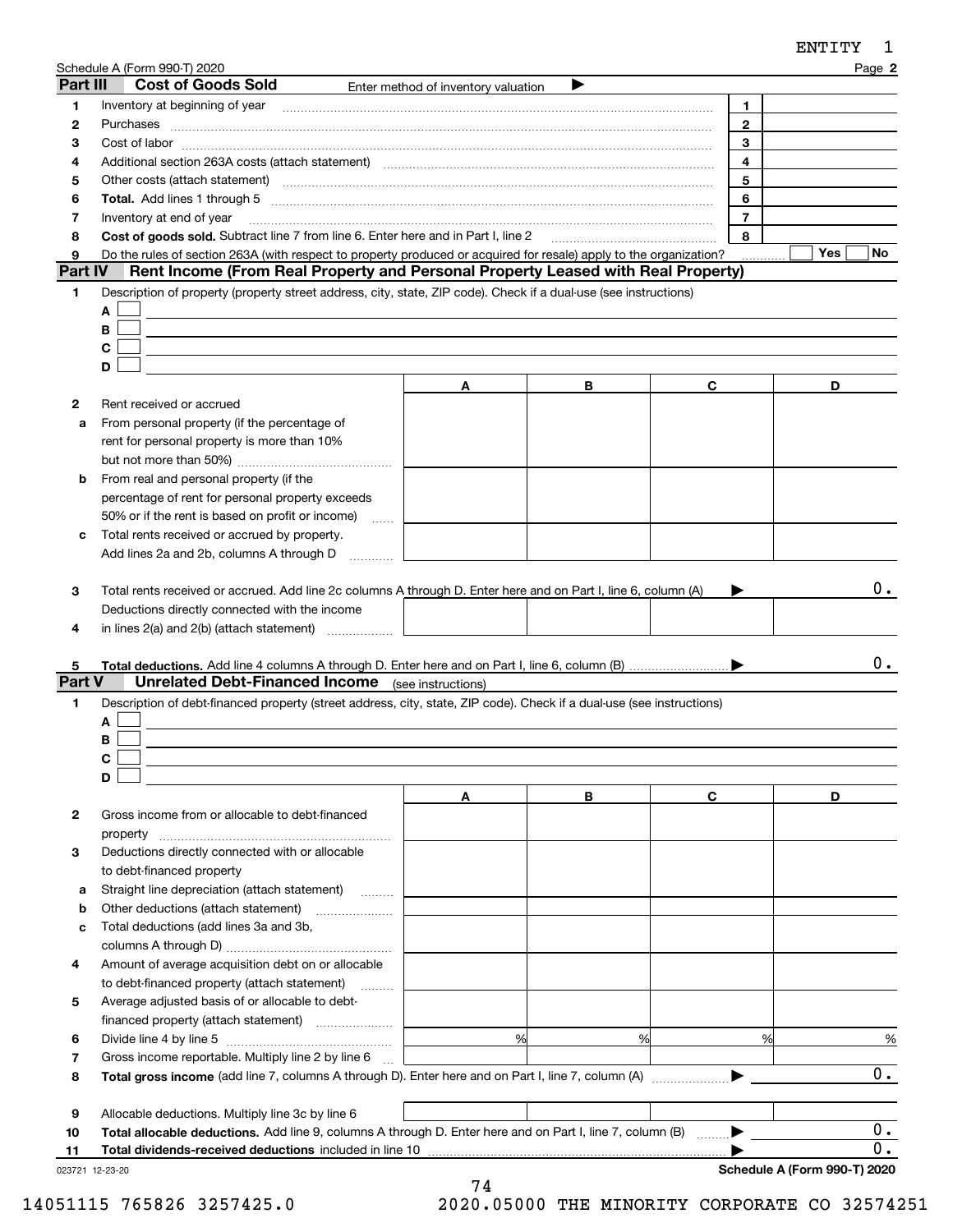ENTITY 1

Schedule A (Form 990-T) 2020 Page **2**

## Part III Cost of Goods Sold

Enter method of inventory valuation ▶

| | | | |
|---|---|---|---|
| 1 | Inventory at beginning of year | 1 | |
| 2 | Purchases | 2 | |
| 3 | Cost of labor | 3 | |
| 4 | Additional section 263A costs (attach statement) | 4 | |
| 5 | Other costs (attach statement) | 5 | |
| 6 | **Total.** Add lines 1 through 5 | 6 | |
| 7 | Inventory at end of year | 7 | |
| 8 | **Cost of goods sold.** Subtract line 7 from line 6. Enter here and in Part I, line 2 | 8 | |
| 9 | Do the rules of section 263A (with respect to property produced or acquired for resale) apply to the organization? | | Yes ☐ No ☐ |

## Part IV Rent Income (From Real Property and Personal Property Leased with Real Property)

1 Description of property (property street address, city, state, ZIP code). Check if a dual-use (see instructions)

A ☐

B ☐

C ☐

D ☐

| | | A | B | C | D |
|---|---|---|---|---|---|
| 2 | Rent received or accrued | | | | |
| a | From personal property (if the percentage of rent for personal property is more than 10% but not more than 50%) | | | | |
| b | From real and personal property (if the percentage of rent for personal property exceeds 50% or if the rent is based on profit or income) | | | | |
| c | Total rents received or accrued by property. Add lines 2a and 2b, columns A through D | | | | |
| 3 | Total rents received or accrued. Add line 2c columns A through D. Enter here and on Part I, line 6, column (A) ▶ | | | | 0. |
| 4 | Deductions directly connected with the income in lines 2(a) and 2(b) (attach statement) | | | | |
| 5 | **Total deductions.** Add line 4 columns A through D. Enter here and on Part I, line 6, column (B) ▶ | | | | 0. |

## Part V Unrelated Debt-Financed Income (see instructions)

1 Description of debt-financed property (street address, city, state, ZIP code). Check if a dual-use (see instructions)

A ☐

B ☐

C ☐

D ☐

| | | A | B | C | D |
|---|---|---|---|---|---|
| 2 | Gross income from or allocable to debt-financed property | | | | |
| 3 | Deductions directly connected with or allocable to debt-financed property | | | | |
| a | Straight line depreciation (attach statement) | | | | |
| b | Other deductions (attach statement) | | | | |
| c | Total deductions (add lines 3a and 3b, columns A through D) | | | | |
| 4 | Amount of average acquisition debt on or allocable to debt-financed property (attach statement) | | | | |
| 5 | Average adjusted basis of or allocable to debt-financed property (attach statement) | | | | |
| 6 | Divide line 4 by line 5 | % | % | % | % |
| 7 | Gross income reportable. Multiply line 2 by line 6 | | | | |
| 8 | **Total gross income** (add line 7, columns A through D). Enter here and on Part I, line 7, column (A) ▶ | | | | 0. |
| 9 | Allocable deductions. Multiply line 3c by line 6 | | | | |
| 10 | **Total allocable deductions.** Add line 9, columns A through D. Enter here and on Part I, line 7, column (B) ▶ | | | | 0. |
| 11 | **Total dividends-received deductions** included in line 10 ▶ | | | | 0. |

023721 12-23-20 **Schedule A (Form 990-T) 2020**

14051115 765826 3257425.0 2020.05000 THE MINORITY CORPORATE CO 32574251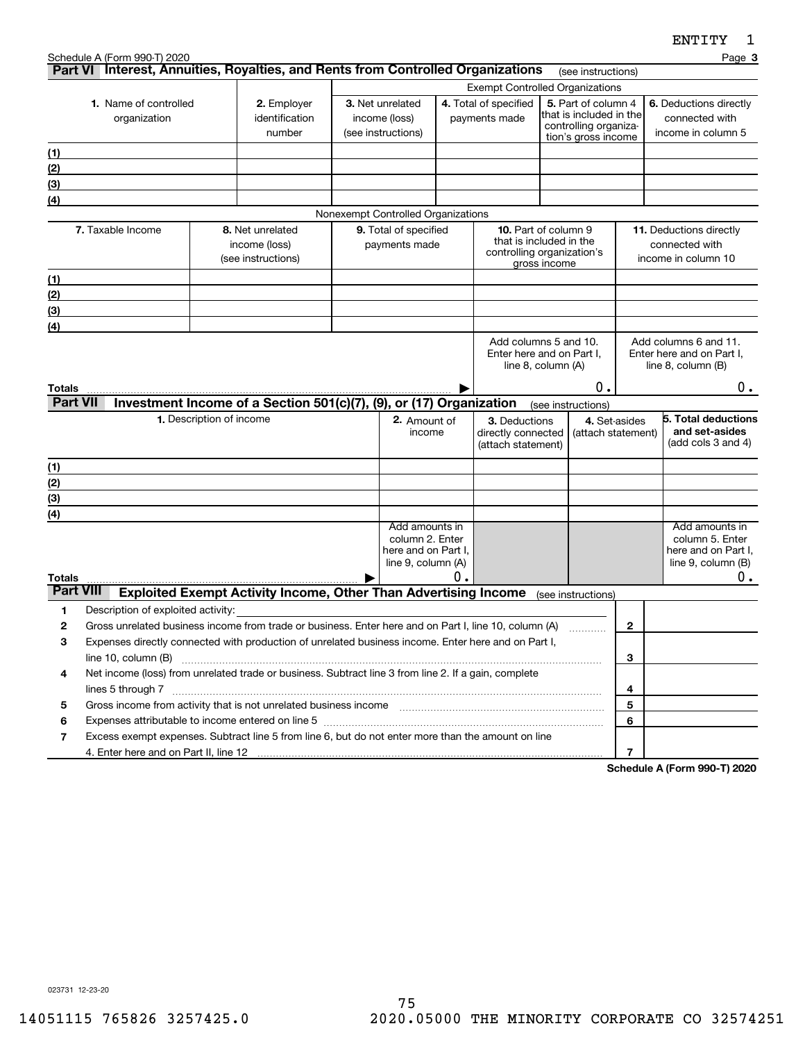Schedule A (Form 990-T) 2020

## Part VI Interest, Annuities, Royalties, and Rents from Controlled Organizations (see instructions)

| 1. Name of controlled organization | 2. Employer identification number | Exempt Controlled Organizations | | | |
|---|---|---|---|---|---|
| | | 3. Net unrelated income (loss) (see instructions) | 4. Total of specified payments made | 5. Part of column 4 that is included in the controlling organization's gross income | 6. Deductions directly connected with income in column 5 |
| (1) | | | | | |
| (2) | | | | | |
| (3) | | | | | |
| (4) | | | | | |

Nonexempt Controlled Organizations

| 7. Taxable Income | 8. Net unrelated income (loss) (see instructions) | 9. Total of specified payments made | 10. Part of column 9 that is included in the controlling organization's gross income | 11. Deductions directly connected with income in column 10 |
|---|---|---|---|---|
| (1) | | | | |
| (2) | | | | |
| (3) | | | | |
| (4) | | | | |
| | | | Add columns 5 and 10. Enter here and on Part I, line 8, column (A) | Add columns 6 and 11. Enter here and on Part I, line 8, column (B) |
| **Totals** ▶ | | | 0. | 0. |

## Part VII Investment Income of a Section 501(c)(7), (9), or (17) Organization (see instructions)

| 1. Description of income | 2. Amount of income | 3. Deductions directly connected (attach statement) | 4. Set-asides (attach statement) | 5. Total deductions and set-asides (add cols 3 and 4) |
|---|---|---|---|---|
| (1) | | | | |
| (2) | | | | |
| (3) | | | | |
| (4) | | | | |
| | Add amounts in column 2. Enter here and on Part I, line 9, column (A) | | | Add amounts in column 5. Enter here and on Part I, line 9, column (B) |
| **Totals** ▶ | 0. | | | 0. |

## Part VIII Exploited Exempt Activity Income, Other Than Advertising Income (see instructions)

| | | | |
|---|---|---|---|
| 1 | Description of exploited activity: | | |
| 2 | Gross unrelated business income from trade or business. Enter here and on Part I, line 10, column (A) | 2 | |
| 3 | Expenses directly connected with production of unrelated business income. Enter here and on Part I, line 10, column (B) | 3 | |
| 4 | Net income (loss) from unrelated trade or business. Subtract line 3 from line 2. If a gain, complete lines 5 through 7 | 4 | |
| 5 | Gross income from activity that is not unrelated business income | 5 | |
| 6 | Expenses attributable to income entered on line 5 | 6 | |
| 7 | Excess exempt expenses. Subtract line 5 from line 6, but do not enter more than the amount on line 4. Enter here and on Part II, line 12 | 7 | |

**Schedule A (Form 990-T) 2020**

023731 12-23-20

14051115 765826 3257425.0 2020.05000 THE MINORITY CORPORATE CO 32574251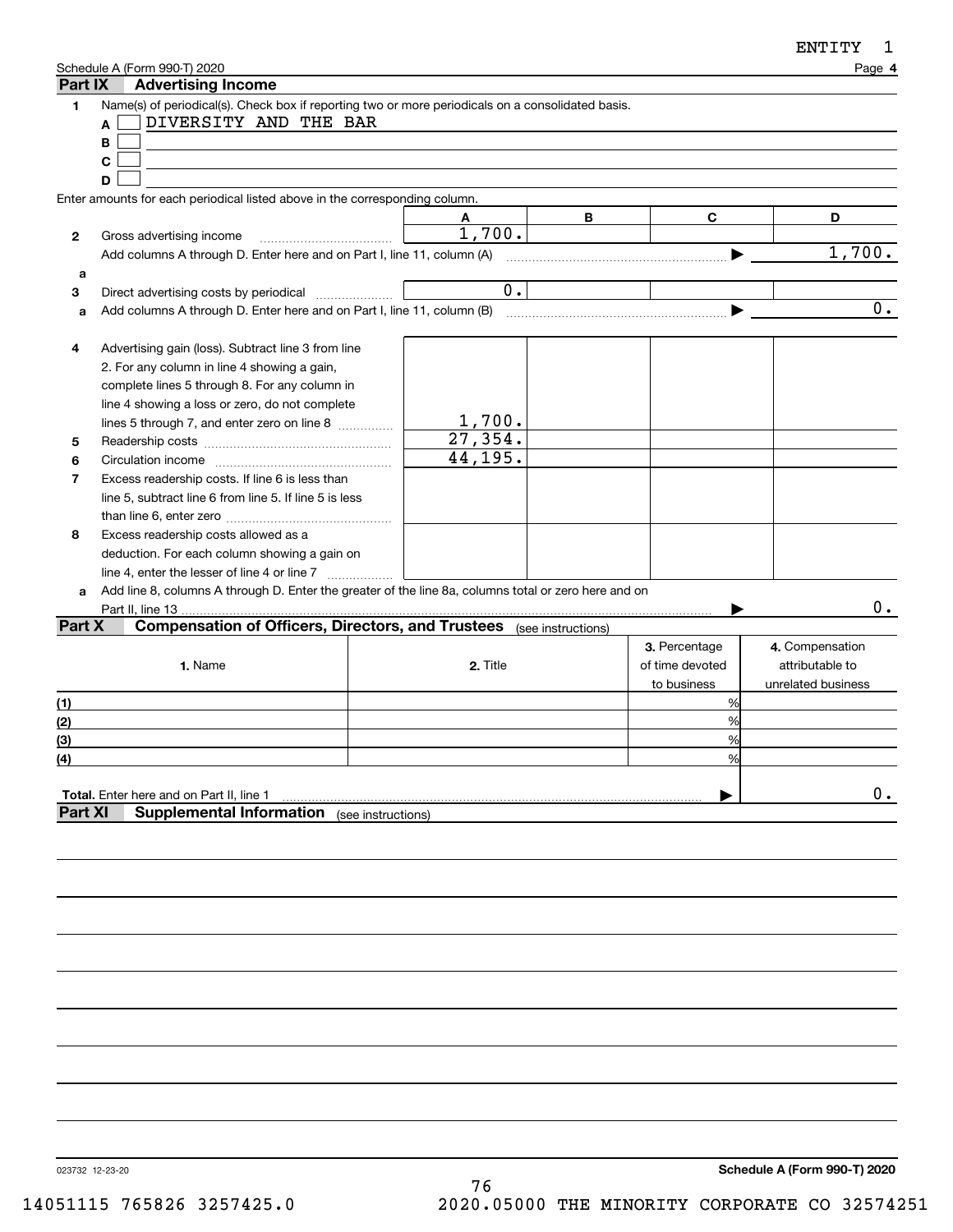ENTITY 1

Schedule A (Form 990-T) 2020 Page **4**

## Part IX Advertising Income

**1** Name(s) of periodical(s). Check box if reporting two or more periodicals on a consolidated basis.

- **A** ☐ DIVERSITY AND THE BAR
- **B** ☐
- **C** ☐
- **D** ☐

Enter amounts for each periodical listed above in the corresponding column.

| | | A | B | C | D |
|---|---|---|---|---|---|
| **2** | Gross advertising income | 1,700. | | | |
| | Add columns A through D. Enter here and on Part I, line 11, column (A) ▶ | | | | 1,700. |
| **a** | | | | | |
| **3** | Direct advertising costs by periodical | 0. | | | |
| **a** | Add columns A through D. Enter here and on Part I, line 11, column (B) ▶ | | | | 0. |
| **4** | Advertising gain (loss). Subtract line 3 from line 2. For any column in line 4 showing a gain, complete lines 5 through 8. For any column in line 4 showing a loss or zero, do not complete lines 5 through 7, and enter zero on line 8 | 1,700. | | | |
| **5** | Readership costs | 27,354. | | | |
| **6** | Circulation income | 44,195. | | | |
| **7** | Excess readership costs. If line 6 is less than line 5, subtract line 6 from line 5. If line 5 is less than line 6, enter zero | | | | |
| **8** | Excess readership costs allowed as a deduction. For each column showing a gain on line 4, enter the lesser of line 4 or line 7 | | | | |
| **a** | Add line 8, columns A through D. Enter the greater of the line 8a, columns total or zero here and on Part II, line 13 ▶ | | | | 0. |

## Part X Compensation of Officers, Directors, and Trustees (see instructions)

| | 1. Name | 2. Title | 3. Percentage of time devoted to business | 4. Compensation attributable to unrelated business |
|---|---|---|---|---|
| (1) | | | % | |
| (2) | | | % | |
| (3) | | | % | |
| (4) | | | % | |
| **Total.** Enter here and on Part II, line 1 ▶ | | | | 0. |

## Part XI Supplemental Information (see instructions)

023732 12-23-20 **Schedule A (Form 990-T) 2020**

14051115 765826 3257425.0 2020.05000 THE MINORITY CORPORATE CO 32574251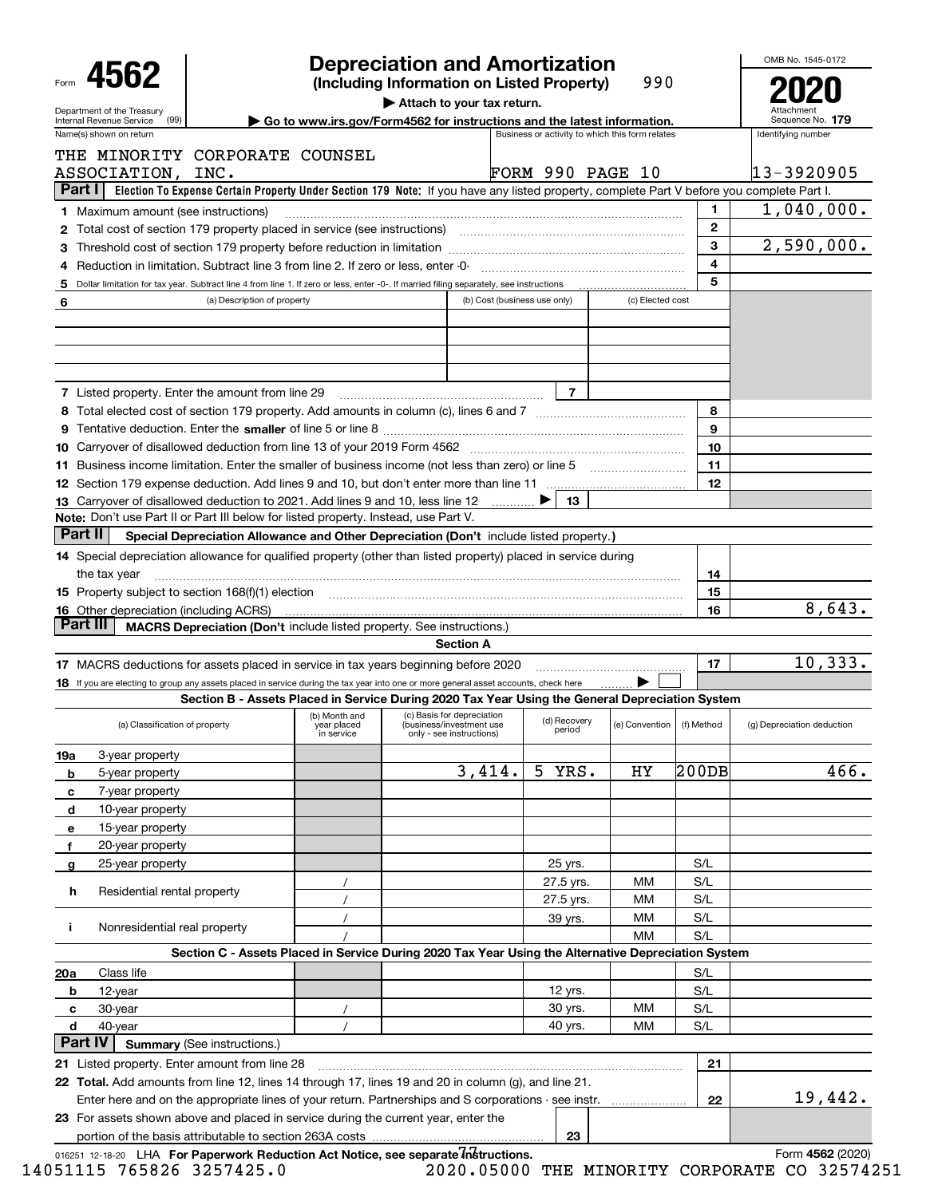# Form 4562

## Depreciation and Amortization
**(Including Information on Listed Property)** 990

▶ Attach to your tax return.

▶ Go to www.irs.gov/Form4562 for instructions and the latest information.

Department of the Treasury Internal Revenue Service (99)

OMB No. 1545-0172

**2020**

Attachment Sequence No. **179**

| Name(s) shown on return | Business or activity to which this form relates | Identifying number |
|---|---|---|
| THE MINORITY CORPORATE COUNSEL ASSOCIATION, INC. | FORM 990 PAGE 10 | 13-3920905 |

### Part I Election To Expense Certain Property Under Section 179 Note: If you have any listed property, complete Part V before you complete Part I.

| | | | |
|---|---|---|---|
| 1 | Maximum amount (see instructions) | 1 | 1,040,000. |
| 2 | Total cost of section 179 property placed in service (see instructions) | 2 | |
| 3 | Threshold cost of section 179 property before reduction in limitation | 3 | 2,590,000. |
| 4 | Reduction in limitation. Subtract line 3 from line 2. If zero or less, enter -0- | 4 | |
| 5 | Dollar limitation for tax year. Subtract line 4 from line 1. If zero or less, enter -0-. If married filing separately, see instructions | 5 | |

| 6 (a) Description of property | (b) Cost (business use only) | (c) Elected cost |
|---|---|---|
| | | |
| | | |
| | | |
| | | |

| | | | |
|---|---|---|---|
| 7 | Listed property. Enter the amount from line 29 | 7 | |
| 8 | Total elected cost of section 179 property. Add amounts in column (c), lines 6 and 7 | 8 | |
| 9 | Tentative deduction. Enter the **smaller** of line 5 or line 8 | 9 | |
| 10 | Carryover of disallowed deduction from line 13 of your 2019 Form 4562 | 10 | |
| 11 | Business income limitation. Enter the smaller of business income (not less than zero) or line 5 | 11 | |
| 12 | Section 179 expense deduction. Add lines 9 and 10, but don't enter more than line 11 | 12 | |
| 13 | Carryover of disallowed deduction to 2021. Add lines 9 and 10, less line 12 ▶ | 13 | |

**Note:** Don't use Part II or Part III below for listed property. Instead, use Part V.

### Part II Special Depreciation Allowance and Other Depreciation (Don't include listed property.)

| | | | |
|---|---|---|---|
| 14 | Special depreciation allowance for qualified property (other than listed property) placed in service during the tax year | 14 | |
| 15 | Property subject to section 168(f)(1) election | 15 | |
| 16 | Other depreciation (including ACRS) | 16 | 8,643. |

### Part III MACRS Depreciation (Don't include listed property. See instructions.)

**Section A**

| | | | |
|---|---|---|---|
| 17 | MACRS deductions for assets placed in service in tax years beginning before 2020 | 17 | 10,333. |
| 18 | If you are electing to group any assets placed in service during the tax year into one or more general asset accounts, check here ▶ ☐ | | |

**Section B - Assets Placed in Service During 2020 Tax Year Using the General Depreciation System**

| (a) Classification of property | (b) Month and year placed in service | (c) Basis for depreciation (business/investment use only - see instructions) | (d) Recovery period | (e) Convention | (f) Method | (g) Depreciation deduction |
|---|---|---|---|---|---|---|
| 19a 3-year property | | | | | | |
| b 5-year property | | 3,414. | 5 YRS. | HY | 200DB | 466. |
| c 7-year property | | | | | | |
| d 10-year property | | | | | | |
| e 15-year property | | | | | | |
| f 20-year property | | | | | | |
| g 25-year property | | | 25 yrs. | | S/L | |
| h Residential rental property | / | | 27.5 yrs. | MM | S/L | |
| | / | | 27.5 yrs. | MM | S/L | |
| i Nonresidential real property | / | | 39 yrs. | MM | S/L | |
| | / | | | MM | S/L | |

**Section C - Assets Placed in Service During 2020 Tax Year Using the Alternative Depreciation System**

| (a) Classification of property | (b) Month and year placed in service | (c) Basis for depreciation | (d) Recovery period | (e) Convention | (f) Method | (g) Depreciation deduction |
|---|---|---|---|---|---|---|
| 20a Class life | | | | | S/L | |
| b 12-year | | | 12 yrs. | | S/L | |
| c 30-year | / | | 30 yrs. | MM | S/L | |
| d 40-year | / | | 40 yrs. | MM | S/L | |

### Part IV Summary (See instructions.)

| | | | |
|---|---|---|---|
| 21 | Listed property. Enter amount from line 28 | 21 | |
| 22 | **Total.** Add amounts from line 12, lines 14 through 17, lines 19 and 20 in column (g), and line 21. Enter here and on the appropriate lines of your return. Partnerships and S corporations - see instr. | 22 | 19,442. |
| 23 | For assets shown above and placed in service during the current year, enter the portion of the basis attributable to section 263A costs | 23 | |

016251 12-18-20 LHA For Paperwork Reduction Act Notice, see separate instructions. Form **4562** (2020)

14051115 765826 3257425.0 2020.05000 THE MINORITY CORPORATE CO 32574251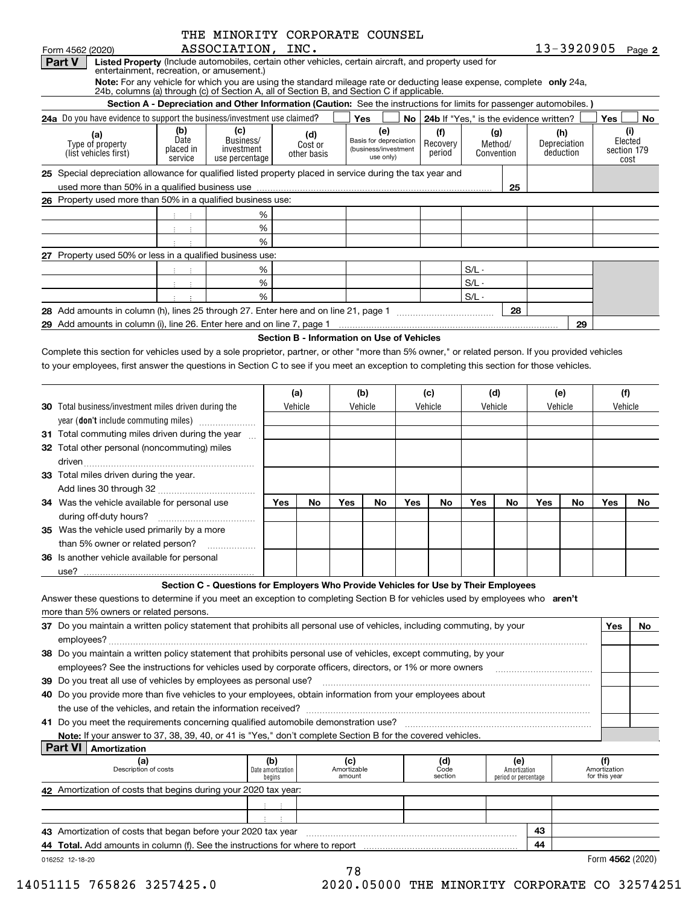Form 4562 (2020) THE MINORITY CORPORATE COUNSEL ASSOCIATION, INC. 13-3920905 Page **2**

## Part V Listed Property (Include automobiles, certain other vehicles, certain aircraft, and property used for entertainment, recreation, or amusement.)

**Note:** For any vehicle for which you are using the standard mileage rate or deducting lease expense, complete **only** 24a, 24b, columns (a) through (c) of Section A, all of Section B, and Section C if applicable.

### Section A - Depreciation and Other Information (Caution: See the instructions for limits for passenger automobiles.)

**24a** Do you have evidence to support the business/investment use claimed? ☐ Yes ☐ No **24b** If "Yes," is the evidence written? ☐ Yes ☐ No

| (a) Type of property (list vehicles first) | (b) Date placed in service | (c) Business/ investment use percentage | (d) Cost or other basis | (e) Basis for depreciation (business/investment use only) | (f) Recovery period | (g) Method/ Convention | (h) Depreciation deduction | (i) Elected section 179 cost |
|---|---|---|---|---|---|---|---|---|
| **25** Special depreciation allowance for qualified listed property placed in service during the tax year and used more than 50% in a qualified business use | | | | | | 25 | | |
| **26** Property used more than 50% in a qualified business use: | | | | | | | | |
| | | % | | | | | | |
| | | % | | | | | | |
| | | % | | | | | | |
| **27** Property used 50% or less in a qualified business use: | | | | | | | | |
| | | % | | | | S/L - | | |
| | | % | | | | S/L - | | |
| | | % | | | | S/L - | | |
| **28** Add amounts in column (h), lines 25 through 27. Enter here and on line 21, page 1 | | | | | | 28 | | |
| **29** Add amounts in column (i), line 26. Enter here and on line 7, page 1 | | | | | | | 29 | |

### Section B - Information on Use of Vehicles

Complete this section for vehicles used by a sole proprietor, partner, or other "more than 5% owner," or related person. If you provided vehicles to your employees, first answer the questions in Section C to see if you meet an exception to completing this section for those vehicles.

| | (a) Vehicle | | (b) Vehicle | | (c) Vehicle | | (d) Vehicle | | (e) Vehicle | | (f) Vehicle | |
|---|---|---|---|---|---|---|---|---|---|---|---|---|
| **30** Total business/investment miles driven during the year (**don't** include commuting miles) | | | | | | | | | | | | |
| **31** Total commuting miles driven during the year | | | | | | | | | | | | |
| **32** Total other personal (noncommuting) miles driven | | | | | | | | | | | | |
| **33** Total miles driven during the year. Add lines 30 through 32 | | | | | | | | | | | | |
| | Yes | No | Yes | No | Yes | No | Yes | No | Yes | No | Yes | No |
| **34** Was the vehicle available for personal use during off-duty hours? | | | | | | | | | | | | |
| **35** Was the vehicle used primarily by a more than 5% owner or related person? | | | | | | | | | | | | |
| **36** Is another vehicle available for personal use? | | | | | | | | | | | | |

### Section C - Questions for Employers Who Provide Vehicles for Use by Their Employees

Answer these questions to determine if you meet an exception to completing Section B for vehicles used by employees who **aren't** more than 5% owners or related persons.

| | Yes | No |
|---|---|---|
| **37** Do you maintain a written policy statement that prohibits all personal use of vehicles, including commuting, by your employees? | | |
| **38** Do you maintain a written policy statement that prohibits personal use of vehicles, except commuting, by your employees? See the instructions for vehicles used by corporate officers, directors, or 1% or more owners | | |
| **39** Do you treat all use of vehicles by employees as personal use? | | |
| **40** Do you provide more than five vehicles to your employees, obtain information from your employees about the use of the vehicles, and retain the information received? | | |
| **41** Do you meet the requirements concerning qualified automobile demonstration use? | | |

**Note:** If your answer to 37, 38, 39, 40, or 41 is "Yes," don't complete Section B for the covered vehicles.

## Part VI Amortization

| (a) Description of costs | (b) Date amortization begins | (c) Amortizable amount | (d) Code section | (e) Amortization period or percentage | (f) Amortization for this year |
|---|---|---|---|---|---|
| **42** Amortization of costs that begins during your 2020 tax year: | | | | | |
| | | | | | |
| | | | | | |
| **43** Amortization of costs that began before your 2020 tax year | | | | 43 | |
| **44 Total.** Add amounts in column (f). See the instructions for where to report | | | | 44 | |

016252 12-18-20 Form **4562** (2020)

14051115 765826 3257425.0 2020.05000 THE MINORITY CORPORATE CO 32574251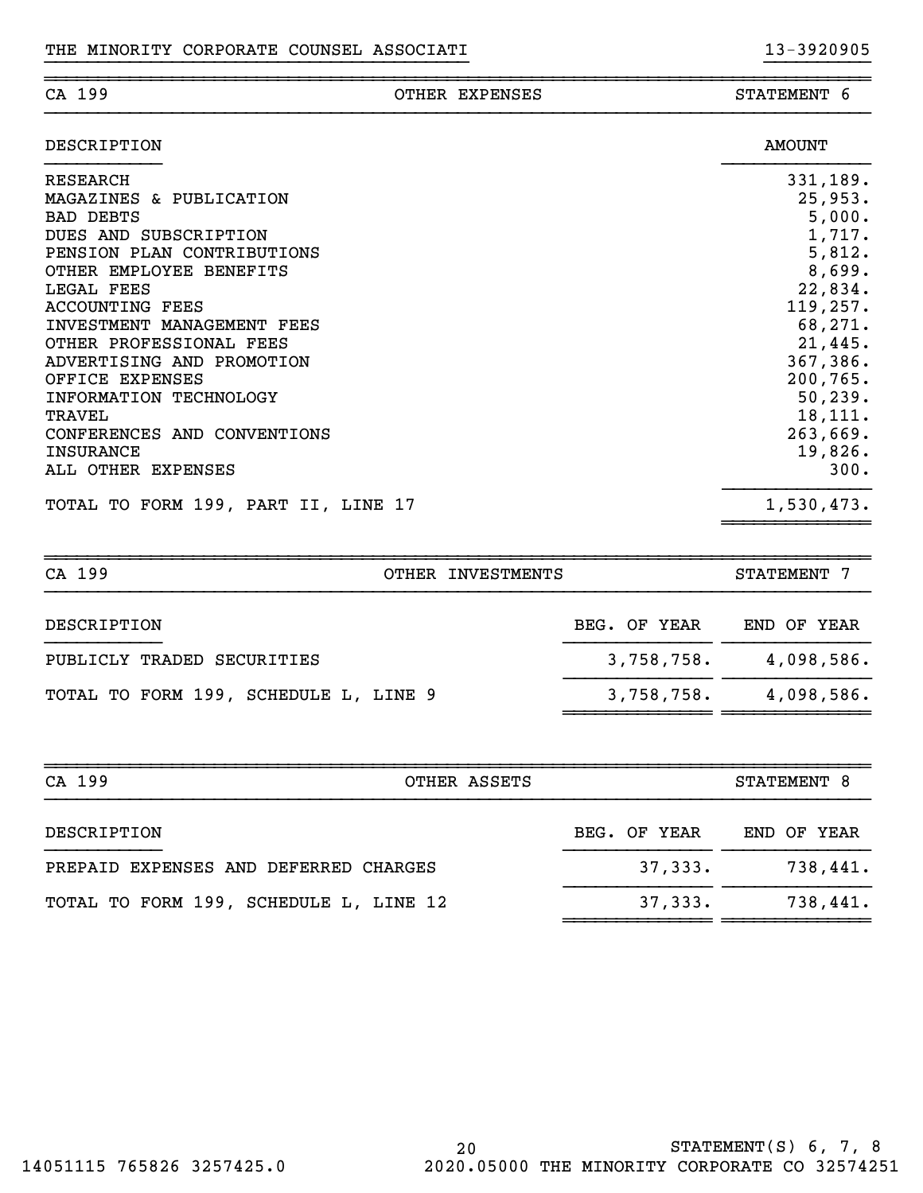THE MINORITY CORPORATE COUNSEL ASSOCIATI 13-3920905

## CA 199 — OTHER EXPENSES — STATEMENT 6

| DESCRIPTION | AMOUNT |
|---|---|
| RESEARCH | 331,189. |
| MAGAZINES & PUBLICATION | 25,953. |
| BAD DEBTS | 5,000. |
| DUES AND SUBSCRIPTION | 1,717. |
| PENSION PLAN CONTRIBUTIONS | 5,812. |
| OTHER EMPLOYEE BENEFITS | 8,699. |
| LEGAL FEES | 22,834. |
| ACCOUNTING FEES | 119,257. |
| INVESTMENT MANAGEMENT FEES | 68,271. |
| OTHER PROFESSIONAL FEES | 21,445. |
| ADVERTISING AND PROMOTION | 367,386. |
| OFFICE EXPENSES | 200,765. |
| INFORMATION TECHNOLOGY | 50,239. |
| TRAVEL | 18,111. |
| CONFERENCES AND CONVENTIONS | 263,669. |
| INSURANCE | 19,826. |
| ALL OTHER EXPENSES | 300. |
| TOTAL TO FORM 199, PART II, LINE 17 | 1,530,473. |

## CA 199 — OTHER INVESTMENTS — STATEMENT 7

| DESCRIPTION | BEG. OF YEAR | END OF YEAR |
|---|---|---|
| PUBLICLY TRADED SECURITIES | 3,758,758. | 4,098,586. |
| TOTAL TO FORM 199, SCHEDULE L, LINE 9 | 3,758,758. | 4,098,586. |

## CA 199 — OTHER ASSETS — STATEMENT 8

| DESCRIPTION | BEG. OF YEAR | END OF YEAR |
|---|---|---|
| PREPAID EXPENSES AND DEFERRED CHARGES | 37,333. | 738,441. |
| TOTAL TO FORM 199, SCHEDULE L, LINE 12 | 37,333. | 738,441. |

STATEMENT(S) 6, 7, 8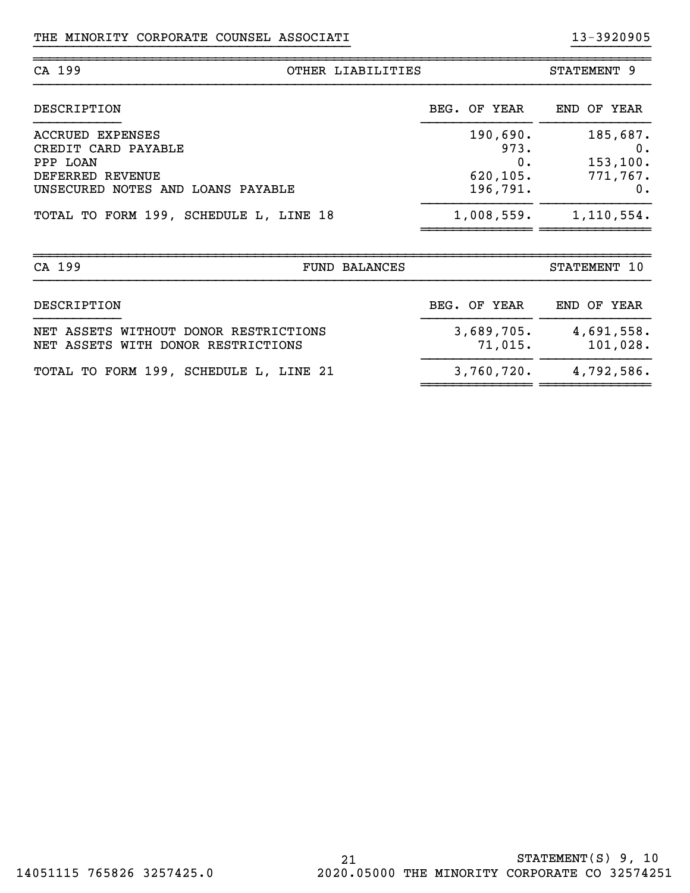THE MINORITY CORPORATE COUNSEL ASSOCIATI 13-3920905

| CA 199 | OTHER LIABILITIES | STATEMENT 9 |
|---|---|---|

| DESCRIPTION | BEG. OF YEAR | END OF YEAR |
|---|---|---|
| ACCRUED EXPENSES | 190,690. | 185,687. |
| CREDIT CARD PAYABLE | 973. | 0. |
| PPP LOAN | 0. | 153,100. |
| DEFERRED REVENUE | 620,105. | 771,767. |
| UNSECURED NOTES AND LOANS PAYABLE | 196,791. | 0. |
| TOTAL TO FORM 199, SCHEDULE L, LINE 18 | 1,008,559. | 1,110,554. |

| CA 199 | FUND BALANCES | STATEMENT 10 |
|---|---|---|

| DESCRIPTION | BEG. OF YEAR | END OF YEAR |
|---|---|---|
| NET ASSETS WITHOUT DONOR RESTRICTIONS | 3,689,705. | 4,691,558. |
| NET ASSETS WITH DONOR RESTRICTIONS | 71,015. | 101,028. |
| TOTAL TO FORM 199, SCHEDULE L, LINE 21 | 3,760,720. | 4,792,586. |

STATEMENT(S) 9, 10

14051115 765826 3257425.0 2020.05000 THE MINORITY CORPORATE CO 32574251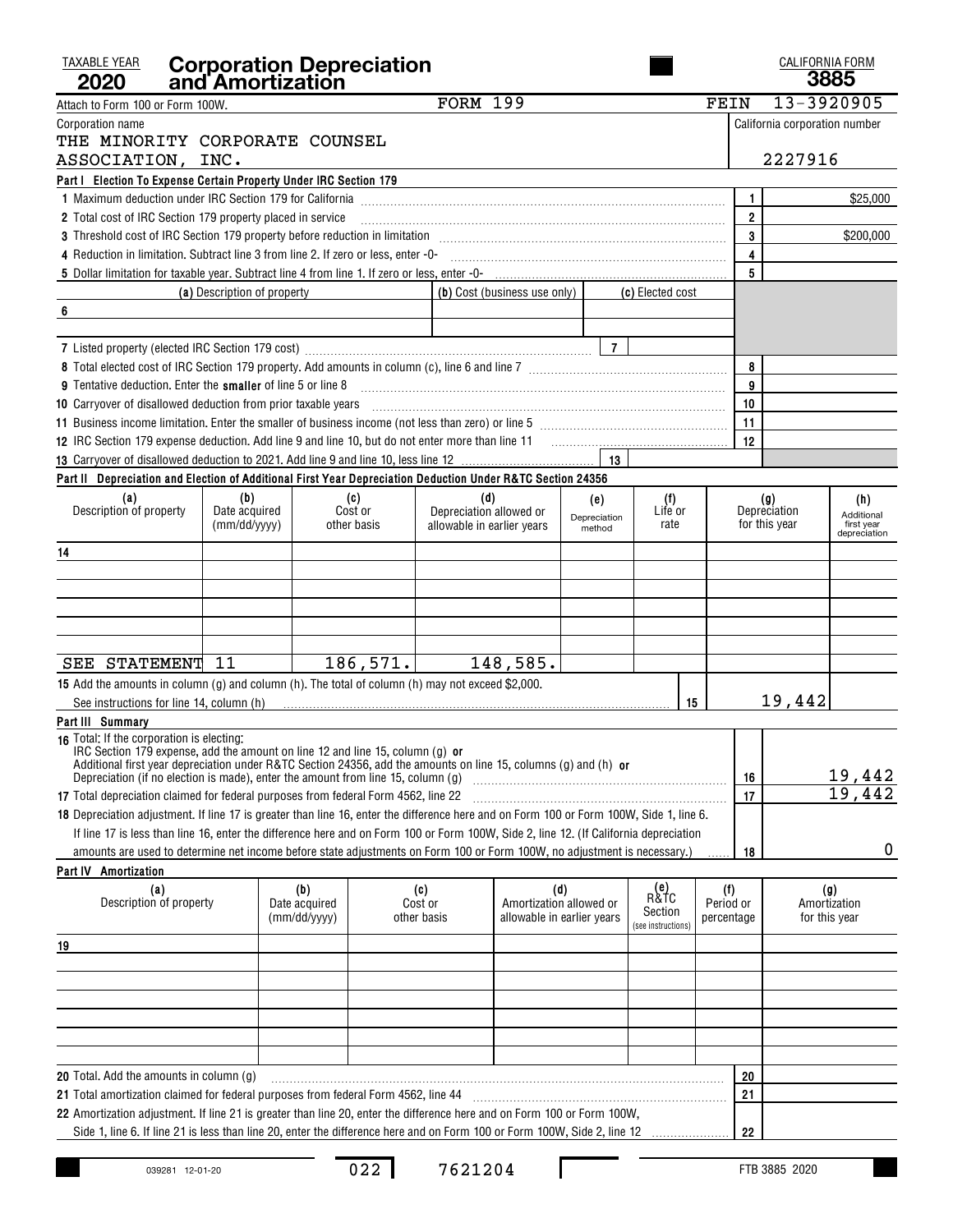TAXABLE YEAR **2020**

# Corporation Depreciation and Amortization

CALIFORNIA FORM **3885**

Attach to Form 100 or Form 100W. FORM 199

FEIN 13-3920905

Corporation name: THE MINORITY CORPORATE COUNSEL ASSOCIATION, INC.

California corporation number: 2227916

## Part I Election To Expense Certain Property Under IRC Section 179

| | | |
|---|---|---|
| 1 Maximum deduction under IRC Section 179 for California | 1 | $25,000 |
| 2 Total cost of IRC Section 179 property placed in service | 2 | |
| 3 Threshold cost of IRC Section 179 property before reduction in limitation | 3 | $200,000 |
| 4 Reduction in limitation. Subtract line 3 from line 2. If zero or less, enter -0- | 4 | |
| 5 Dollar limitation for taxable year. Subtract line 4 from line 1. If zero or less, enter -0- | 5 | |

| | (a) Description of property | (b) Cost (business use only) | (c) Elected cost |
|---|---|---|---|
| 6 | | | |
| | | | |

| | | | | |
|---|---|---|---|---|
| 7 Listed property (elected IRC Section 179 cost) | 7 | | | |
| 8 Total elected cost of IRC Section 179 property. Add amounts in column (c), line 6 and line 7 | | | 8 | |
| 9 Tentative deduction. Enter the **smaller** of line 5 or line 8 | | | 9 | |
| 10 Carryover of disallowed deduction from prior taxable years | | | 10 | |
| 11 Business income limitation. Enter the smaller of business income (not less than zero) or line 5 | | | 11 | |
| 12 IRC Section 179 expense deduction. Add line 9 and line 10, but do not enter more than line 11 | | | 12 | |
| 13 Carryover of disallowed deduction to 2021. Add line 9 and line 10, less line 12 | 13 | | | |

## Part II Depreciation and Election of Additional First Year Depreciation Deduction Under R&TC Section 24356

| (a) Description of property | (b) Date acquired (mm/dd/yyyy) | (c) Cost or other basis | (d) Depreciation allowed or allowable in earlier years | (e) Depreciation method | (f) Life or rate | (g) Depreciation for this year | (h) Additional first year depreciation |
|---|---|---|---|---|---|---|---|
| 14 | | | | | | | |
| | | | | | | | |
| | | | | | | | |
| | | | | | | | |
| | | | | | | | |
| SEE STATEMENT 11 | | 186,571. | 148,585. | | | | |

15 Add the amounts in column (g) and column (h). The total of column (h) may not exceed $2,000. See instructions for line 14, column (h) ..... 15 | 19,442

## Part III Summary

| | | |
|---|---|---|
| 16 Total: If the corporation is electing: IRC Section 179 expense, add the amount on line 12 and line 15, column (g) **or** Additional first year depreciation under R&TC Section 24356, add the amounts on line 15, columns (g) and (h) **or** Depreciation (if no election is made), enter the amount from line 15, column (g) | 16 | 19,442 |
| 17 Total depreciation claimed for federal purposes from federal Form 4562, line 22 | 17 | 19,442 |
| 18 Depreciation adjustment. If line 17 is greater than line 16, enter the difference here and on Form 100 or Form 100W, Side 1, line 6. If line 17 is less than line 16, enter the difference here and on Form 100 or Form 100W, Side 2, line 12. (If California depreciation amounts are used to determine net income before state adjustments on Form 100 or Form 100W, no adjustment is necessary.) | 18 | 0 |

## Part IV Amortization

| (a) Description of property | (b) Date acquired (mm/dd/yyyy) | (c) Cost or other basis | (d) Amortization allowed or allowable in earlier years | (e) R&TC Section (see instructions) | (f) Period or percentage | (g) Amortization for this year |
|---|---|---|---|---|---|---|
| 19 | | | | | | |
| | | | | | | |
| | | | | | | |
| | | | | | | |
| | | | | | | |
| | | | | | | |

| | | |
|---|---|---|
| 20 Total. Add the amounts in column (g) | 20 | |
| 21 Total amortization claimed for federal purposes from federal Form 4562, line 44 | 21 | |
| 22 Amortization adjustment. If line 21 is greater than line 20, enter the difference here and on Form 100 or Form 100W, Side 1, line 6. If line 21 is less than line 20, enter the difference here and on Form 100 or Form 100W, Side 2, line 12 | 22 | |

039281 12-01-20 022 7621204 FTB 3885 2020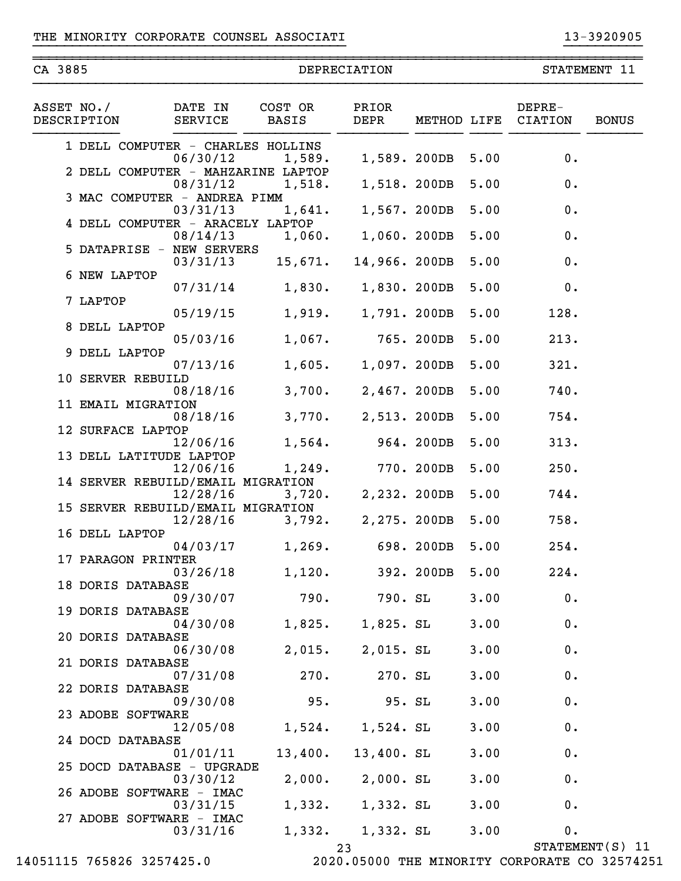THE MINORITY CORPORATE COUNSEL ASSOCIATI 13-3920905

CA 3885 — DEPRECIATION — STATEMENT 11

| ASSET NO./ DESCRIPTION | DATE IN SERVICE | COST OR BASIS | PRIOR DEPR | METHOD | LIFE | DEPRE- CIATION | BONUS |
|---|---|---|---|---|---|---|---|
| 1 DELL COMPUTER - CHARLES HOLLINS | 06/30/12 | 1,589. | 1,589. | 200DB | 5.00 | 0. | |
| 2 DELL COMPUTER - MAHZARINE LAPTOP | 08/31/12 | 1,518. | 1,518. | 200DB | 5.00 | 0. | |
| 3 MAC COMPUTER - ANDREA PIMM | 03/31/13 | 1,641. | 1,567. | 200DB | 5.00 | 0. | |
| 4 DELL COMPUTER - ARACELY LAPTOP | 08/14/13 | 1,060. | 1,060. | 200DB | 5.00 | 0. | |
| 5 DATAPRISE - NEW SERVERS | 03/31/13 | 15,671. | 14,966. | 200DB | 5.00 | 0. | |
| 6 NEW LAPTOP | 07/31/14 | 1,830. | 1,830. | 200DB | 5.00 | 0. | |
| 7 LAPTOP | 05/19/15 | 1,919. | 1,791. | 200DB | 5.00 | 128. | |
| 8 DELL LAPTOP | 05/03/16 | 1,067. | 765. | 200DB | 5.00 | 213. | |
| 9 DELL LAPTOP | 07/13/16 | 1,605. | 1,097. | 200DB | 5.00 | 321. | |
| 10 SERVER REBUILD | 08/18/16 | 3,700. | 2,467. | 200DB | 5.00 | 740. | |
| 11 EMAIL MIGRATION | 08/18/16 | 3,770. | 2,513. | 200DB | 5.00 | 754. | |
| 12 SURFACE LAPTOP | 12/06/16 | 1,564. | 964. | 200DB | 5.00 | 313. | |
| 13 DELL LATITUDE LAPTOP | 12/06/16 | 1,249. | 770. | 200DB | 5.00 | 250. | |
| 14 SERVER REBUILD/EMAIL MIGRATION | 12/28/16 | 3,720. | 2,232. | 200DB | 5.00 | 744. | |
| 15 SERVER REBUILD/EMAIL MIGRATION | 12/28/16 | 3,792. | 2,275. | 200DB | 5.00 | 758. | |
| 16 DELL LAPTOP | 04/03/17 | 1,269. | 698. | 200DB | 5.00 | 254. | |
| 17 PARAGON PRINTER | 03/26/18 | 1,120. | 392. | 200DB | 5.00 | 224. | |
| 18 DORIS DATABASE | 09/30/07 | 790. | 790. | SL | 3.00 | 0. | |
| 19 DORIS DATABASE | 04/30/08 | 1,825. | 1,825. | SL | 3.00 | 0. | |
| 20 DORIS DATABASE | 06/30/08 | 2,015. | 2,015. | SL | 3.00 | 0. | |
| 21 DORIS DATABASE | 07/31/08 | 270. | 270. | SL | 3.00 | 0. | |
| 22 DORIS DATABASE | 09/30/08 | 95. | 95. | SL | 3.00 | 0. | |
| 23 ADOBE SOFTWARE | 12/05/08 | 1,524. | 1,524. | SL | 3.00 | 0. | |
| 24 DOCD DATABASE | 01/01/11 | 13,400. | 13,400. | SL | 3.00 | 0. | |
| 25 DOCD DATABASE - UPGRADE | 03/30/12 | 2,000. | 2,000. | SL | 3.00 | 0. | |
| 26 ADOBE SOFTWARE - IMAC | 03/31/15 | 1,332. | 1,332. | SL | 3.00 | 0. | |
| 27 ADOBE SOFTWARE - IMAC | 03/31/16 | 1,332. | 1,332. | SL | 3.00 | 0. | |

STATEMENT(S) 11

14051115 765826 3257425.0 2020.05000 THE MINORITY CORPORATE CO 32574251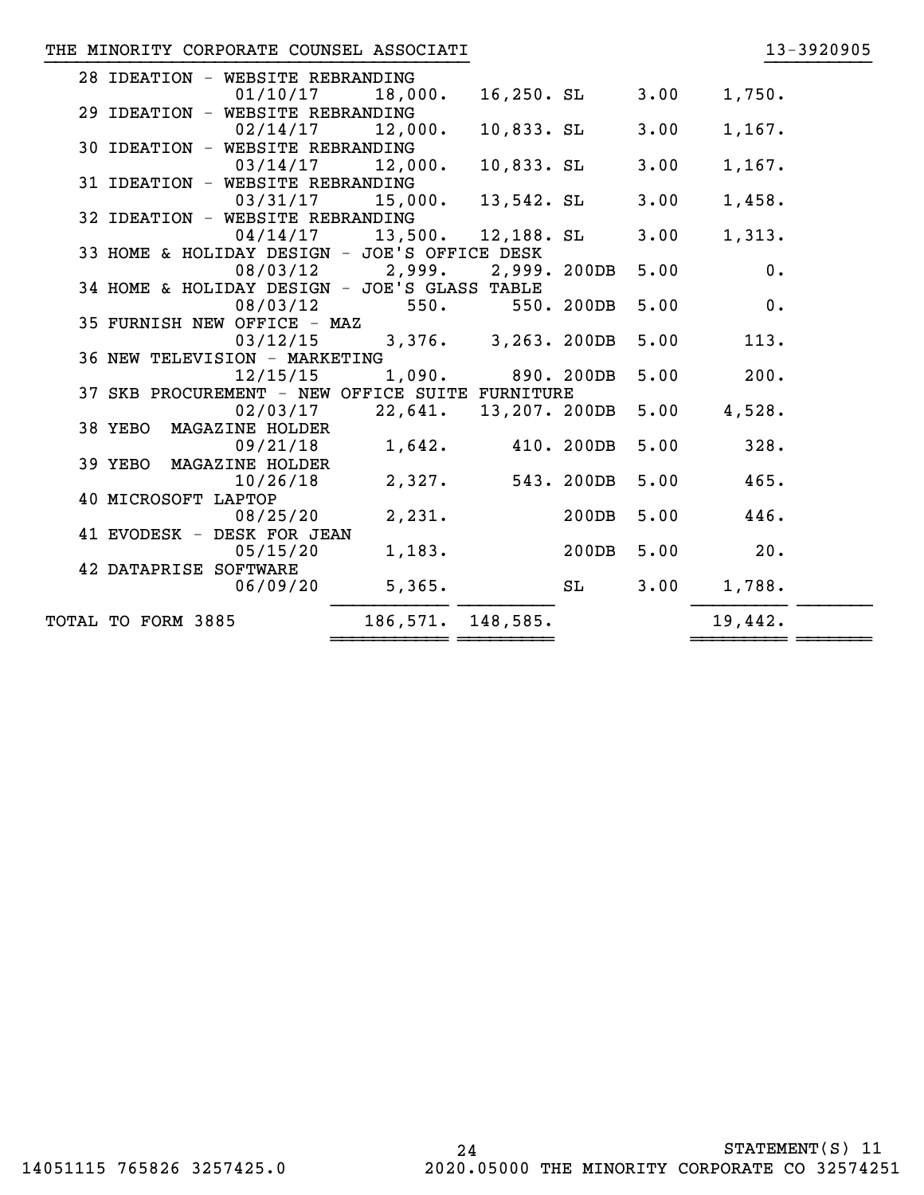THE MINORITY CORPORATE COUNSEL ASSOCIATI 13-3920905

| No. | Description | Date Acquired | Cost Basis | Prior Depreciation | Method | Life | Current Depreciation | |
|---|---|---|---|---|---|---|---|---|
| 28 | IDEATION - WEBSITE REBRANDING | 01/10/17 | 18,000. | 16,250. | SL | 3.00 | 1,750. | |
| 29 | IDEATION - WEBSITE REBRANDING | 02/14/17 | 12,000. | 10,833. | SL | 3.00 | 1,167. | |
| 30 | IDEATION - WEBSITE REBRANDING | 03/14/17 | 12,000. | 10,833. | SL | 3.00 | 1,167. | |
| 31 | IDEATION - WEBSITE REBRANDING | 03/31/17 | 15,000. | 13,542. | SL | 3.00 | 1,458. | |
| 32 | IDEATION - WEBSITE REBRANDING | 04/14/17 | 13,500. | 12,188. | SL | 3.00 | 1,313. | |
| 33 | HOME & HOLIDAY DESIGN - JOE'S OFFICE DESK | 08/03/12 | 2,999. | 2,999. | 200DB | 5.00 | 0. | |
| 34 | HOME & HOLIDAY DESIGN - JOE'S GLASS TABLE | 08/03/12 | 550. | 550. | 200DB | 5.00 | 0. | |
| 35 | FURNISH NEW OFFICE - MAZ | 03/12/15 | 3,376. | 3,263. | 200DB | 5.00 | 113. | |
| 36 | NEW TELEVISION - MARKETING | 12/15/15 | 1,090. | 890. | 200DB | 5.00 | 200. | |
| 37 | SKB PROCUREMENT - NEW OFFICE SUITE FURNITURE | 02/03/17 | 22,641. | 13,207. | 200DB | 5.00 | 4,528. | |
| 38 | YEBO MAGAZINE HOLDER | 09/21/18 | 1,642. | 410. | 200DB | 5.00 | 328. | |
| 39 | YEBO MAGAZINE HOLDER | 10/26/18 | 2,327. | 543. | 200DB | 5.00 | 465. | |
| 40 | MICROSOFT LAPTOP | 08/25/20 | 2,231. | | 200DB | 5.00 | 446. | |
| 41 | EVODESK - DESK FOR JEAN | 05/15/20 | 1,183. | | 200DB | 5.00 | 20. | |
| 42 | DATAPRISE SOFTWARE | 06/09/20 | 5,365. | | SL | 3.00 | 1,788. | |
| | TOTAL TO FORM 3885 | | 186,571. | 148,585. | | | 19,442. | |

STATEMENT(S) 11

14051115 765826 3257425.0 2020.05000 THE MINORITY CORPORATE CO 32574251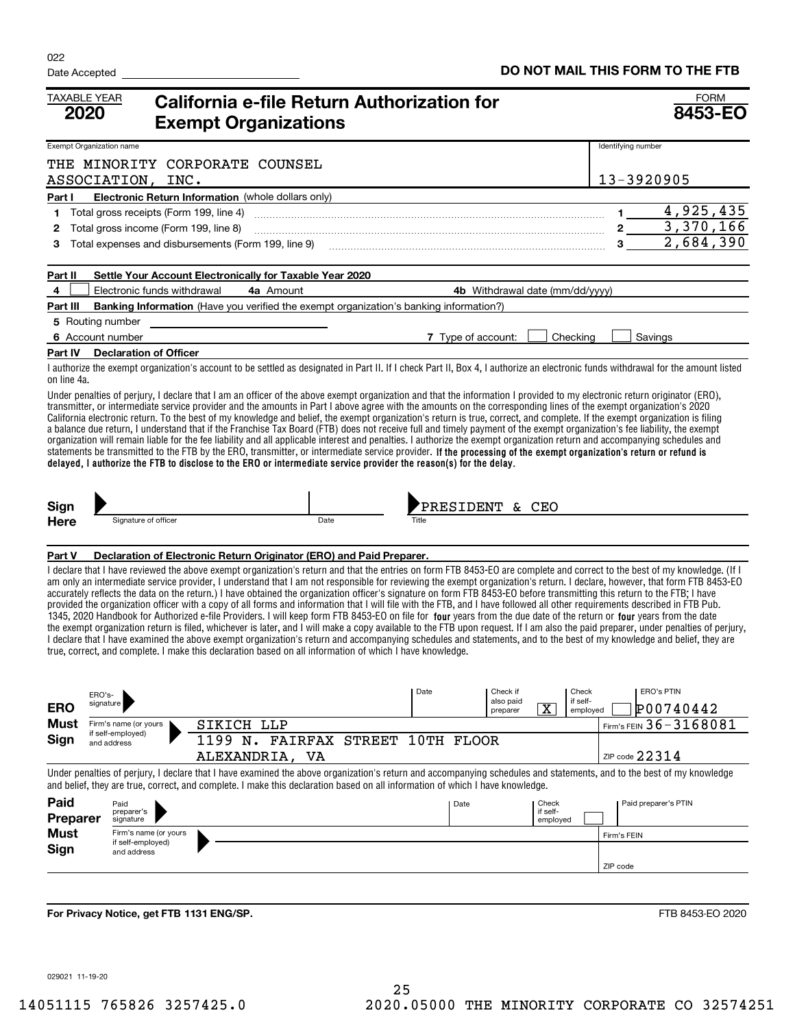022

Date Accepted

**DO NOT MAIL THIS FORM TO THE FTB**

TAXABLE YEAR **2020**

# California e-file Return Authorization for Exempt Organizations

FORM **8453-EO**

| Exempt Organization name | Identifying number |
|---|---|
| THE MINORITY CORPORATE COUNSEL ASSOCIATION, INC. | 13-3920905 |

**Part I Electronic Return Information** (whole dollars only)

| | | | |
|---|---|---|---|
| 1 | Total gross receipts (Form 199, line 4) | 1 | 4,925,435 |
| 2 | Total gross income (Form 199, line 8) | 2 | 3,370,166 |
| 3 | Total expenses and disbursements (Form 199, line 9) | 3 | 2,684,390 |

**Part II Settle Your Account Electronically for Taxable Year 2020**

4 ☐ Electronic funds withdrawal  4a Amount  4b Withdrawal date (mm/dd/yyyy)

**Part III Banking Information** (Have you verified the exempt organization's banking information?)

5 Routing number

6 Account number  7 Type of account: ☐ Checking ☐ Savings

**Part IV Declaration of Officer**

I authorize the exempt organization's account to be settled as designated in Part II. If I check Part II, Box 4, I authorize an electronic funds withdrawal for the amount listed on line 4a.

Under penalties of perjury, I declare that I am an officer of the above exempt organization and that the information I provided to my electronic return originator (ERO), transmitter, or intermediate service provider and the amounts in Part I above agree with the amounts on the corresponding lines of the exempt organization's 2020 California electronic return. To the best of my knowledge and belief, the exempt organization's return is true, correct, and complete. If the exempt organization is filing a balance due return, I understand that if the Franchise Tax Board (FTB) does not receive full and timely payment of the exempt organization's fee liability, the exempt organization will remain liable for the fee liability and all applicable interest and penalties. I authorize the exempt organization return and accompanying schedules and statements be transmitted to the FTB by the ERO, transmitter, or intermediate service provider. **If the processing of the exempt organization's return or refund is delayed, I authorize the FTB to disclose to the ERO or intermediate service provider the reason(s) for the delay.**

**Sign Here**

Signature of officer  Date  Title: PRESIDENT & CEO

**Part V Declaration of Electronic Return Originator (ERO) and Paid Preparer.**

I declare that I have reviewed the above exempt organization's return and that the entries on form FTB 8453-EO are complete and correct to the best of my knowledge. (If I am only an intermediate service provider, I understand that I am not responsible for reviewing the exempt organization's return. I declare, however, that form FTB 8453-EO accurately reflects the data on the return.) I have obtained the organization officer's signature on form FTB 8453-EO before transmitting this return to the FTB; I have provided the organization officer with a copy of all forms and information that I will file with the FTB, and I have followed all other requirements described in FTB Pub. 1345, 2020 Handbook for Authorized e-file Providers. I will keep form FTB 8453-EO on file for **four** years from the due date of the return or **four** years from the date the exempt organization return is filed, whichever is later, and I will make a copy available to the FTB upon request. If I am also the paid preparer, under penalties of perjury, I declare that I have examined the above exempt organization's return and accompanying schedules and statements, and to the best of my knowledge and belief, they are true, correct, and complete. I make this declaration based on all information of which I have knowledge.

**ERO Must Sign**

ERO's signature  Date  Check if also paid preparer [X]  Check if self-employed ☐  ERO's PTIN: P00740442

Firm's name (or yours if self-employed) and address: SIKICH LLP, 1199 N. FAIRFAX STREET 10TH FLOOR, ALEXANDRIA, VA

Firm's FEIN 36-3168081

ZIP code 22314

Under penalties of perjury, I declare that I have examined the above exempt organization's return and accompanying schedules and statements, and to the best of my knowledge and belief, they are true, correct, and complete. I make this declaration based on all information of which I have knowledge.

**Paid Preparer Must Sign**

Paid preparer's signature  Date  Check if self-employed ☐  Paid preparer's PTIN

Firm's name (or yours if self-employed) and address  Firm's FEIN

ZIP code

**For Privacy Notice, get FTB 1131 ENG/SP.**

FTB 8453-EO 2020

029021 11-19-20

14051115 765826 3257425.0  2020.05000 THE MINORITY CORPORATE CO 32574251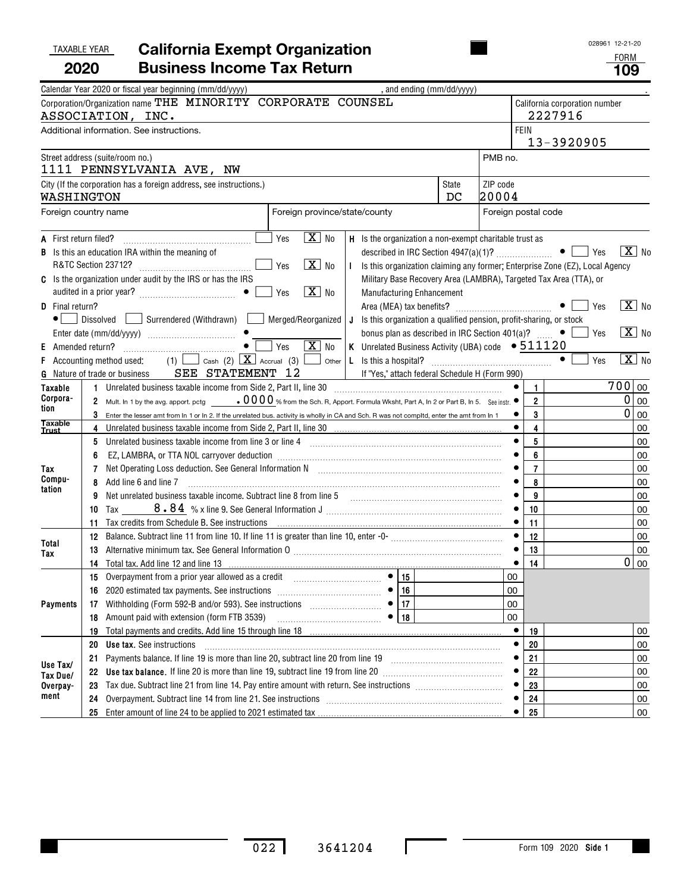TAXABLE YEAR **2020**

# California Exempt Organization Business Income Tax Return

FORM **109**

028961 12-21-20

Calendar Year 2020 or fiscal year beginning (mm/dd/yyyy) , and ending (mm/dd/yyyy) .

| Corporation/Organization name | California corporation number |
|---|---|
| THE MINORITY CORPORATE COUNSEL ASSOCIATION, INC. | 2227916 |
| Additional information. See instructions. | FEIN 13-3920905 |

| Street address (suite/room no.) | | PMB no. |
|---|---|---|
| 1111 PENNSYLVANIA AVE, NW | | |
| City (If the corporation has a foreign address, see instructions.) | State | ZIP code |
| WASHINGTON | DC | 20004 |
| Foreign country name | Foreign province/state/county | Foreign postal code |

A First return filed? Yes [ ] No [X]

B Is this an education IRA within the meaning of R&TC Section 23712? Yes [ ] No [X]

C Is the organization under audit by the IRS or has the IRS audited in a prior year? Yes [ ] No [X]

D Final return? [ ] Dissolved [ ] Surrendered (Withdrawn) [ ] Merged/Reorganized
Enter date (mm/dd/yyyy)

E Amended return? Yes [ ] No [X]

F Accounting method used: (1) [ ] Cash (2) [X] Accrual (3) [ ] Other

G Nature of trade or business SEE STATEMENT 12

H Is the organization a non-exempt charitable trust as described in IRC Section 4947(a)(1)? Yes [ ] No [X]

I Is this organization claiming any former; Enterprise Zone (EZ), Local Agency Military Base Recovery Area (LAMBRA), Targeted Tax Area (TTA), or Manufacturing Enhancement Area (MEA) tax benefits? Yes [ ] No [X]

J Is this organization a qualified pension, profit-sharing, or stock bonus plan as described in IRC Section 401(a)? Yes [ ] No [X]

K Unrelated Business Activity (UBA) code 511120

L Is this a hospital? Yes [ ] No [X]
If "Yes," attach federal Schedule H (Form 990)

| Section | Line | Description | | Line | Amount |
|---|---|---|---|---|---|
| Taxable Corporation | 1 | Unrelated business taxable income from Side 2, Part II, line 30 | | 1 | 700 00 |
| | 2 | Mult. ln 1 by the avg. apport. pctg .0000 % from the Sch. R, Apport. Formula Wksht, Part A, ln 2 or Part B, ln 5. See instr. | | 2 | 0 00 |
| | 3 | Enter the lesser amt from ln 1 or ln 2. If the unrelated bus. activity is wholly in CA and Sch. R was not compltd, enter the amt from ln 1 | | 3 | 0 00 |
| Taxable Trust | 4 | Unrelated business taxable income from Side 2, Part II, line 30 | | 4 | 00 |
| Tax Computation | 5 | Unrelated business taxable income from line 3 or line 4 | | 5 | 00 |
| | 6 | EZ, LAMBRA, or TTA NOL carryover deduction | | 6 | 00 |
| | 7 | Net Operating Loss deduction. See General Information N | | 7 | 00 |
| | 8 | Add line 6 and line 7 | | 8 | 00 |
| | 9 | Net unrelated business taxable income. Subtract line 8 from line 5 | | 9 | 00 |
| | 10 | Tax 8.84 % x line 9. See General Information J | | 10 | 00 |
| | 11 | Tax credits from Schedule B. See instructions | | 11 | 00 |
| Total Tax | 12 | Balance. Subtract line 11 from line 10. If line 11 is greater than line 10, enter -0- | | 12 | 00 |
| | 13 | Alternative minimum tax. See General Information O | | 13 | 00 |
| | 14 | Total tax. Add line 12 and line 13 | | 14 | 0 00 |
| Payments | 15 | Overpayment from a prior year allowed as a credit | 15 00 | | |
| | 16 | 2020 estimated tax payments. See instructions | 16 00 | | |
| | 17 | Withholding (Form 592-B and/or 593). See instructions | 17 00 | | |
| | 18 | Amount paid with extension (form FTB 3539) | 18 00 | | |
| | 19 | Total payments and credits. Add line 15 through line 18 | | 19 | 00 |
| Use Tax/ Tax Due/ Overpayment | 20 | **Use tax.** See instructions | | 20 | 00 |
| | 21 | Payments balance. If line 19 is more than line 20, subtract line 20 from line 19 | | 21 | 00 |
| | 22 | **Use tax balance.** If line 20 is more than line 19, subtract line 19 from line 20 | | 22 | 00 |
| | 23 | Tax due. Subtract line 21 from line 14. Pay entire amount with return. See instructions | | 23 | 00 |
| | 24 | Overpayment. Subtract line 14 from line 21. See instructions | | 24 | 00 |
| | 25 | Enter amount of line 24 to be applied to 2021 estimated tax | | 25 | 00 |

022 3641204

Form 109 2020 **Side 1**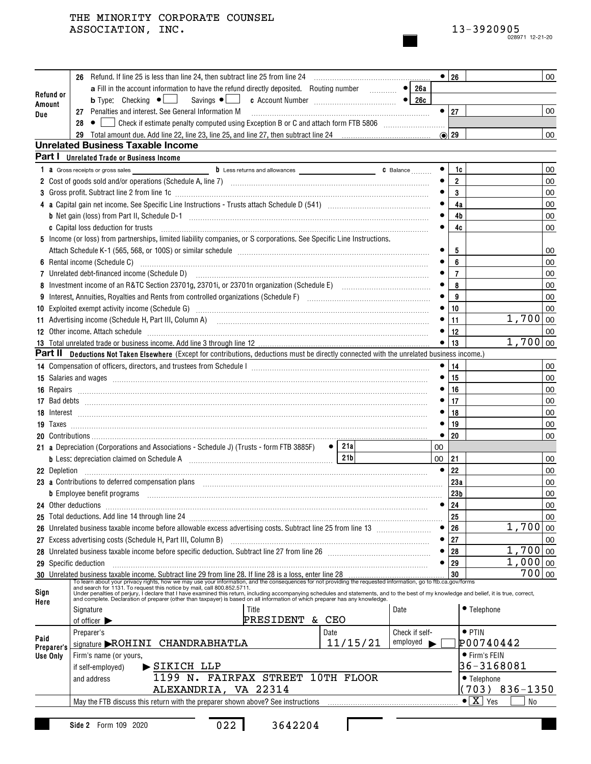THE MINORITY CORPORATE COUNSEL ASSOCIATION, INC.

13-3920905

028971 12-21-20

| | | | |
|---|---|---|---|
| **Refund or Amount Due** | 26 Refund. If line 25 is less than line 24, then subtract line 25 from line 24 | 26 | 00 |
| | a Fill in the account information to have the refund directly deposited. Routing number | 26a | |
| | b Type: Checking ☐ Savings ☐ c Account Number | 26c | |
| | 27 Penalties and interest. See General Information M | 27 | 00 |
| | 28 ☐ Check if estimate penalty computed using Exception B or C and attach form FTB 5806 | | |
| | 29 Total amount due. Add line 22, line 23, line 25, and line 27, then subtract line 24 | 29 | 00 |

## Unrelated Business Taxable Income

### Part I Unrelated Trade or Business Income

| Line | Description | Box | Amount |
|---|---|---|---|
| 1 | a Gross receipts or gross sales ____ b Less returns and allowances ____ c Balance | 1c | 00 |
| 2 | Cost of goods sold and/or operations (Schedule A, line 7) | 2 | 00 |
| 3 | Gross profit. Subtract line 2 from line 1c | 3 | 00 |
| 4 | a Capital gain net income. See Specific Line Instructions - Trusts attach Schedule D (541) | 4a | 00 |
| | b Net gain (loss) from Part II, Schedule D-1 | 4b | 00 |
| | c Capital loss deduction for trusts | 4c | 00 |
| 5 | Income (or loss) from partnerships, limited liability companies, or S corporations. See Specific Line Instructions. Attach Schedule K-1 (565, 568, or 100S) or similar schedule | 5 | 00 |
| 6 | Rental income (Schedule C) | 6 | 00 |
| 7 | Unrelated debt-financed income (Schedule D) | 7 | 00 |
| 8 | Investment income of an R&TC Section 23701g, 23701i, or 23701n organization (Schedule E) | 8 | 00 |
| 9 | Interest, Annuities, Royalties and Rents from controlled organizations (Schedule F) | 9 | 00 |
| 10 | Exploited exempt activity income (Schedule G) | 10 | 00 |
| 11 | Advertising income (Schedule H, Part III, Column A) | 11 | 1,700 00 |
| 12 | Other income. Attach schedule | 12 | 00 |
| 13 | Total unrelated trade or business income. Add line 3 through line 12 | 13 | 1,700 00 |

### Part II Deductions Not Taken Elsewhere (Except for contributions, deductions must be directly connected with the unrelated business income.)

| Line | Description | Box | Amount |
|---|---|---|---|
| 14 | Compensation of officers, directors, and trustees from Schedule I | 14 | 00 |
| 15 | Salaries and wages | 15 | 00 |
| 16 | Repairs | 16 | 00 |
| 17 | Bad debts | 17 | 00 |
| 18 | Interest | 18 | 00 |
| 19 | Taxes | 19 | 00 |
| 20 | Contributions | 20 | 00 |
| 21 | a Depreciation (Corporations and Associations - Schedule J) (Trusts - form FTB 3885F) 21a 00 | | |
| | b Less: depreciation claimed on Schedule A 21b 00 | 21 | 00 |
| 22 | Depletion | 22 | 00 |
| 23 | a Contributions to deferred compensation plans | 23a | 00 |
| | b Employee benefit programs | 23b | 00 |
| 24 | Other deductions | 24 | 00 |
| 25 | Total deductions. Add line 14 through line 24 | 25 | 00 |
| 26 | Unrelated business taxable income before allowable excess advertising costs. Subtract line 25 from line 13 | 26 | 1,700 00 |
| 27 | Excess advertising costs (Schedule H, Part III, Column B) | 27 | 00 |
| 28 | Unrelated business taxable income before specific deduction. Subtract line 27 from line 26 | 28 | 1,700 00 |
| 29 | Specific deduction | 29 | 1,000 00 |
| 30 | Unrelated business taxable income. Subtract line 29 from line 28. If line 28 is a loss, enter line 28 | 30 | 700 00 |

**Sign Here**

To learn about your privacy rights, how we may use your information, and the consequences for not providing the requested information, go to ftb.ca.gov/forms and search for 1131. To request this notice by mail, call 800.852.5711.
Under penalties of perjury, I declare that I have examined this return, including accompanying schedules and statements, and to the best of my knowledge and belief, it is true, correct, and complete. Declaration of preparer (other than taxpayer) is based on all information of which preparer has any knowledge.

| Signature of officer | Title: PRESIDENT & CEO | Date | Telephone |
|---|---|---|---|

**Paid Preparer's Use Only**

| | | | |
|---|---|---|---|
| Preparer's signature: ROHINI CHANDRABHATLA | Date: 11/15/21 | Check if self-employed ☐ | PTIN: P00740442 |
| Firm's name (or yours, if self-employed): SIKICH LLP | | | Firm's FEIN: 36-3168081 |
| and address: 1199 N. FAIRFAX STREET 10TH FLOOR ALEXANDRIA, VA 22314 | | | Telephone: (703) 836-1350 |

May the FTB discuss this return with the preparer shown above? See instructions ☒ Yes ☐ No

Side 2 Form 109 2020 022 3642204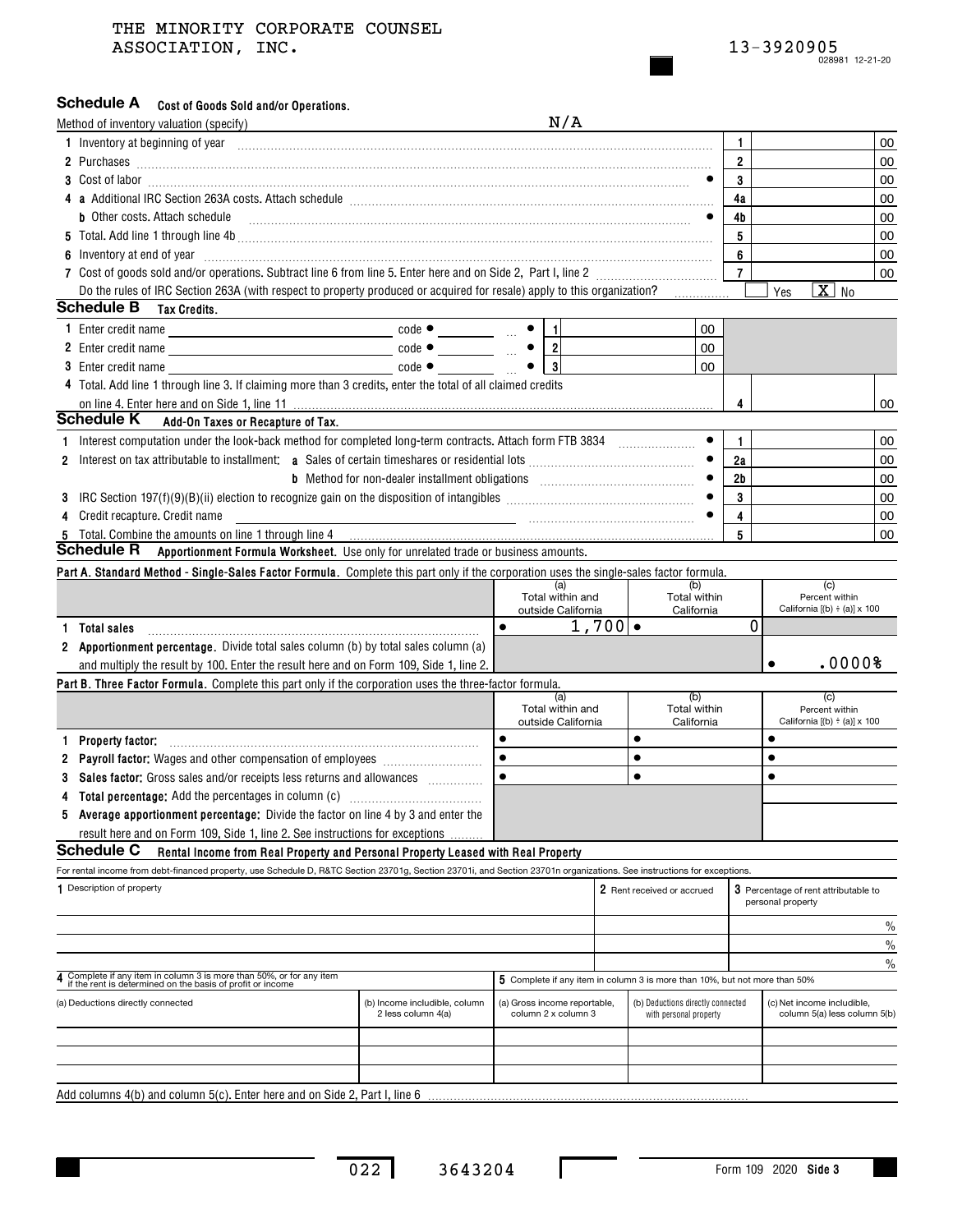THE MINORITY CORPORATE COUNSEL ASSOCIATION, INC.

13-3920905

028981 12-21-20

## Schedule A Cost of Goods Sold and/or Operations.

Method of inventory valuation (specify) N/A

| | | | |
|---|---|---|---|
| 1 Inventory at beginning of year | 1 | | 00 |
| 2 Purchases | 2 | | 00 |
| 3 Cost of labor | 3 | | 00 |
| 4 a Additional IRC Section 263A costs. Attach schedule | 4a | | 00 |
| b Other costs. Attach schedule | 4b | | 00 |
| 5 Total. Add line 1 through line 4b | 5 | | 00 |
| 6 Inventory at end of year | 6 | | 00 |
| 7 Cost of goods sold and/or operations. Subtract line 6 from line 5. Enter here and on Side 2, Part I, line 2 | 7 | | 00 |

Do the rules of IRC Section 263A (with respect to property produced or acquired for resale) apply to this organization? ☐ Yes ☒ No

## Schedule B Tax Credits.

| | | | | |
|---|---|---|---|---|
| 1 Enter credit name | code | 1 | | 00 |
| 2 Enter credit name | code | 2 | | 00 |
| 3 Enter credit name | code | 3 | | 00 |

4 Total. Add line 1 through line 3. If claiming more than 3 credits, enter the total of all claimed credits on line 4. Enter here and on Side 1, line 11 | 4 | | 00

## Schedule K Add-On Taxes or Recapture of Tax.

| | | | |
|---|---|---|---|
| 1 Interest computation under the look-back method for completed long-term contracts. Attach form FTB 3834 | 1 | | 00 |
| 2 Interest on tax attributable to installment: a Sales of certain timeshares or residential lots | 2a | | 00 |
| b Method for non-dealer installment obligations | 2b | | 00 |
| 3 IRC Section 197(f)(9)(B)(ii) election to recognize gain on the disposition of intangibles | 3 | | 00 |
| 4 Credit recapture. Credit name | 4 | | 00 |
| 5 Total. Combine the amounts on line 1 through line 4 | 5 | | 00 |

## Schedule R Apportionment Formula Worksheet. Use only for unrelated trade or business amounts.

**Part A. Standard Method - Single-Sales Factor Formula.** Complete this part only if the corporation uses the single-sales factor formula.

| | (a) Total within and outside California | (b) Total within California | (c) Percent within California [(b) ÷ (a)] x 100 |
|---|---|---|---|
| 1 **Total sales** | 1,700 | 0 | |
| 2 **Apportionment percentage.** Divide total sales column (b) by total sales column (a) and multiply the result by 100. Enter the result here and on Form 109, Side 1, line 2. | | | .0000% |

**Part B. Three Factor Formula.** Complete this part only if the corporation uses the three-factor formula.

| | (a) Total within and outside California | (b) Total within California | (c) Percent within California [(b) ÷ (a)] x 100 |
|---|---|---|---|
| 1 **Property factor:** | | | |
| 2 **Payroll factor:** Wages and other compensation of employees | | | |
| 3 **Sales factor:** Gross sales and/or receipts less returns and allowances | | | |
| 4 **Total percentage:** Add the percentages in column (c) | | | |
| 5 **Average apportionment percentage:** Divide the factor on line 4 by 3 and enter the result here and on Form 109, Side 1, line 2. See instructions for exceptions | | | |

## Schedule C Rental Income from Real Property and Personal Property Leased with Real Property

For rental income from debt-financed property, use Schedule D, R&TC Section 23701g, Section 23701i, and Section 23701n organizations. See instructions for exceptions.

| 1 Description of property | 2 Rent received or accrued | 3 Percentage of rent attributable to personal property |
|---|---|---|
| | | % |
| | | % |
| | | % |

| 4 Complete if any item in column 3 is more than 50%, or for any item if the rent is determined on the basis of profit or income | | 5 Complete if any item in column 3 is more than 10%, but not more than 50% | | |
|---|---|---|---|---|
| (a) Deductions directly connected | (b) Income includible, column 2 less column 4(a) | (a) Gross income reportable, column 2 x column 3 | (b) Deductions directly connected with personal property | (c) Net income includible, column 5(a) less column 5(b) |
| | | | | |
| | | | | |
| | | | | |

Add columns 4(b) and column 5(c). Enter here and on Side 2, Part I, line 6

022 3643204

Form 109 2020 Side 3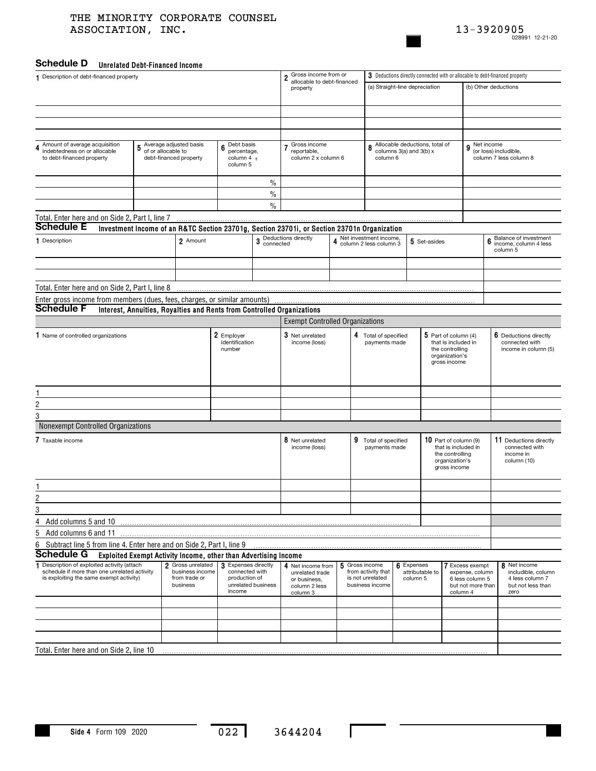THE MINORITY CORPORATE COUNSEL ASSOCIATION, INC.

13-3920905

028991 12-21-20

## Schedule D Unrelated Debt-Financed Income

| 1 Description of debt-financed property | 2 Gross income from or allocable to debt-financed property | 3 Deductions directly connected with or allocable to debt-financed property (a) Straight-line depreciation | (b) Other deductions |
|---|---|---|---|
| | | | |
| | | | |
| | | | |

| 4 Amount of average acquisition indebtedness on or allocable to debt-financed property | 5 Average adjusted basis of or allocable to debt-financed property | 6 Debt basis percentage, column 4 ÷ column 5 | 7 Gross income reportable, column 2 x column 6 | 8 Allocable deductions, total of columns 3(a) and 3(b) x column 6 | 9 Net income (or loss) includible, column 7 less column 8 |
|---|---|---|---|---|---|
| | | % | | | |
| | | % | | | |
| | | % | | | |

Total. Enter here and on Side 2, Part I, line 7

## Schedule E Investment Income of an R&TC Section 23701g, Section 23701i, or Section 23701n Organization

| 1 Description | 2 Amount | 3 Deductions directly connected | 4 Net investment income, column 2 less column 3 | 5 Set-asides | 6 Balance of investment income, column 4 less column 5 |
|---|---|---|---|---|---|
| | | | | | |
| | | | | | |

Total. Enter here and on Side 2, Part I, line 8

Enter gross income from members (dues, fees, charges, or similar amounts)

## Schedule F Interest, Annuities, Royalties and Rents from Controlled Organizations

**Exempt Controlled Organizations**

| 1 Name of controlled organizations | 2 Employer identification number | 3 Net unrelated income (loss) | 4 Total of specified payments made | 5 Part of column (4) that is included in the controlling organization's gross income | 6 Deductions directly connected with income in column (5) |
|---|---|---|---|---|---|
| 1 | | | | | |
| 2 | | | | | |
| 3 | | | | | |

**Nonexempt Controlled Organizations**

| 7 Taxable income | 8 Net unrelated income (loss) | 9 Total of specified payments made | 10 Part of column (9) that is included in the controlling organization's gross income | 11 Deductions directly connected with income in column (10) |
|---|---|---|---|---|
| 1 | | | | |
| 2 | | | | |
| 3 | | | | |

4 Add columns 5 and 10

5 Add columns 6 and 11

6 Subtract line 5 from line 4. Enter here and on Side 2, Part I, line 9

## Schedule G Exploited Exempt Activity Income, other than Advertising Income

| 1 Description of exploited activity (attach schedule if more than one unrelated activity is exploiting the same exempt activity) | 2 Gross unrelated business income from trade or business | 3 Expenses directly connected with production of unrelated business income | 4 Net income from unrelated trade or business, column 2 less column 3 | 5 Gross income from activity that is not unrelated business income | 6 Expenses attributable to column 5 | 7 Excess exempt expense, column 6 less column 5 but not more than column 4 | 8 Net income includible, column 4 less column 7 but not less than zero |
|---|---|---|---|---|---|---|---|
| | | | | | | | |
| | | | | | | | |
| | | | | | | | |
| | | | | | | | |

Total. Enter here and on Side 2, line 10

Side 4 Form 109 2020

022 3644204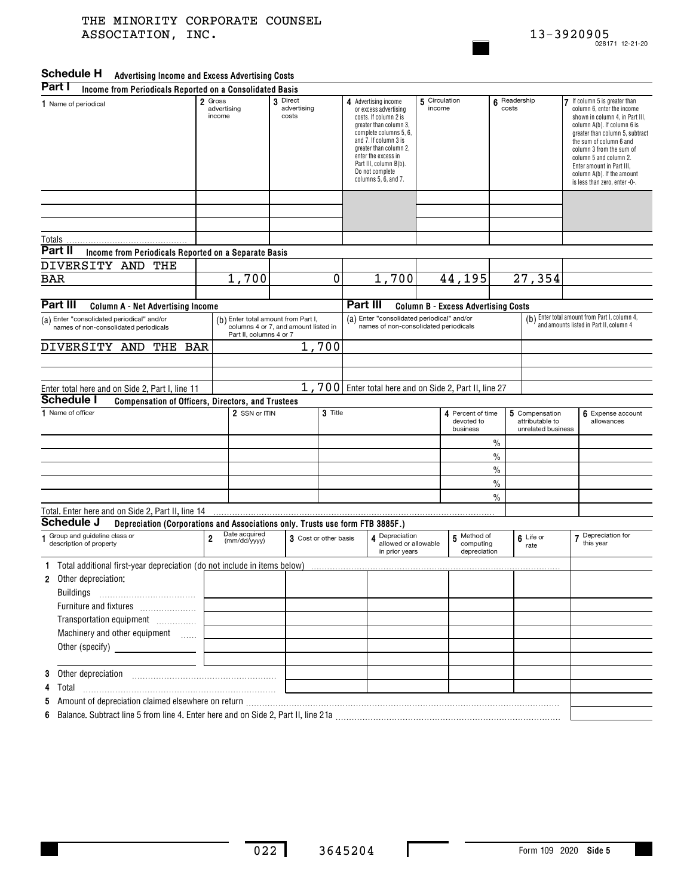THE MINORITY CORPORATE COUNSEL ASSOCIATION, INC.

13-3920905

028171 12-21-20

## Schedule H Advertising Income and Excess Advertising Costs

### Part I Income from Periodicals Reported on a Consolidated Basis

| 1 Name of periodical | 2 Gross advertising income | 3 Direct advertising costs | 4 Advertising income or excess advertising costs. If column 2 is greater than column 3, complete columns 5, 6, and 7. If column 3 is greater than column 2, enter the excess in Part III, column B(b). Do not complete columns 5, 6, and 7. | 5 Circulation income | 6 Readership costs | 7 If column 5 is greater than column 6, enter the income shown in column 4, in Part III, column A(b). If column 6 is greater than column 5, subtract the sum of column 6 and column 3 from the sum of column 5 and column 2. Enter amount in Part III, column A(b). If the amount is less than zero, enter -0-. |
|---|---|---|---|---|---|---|
| | | | | | | |
| | | | | | | |
| | | | | | | |
| Totals | | | | | | |

### Part II Income from Periodicals Reported on a Separate Basis

| | | | | | | |
|---|---|---|---|---|---|---|
| DIVERSITY AND THE BAR | 1,700 | 0 | 1,700 | 44,195 | 27,354 | |
| | | | | | | |

### Part III Column A - Net Advertising Income / Column B - Excess Advertising Costs

| (a) Enter "consolidated periodical" and/or names of non-consolidated periodicals | (b) Enter total amount from Part I, columns 4 or 7, and amount listed in Part II, columns 4 or 7 | (a) Enter "consolidated periodical" and/or names of non-consolidated periodicals | (b) Enter total amount from Part I, column 4, and amounts listed in Part II, column 4 |
|---|---|---|---|
| DIVERSITY AND THE BAR | 1,700 | | |
| | | | |
| | | | |
| Enter total here and on Side 2, Part I, line 11 | 1,700 | Enter total here and on Side 2, Part II, line 27 | |

## Schedule I Compensation of Officers, Directors, and Trustees

| 1 Name of officer | 2 SSN or ITIN | 3 Title | 4 Percent of time devoted to business | 5 Compensation attributable to unrelated business | 6 Expense account allowances |
|---|---|---|---|---|---|
| | | | % | | |
| | | | % | | |
| | | | % | | |
| | | | % | | |
| | | | % | | |
| Total. Enter here and on Side 2, Part II, line 14 | | | | | |

## Schedule J Depreciation (Corporations and Associations only. Trusts use form FTB 3885F.)

| 1 Group and guideline class or description of property | 2 Date acquired (mm/dd/yyyy) | 3 Cost or other basis | 4 Depreciation allowed or allowable in prior years | 5 Method of computing depreciation | 6 Life or rate | 7 Depreciation for this year |
|---|---|---|---|---|---|---|
| 1 Total additional first-year depreciation (do not include in items below) | | | | | | |
| 2 Other depreciation: | | | | | | |
| Buildings | | | | | | |
| Furniture and fixtures | | | | | | |
| Transportation equipment | | | | | | |
| Machinery and other equipment | | | | | | |
| Other (specify) | | | | | | |
| | | | | | | |
| 3 Other depreciation | | | | | | |
| 4 Total | | | | | | |
| 5 Amount of depreciation claimed elsewhere on return | | | | | | |
| 6 Balance. Subtract line 5 from line 4. Enter here and on Side 2, Part II, line 21a | | | | | | |

022 3645204

Form 109 2020 Side 5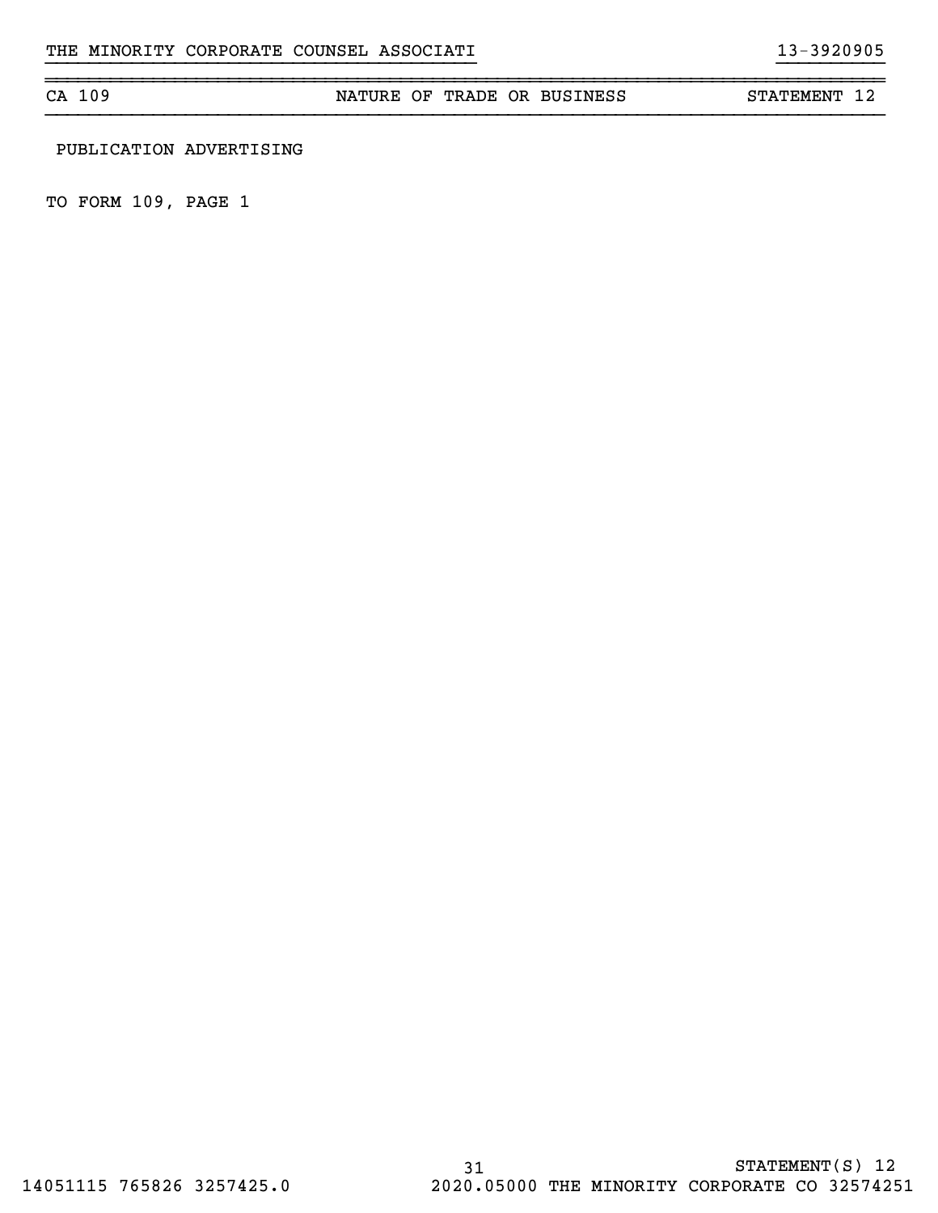| CA 109 | NATURE OF TRADE OR BUSINESS | STATEMENT 12 |
|---|---|---|

PUBLICATION ADVERTISING

TO FORM 109, PAGE 1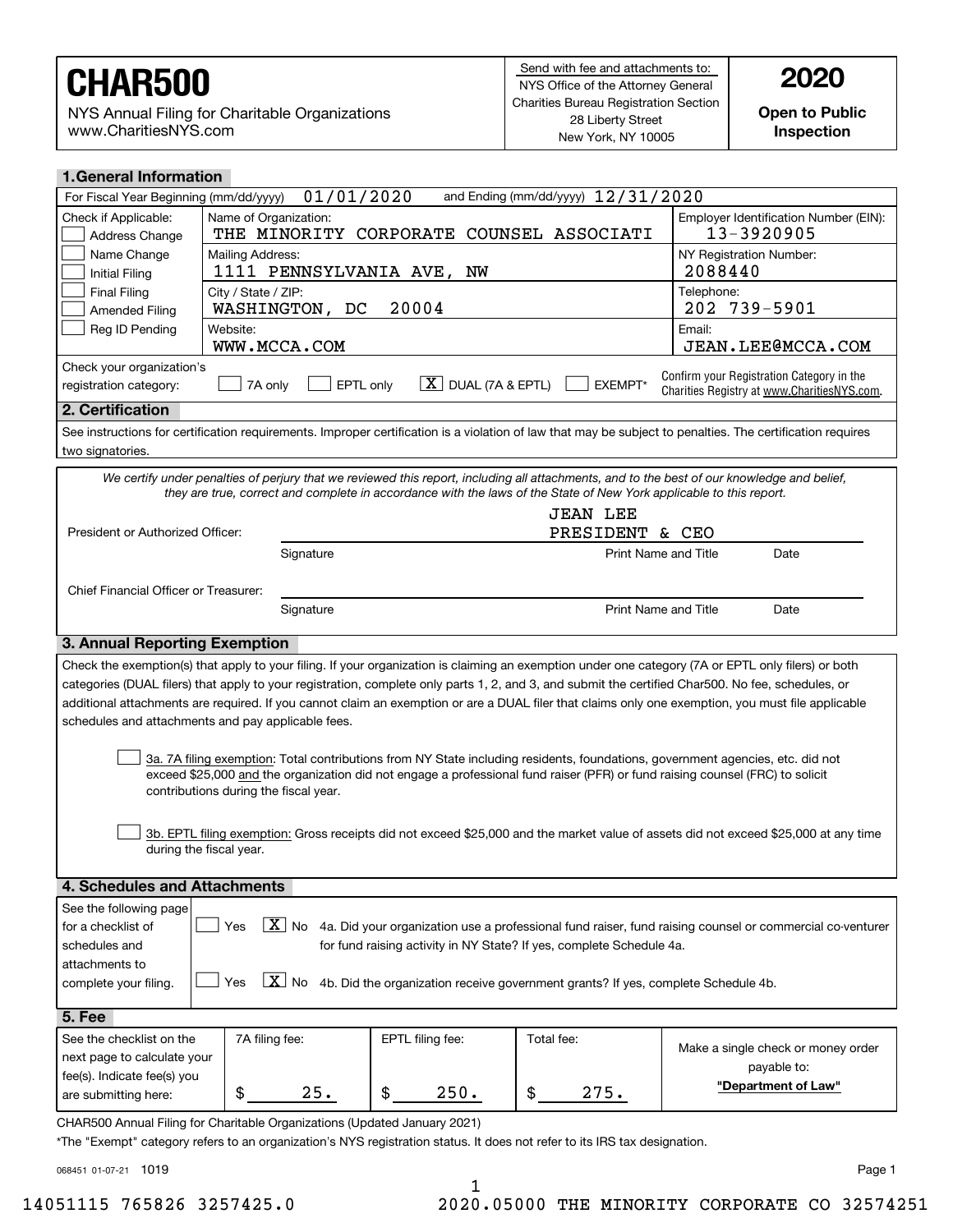# CHAR500

NYS Annual Filing for Charitable Organizations
www.CharitiesNYS.com

Send with fee and attachments to:
NYS Office of the Attorney General
Charities Bureau Registration Section
28 Liberty Street
New York, NY 10005

**2020**

**Open to Public Inspection**

## 1. General Information

For Fiscal Year Beginning (mm/dd/yyyy) 01/01/2020 and Ending (mm/dd/yyyy) 12/31/2020

| | | |
|---|---|---|
| Check if Applicable: ☐ Address Change | Name of Organization: THE MINORITY CORPORATE COUNSEL ASSOCIATI | Employer Identification Number (EIN): 13-3920905 |
| ☐ Name Change ☐ Initial Filing | Mailing Address: 1111 PENNSYLVANIA AVE, NW | NY Registration Number: 2088440 |
| ☐ Final Filing ☐ Amended Filing | City / State / ZIP: WASHINGTON, DC 20004 | Telephone: 202 739-5901 |
| ☐ Reg ID Pending | Website: WWW.MCCA.COM | Email: JEAN.LEE@MCCA.COM |

Check your organization's registration category: ☐ 7A only ☐ EPTL only ☒ DUAL (7A & EPTL) ☐ EXEMPT*

Confirm your Registration Category in the Charities Registry at www.CharitiesNYS.com.

## 2. Certification

See instructions for certification requirements. Improper certification is a violation of law that may be subject to penalties. The certification requires two signatories.

*We certify under penalties of perjury that we reviewed this report, including all attachments, and to the best of our knowledge and belief, they are true, correct and complete in accordance with the laws of the State of New York applicable to this report.*

President or Authorized Officer: ______________ Signature | JEAN LEE PRESIDENT & CEO — Print Name and Title | Date

Chief Financial Officer or Treasurer: ______________ Signature | Print Name and Title | Date

## 3. Annual Reporting Exemption

Check the exemption(s) that apply to your filing. If your organization is claiming an exemption under one category (7A or EPTL only filers) or both categories (DUAL filers) that apply to your registration, complete only parts 1, 2, and 3, and submit the certified Char500. No fee, schedules, or additional attachments are required. If you cannot claim an exemption or are a DUAL filer that claims only one exemption, you must file applicable schedules and attachments and pay applicable fees.

☐ 3a. 7A filing exemption: Total contributions from NY State including residents, foundations, government agencies, etc. did not exceed $25,000 and the organization did not engage a professional fund raiser (PFR) or fund raising counsel (FRC) to solicit contributions during the fiscal year.

☐ 3b. EPTL filing exemption: Gross receipts did not exceed $25,000 and the market value of assets did not exceed $25,000 at any time during the fiscal year.

## 4. Schedules and Attachments

See the following page for a checklist of schedules and attachments to complete your filing.

☐ Yes ☒ No 4a. Did your organization use a professional fund raiser, fund raising counsel or commercial co-venturer for fund raising activity in NY State? If yes, complete Schedule 4a.

☐ Yes ☒ No 4b. Did the organization receive government grants? If yes, complete Schedule 4b.

## 5. Fee

| See the checklist on the next page to calculate your fee(s). Indicate fee(s) you are submitting here: | 7A filing fee: | EPTL filing fee: | Total fee: | Make a single check or money order payable to: |
|---|---|---|---|---|
| | $ 25. | $ 250. | $ 275. | **"Department of Law"** |

CHAR500 Annual Filing for Charitable Organizations (Updated January 2021)

*The "Exempt" category refers to an organization's NYS registration status. It does not refer to its IRS tax designation.

068451 01-07-21 1019

14051115 765826 3257425.0 2020.05000 THE MINORITY CORPORATE CO 32574251